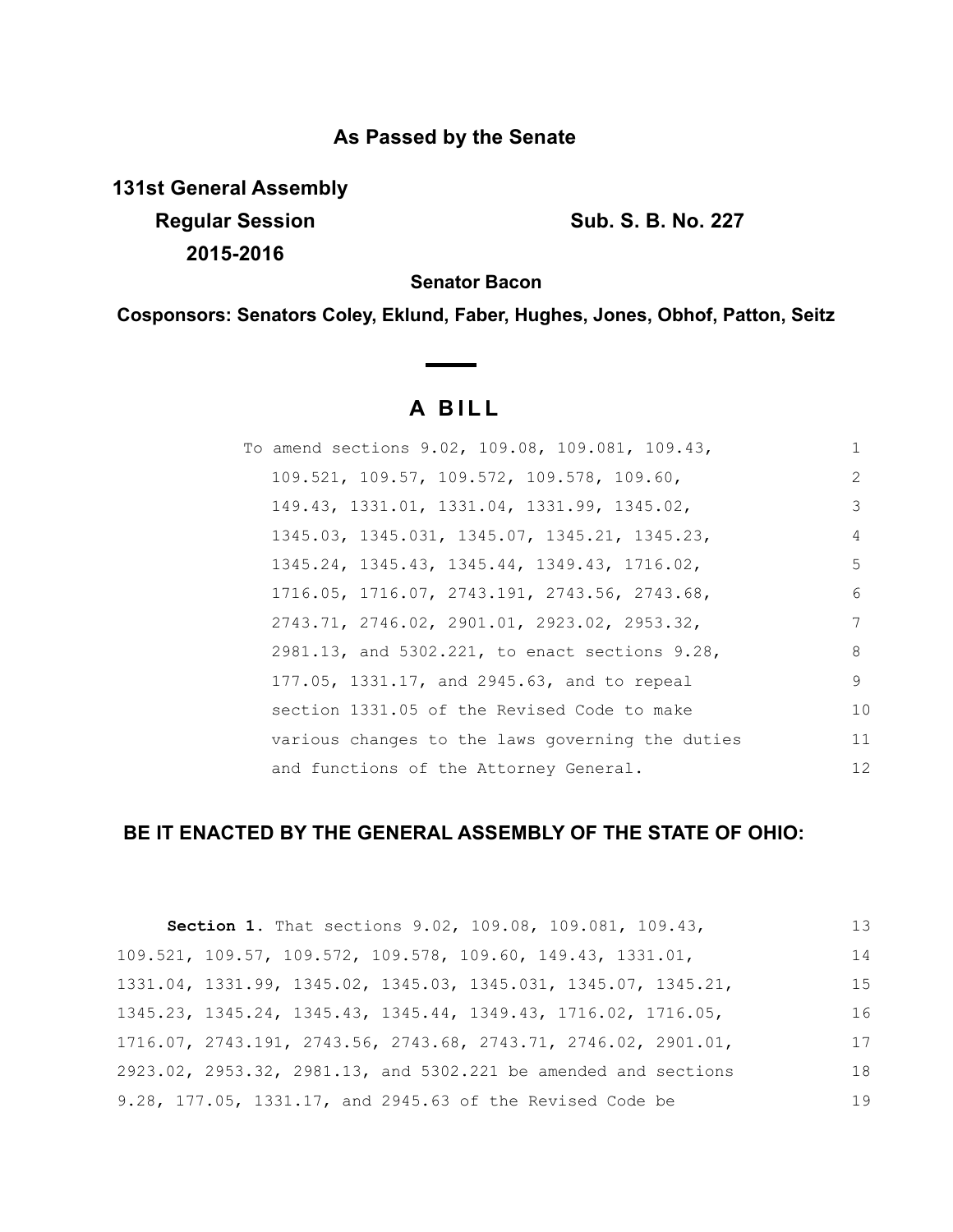**As Passed by the Senate**

**131st General Assembly**
**Regular Session**
**2015-2016**

**Sub. S. B. No. 227**

**Senator Bacon**

**Cosponsors: Senators Coley, Eklund, Faber, Hughes, Jones, Obhof, Patton, Seitz**

# A BILL

To amend sections 9.02, 109.08, 109.081, 109.43, 109.521, 109.57, 109.572, 109.578, 109.60, 149.43, 1331.01, 1331.04, 1331.99, 1345.02, 1345.03, 1345.031, 1345.07, 1345.21, 1345.23, 1345.24, 1345.43, 1345.44, 1349.43, 1716.02, 1716.05, 1716.07, 2743.191, 2743.56, 2743.68, 2743.71, 2746.02, 2901.01, 2923.02, 2953.32, 2981.13, and 5302.221, to enact sections 9.28, 177.05, 1331.17, and 2945.63, and to repeal section 1331.05 of the Revised Code to make various changes to the laws governing the duties and functions of the Attorney General.

**BE IT ENACTED BY THE GENERAL ASSEMBLY OF THE STATE OF OHIO:**

**Section 1.** That sections 9.02, 109.08, 109.081, 109.43, 109.521, 109.57, 109.572, 109.578, 109.60, 149.43, 1331.01, 1331.04, 1331.99, 1345.02, 1345.03, 1345.031, 1345.07, 1345.21, 1345.23, 1345.24, 1345.43, 1345.44, 1349.43, 1716.02, 1716.05, 1716.07, 2743.191, 2743.56, 2743.68, 2743.71, 2746.02, 2901.01, 2923.02, 2953.32, 2981.13, and 5302.221 be amended and sections 9.28, 177.05, 1331.17, and 2945.63 of the Revised Code be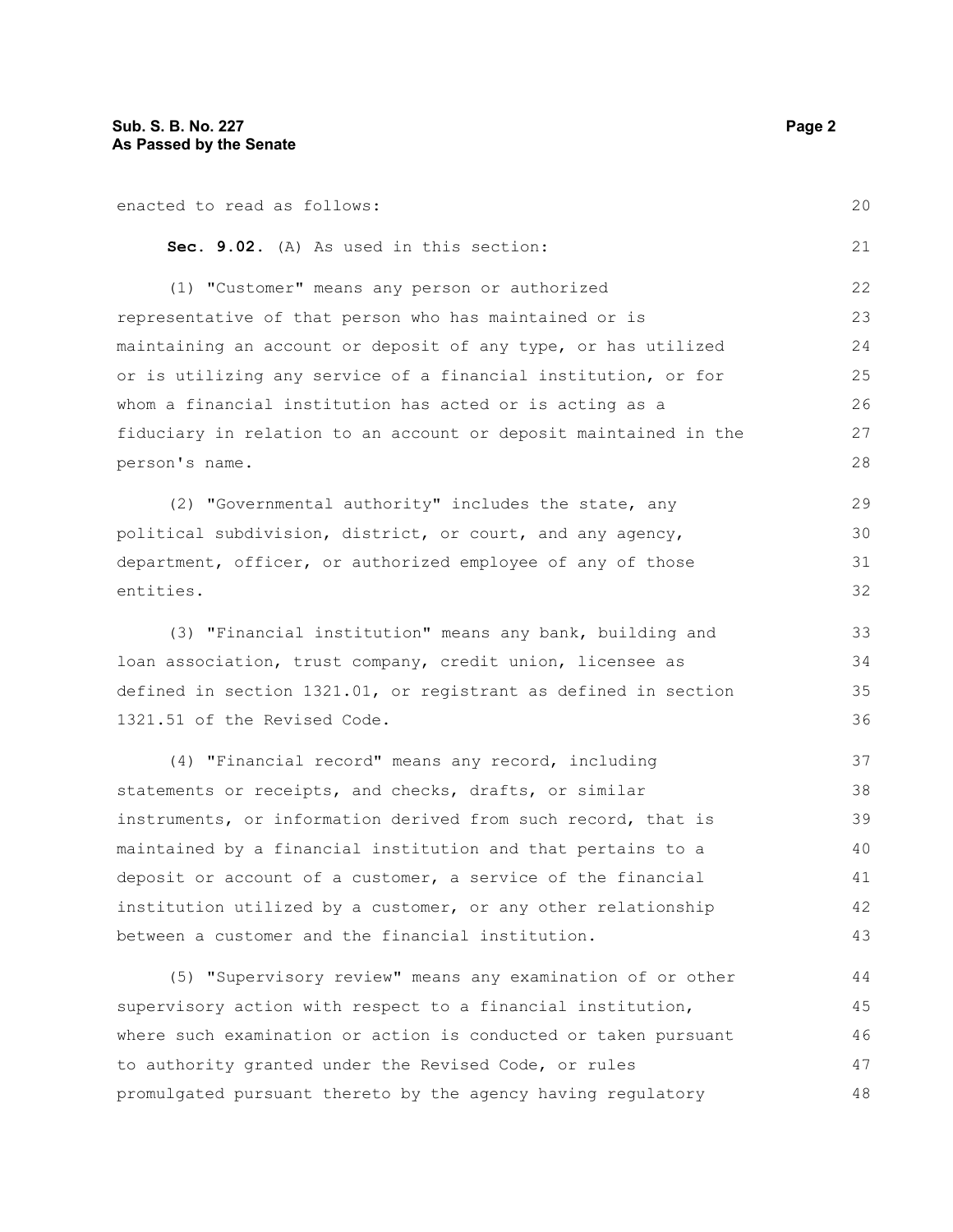enacted to read as follows:

**Sec. 9.02.** (A) As used in this section:

(1) "Customer" means any person or authorized representative of that person who has maintained or is maintaining an account or deposit of any type, or has utilized or is utilizing any service of a financial institution, or for whom a financial institution has acted or is acting as a fiduciary in relation to an account or deposit maintained in the person's name.

(2) "Governmental authority" includes the state, any political subdivision, district, or court, and any agency, department, officer, or authorized employee of any of those entities.

(3) "Financial institution" means any bank, building and loan association, trust company, credit union, licensee as defined in section 1321.01, or registrant as defined in section 1321.51 of the Revised Code.

(4) "Financial record" means any record, including statements or receipts, and checks, drafts, or similar instruments, or information derived from such record, that is maintained by a financial institution and that pertains to a deposit or account of a customer, a service of the financial institution utilized by a customer, or any other relationship between a customer and the financial institution.

(5) "Supervisory review" means any examination of or other supervisory action with respect to a financial institution, where such examination or action is conducted or taken pursuant to authority granted under the Revised Code, or rules promulgated pursuant thereto by the agency having regulatory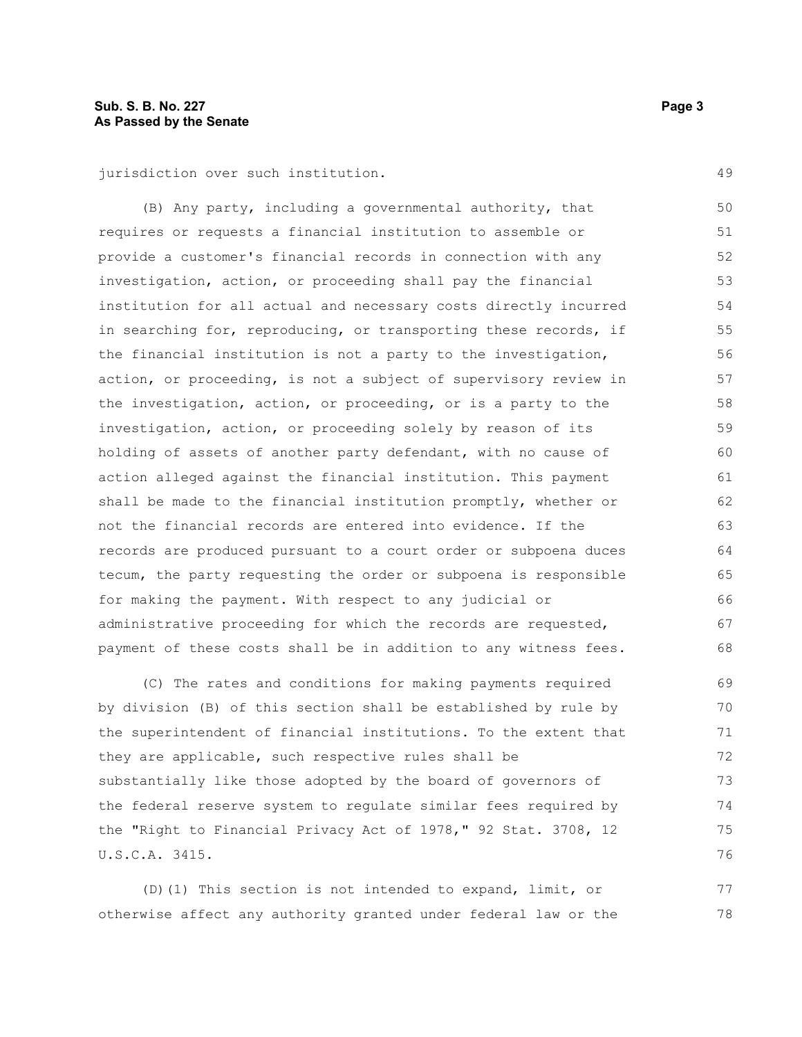jurisdiction over such institution.

(B) Any party, including a governmental authority, that requires or requests a financial institution to assemble or provide a customer's financial records in connection with any investigation, action, or proceeding shall pay the financial institution for all actual and necessary costs directly incurred in searching for, reproducing, or transporting these records, if the financial institution is not a party to the investigation, action, or proceeding, is not a subject of supervisory review in the investigation, action, or proceeding, or is a party to the investigation, action, or proceeding solely by reason of its holding of assets of another party defendant, with no cause of action alleged against the financial institution. This payment shall be made to the financial institution promptly, whether or not the financial records are entered into evidence. If the records are produced pursuant to a court order or subpoena duces tecum, the party requesting the order or subpoena is responsible for making the payment. With respect to any judicial or administrative proceeding for which the records are requested, payment of these costs shall be in addition to any witness fees.

(C) The rates and conditions for making payments required by division (B) of this section shall be established by rule by the superintendent of financial institutions. To the extent that they are applicable, such respective rules shall be substantially like those adopted by the board of governors of the federal reserve system to regulate similar fees required by the "Right to Financial Privacy Act of 1978," 92 Stat. 3708, 12 U.S.C.A. 3415.

(D)(1) This section is not intended to expand, limit, or otherwise affect any authority granted under federal law or the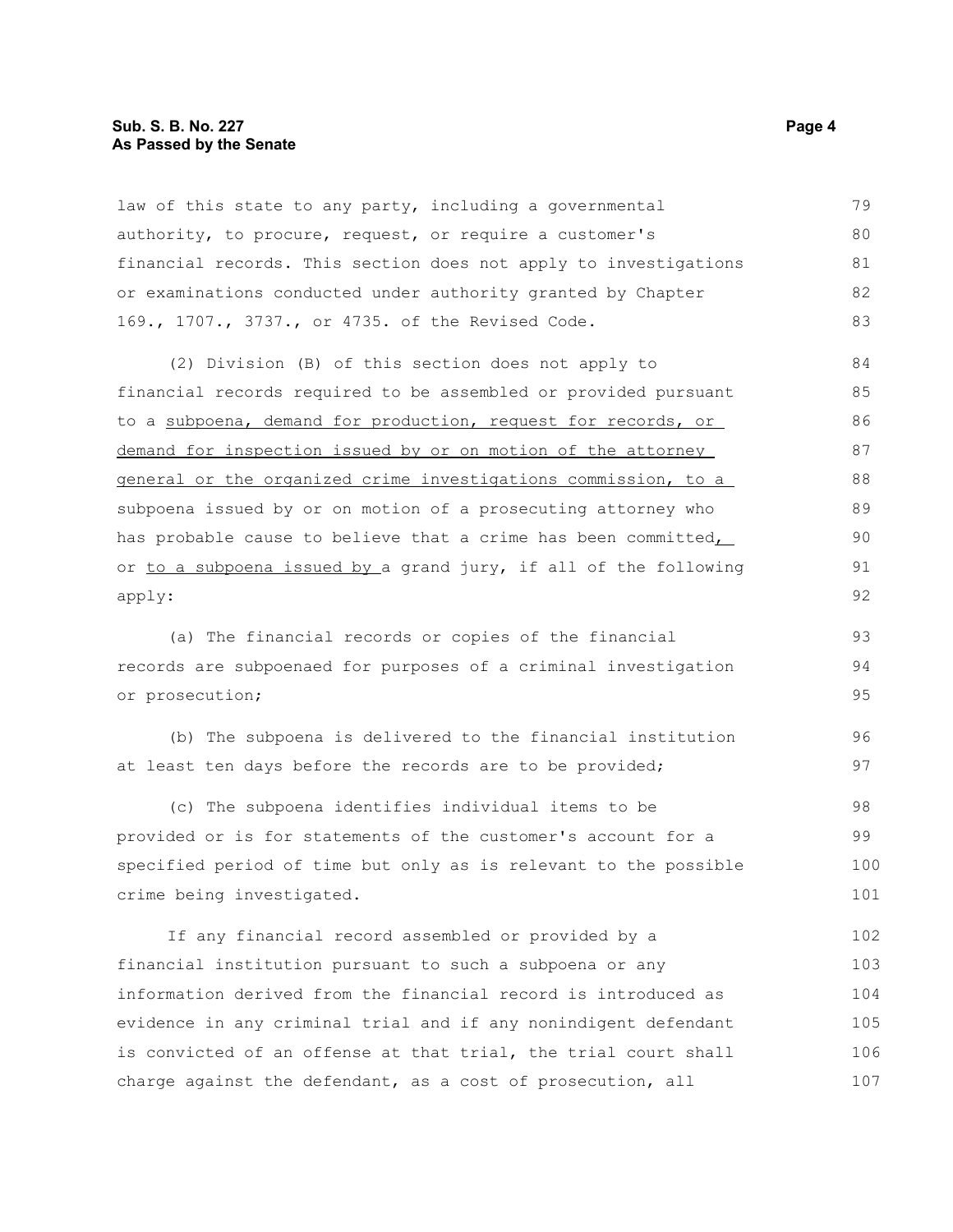law of this state to any party, including a governmental authority, to procure, request, or require a customer's financial records. This section does not apply to investigations or examinations conducted under authority granted by Chapter 169., 1707., 3737., or 4735. of the Revised Code.

(2) Division (B) of this section does not apply to financial records required to be assembled or provided pursuant to a <u>subpoena, demand for production, request for records, or demand for inspection issued by or on motion of the attorney general or the organized crime investigations commission, to a</u> subpoena issued by or on motion of a prosecuting attorney who has probable cause to believe that a crime has been committed<u>,</u> or <u>to a subpoena issued by</u> a grand jury, if all of the following apply:

(a) The financial records or copies of the financial records are subpoenaed for purposes of a criminal investigation or prosecution;

(b) The subpoena is delivered to the financial institution at least ten days before the records are to be provided;

(c) The subpoena identifies individual items to be provided or is for statements of the customer's account for a specified period of time but only as is relevant to the possible crime being investigated.

If any financial record assembled or provided by a financial institution pursuant to such a subpoena or any information derived from the financial record is introduced as evidence in any criminal trial and if any nonindigent defendant is convicted of an offense at that trial, the trial court shall charge against the defendant, as a cost of prosecution, all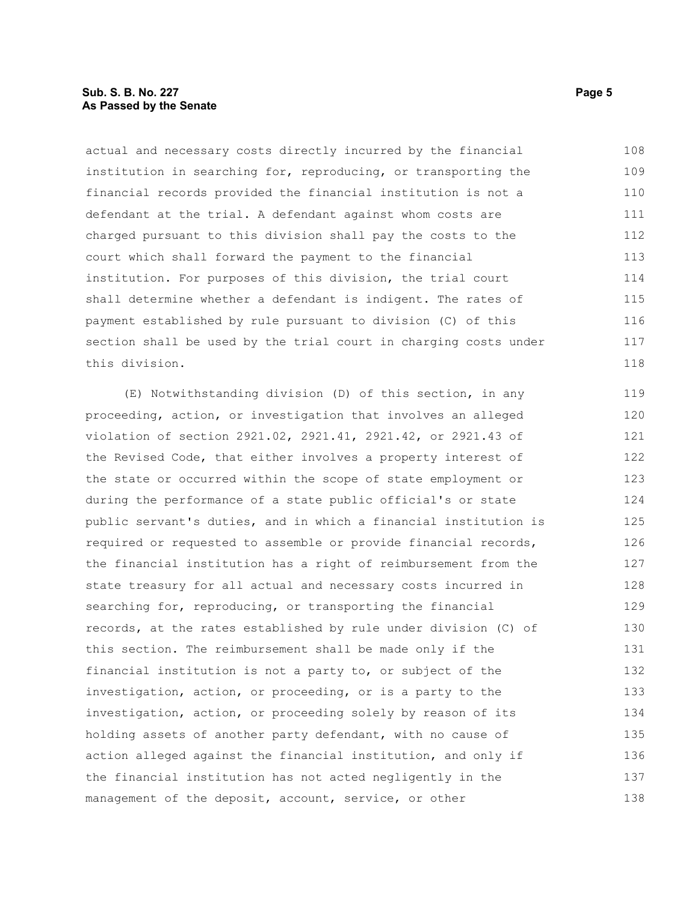actual and necessary costs directly incurred by the financial institution in searching for, reproducing, or transporting the financial records provided the financial institution is not a defendant at the trial. A defendant against whom costs are charged pursuant to this division shall pay the costs to the court which shall forward the payment to the financial institution. For purposes of this division, the trial court shall determine whether a defendant is indigent. The rates of payment established by rule pursuant to division (C) of this section shall be used by the trial court in charging costs under this division.

(E) Notwithstanding division (D) of this section, in any proceeding, action, or investigation that involves an alleged violation of section 2921.02, 2921.41, 2921.42, or 2921.43 of the Revised Code, that either involves a property interest of the state or occurred within the scope of state employment or during the performance of a state public official's or state public servant's duties, and in which a financial institution is required or requested to assemble or provide financial records, the financial institution has a right of reimbursement from the state treasury for all actual and necessary costs incurred in searching for, reproducing, or transporting the financial records, at the rates established by rule under division (C) of this section. The reimbursement shall be made only if the financial institution is not a party to, or subject of the investigation, action, or proceeding, or is a party to the investigation, action, or proceeding solely by reason of its holding assets of another party defendant, with no cause of action alleged against the financial institution, and only if the financial institution has not acted negligently in the management of the deposit, account, service, or other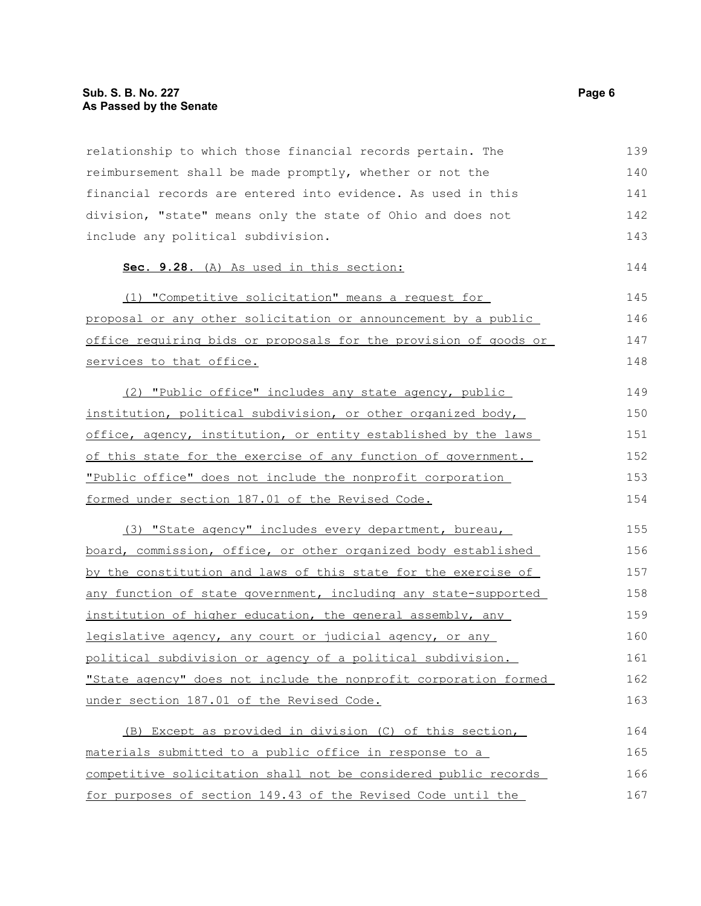relationship to which those financial records pertain. The reimbursement shall be made promptly, whether or not the financial records are entered into evidence. As used in this division, "state" means only the state of Ohio and does not include any political subdivision.

**Sec. 9.28.** (A) As used in this section:

(1) "Competitive solicitation" means a request for proposal or any other solicitation or announcement by a public office requiring bids or proposals for the provision of goods or services to that office.

(2) "Public office" includes any state agency, public institution, political subdivision, or other organized body, office, agency, institution, or entity established by the laws of this state for the exercise of any function of government. "Public office" does not include the nonprofit corporation formed under section 187.01 of the Revised Code.

(3) "State agency" includes every department, bureau, board, commission, office, or other organized body established by the constitution and laws of this state for the exercise of any function of state government, including any state-supported institution of higher education, the general assembly, any legislative agency, any court or judicial agency, or any political subdivision or agency of a political subdivision. "State agency" does not include the nonprofit corporation formed under section 187.01 of the Revised Code.

(B) Except as provided in division (C) of this section, materials submitted to a public office in response to a competitive solicitation shall not be considered public records for purposes of section 149.43 of the Revised Code until the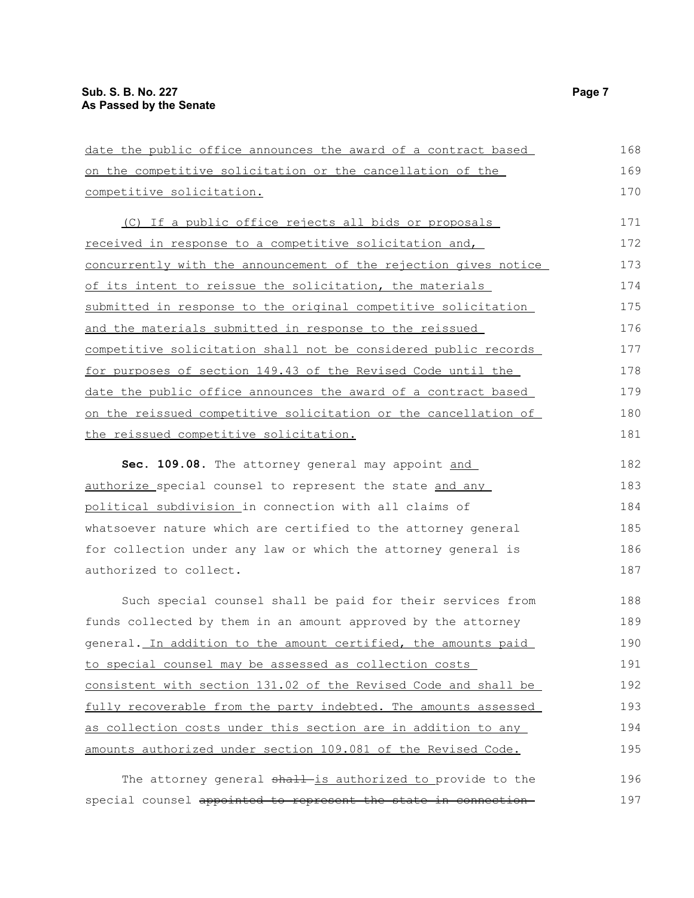date the public office announces the award of a contract based on the competitive solicitation or the cancellation of the competitive solicitation.

(C) If a public office rejects all bids or proposals received in response to a competitive solicitation and, concurrently with the announcement of the rejection gives notice of its intent to reissue the solicitation, the materials submitted in response to the original competitive solicitation and the materials submitted in response to the reissued competitive solicitation shall not be considered public records for purposes of section 149.43 of the Revised Code until the date the public office announces the award of a contract based on the reissued competitive solicitation or the cancellation of the reissued competitive solicitation.

**Sec. 109.08.** The attorney general may appoint and authorize special counsel to represent the state and any political subdivision in connection with all claims of whatsoever nature which are certified to the attorney general for collection under any law or which the attorney general is authorized to collect.

Such special counsel shall be paid for their services from funds collected by them in an amount approved by the attorney general. In addition to the amount certified, the amounts paid to special counsel may be assessed as collection costs consistent with section 131.02 of the Revised Code and shall be fully recoverable from the party indebted. The amounts assessed as collection costs under this section are in addition to any amounts authorized under section 109.081 of the Revised Code.

The attorney general ~~shall~~ is authorized to provide to the special counsel ~~appointed to represent the state in connection~~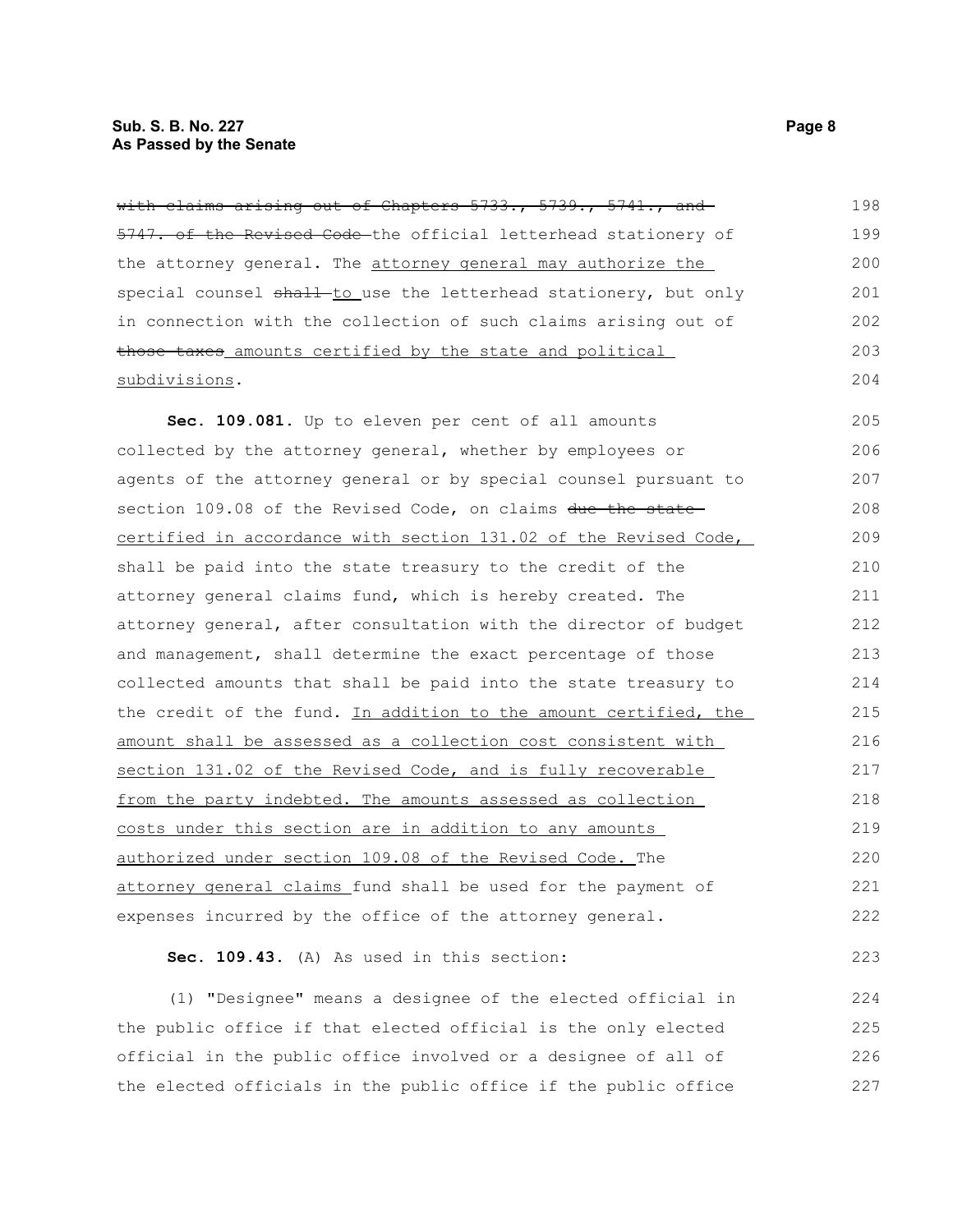~~with claims arising out of Chapters 5733., 5739., 5741., and 5747. of the Revised Code~~ the official letterhead stationery of the attorney general. The attorney general may authorize the special counsel ~~shall~~ to use the letterhead stationery, but only in connection with the collection of such claims arising out of ~~those taxes~~ amounts certified by the state and political subdivisions.

**Sec. 109.081.** Up to eleven per cent of all amounts collected by the attorney general, whether by employees or agents of the attorney general or by special counsel pursuant to section 109.08 of the Revised Code, on claims ~~due the state~~ certified in accordance with section 131.02 of the Revised Code, shall be paid into the state treasury to the credit of the attorney general claims fund, which is hereby created. The attorney general, after consultation with the director of budget and management, shall determine the exact percentage of those collected amounts that shall be paid into the state treasury to the credit of the fund. In addition to the amount certified, the amount shall be assessed as a collection cost consistent with section 131.02 of the Revised Code, and is fully recoverable from the party indebted. The amounts assessed as collection costs under this section are in addition to any amounts authorized under section 109.08 of the Revised Code. The attorney general claims fund shall be used for the payment of expenses incurred by the office of the attorney general.

**Sec. 109.43.** (A) As used in this section:

(1) "Designee" means a designee of the elected official in the public office if that elected official is the only elected official in the public office involved or a designee of all of the elected officials in the public office if the public office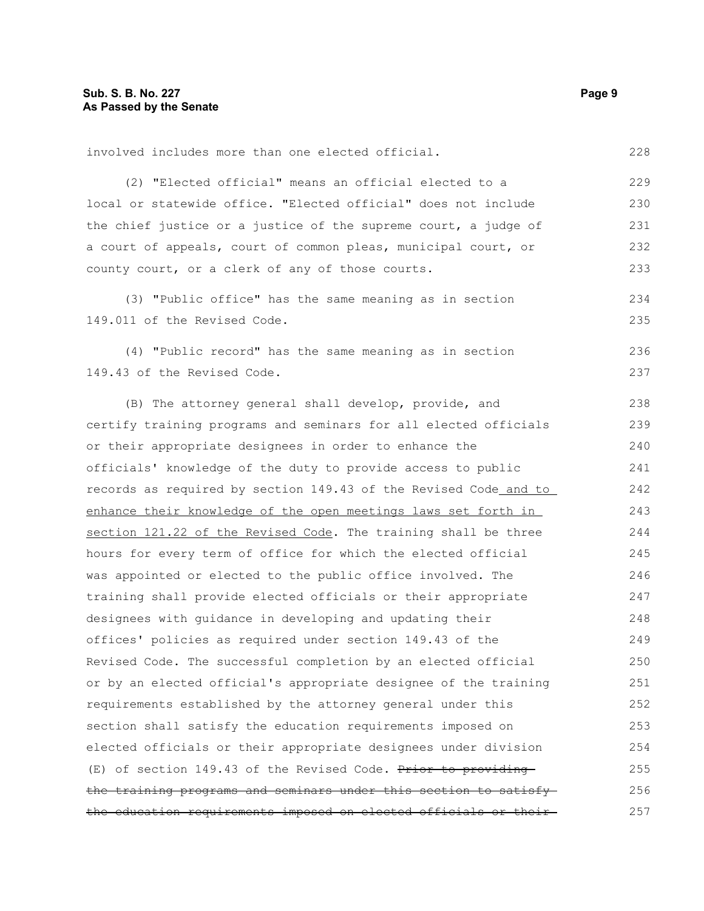involved includes more than one elected official.

(2) "Elected official" means an official elected to a local or statewide office. "Elected official" does not include the chief justice or a justice of the supreme court, a judge of a court of appeals, court of common pleas, municipal court, or county court, or a clerk of any of those courts.

(3) "Public office" has the same meaning as in section 149.011 of the Revised Code.

(4) "Public record" has the same meaning as in section 149.43 of the Revised Code.

(B) The attorney general shall develop, provide, and certify training programs and seminars for all elected officials or their appropriate designees in order to enhance the officials' knowledge of the duty to provide access to public records as required by section 149.43 of the Revised Code<u> and to enhance their knowledge of the open meetings laws set forth in section 121.22 of the Revised Code</u>. The training shall be three hours for every term of office for which the elected official was appointed or elected to the public office involved. The training shall provide elected officials or their appropriate designees with guidance in developing and updating their offices' policies as required under section 149.43 of the Revised Code. The successful completion by an elected official or by an elected official's appropriate designee of the training requirements established by the attorney general under this section shall satisfy the education requirements imposed on elected officials or their appropriate designees under division (E) of section 149.43 of the Revised Code. ~~Prior to providing the training programs and seminars under this section to satisfy the education requirements imposed on elected officials or their~~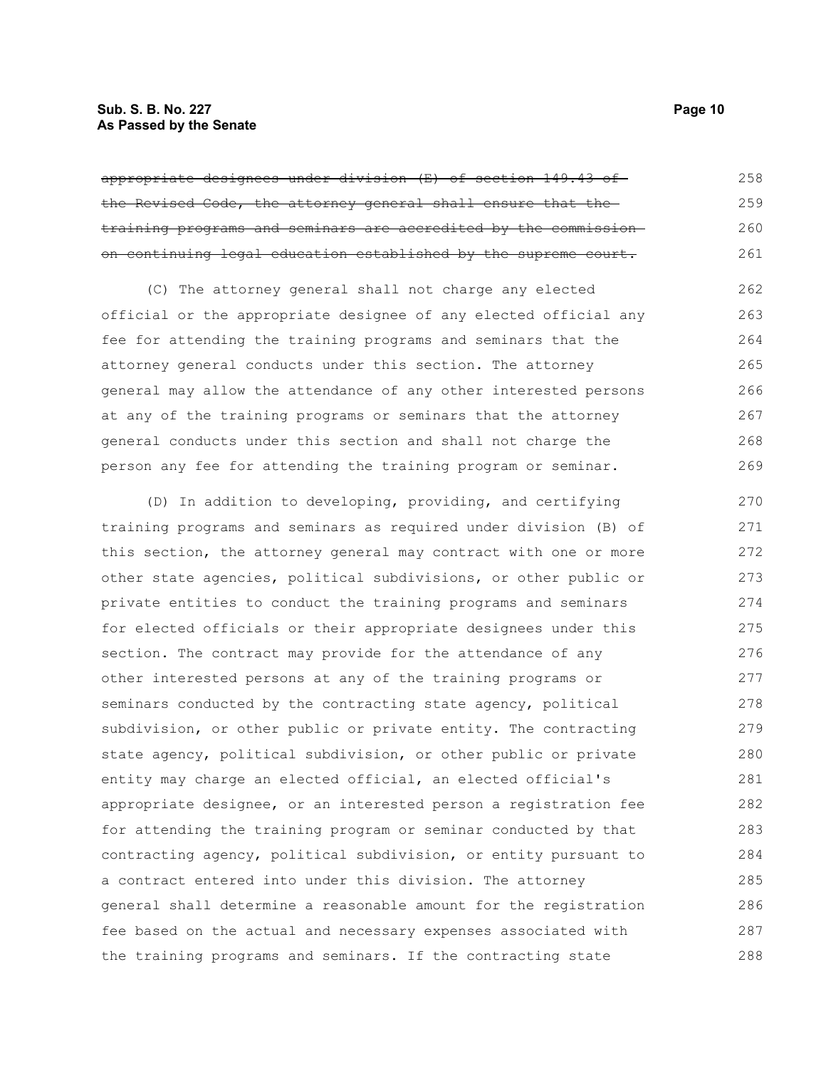~~appropriate designees under division (E) of section 149.43 of the Revised Code, the attorney general shall ensure that the training programs and seminars are accredited by the commission on continuing legal education established by the supreme court.~~

(C) The attorney general shall not charge any elected official or the appropriate designee of any elected official any fee for attending the training programs and seminars that the attorney general conducts under this section. The attorney general may allow the attendance of any other interested persons at any of the training programs or seminars that the attorney general conducts under this section and shall not charge the person any fee for attending the training program or seminar.

(D) In addition to developing, providing, and certifying training programs and seminars as required under division (B) of this section, the attorney general may contract with one or more other state agencies, political subdivisions, or other public or private entities to conduct the training programs and seminars for elected officials or their appropriate designees under this section. The contract may provide for the attendance of any other interested persons at any of the training programs or seminars conducted by the contracting state agency, political subdivision, or other public or private entity. The contracting state agency, political subdivision, or other public or private entity may charge an elected official, an elected official's appropriate designee, or an interested person a registration fee for attending the training program or seminar conducted by that contracting agency, political subdivision, or entity pursuant to a contract entered into under this division. The attorney general shall determine a reasonable amount for the registration fee based on the actual and necessary expenses associated with the training programs and seminars. If the contracting state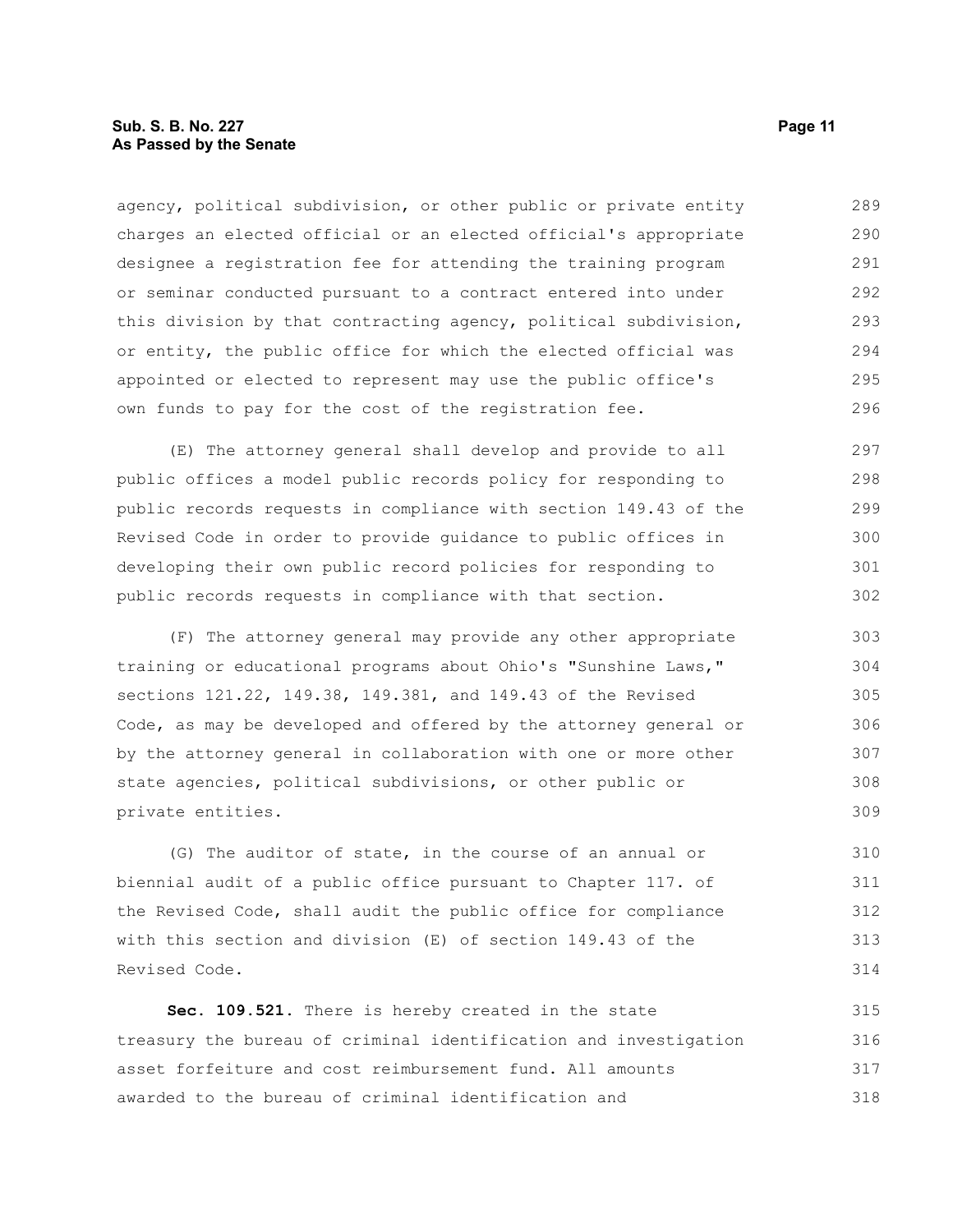agency, political subdivision, or other public or private entity charges an elected official or an elected official's appropriate designee a registration fee for attending the training program or seminar conducted pursuant to a contract entered into under this division by that contracting agency, political subdivision, or entity, the public office for which the elected official was appointed or elected to represent may use the public office's own funds to pay for the cost of the registration fee.

(E) The attorney general shall develop and provide to all public offices a model public records policy for responding to public records requests in compliance with section 149.43 of the Revised Code in order to provide guidance to public offices in developing their own public record policies for responding to public records requests in compliance with that section.

(F) The attorney general may provide any other appropriate training or educational programs about Ohio's "Sunshine Laws," sections 121.22, 149.38, 149.381, and 149.43 of the Revised Code, as may be developed and offered by the attorney general or by the attorney general in collaboration with one or more other state agencies, political subdivisions, or other public or private entities.

(G) The auditor of state, in the course of an annual or biennial audit of a public office pursuant to Chapter 117. of the Revised Code, shall audit the public office for compliance with this section and division (E) of section 149.43 of the Revised Code.

**Sec. 109.521.** There is hereby created in the state treasury the bureau of criminal identification and investigation asset forfeiture and cost reimbursement fund. All amounts awarded to the bureau of criminal identification and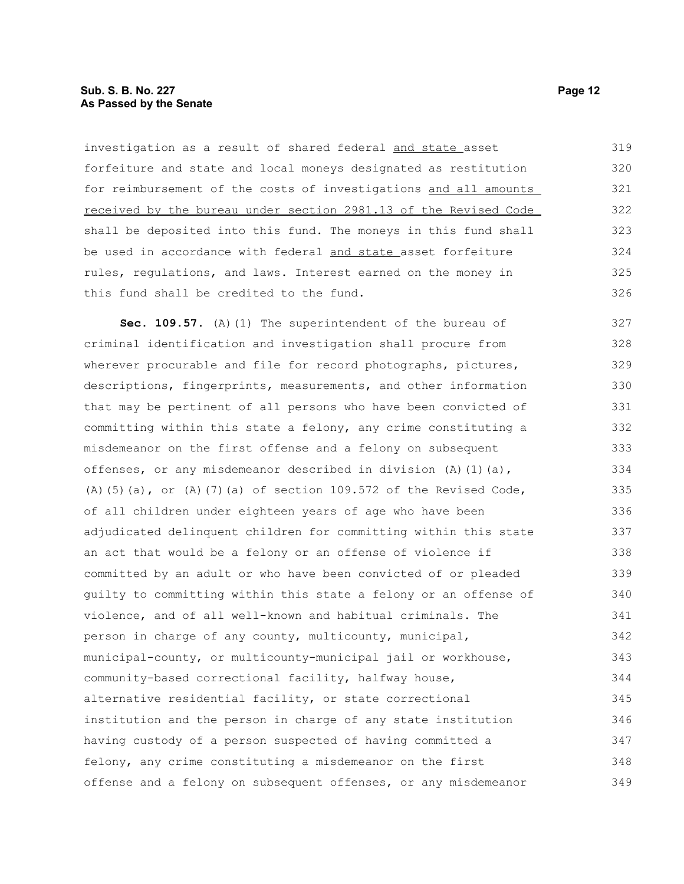investigation as a result of shared federal and state asset forfeiture and state and local moneys designated as restitution for reimbursement of the costs of investigations and all amounts received by the bureau under section 2981.13 of the Revised Code shall be deposited into this fund. The moneys in this fund shall be used in accordance with federal and state asset forfeiture rules, regulations, and laws. Interest earned on the money in this fund shall be credited to the fund.

**Sec. 109.57.** (A)(1) The superintendent of the bureau of criminal identification and investigation shall procure from wherever procurable and file for record photographs, pictures, descriptions, fingerprints, measurements, and other information that may be pertinent of all persons who have been convicted of committing within this state a felony, any crime constituting a misdemeanor on the first offense and a felony on subsequent offenses, or any misdemeanor described in division (A)(1)(a), (A)(5)(a), or (A)(7)(a) of section 109.572 of the Revised Code, of all children under eighteen years of age who have been adjudicated delinquent children for committing within this state an act that would be a felony or an offense of violence if committed by an adult or who have been convicted of or pleaded guilty to committing within this state a felony or an offense of violence, and of all well-known and habitual criminals. The person in charge of any county, multicounty, municipal, municipal-county, or multicounty-municipal jail or workhouse, community-based correctional facility, halfway house, alternative residential facility, or state correctional institution and the person in charge of any state institution having custody of a person suspected of having committed a felony, any crime constituting a misdemeanor on the first offense and a felony on subsequent offenses, or any misdemeanor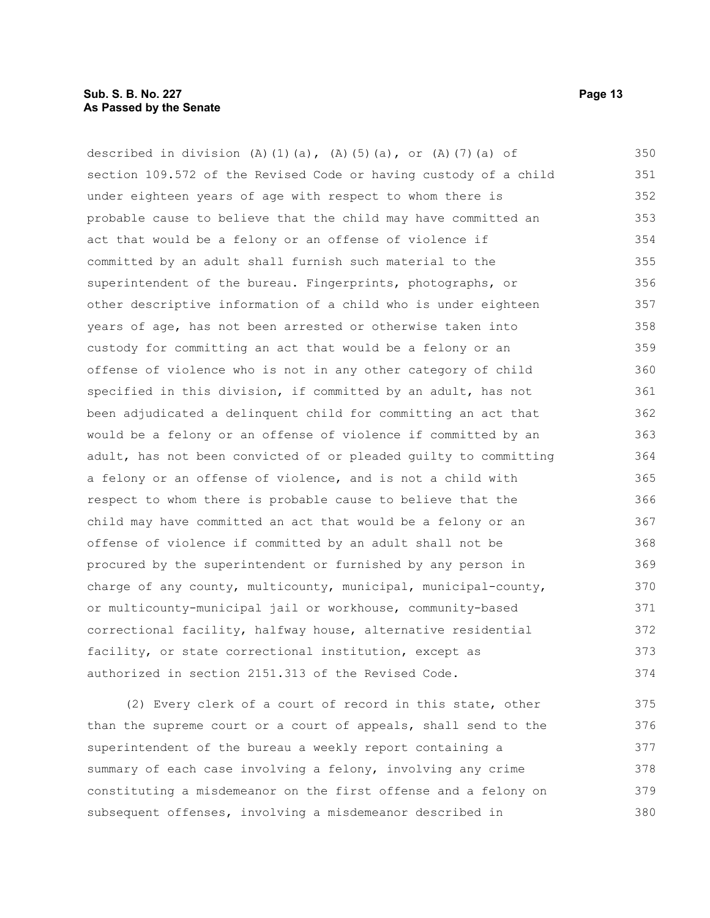described in division (A)(1)(a), (A)(5)(a), or (A)(7)(a) of section 109.572 of the Revised Code or having custody of a child under eighteen years of age with respect to whom there is probable cause to believe that the child may have committed an act that would be a felony or an offense of violence if committed by an adult shall furnish such material to the superintendent of the bureau. Fingerprints, photographs, or other descriptive information of a child who is under eighteen years of age, has not been arrested or otherwise taken into custody for committing an act that would be a felony or an offense of violence who is not in any other category of child specified in this division, if committed by an adult, has not been adjudicated a delinquent child for committing an act that would be a felony or an offense of violence if committed by an adult, has not been convicted of or pleaded guilty to committing a felony or an offense of violence, and is not a child with respect to whom there is probable cause to believe that the child may have committed an act that would be a felony or an offense of violence if committed by an adult shall not be procured by the superintendent or furnished by any person in charge of any county, multicounty, municipal, municipal-county, or multicounty-municipal jail or workhouse, community-based correctional facility, halfway house, alternative residential facility, or state correctional institution, except as authorized in section 2151.313 of the Revised Code.

(2) Every clerk of a court of record in this state, other than the supreme court or a court of appeals, shall send to the superintendent of the bureau a weekly report containing a summary of each case involving a felony, involving any crime constituting a misdemeanor on the first offense and a felony on subsequent offenses, involving a misdemeanor described in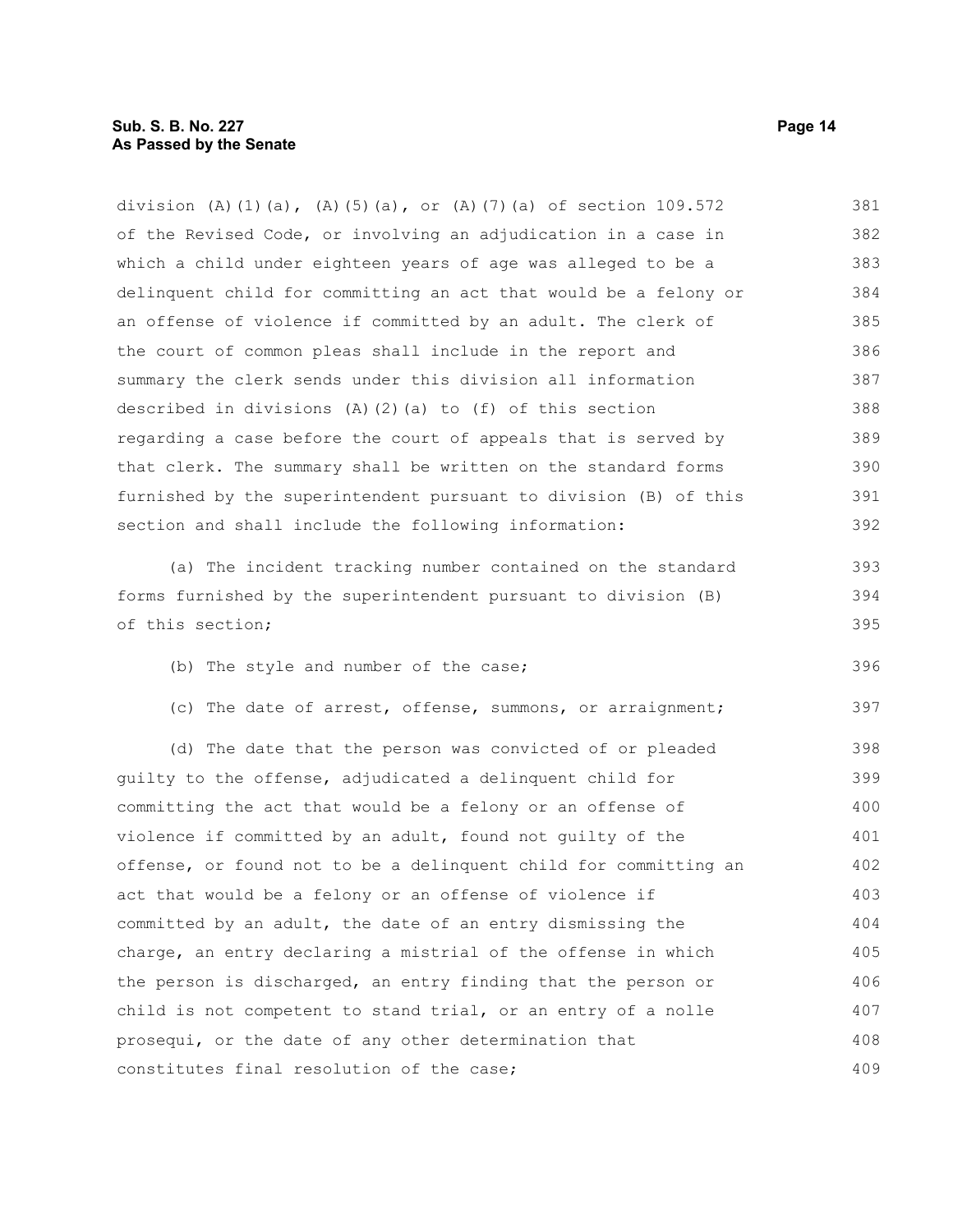division (A)(1)(a), (A)(5)(a), or (A)(7)(a) of section 109.572 of the Revised Code, or involving an adjudication in a case in which a child under eighteen years of age was alleged to be a delinquent child for committing an act that would be a felony or an offense of violence if committed by an adult. The clerk of the court of common pleas shall include in the report and summary the clerk sends under this division all information described in divisions (A)(2)(a) to (f) of this section regarding a case before the court of appeals that is served by that clerk. The summary shall be written on the standard forms furnished by the superintendent pursuant to division (B) of this section and shall include the following information:

(a) The incident tracking number contained on the standard forms furnished by the superintendent pursuant to division (B) of this section;

(b) The style and number of the case;

(c) The date of arrest, offense, summons, or arraignment;

(d) The date that the person was convicted of or pleaded guilty to the offense, adjudicated a delinquent child for committing the act that would be a felony or an offense of violence if committed by an adult, found not guilty of the offense, or found not to be a delinquent child for committing an act that would be a felony or an offense of violence if committed by an adult, the date of an entry dismissing the charge, an entry declaring a mistrial of the offense in which the person is discharged, an entry finding that the person or child is not competent to stand trial, or an entry of a nolle prosequi, or the date of any other determination that constitutes final resolution of the case;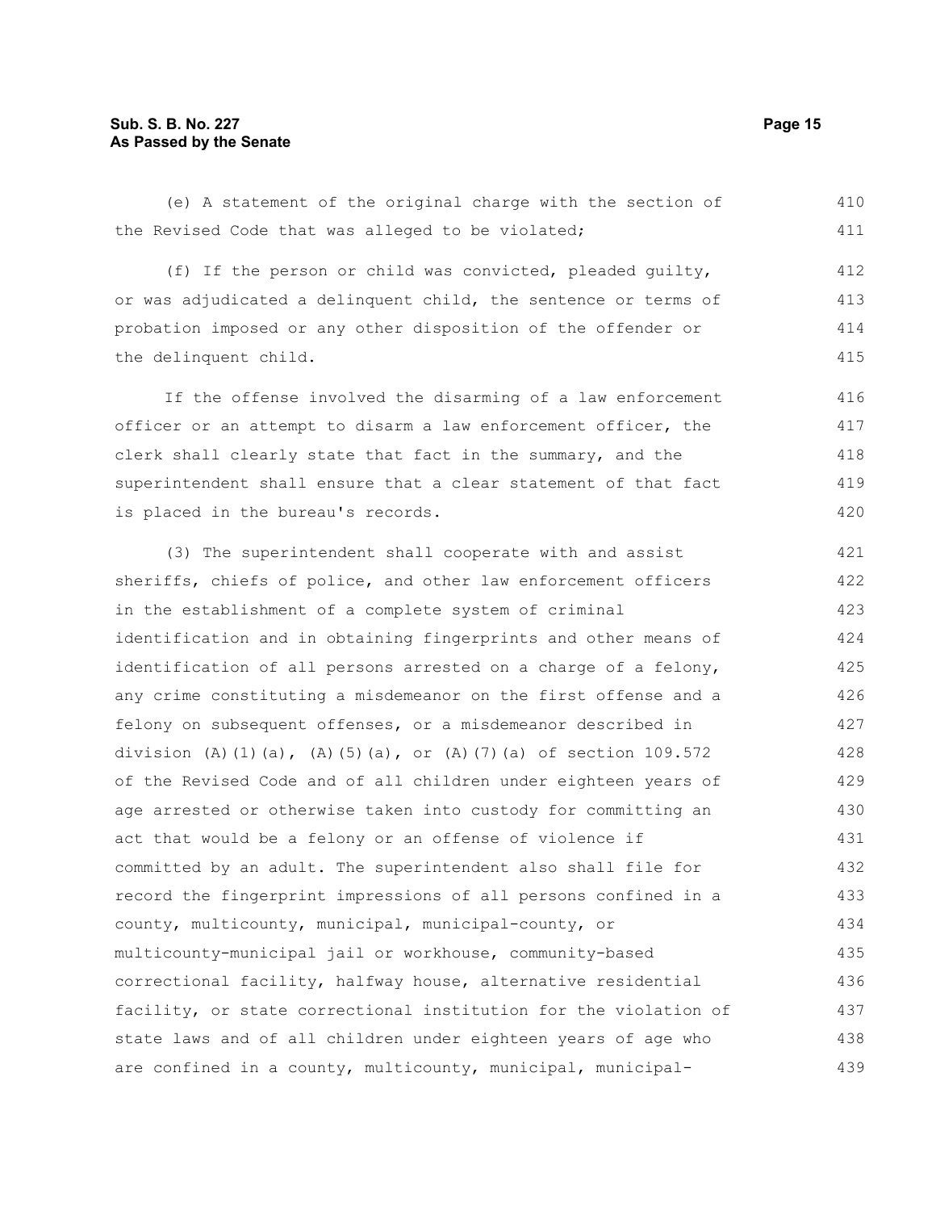(e) A statement of the original charge with the section of the Revised Code that was alleged to be violated;

(f) If the person or child was convicted, pleaded guilty, or was adjudicated a delinquent child, the sentence or terms of probation imposed or any other disposition of the offender or the delinquent child.

If the offense involved the disarming of a law enforcement officer or an attempt to disarm a law enforcement officer, the clerk shall clearly state that fact in the summary, and the superintendent shall ensure that a clear statement of that fact is placed in the bureau's records.

(3) The superintendent shall cooperate with and assist sheriffs, chiefs of police, and other law enforcement officers in the establishment of a complete system of criminal identification and in obtaining fingerprints and other means of identification of all persons arrested on a charge of a felony, any crime constituting a misdemeanor on the first offense and a felony on subsequent offenses, or a misdemeanor described in division (A)(1)(a), (A)(5)(a), or (A)(7)(a) of section 109.572 of the Revised Code and of all children under eighteen years of age arrested or otherwise taken into custody for committing an act that would be a felony or an offense of violence if committed by an adult. The superintendent also shall file for record the fingerprint impressions of all persons confined in a county, multicounty, municipal, municipal-county, or multicounty-municipal jail or workhouse, community-based correctional facility, halfway house, alternative residential facility, or state correctional institution for the violation of state laws and of all children under eighteen years of age who are confined in a county, multicounty, municipal, municipal-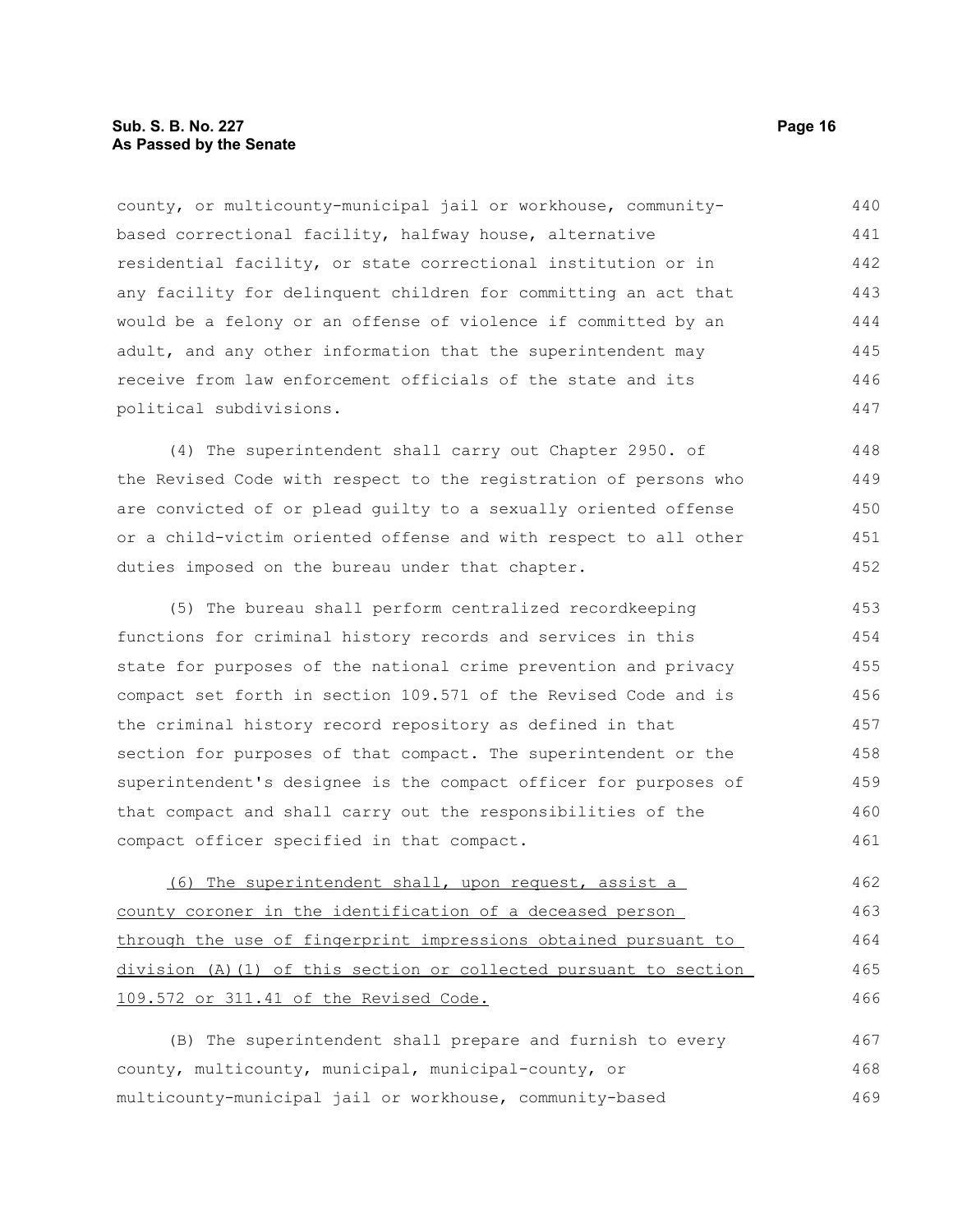county, or multicounty-municipal jail or workhouse, community-based correctional facility, halfway house, alternative residential facility, or state correctional institution or in any facility for delinquent children for committing an act that would be a felony or an offense of violence if committed by an adult, and any other information that the superintendent may receive from law enforcement officials of the state and its political subdivisions.

(4) The superintendent shall carry out Chapter 2950. of the Revised Code with respect to the registration of persons who are convicted of or plead guilty to a sexually oriented offense or a child-victim oriented offense and with respect to all other duties imposed on the bureau under that chapter.

(5) The bureau shall perform centralized recordkeeping functions for criminal history records and services in this state for purposes of the national crime prevention and privacy compact set forth in section 109.571 of the Revised Code and is the criminal history record repository as defined in that section for purposes of that compact. The superintendent or the superintendent's designee is the compact officer for purposes of that compact and shall carry out the responsibilities of the compact officer specified in that compact.

<u>(6) The superintendent shall, upon request, assist a county coroner in the identification of a deceased person through the use of fingerprint impressions obtained pursuant to division (A)(1) of this section or collected pursuant to section 109.572 or 311.41 of the Revised Code.</u>

(B) The superintendent shall prepare and furnish to every county, multicounty, municipal, municipal-county, or multicounty-municipal jail or workhouse, community-based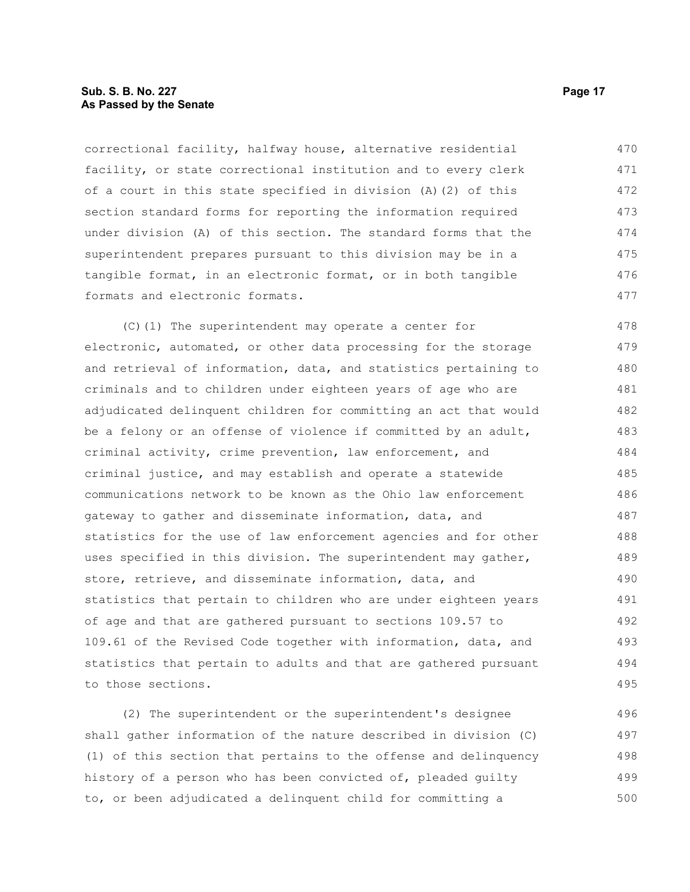correctional facility, halfway house, alternative residential facility, or state correctional institution and to every clerk of a court in this state specified in division (A)(2) of this section standard forms for reporting the information required under division (A) of this section. The standard forms that the superintendent prepares pursuant to this division may be in a tangible format, in an electronic format, or in both tangible formats and electronic formats.

(C)(1) The superintendent may operate a center for electronic, automated, or other data processing for the storage and retrieval of information, data, and statistics pertaining to criminals and to children under eighteen years of age who are adjudicated delinquent children for committing an act that would be a felony or an offense of violence if committed by an adult, criminal activity, crime prevention, law enforcement, and criminal justice, and may establish and operate a statewide communications network to be known as the Ohio law enforcement gateway to gather and disseminate information, data, and statistics for the use of law enforcement agencies and for other uses specified in this division. The superintendent may gather, store, retrieve, and disseminate information, data, and statistics that pertain to children who are under eighteen years of age and that are gathered pursuant to sections 109.57 to 109.61 of the Revised Code together with information, data, and statistics that pertain to adults and that are gathered pursuant to those sections.

(2) The superintendent or the superintendent's designee shall gather information of the nature described in division (C)(1) of this section that pertains to the offense and delinquency history of a person who has been convicted of, pleaded guilty to, or been adjudicated a delinquent child for committing a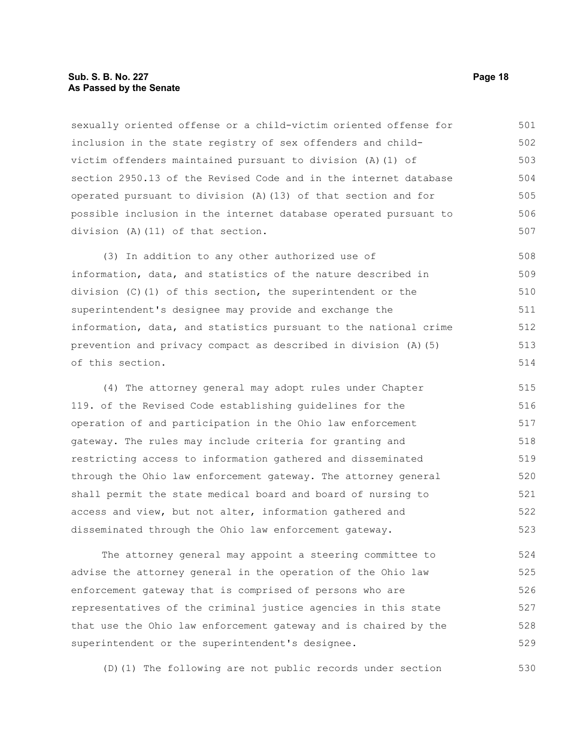sexually oriented offense or a child-victim oriented offense for inclusion in the state registry of sex offenders and child-victim offenders maintained pursuant to division (A)(1) of section 2950.13 of the Revised Code and in the internet database operated pursuant to division (A)(13) of that section and for possible inclusion in the internet database operated pursuant to division (A)(11) of that section.

(3) In addition to any other authorized use of information, data, and statistics of the nature described in division (C)(1) of this section, the superintendent or the superintendent's designee may provide and exchange the information, data, and statistics pursuant to the national crime prevention and privacy compact as described in division (A)(5) of this section.

(4) The attorney general may adopt rules under Chapter 119. of the Revised Code establishing guidelines for the operation of and participation in the Ohio law enforcement gateway. The rules may include criteria for granting and restricting access to information gathered and disseminated through the Ohio law enforcement gateway. The attorney general shall permit the state medical board and board of nursing to access and view, but not alter, information gathered and disseminated through the Ohio law enforcement gateway.

The attorney general may appoint a steering committee to advise the attorney general in the operation of the Ohio law enforcement gateway that is comprised of persons who are representatives of the criminal justice agencies in this state that use the Ohio law enforcement gateway and is chaired by the superintendent or the superintendent's designee.

(D)(1) The following are not public records under section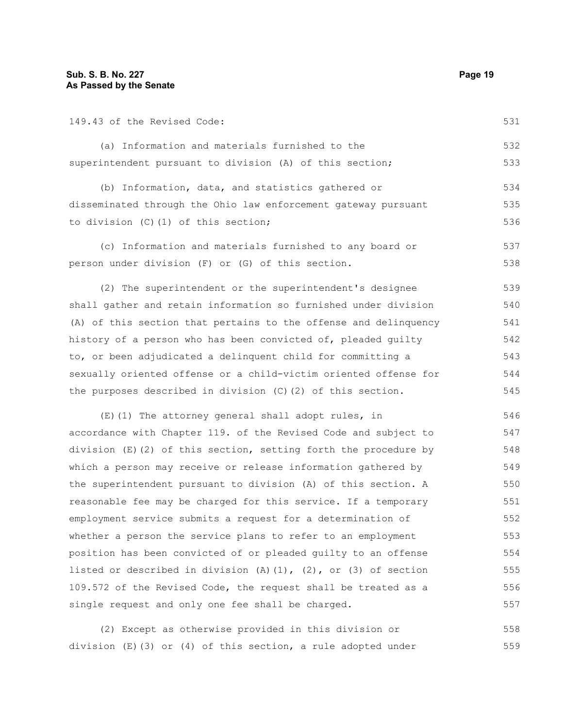149.43 of the Revised Code:

(a) Information and materials furnished to the superintendent pursuant to division (A) of this section;

(b) Information, data, and statistics gathered or disseminated through the Ohio law enforcement gateway pursuant to division (C)(1) of this section;

(c) Information and materials furnished to any board or person under division (F) or (G) of this section.

(2) The superintendent or the superintendent's designee shall gather and retain information so furnished under division (A) of this section that pertains to the offense and delinquency history of a person who has been convicted of, pleaded guilty to, or been adjudicated a delinquent child for committing a sexually oriented offense or a child-victim oriented offense for the purposes described in division (C)(2) of this section.

(E)(1) The attorney general shall adopt rules, in accordance with Chapter 119. of the Revised Code and subject to division (E)(2) of this section, setting forth the procedure by which a person may receive or release information gathered by the superintendent pursuant to division (A) of this section. A reasonable fee may be charged for this service. If a temporary employment service submits a request for a determination of whether a person the service plans to refer to an employment position has been convicted of or pleaded guilty to an offense listed or described in division (A)(1), (2), or (3) of section 109.572 of the Revised Code, the request shall be treated as a single request and only one fee shall be charged.

(2) Except as otherwise provided in this division or division (E)(3) or (4) of this section, a rule adopted under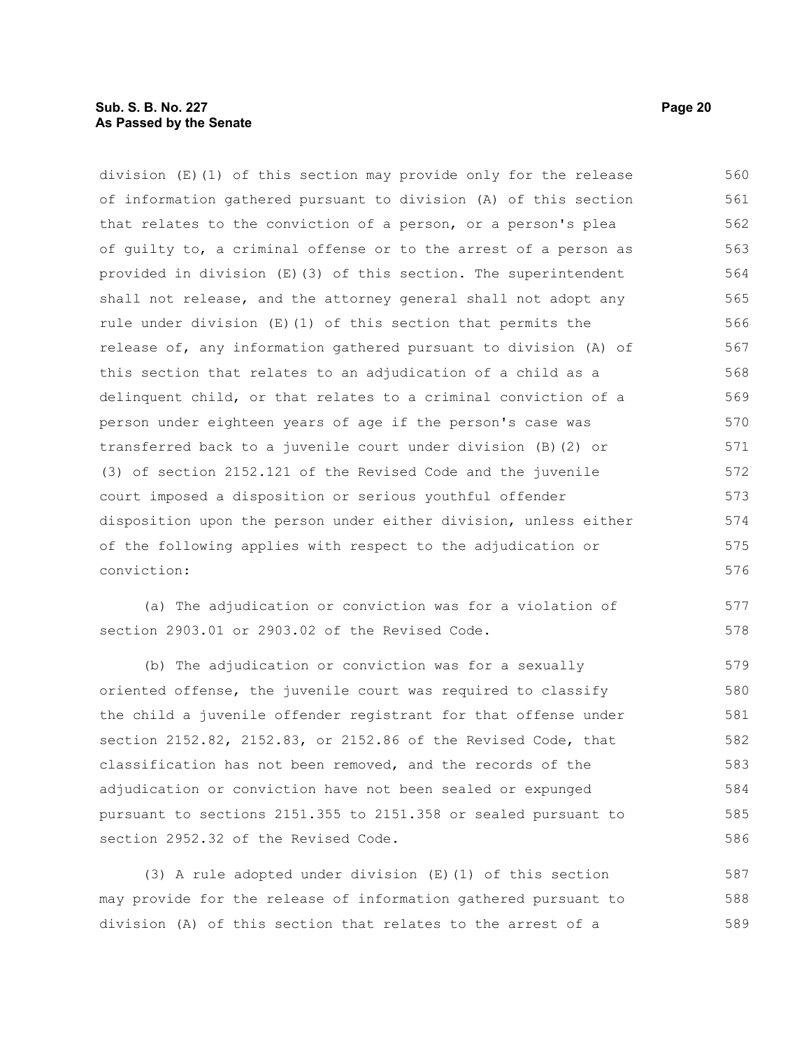division (E)(1) of this section may provide only for the release of information gathered pursuant to division (A) of this section that relates to the conviction of a person, or a person's plea of guilty to, a criminal offense or to the arrest of a person as provided in division (E)(3) of this section. The superintendent shall not release, and the attorney general shall not adopt any rule under division (E)(1) of this section that permits the release of, any information gathered pursuant to division (A) of this section that relates to an adjudication of a child as a delinquent child, or that relates to a criminal conviction of a person under eighteen years of age if the person's case was transferred back to a juvenile court under division (B)(2) or (3) of section 2152.121 of the Revised Code and the juvenile court imposed a disposition or serious youthful offender disposition upon the person under either division, unless either of the following applies with respect to the adjudication or conviction:

(a) The adjudication or conviction was for a violation of section 2903.01 or 2903.02 of the Revised Code.

(b) The adjudication or conviction was for a sexually oriented offense, the juvenile court was required to classify the child a juvenile offender registrant for that offense under section 2152.82, 2152.83, or 2152.86 of the Revised Code, that classification has not been removed, and the records of the adjudication or conviction have not been sealed or expunged pursuant to sections 2151.355 to 2151.358 or sealed pursuant to section 2952.32 of the Revised Code.

(3) A rule adopted under division (E)(1) of this section may provide for the release of information gathered pursuant to division (A) of this section that relates to the arrest of a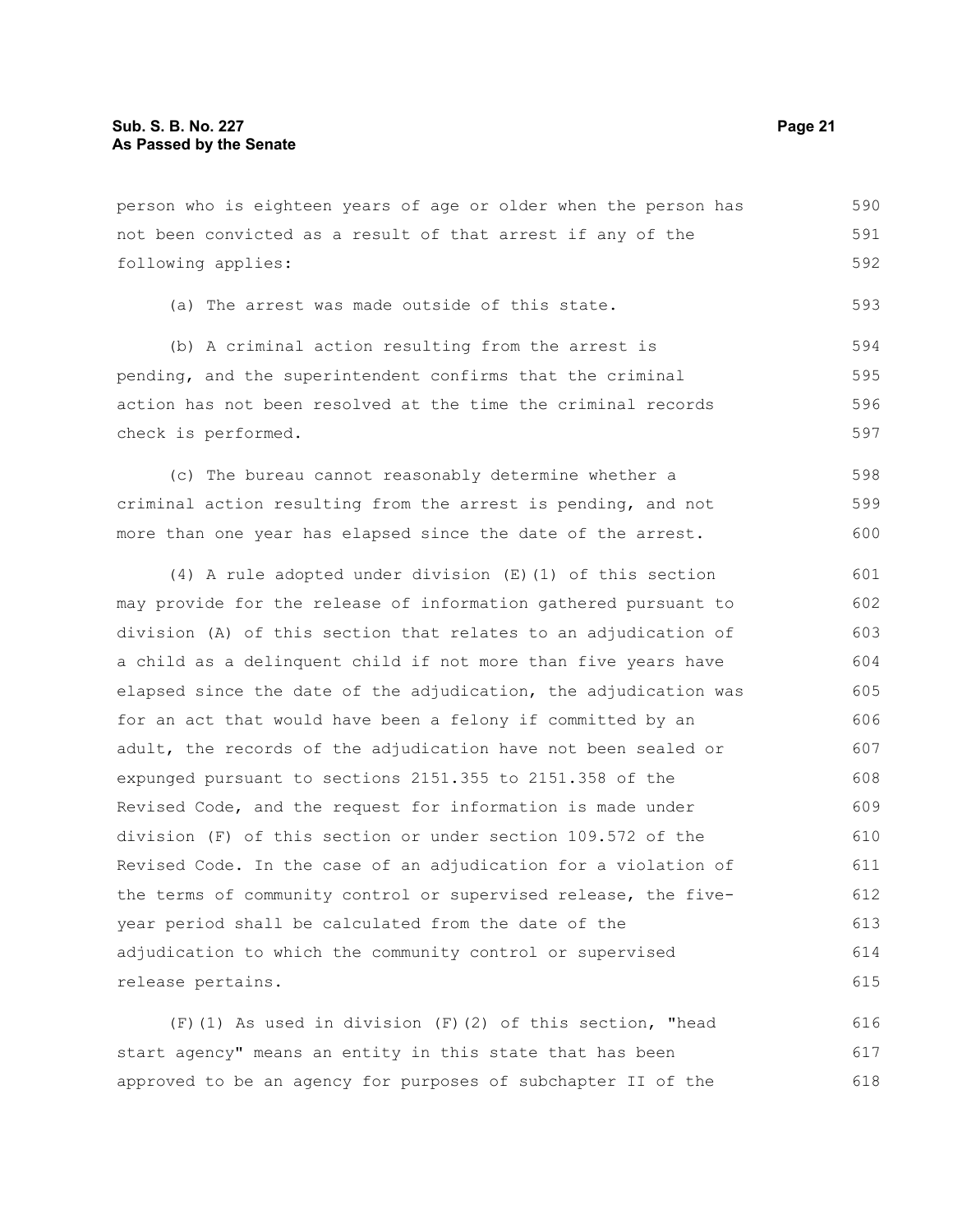person who is eighteen years of age or older when the person has not been convicted as a result of that arrest if any of the following applies:

(a) The arrest was made outside of this state.

(b) A criminal action resulting from the arrest is pending, and the superintendent confirms that the criminal action has not been resolved at the time the criminal records check is performed.

(c) The bureau cannot reasonably determine whether a criminal action resulting from the arrest is pending, and not more than one year has elapsed since the date of the arrest.

(4) A rule adopted under division (E)(1) of this section may provide for the release of information gathered pursuant to division (A) of this section that relates to an adjudication of a child as a delinquent child if not more than five years have elapsed since the date of the adjudication, the adjudication was for an act that would have been a felony if committed by an adult, the records of the adjudication have not been sealed or expunged pursuant to sections 2151.355 to 2151.358 of the Revised Code, and the request for information is made under division (F) of this section or under section 109.572 of the Revised Code. In the case of an adjudication for a violation of the terms of community control or supervised release, the five-year period shall be calculated from the date of the adjudication to which the community control or supervised release pertains.

(F)(1) As used in division (F)(2) of this section, "head start agency" means an entity in this state that has been approved to be an agency for purposes of subchapter II of the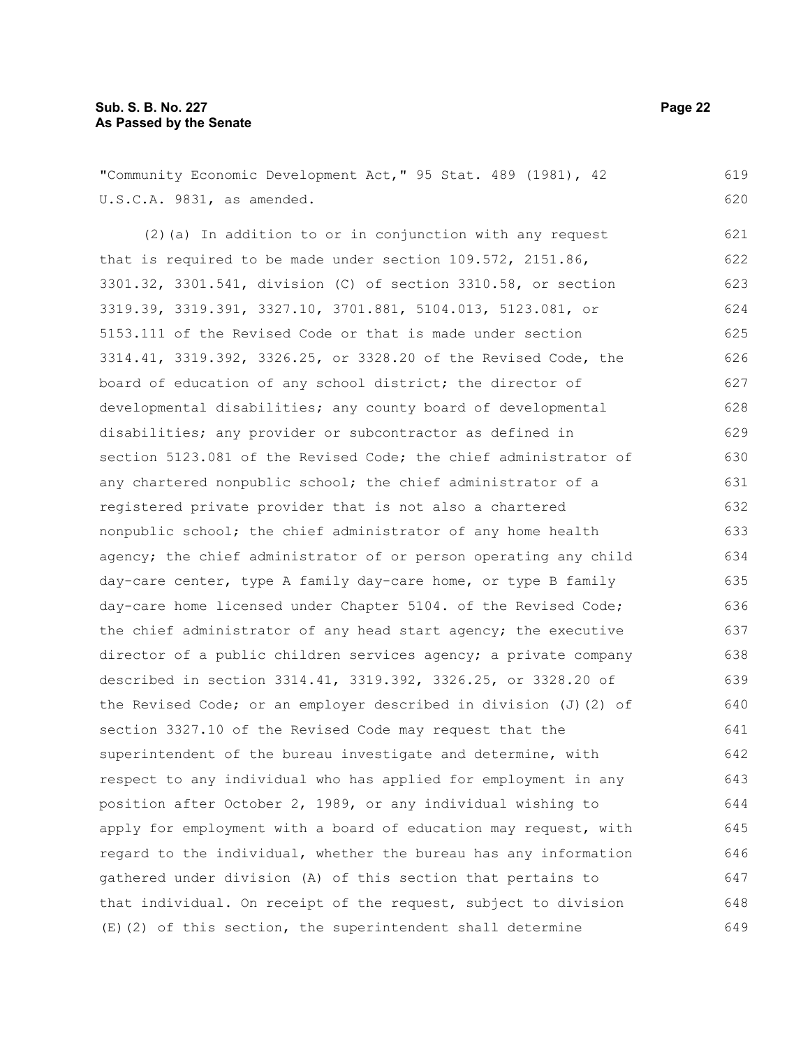"Community Economic Development Act," 95 Stat. 489 (1981), 42 U.S.C.A. 9831, as amended.

(2)(a) In addition to or in conjunction with any request that is required to be made under section 109.572, 2151.86, 3301.32, 3301.541, division (C) of section 3310.58, or section 3319.39, 3319.391, 3327.10, 3701.881, 5104.013, 5123.081, or 5153.111 of the Revised Code or that is made under section 3314.41, 3319.392, 3326.25, or 3328.20 of the Revised Code, the board of education of any school district; the director of developmental disabilities; any county board of developmental disabilities; any provider or subcontractor as defined in section 5123.081 of the Revised Code; the chief administrator of any chartered nonpublic school; the chief administrator of a registered private provider that is not also a chartered nonpublic school; the chief administrator of any home health agency; the chief administrator of or person operating any child day-care center, type A family day-care home, or type B family day-care home licensed under Chapter 5104. of the Revised Code; the chief administrator of any head start agency; the executive director of a public children services agency; a private company described in section 3314.41, 3319.392, 3326.25, or 3328.20 of the Revised Code; or an employer described in division (J)(2) of section 3327.10 of the Revised Code may request that the superintendent of the bureau investigate and determine, with respect to any individual who has applied for employment in any position after October 2, 1989, or any individual wishing to apply for employment with a board of education may request, with regard to the individual, whether the bureau has any information gathered under division (A) of this section that pertains to that individual. On receipt of the request, subject to division (E)(2) of this section, the superintendent shall determine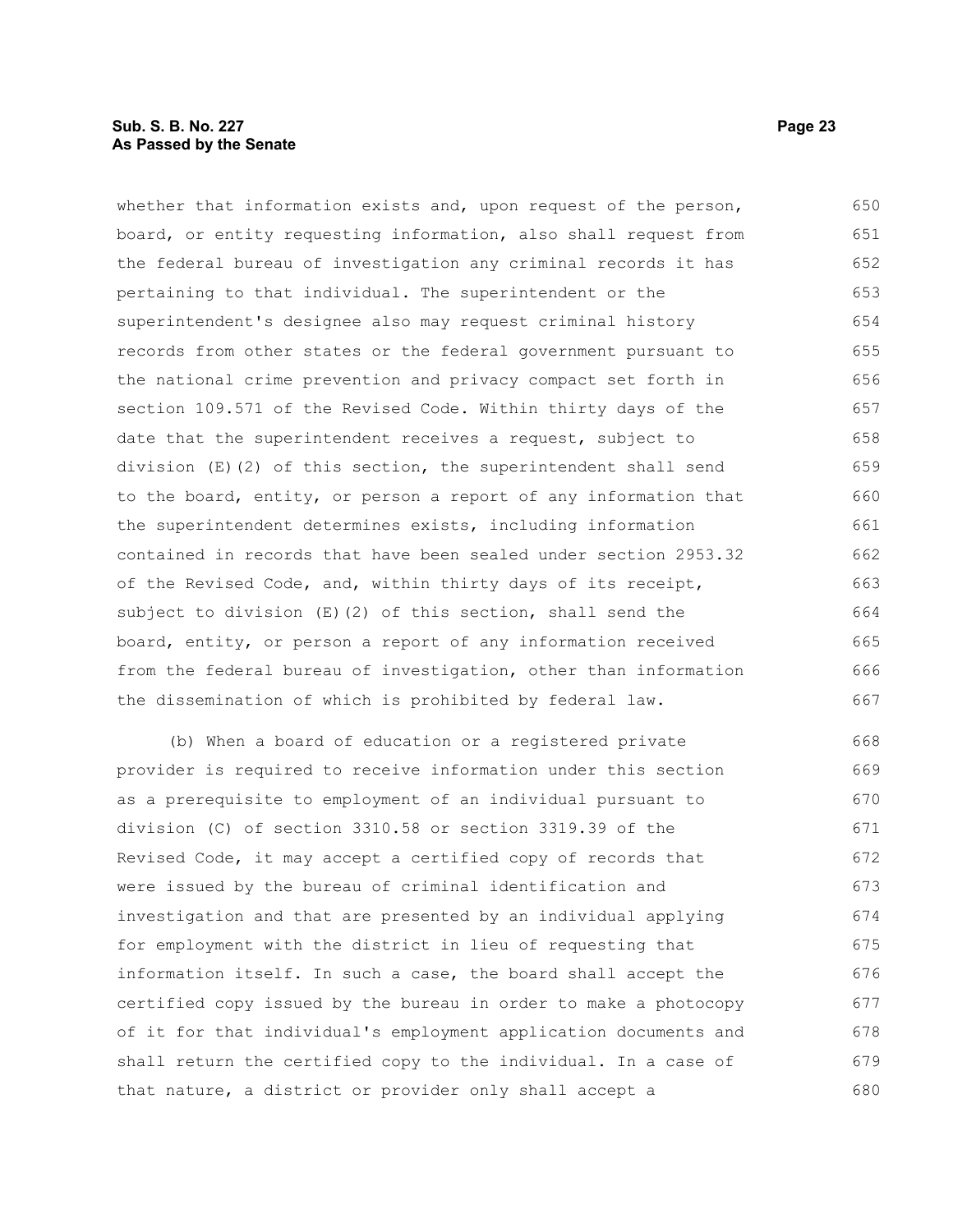whether that information exists and, upon request of the person, board, or entity requesting information, also shall request from the federal bureau of investigation any criminal records it has pertaining to that individual. The superintendent or the superintendent's designee also may request criminal history records from other states or the federal government pursuant to the national crime prevention and privacy compact set forth in section 109.571 of the Revised Code. Within thirty days of the date that the superintendent receives a request, subject to division (E)(2) of this section, the superintendent shall send to the board, entity, or person a report of any information that the superintendent determines exists, including information contained in records that have been sealed under section 2953.32 of the Revised Code, and, within thirty days of its receipt, subject to division (E)(2) of this section, shall send the board, entity, or person a report of any information received from the federal bureau of investigation, other than information the dissemination of which is prohibited by federal law.

(b) When a board of education or a registered private provider is required to receive information under this section as a prerequisite to employment of an individual pursuant to division (C) of section 3310.58 or section 3319.39 of the Revised Code, it may accept a certified copy of records that were issued by the bureau of criminal identification and investigation and that are presented by an individual applying for employment with the district in lieu of requesting that information itself. In such a case, the board shall accept the certified copy issued by the bureau in order to make a photocopy of it for that individual's employment application documents and shall return the certified copy to the individual. In a case of that nature, a district or provider only shall accept a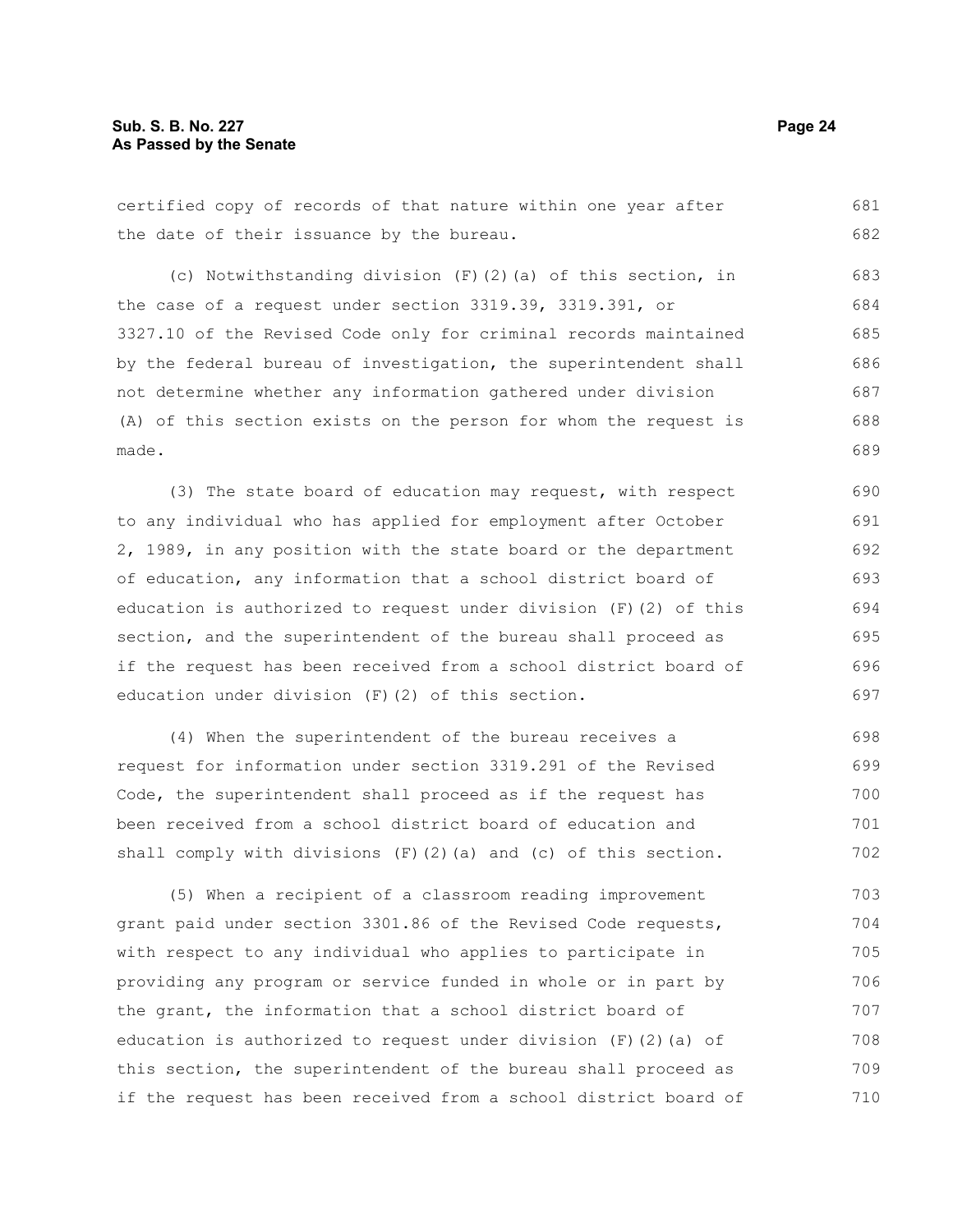certified copy of records of that nature within one year after the date of their issuance by the bureau.

(c) Notwithstanding division (F)(2)(a) of this section, in the case of a request under section 3319.39, 3319.391, or 3327.10 of the Revised Code only for criminal records maintained by the federal bureau of investigation, the superintendent shall not determine whether any information gathered under division (A) of this section exists on the person for whom the request is made.

(3) The state board of education may request, with respect to any individual who has applied for employment after October 2, 1989, in any position with the state board or the department of education, any information that a school district board of education is authorized to request under division (F)(2) of this section, and the superintendent of the bureau shall proceed as if the request has been received from a school district board of education under division (F)(2) of this section.

(4) When the superintendent of the bureau receives a request for information under section 3319.291 of the Revised Code, the superintendent shall proceed as if the request has been received from a school district board of education and shall comply with divisions (F)(2)(a) and (c) of this section.

(5) When a recipient of a classroom reading improvement grant paid under section 3301.86 of the Revised Code requests, with respect to any individual who applies to participate in providing any program or service funded in whole or in part by the grant, the information that a school district board of education is authorized to request under division (F)(2)(a) of this section, the superintendent of the bureau shall proceed as if the request has been received from a school district board of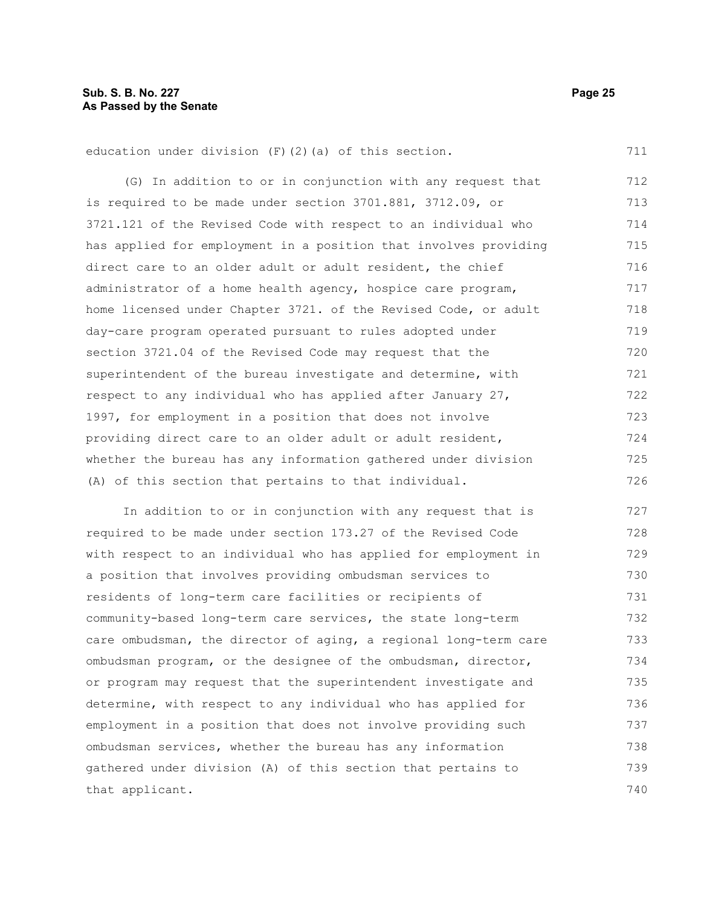education under division (F)(2)(a) of this section.

(G) In addition to or in conjunction with any request that is required to be made under section 3701.881, 3712.09, or 3721.121 of the Revised Code with respect to an individual who has applied for employment in a position that involves providing direct care to an older adult or adult resident, the chief administrator of a home health agency, hospice care program, home licensed under Chapter 3721. of the Revised Code, or adult day-care program operated pursuant to rules adopted under section 3721.04 of the Revised Code may request that the superintendent of the bureau investigate and determine, with respect to any individual who has applied after January 27, 1997, for employment in a position that does not involve providing direct care to an older adult or adult resident, whether the bureau has any information gathered under division (A) of this section that pertains to that individual.

In addition to or in conjunction with any request that is required to be made under section 173.27 of the Revised Code with respect to an individual who has applied for employment in a position that involves providing ombudsman services to residents of long-term care facilities or recipients of community-based long-term care services, the state long-term care ombudsman, the director of aging, a regional long-term care ombudsman program, or the designee of the ombudsman, director, or program may request that the superintendent investigate and determine, with respect to any individual who has applied for employment in a position that does not involve providing such ombudsman services, whether the bureau has any information gathered under division (A) of this section that pertains to that applicant.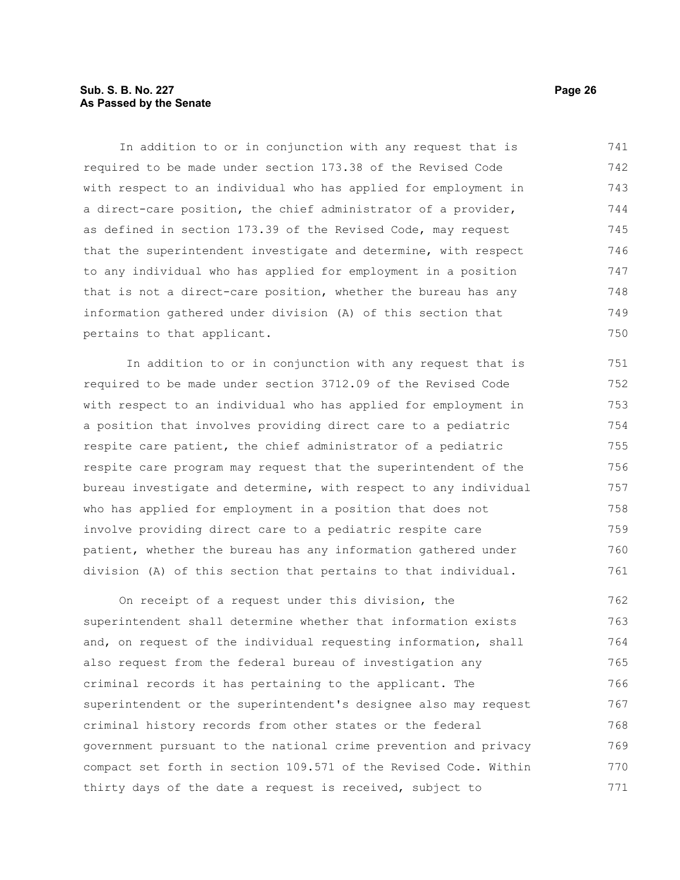In addition to or in conjunction with any request that is required to be made under section 173.38 of the Revised Code with respect to an individual who has applied for employment in a direct-care position, the chief administrator of a provider, as defined in section 173.39 of the Revised Code, may request that the superintendent investigate and determine, with respect to any individual who has applied for employment in a position that is not a direct-care position, whether the bureau has any information gathered under division (A) of this section that pertains to that applicant.

In addition to or in conjunction with any request that is required to be made under section 3712.09 of the Revised Code with respect to an individual who has applied for employment in a position that involves providing direct care to a pediatric respite care patient, the chief administrator of a pediatric respite care program may request that the superintendent of the bureau investigate and determine, with respect to any individual who has applied for employment in a position that does not involve providing direct care to a pediatric respite care patient, whether the bureau has any information gathered under division (A) of this section that pertains to that individual.

On receipt of a request under this division, the superintendent shall determine whether that information exists and, on request of the individual requesting information, shall also request from the federal bureau of investigation any criminal records it has pertaining to the applicant. The superintendent or the superintendent's designee also may request criminal history records from other states or the federal government pursuant to the national crime prevention and privacy compact set forth in section 109.571 of the Revised Code. Within thirty days of the date a request is received, subject to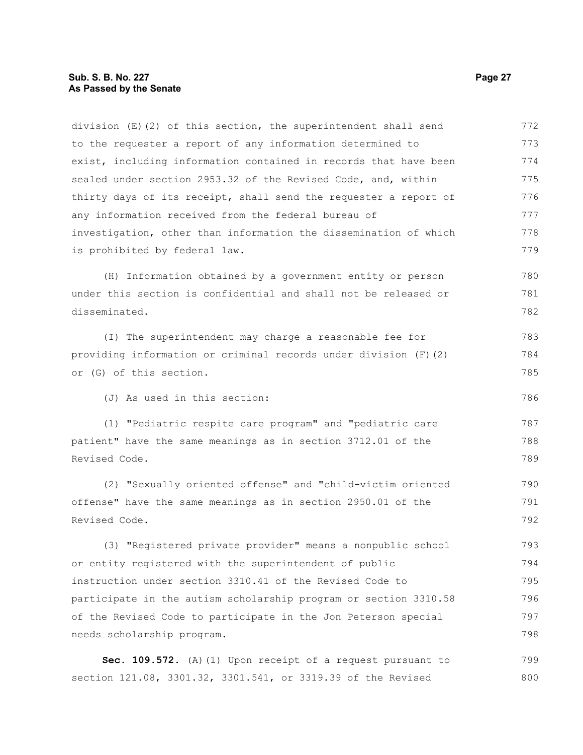division (E)(2) of this section, the superintendent shall send to the requester a report of any information determined to exist, including information contained in records that have been sealed under section 2953.32 of the Revised Code, and, within thirty days of its receipt, shall send the requester a report of any information received from the federal bureau of investigation, other than information the dissemination of which is prohibited by federal law.

(H) Information obtained by a government entity or person under this section is confidential and shall not be released or disseminated.

(I) The superintendent may charge a reasonable fee for providing information or criminal records under division (F)(2) or (G) of this section.

(J) As used in this section:

(1) "Pediatric respite care program" and "pediatric care patient" have the same meanings as in section 3712.01 of the Revised Code.

(2) "Sexually oriented offense" and "child-victim oriented offense" have the same meanings as in section 2950.01 of the Revised Code.

(3) "Registered private provider" means a nonpublic school or entity registered with the superintendent of public instruction under section 3310.41 of the Revised Code to participate in the autism scholarship program or section 3310.58 of the Revised Code to participate in the Jon Peterson special needs scholarship program.

**Sec. 109.572.** (A)(1) Upon receipt of a request pursuant to section 121.08, 3301.32, 3301.541, or 3319.39 of the Revised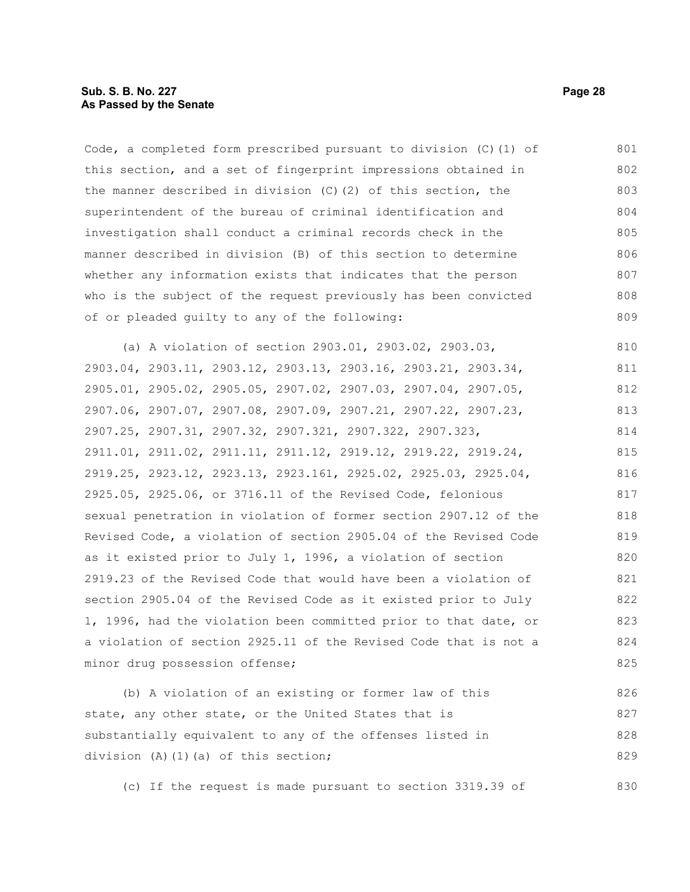Code, a completed form prescribed pursuant to division (C)(1) of this section, and a set of fingerprint impressions obtained in the manner described in division (C)(2) of this section, the superintendent of the bureau of criminal identification and investigation shall conduct a criminal records check in the manner described in division (B) of this section to determine whether any information exists that indicates that the person who is the subject of the request previously has been convicted of or pleaded guilty to any of the following:

(a) A violation of section 2903.01, 2903.02, 2903.03, 2903.04, 2903.11, 2903.12, 2903.13, 2903.16, 2903.21, 2903.34, 2905.01, 2905.02, 2905.05, 2907.02, 2907.03, 2907.04, 2907.05, 2907.06, 2907.07, 2907.08, 2907.09, 2907.21, 2907.22, 2907.23, 2907.25, 2907.31, 2907.32, 2907.321, 2907.322, 2907.323, 2911.01, 2911.02, 2911.11, 2911.12, 2919.12, 2919.22, 2919.24, 2919.25, 2923.12, 2923.13, 2923.161, 2925.02, 2925.03, 2925.04, 2925.05, 2925.06, or 3716.11 of the Revised Code, felonious sexual penetration in violation of former section 2907.12 of the Revised Code, a violation of section 2905.04 of the Revised Code as it existed prior to July 1, 1996, a violation of section 2919.23 of the Revised Code that would have been a violation of section 2905.04 of the Revised Code as it existed prior to July 1, 1996, had the violation been committed prior to that date, or a violation of section 2925.11 of the Revised Code that is not a minor drug possession offense;

(b) A violation of an existing or former law of this state, any other state, or the United States that is substantially equivalent to any of the offenses listed in division (A)(1)(a) of this section;

(c) If the request is made pursuant to section 3319.39 of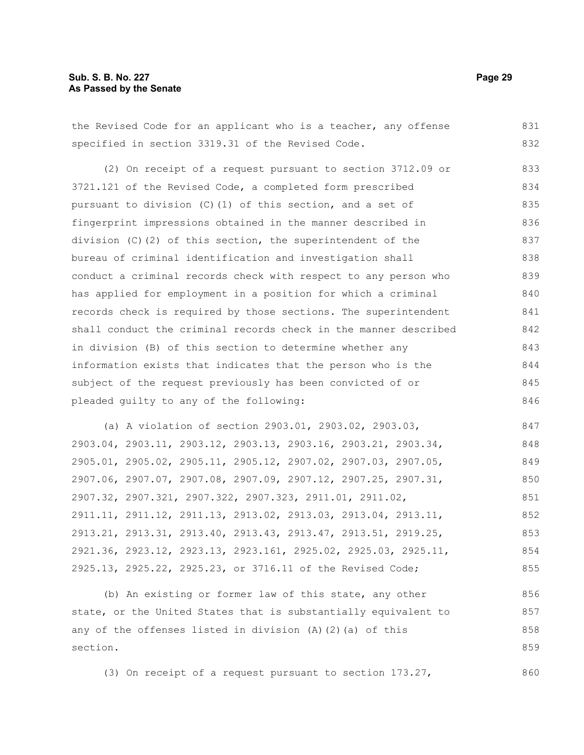the Revised Code for an applicant who is a teacher, any offense specified in section 3319.31 of the Revised Code.

(2) On receipt of a request pursuant to section 3712.09 or 3721.121 of the Revised Code, a completed form prescribed pursuant to division (C)(1) of this section, and a set of fingerprint impressions obtained in the manner described in division (C)(2) of this section, the superintendent of the bureau of criminal identification and investigation shall conduct a criminal records check with respect to any person who has applied for employment in a position for which a criminal records check is required by those sections. The superintendent shall conduct the criminal records check in the manner described in division (B) of this section to determine whether any information exists that indicates that the person who is the subject of the request previously has been convicted of or pleaded guilty to any of the following:

(a) A violation of section 2903.01, 2903.02, 2903.03, 2903.04, 2903.11, 2903.12, 2903.13, 2903.16, 2903.21, 2903.34, 2905.01, 2905.02, 2905.11, 2905.12, 2907.02, 2907.03, 2907.05, 2907.06, 2907.07, 2907.08, 2907.09, 2907.12, 2907.25, 2907.31, 2907.32, 2907.321, 2907.322, 2907.323, 2911.01, 2911.02, 2911.11, 2911.12, 2911.13, 2913.02, 2913.03, 2913.04, 2913.11, 2913.21, 2913.31, 2913.40, 2913.43, 2913.47, 2913.51, 2919.25, 2921.36, 2923.12, 2923.13, 2923.161, 2925.02, 2925.03, 2925.11, 2925.13, 2925.22, 2925.23, or 3716.11 of the Revised Code;

(b) An existing or former law of this state, any other state, or the United States that is substantially equivalent to any of the offenses listed in division (A)(2)(a) of this section.

(3) On receipt of a request pursuant to section 173.27,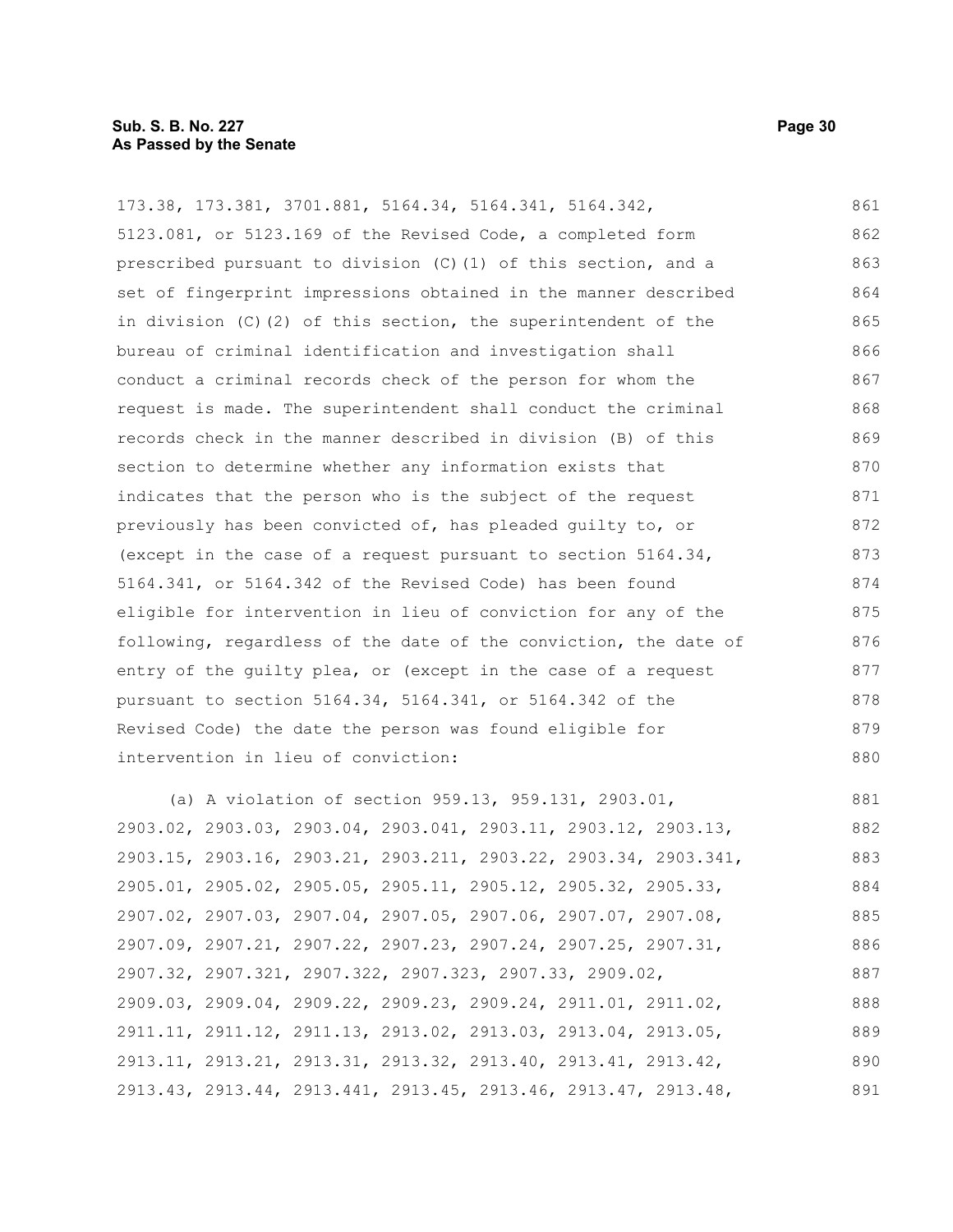173.38, 173.381, 3701.881, 5164.34, 5164.341, 5164.342, 5123.081, or 5123.169 of the Revised Code, a completed form prescribed pursuant to division (C)(1) of this section, and a set of fingerprint impressions obtained in the manner described in division (C)(2) of this section, the superintendent of the bureau of criminal identification and investigation shall conduct a criminal records check of the person for whom the request is made. The superintendent shall conduct the criminal records check in the manner described in division (B) of this section to determine whether any information exists that indicates that the person who is the subject of the request previously has been convicted of, has pleaded guilty to, or (except in the case of a request pursuant to section 5164.34, 5164.341, or 5164.342 of the Revised Code) has been found eligible for intervention in lieu of conviction for any of the following, regardless of the date of the conviction, the date of entry of the guilty plea, or (except in the case of a request pursuant to section 5164.34, 5164.341, or 5164.342 of the Revised Code) the date the person was found eligible for intervention in lieu of conviction:

(a) A violation of section 959.13, 959.131, 2903.01, 2903.02, 2903.03, 2903.04, 2903.041, 2903.11, 2903.12, 2903.13, 2903.15, 2903.16, 2903.21, 2903.211, 2903.22, 2903.34, 2903.341, 2905.01, 2905.02, 2905.05, 2905.11, 2905.12, 2905.32, 2905.33, 2907.02, 2907.03, 2907.04, 2907.05, 2907.06, 2907.07, 2907.08, 2907.09, 2907.21, 2907.22, 2907.23, 2907.24, 2907.25, 2907.31, 2907.32, 2907.321, 2907.322, 2907.323, 2907.33, 2909.02, 2909.03, 2909.04, 2909.22, 2909.23, 2909.24, 2911.01, 2911.02, 2911.11, 2911.12, 2911.13, 2913.02, 2913.03, 2913.04, 2913.05, 2913.11, 2913.21, 2913.31, 2913.32, 2913.40, 2913.41, 2913.42, 2913.43, 2913.44, 2913.441, 2913.45, 2913.46, 2913.47, 2913.48,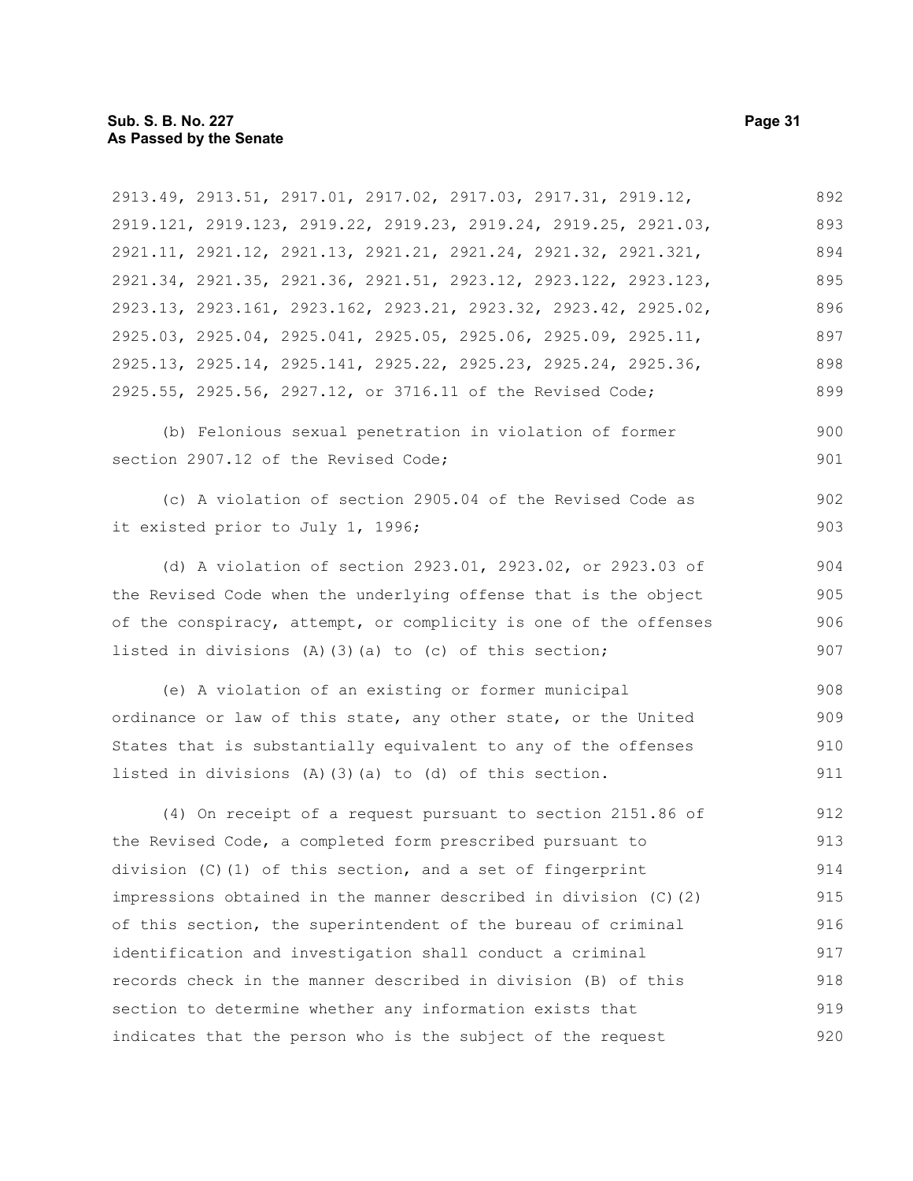2913.49, 2913.51, 2917.01, 2917.02, 2917.03, 2917.31, 2919.12, 2919.121, 2919.123, 2919.22, 2919.23, 2919.24, 2919.25, 2921.03, 2921.11, 2921.12, 2921.13, 2921.21, 2921.24, 2921.32, 2921.321, 2921.34, 2921.35, 2921.36, 2921.51, 2923.12, 2923.122, 2923.123, 2923.13, 2923.161, 2923.162, 2923.21, 2923.32, 2923.42, 2925.02, 2925.03, 2925.04, 2925.041, 2925.05, 2925.06, 2925.09, 2925.11, 2925.13, 2925.14, 2925.141, 2925.22, 2925.23, 2925.24, 2925.36, 2925.55, 2925.56, 2927.12, or 3716.11 of the Revised Code;

(b) Felonious sexual penetration in violation of former section 2907.12 of the Revised Code;

(c) A violation of section 2905.04 of the Revised Code as it existed prior to July 1, 1996;

(d) A violation of section 2923.01, 2923.02, or 2923.03 of the Revised Code when the underlying offense that is the object of the conspiracy, attempt, or complicity is one of the offenses listed in divisions (A)(3)(a) to (c) of this section;

(e) A violation of an existing or former municipal ordinance or law of this state, any other state, or the United States that is substantially equivalent to any of the offenses listed in divisions (A)(3)(a) to (d) of this section.

(4) On receipt of a request pursuant to section 2151.86 of the Revised Code, a completed form prescribed pursuant to division (C)(1) of this section, and a set of fingerprint impressions obtained in the manner described in division (C)(2) of this section, the superintendent of the bureau of criminal identification and investigation shall conduct a criminal records check in the manner described in division (B) of this section to determine whether any information exists that indicates that the person who is the subject of the request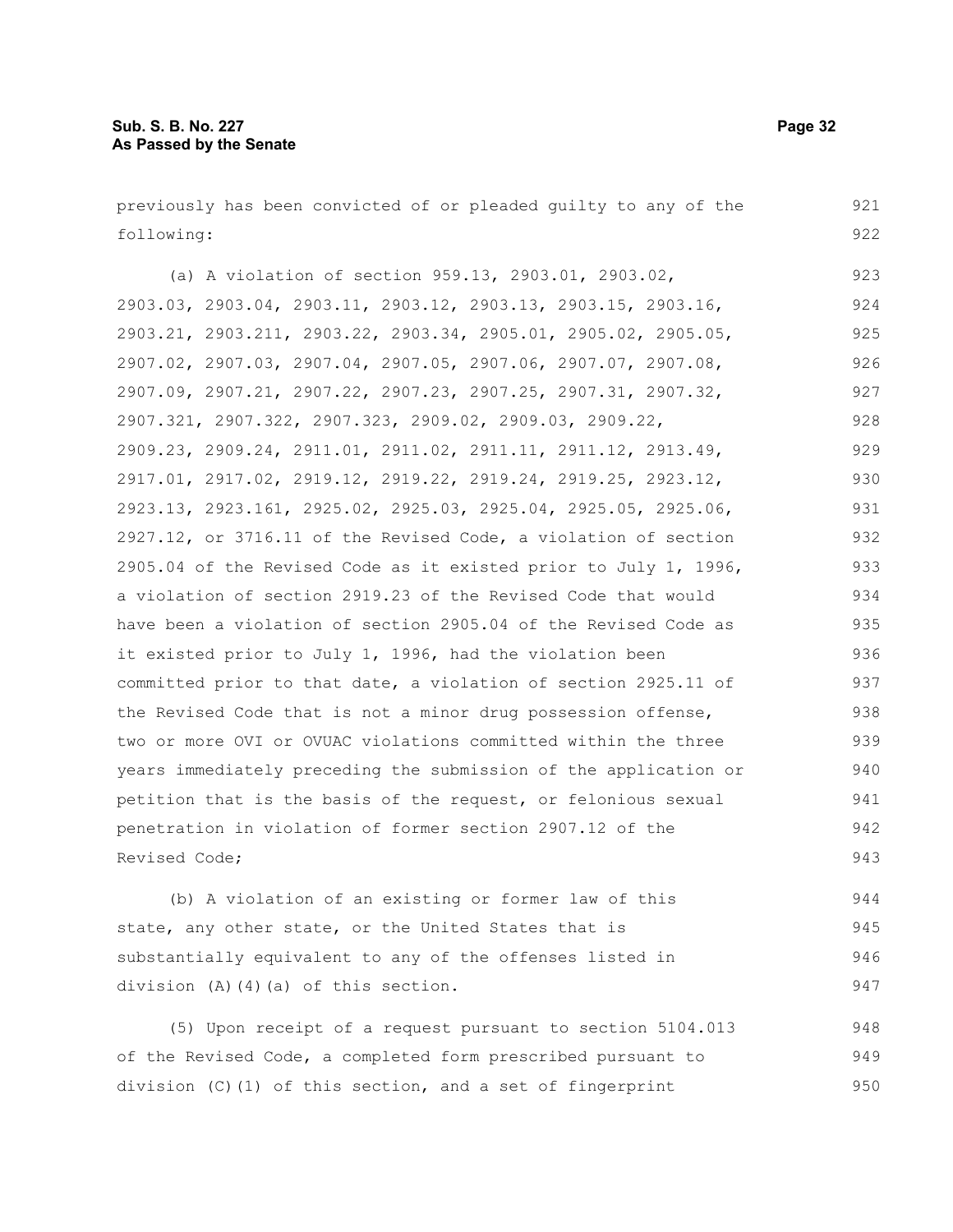previously has been convicted of or pleaded guilty to any of the following:

(a) A violation of section 959.13, 2903.01, 2903.02, 2903.03, 2903.04, 2903.11, 2903.12, 2903.13, 2903.15, 2903.16, 2903.21, 2903.211, 2903.22, 2903.34, 2905.01, 2905.02, 2905.05, 2907.02, 2907.03, 2907.04, 2907.05, 2907.06, 2907.07, 2907.08, 2907.09, 2907.21, 2907.22, 2907.23, 2907.25, 2907.31, 2907.32, 2907.321, 2907.322, 2907.323, 2909.02, 2909.03, 2909.22, 2909.23, 2909.24, 2911.01, 2911.02, 2911.11, 2911.12, 2913.49, 2917.01, 2917.02, 2919.12, 2919.22, 2919.24, 2919.25, 2923.12, 2923.13, 2923.161, 2925.02, 2925.03, 2925.04, 2925.05, 2925.06, 2927.12, or 3716.11 of the Revised Code, a violation of section 2905.04 of the Revised Code as it existed prior to July 1, 1996, a violation of section 2919.23 of the Revised Code that would have been a violation of section 2905.04 of the Revised Code as it existed prior to July 1, 1996, had the violation been committed prior to that date, a violation of section 2925.11 of the Revised Code that is not a minor drug possession offense, two or more OVI or OVUAC violations committed within the three years immediately preceding the submission of the application or petition that is the basis of the request, or felonious sexual penetration in violation of former section 2907.12 of the Revised Code;

(b) A violation of an existing or former law of this state, any other state, or the United States that is substantially equivalent to any of the offenses listed in division (A)(4)(a) of this section.

(5) Upon receipt of a request pursuant to section 5104.013 of the Revised Code, a completed form prescribed pursuant to division (C)(1) of this section, and a set of fingerprint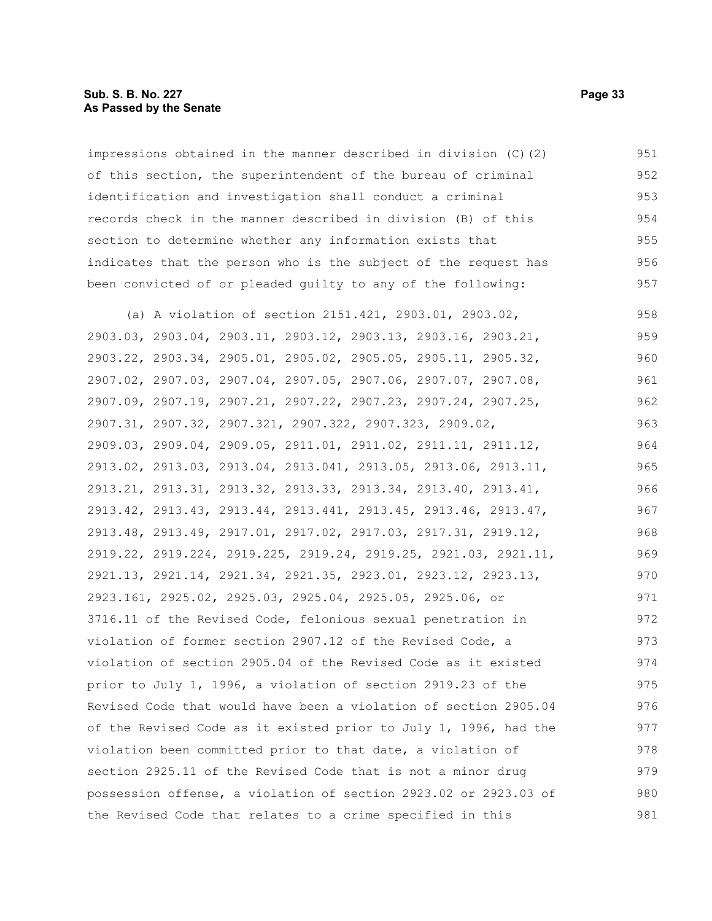impressions obtained in the manner described in division (C)(2) of this section, the superintendent of the bureau of criminal identification and investigation shall conduct a criminal records check in the manner described in division (B) of this section to determine whether any information exists that indicates that the person who is the subject of the request has been convicted of or pleaded guilty to any of the following:

(a) A violation of section 2151.421, 2903.01, 2903.02, 2903.03, 2903.04, 2903.11, 2903.12, 2903.13, 2903.16, 2903.21, 2903.22, 2903.34, 2905.01, 2905.02, 2905.05, 2905.11, 2905.32, 2907.02, 2907.03, 2907.04, 2907.05, 2907.06, 2907.07, 2907.08, 2907.09, 2907.19, 2907.21, 2907.22, 2907.23, 2907.24, 2907.25, 2907.31, 2907.32, 2907.321, 2907.322, 2907.323, 2909.02, 2909.03, 2909.04, 2909.05, 2911.01, 2911.02, 2911.11, 2911.12, 2913.02, 2913.03, 2913.04, 2913.041, 2913.05, 2913.06, 2913.11, 2913.21, 2913.31, 2913.32, 2913.33, 2913.34, 2913.40, 2913.41, 2913.42, 2913.43, 2913.44, 2913.441, 2913.45, 2913.46, 2913.47, 2913.48, 2913.49, 2917.01, 2917.02, 2917.03, 2917.31, 2919.12, 2919.22, 2919.224, 2919.225, 2919.24, 2919.25, 2921.03, 2921.11, 2921.13, 2921.14, 2921.34, 2921.35, 2923.01, 2923.12, 2923.13, 2923.161, 2925.02, 2925.03, 2925.04, 2925.05, 2925.06, or 3716.11 of the Revised Code, felonious sexual penetration in violation of former section 2907.12 of the Revised Code, a violation of section 2905.04 of the Revised Code as it existed prior to July 1, 1996, a violation of section 2919.23 of the Revised Code that would have been a violation of section 2905.04 of the Revised Code as it existed prior to July 1, 1996, had the violation been committed prior to that date, a violation of section 2925.11 of the Revised Code that is not a minor drug possession offense, a violation of section 2923.02 or 2923.03 of the Revised Code that relates to a crime specified in this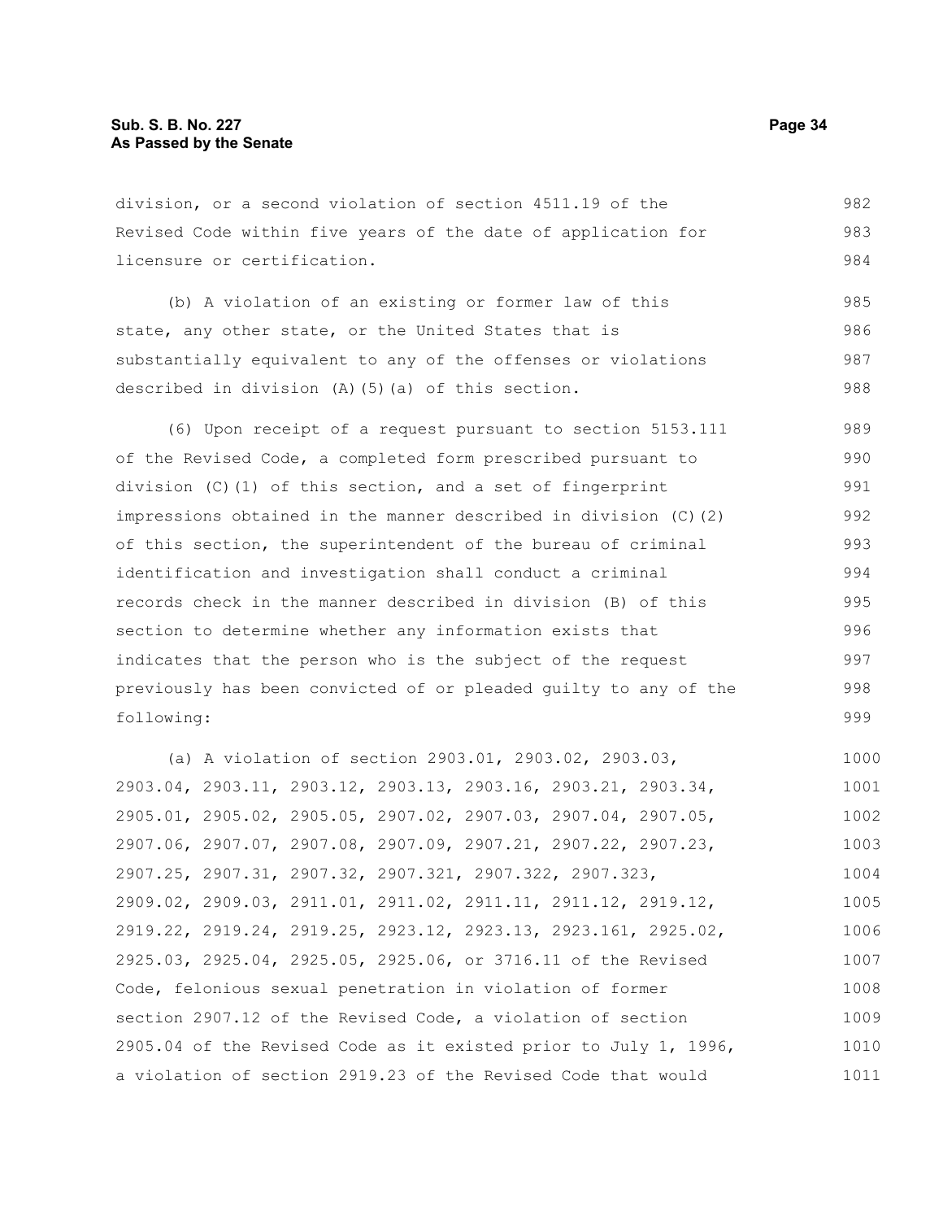division, or a second violation of section 4511.19 of the Revised Code within five years of the date of application for licensure or certification.

(b) A violation of an existing or former law of this state, any other state, or the United States that is substantially equivalent to any of the offenses or violations described in division (A)(5)(a) of this section.

(6) Upon receipt of a request pursuant to section 5153.111 of the Revised Code, a completed form prescribed pursuant to division (C)(1) of this section, and a set of fingerprint impressions obtained in the manner described in division (C)(2) of this section, the superintendent of the bureau of criminal identification and investigation shall conduct a criminal records check in the manner described in division (B) of this section to determine whether any information exists that indicates that the person who is the subject of the request previously has been convicted of or pleaded guilty to any of the following:

(a) A violation of section 2903.01, 2903.02, 2903.03, 2903.04, 2903.11, 2903.12, 2903.13, 2903.16, 2903.21, 2903.34, 2905.01, 2905.02, 2905.05, 2907.02, 2907.03, 2907.04, 2907.05, 2907.06, 2907.07, 2907.08, 2907.09, 2907.21, 2907.22, 2907.23, 2907.25, 2907.31, 2907.32, 2907.321, 2907.322, 2907.323, 2909.02, 2909.03, 2911.01, 2911.02, 2911.11, 2911.12, 2919.12, 2919.22, 2919.24, 2919.25, 2923.12, 2923.13, 2923.161, 2925.02, 2925.03, 2925.04, 2925.05, 2925.06, or 3716.11 of the Revised Code, felonious sexual penetration in violation of former section 2907.12 of the Revised Code, a violation of section 2905.04 of the Revised Code as it existed prior to July 1, 1996, a violation of section 2919.23 of the Revised Code that would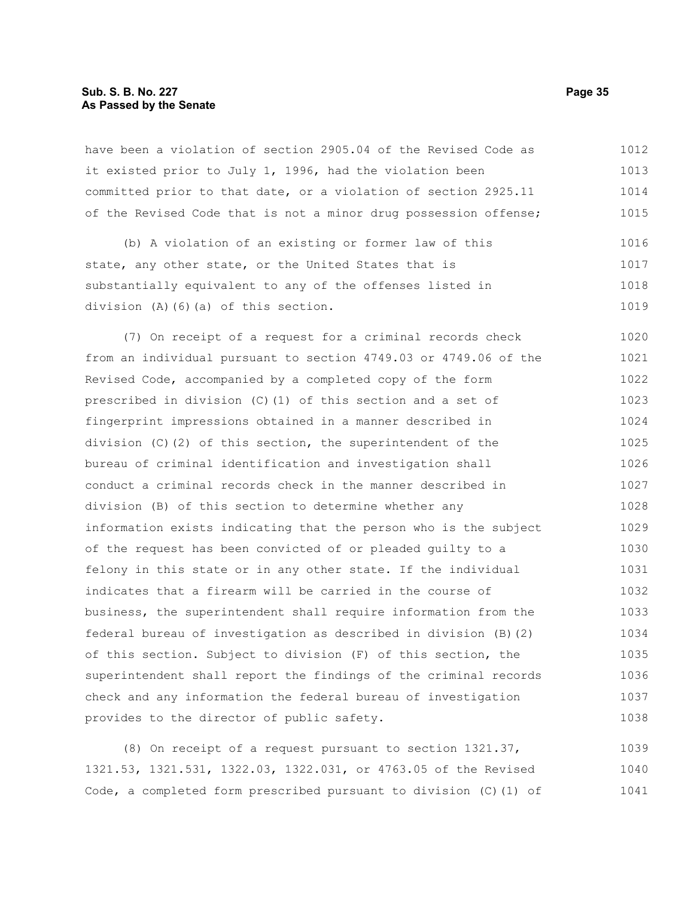have been a violation of section 2905.04 of the Revised Code as it existed prior to July 1, 1996, had the violation been committed prior to that date, or a violation of section 2925.11 of the Revised Code that is not a minor drug possession offense;

(b) A violation of an existing or former law of this state, any other state, or the United States that is substantially equivalent to any of the offenses listed in division (A)(6)(a) of this section.

(7) On receipt of a request for a criminal records check from an individual pursuant to section 4749.03 or 4749.06 of the Revised Code, accompanied by a completed copy of the form prescribed in division (C)(1) of this section and a set of fingerprint impressions obtained in a manner described in division (C)(2) of this section, the superintendent of the bureau of criminal identification and investigation shall conduct a criminal records check in the manner described in division (B) of this section to determine whether any information exists indicating that the person who is the subject of the request has been convicted of or pleaded guilty to a felony in this state or in any other state. If the individual indicates that a firearm will be carried in the course of business, the superintendent shall require information from the federal bureau of investigation as described in division (B)(2) of this section. Subject to division (F) of this section, the superintendent shall report the findings of the criminal records check and any information the federal bureau of investigation provides to the director of public safety.

(8) On receipt of a request pursuant to section 1321.37, 1321.53, 1321.531, 1322.03, 1322.031, or 4763.05 of the Revised Code, a completed form prescribed pursuant to division (C)(1) of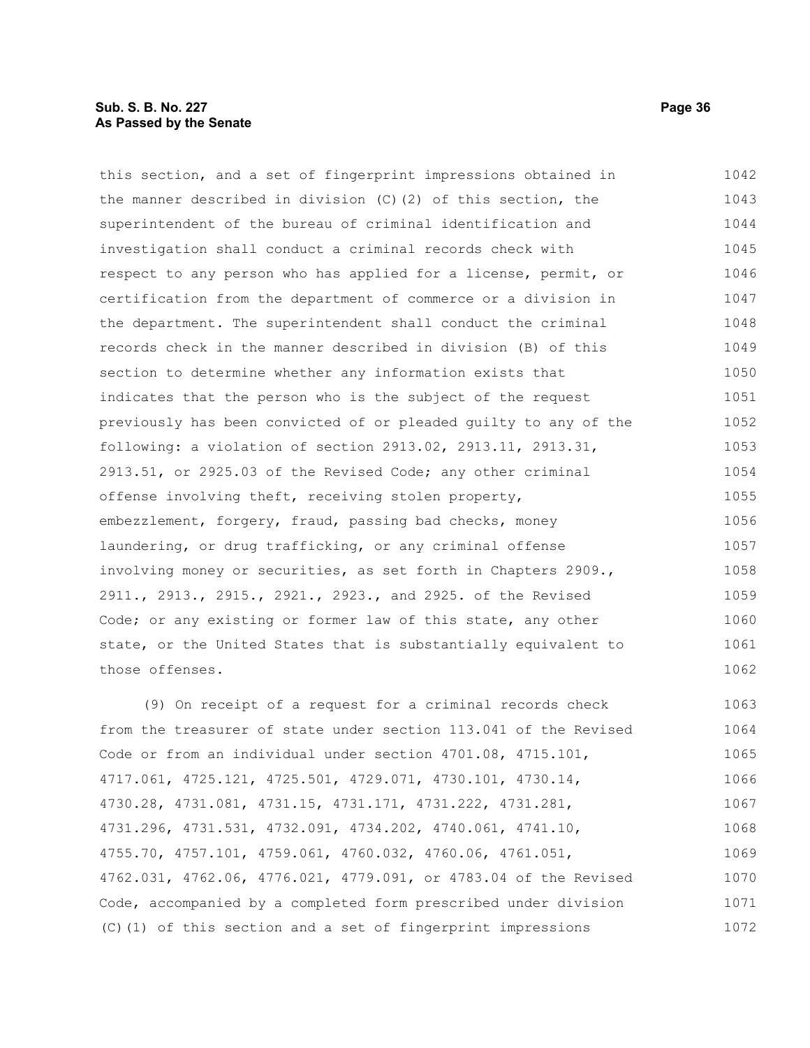this section, and a set of fingerprint impressions obtained in the manner described in division (C)(2) of this section, the superintendent of the bureau of criminal identification and investigation shall conduct a criminal records check with respect to any person who has applied for a license, permit, or certification from the department of commerce or a division in the department. The superintendent shall conduct the criminal records check in the manner described in division (B) of this section to determine whether any information exists that indicates that the person who is the subject of the request previously has been convicted of or pleaded guilty to any of the following: a violation of section 2913.02, 2913.11, 2913.31, 2913.51, or 2925.03 of the Revised Code; any other criminal offense involving theft, receiving stolen property, embezzlement, forgery, fraud, passing bad checks, money laundering, or drug trafficking, or any criminal offense involving money or securities, as set forth in Chapters 2909., 2911., 2913., 2915., 2921., 2923., and 2925. of the Revised Code; or any existing or former law of this state, any other state, or the United States that is substantially equivalent to those offenses.

(9) On receipt of a request for a criminal records check from the treasurer of state under section 113.041 of the Revised Code or from an individual under section 4701.08, 4715.101, 4717.061, 4725.121, 4725.501, 4729.071, 4730.101, 4730.14, 4730.28, 4731.081, 4731.15, 4731.171, 4731.222, 4731.281, 4731.296, 4731.531, 4732.091, 4734.202, 4740.061, 4741.10, 4755.70, 4757.101, 4759.061, 4760.032, 4760.06, 4761.051, 4762.031, 4762.06, 4776.021, 4779.091, or 4783.04 of the Revised Code, accompanied by a completed form prescribed under division (C)(1) of this section and a set of fingerprint impressions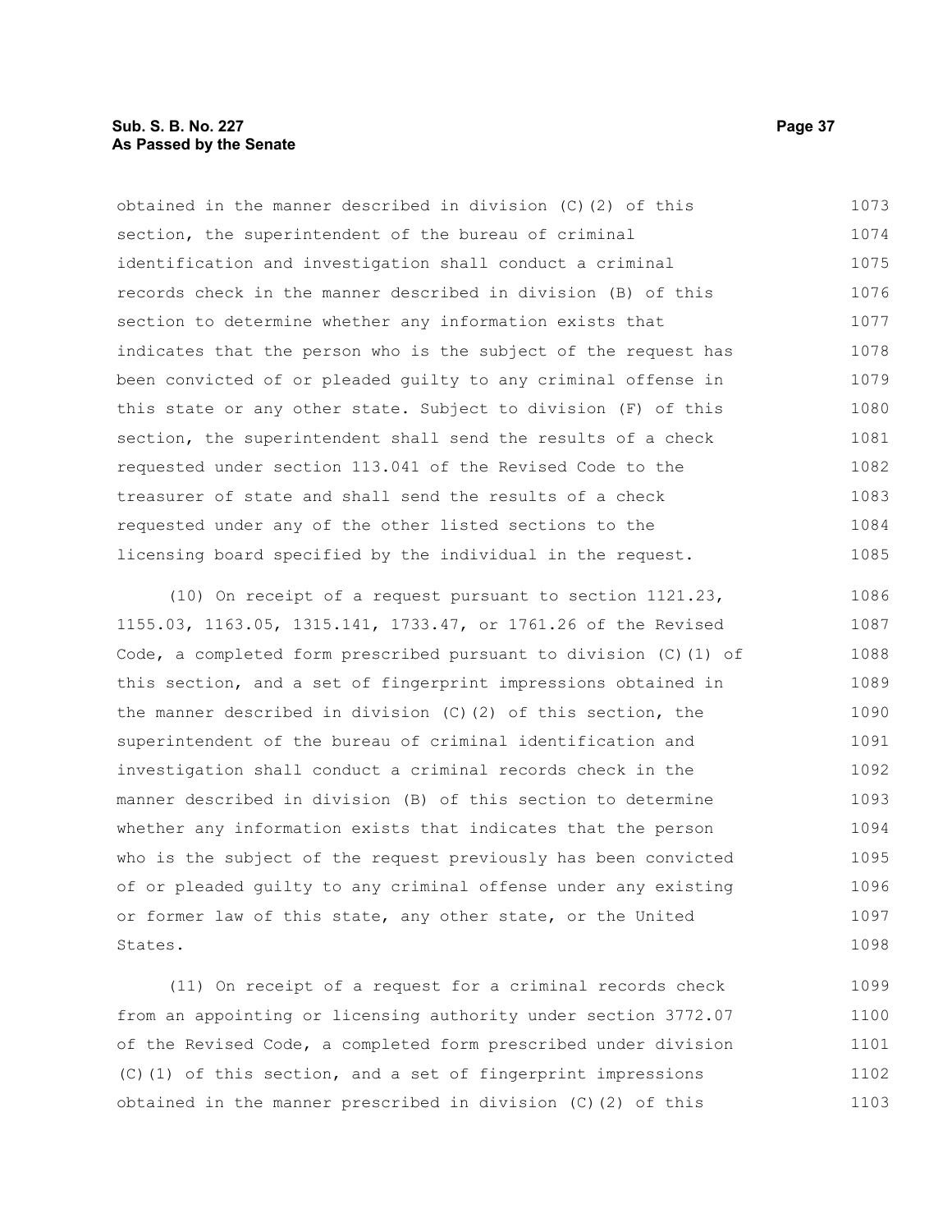obtained in the manner described in division (C)(2) of this section, the superintendent of the bureau of criminal identification and investigation shall conduct a criminal records check in the manner described in division (B) of this section to determine whether any information exists that indicates that the person who is the subject of the request has been convicted of or pleaded guilty to any criminal offense in this state or any other state. Subject to division (F) of this section, the superintendent shall send the results of a check requested under section 113.041 of the Revised Code to the treasurer of state and shall send the results of a check requested under any of the other listed sections to the licensing board specified by the individual in the request.

(10) On receipt of a request pursuant to section 1121.23, 1155.03, 1163.05, 1315.141, 1733.47, or 1761.26 of the Revised Code, a completed form prescribed pursuant to division (C)(1) of this section, and a set of fingerprint impressions obtained in the manner described in division (C)(2) of this section, the superintendent of the bureau of criminal identification and investigation shall conduct a criminal records check in the manner described in division (B) of this section to determine whether any information exists that indicates that the person who is the subject of the request previously has been convicted of or pleaded guilty to any criminal offense under any existing or former law of this state, any other state, or the United States.

(11) On receipt of a request for a criminal records check from an appointing or licensing authority under section 3772.07 of the Revised Code, a completed form prescribed under division (C)(1) of this section, and a set of fingerprint impressions obtained in the manner prescribed in division (C)(2) of this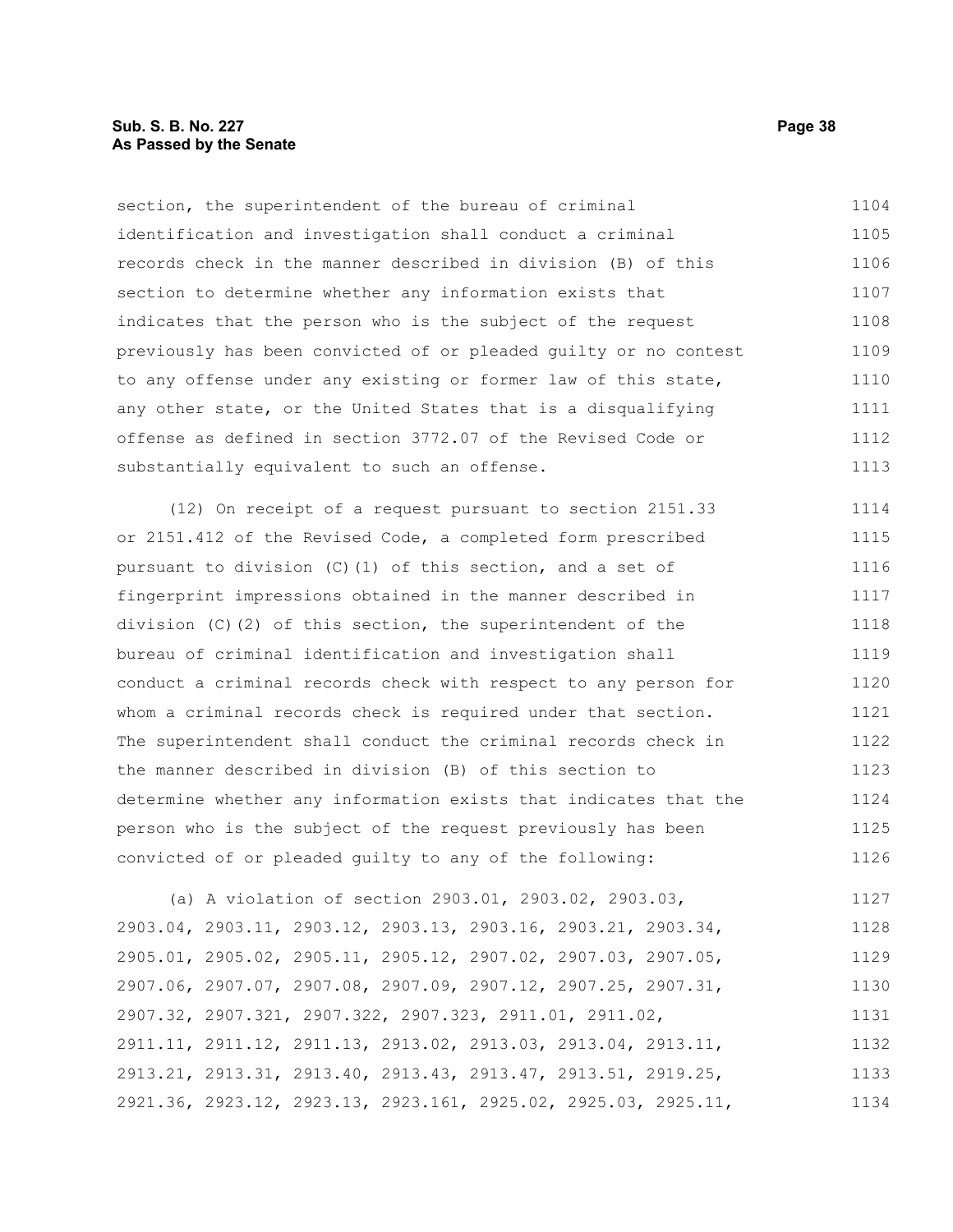section, the superintendent of the bureau of criminal identification and investigation shall conduct a criminal records check in the manner described in division (B) of this section to determine whether any information exists that indicates that the person who is the subject of the request previously has been convicted of or pleaded guilty or no contest to any offense under any existing or former law of this state, any other state, or the United States that is a disqualifying offense as defined in section 3772.07 of the Revised Code or substantially equivalent to such an offense.

(12) On receipt of a request pursuant to section 2151.33 or 2151.412 of the Revised Code, a completed form prescribed pursuant to division (C)(1) of this section, and a set of fingerprint impressions obtained in the manner described in division (C)(2) of this section, the superintendent of the bureau of criminal identification and investigation shall conduct a criminal records check with respect to any person for whom a criminal records check is required under that section. The superintendent shall conduct the criminal records check in the manner described in division (B) of this section to determine whether any information exists that indicates that the person who is the subject of the request previously has been convicted of or pleaded guilty to any of the following:

(a) A violation of section 2903.01, 2903.02, 2903.03, 2903.04, 2903.11, 2903.12, 2903.13, 2903.16, 2903.21, 2903.34, 2905.01, 2905.02, 2905.11, 2905.12, 2907.02, 2907.03, 2907.05, 2907.06, 2907.07, 2907.08, 2907.09, 2907.12, 2907.25, 2907.31, 2907.32, 2907.321, 2907.322, 2907.323, 2911.01, 2911.02, 2911.11, 2911.12, 2911.13, 2913.02, 2913.03, 2913.04, 2913.11, 2913.21, 2913.31, 2913.40, 2913.43, 2913.47, 2913.51, 2919.25, 2921.36, 2923.12, 2923.13, 2923.161, 2925.02, 2925.03, 2925.11,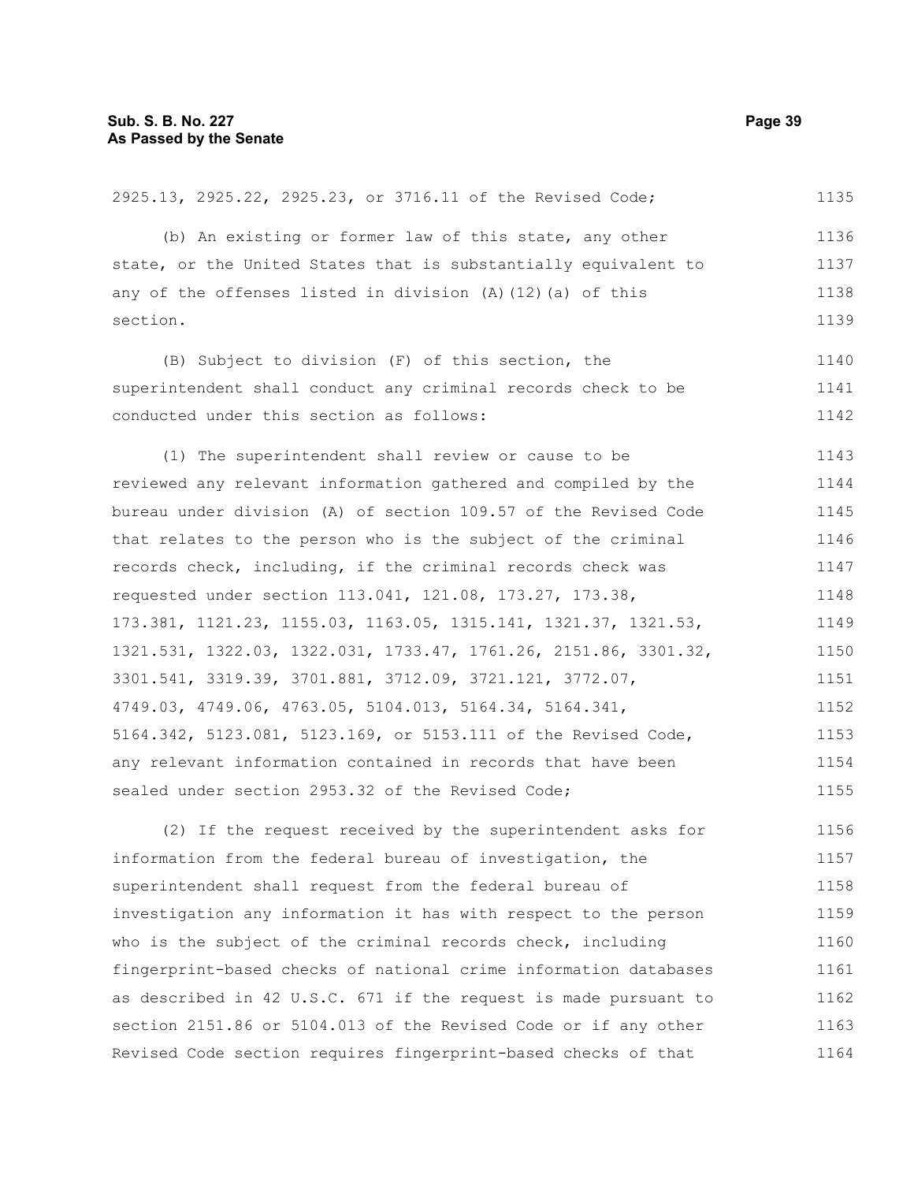2925.13, 2925.22, 2925.23, or 3716.11 of the Revised Code;

(b) An existing or former law of this state, any other state, or the United States that is substantially equivalent to any of the offenses listed in division (A)(12)(a) of this section.

(B) Subject to division (F) of this section, the superintendent shall conduct any criminal records check to be conducted under this section as follows:

(1) The superintendent shall review or cause to be reviewed any relevant information gathered and compiled by the bureau under division (A) of section 109.57 of the Revised Code that relates to the person who is the subject of the criminal records check, including, if the criminal records check was requested under section 113.041, 121.08, 173.27, 173.38, 173.381, 1121.23, 1155.03, 1163.05, 1315.141, 1321.37, 1321.53, 1321.531, 1322.03, 1322.031, 1733.47, 1761.26, 2151.86, 3301.32, 3301.541, 3319.39, 3701.881, 3712.09, 3721.121, 3772.07, 4749.03, 4749.06, 4763.05, 5104.013, 5164.34, 5164.341, 5164.342, 5123.081, 5123.169, or 5153.111 of the Revised Code, any relevant information contained in records that have been sealed under section 2953.32 of the Revised Code;

(2) If the request received by the superintendent asks for information from the federal bureau of investigation, the superintendent shall request from the federal bureau of investigation any information it has with respect to the person who is the subject of the criminal records check, including fingerprint-based checks of national crime information databases as described in 42 U.S.C. 671 if the request is made pursuant to section 2151.86 or 5104.013 of the Revised Code or if any other Revised Code section requires fingerprint-based checks of that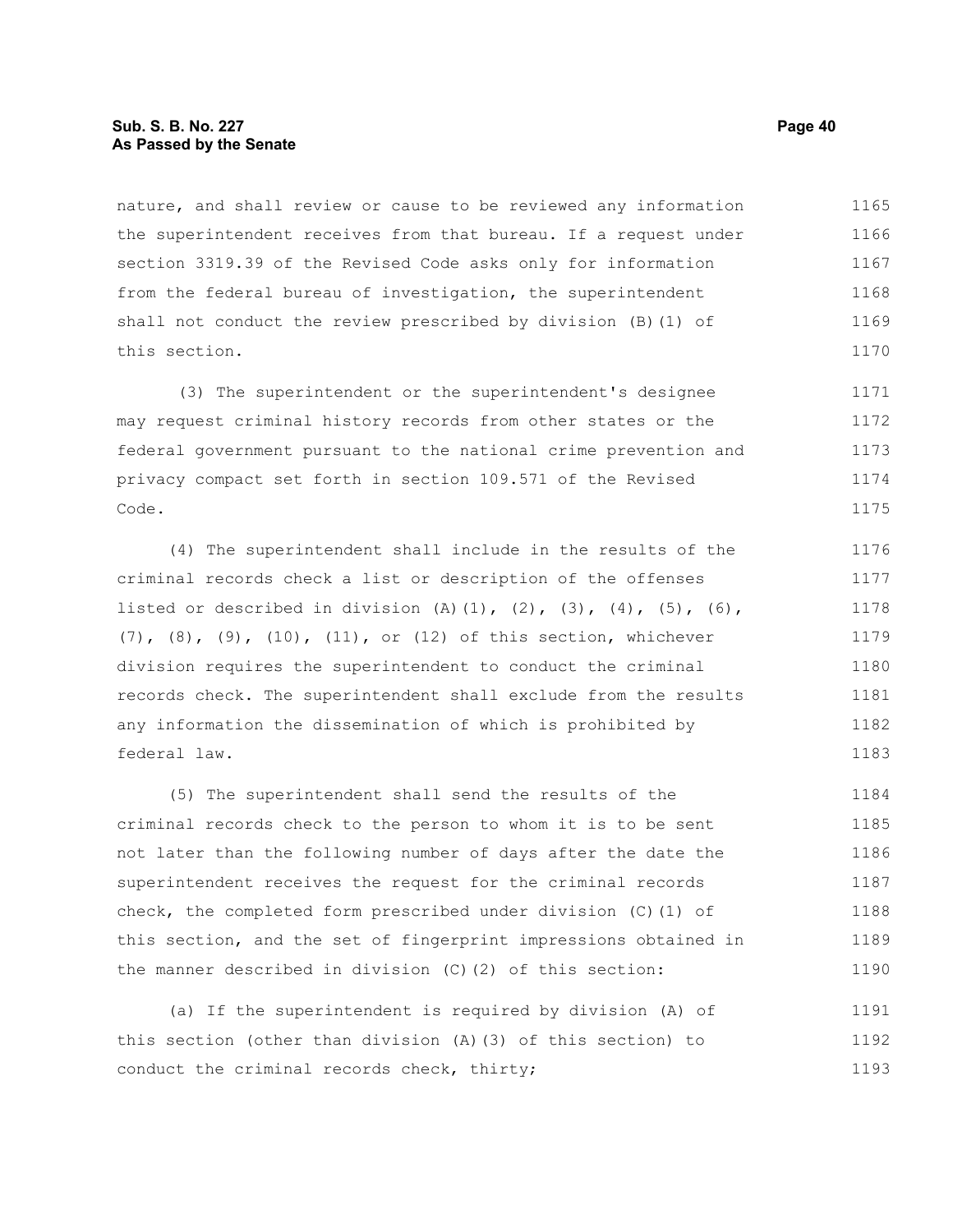nature, and shall review or cause to be reviewed any information the superintendent receives from that bureau. If a request under section 3319.39 of the Revised Code asks only for information from the federal bureau of investigation, the superintendent shall not conduct the review prescribed by division (B)(1) of this section.

(3) The superintendent or the superintendent's designee may request criminal history records from other states or the federal government pursuant to the national crime prevention and privacy compact set forth in section 109.571 of the Revised Code.

(4) The superintendent shall include in the results of the criminal records check a list or description of the offenses listed or described in division (A)(1), (2), (3), (4), (5), (6), (7), (8), (9), (10), (11), or (12) of this section, whichever division requires the superintendent to conduct the criminal records check. The superintendent shall exclude from the results any information the dissemination of which is prohibited by federal law.

(5) The superintendent shall send the results of the criminal records check to the person to whom it is to be sent not later than the following number of days after the date the superintendent receives the request for the criminal records check, the completed form prescribed under division (C)(1) of this section, and the set of fingerprint impressions obtained in the manner described in division (C)(2) of this section:

(a) If the superintendent is required by division (A) of this section (other than division (A)(3) of this section) to conduct the criminal records check, thirty;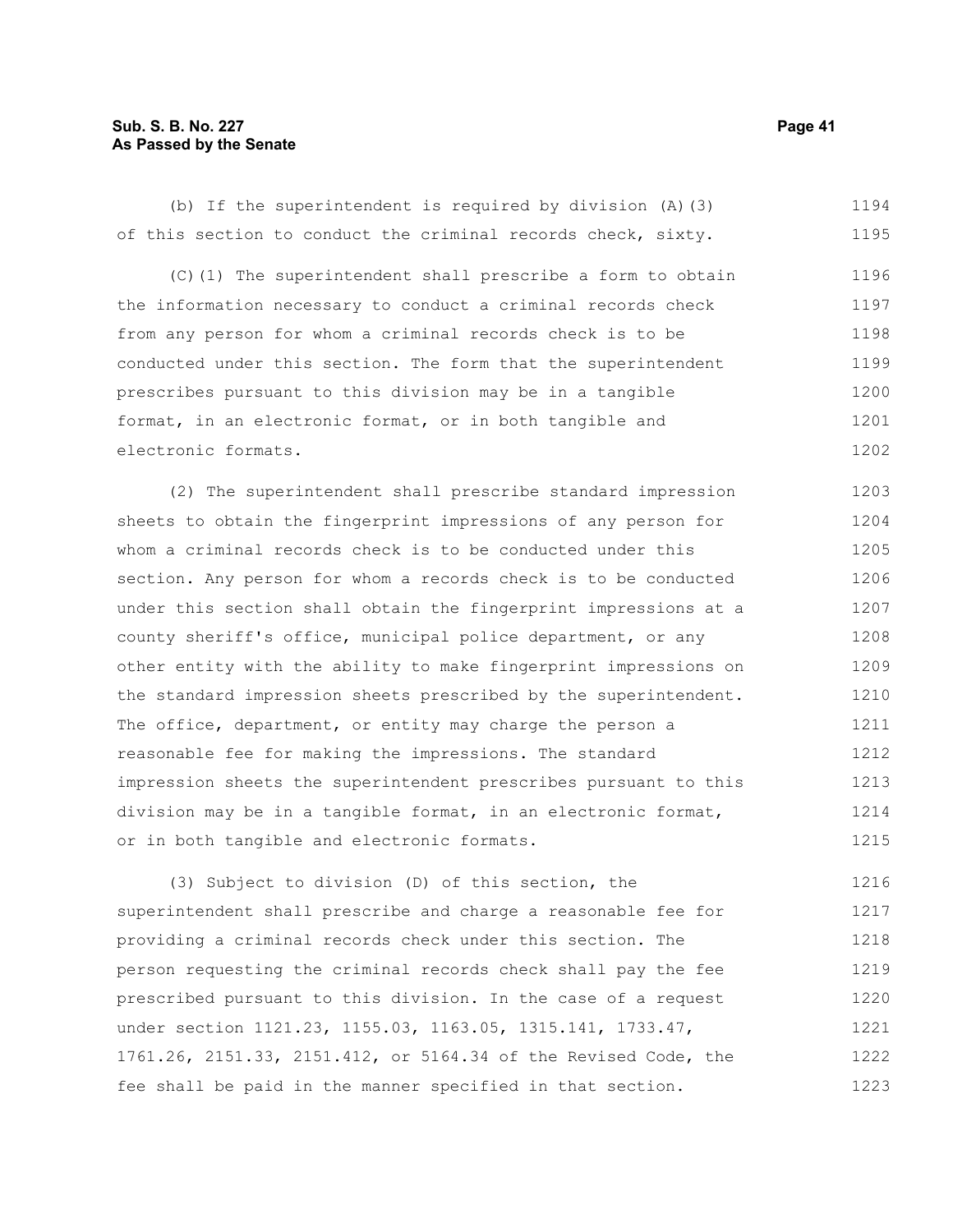(b) If the superintendent is required by division (A)(3) of this section to conduct the criminal records check, sixty.

(C)(1) The superintendent shall prescribe a form to obtain the information necessary to conduct a criminal records check from any person for whom a criminal records check is to be conducted under this section. The form that the superintendent prescribes pursuant to this division may be in a tangible format, in an electronic format, or in both tangible and electronic formats.

(2) The superintendent shall prescribe standard impression sheets to obtain the fingerprint impressions of any person for whom a criminal records check is to be conducted under this section. Any person for whom a records check is to be conducted under this section shall obtain the fingerprint impressions at a county sheriff's office, municipal police department, or any other entity with the ability to make fingerprint impressions on the standard impression sheets prescribed by the superintendent. The office, department, or entity may charge the person a reasonable fee for making the impressions. The standard impression sheets the superintendent prescribes pursuant to this division may be in a tangible format, in an electronic format, or in both tangible and electronic formats.

(3) Subject to division (D) of this section, the superintendent shall prescribe and charge a reasonable fee for providing a criminal records check under this section. The person requesting the criminal records check shall pay the fee prescribed pursuant to this division. In the case of a request under section 1121.23, 1155.03, 1163.05, 1315.141, 1733.47, 1761.26, 2151.33, 2151.412, or 5164.34 of the Revised Code, the fee shall be paid in the manner specified in that section.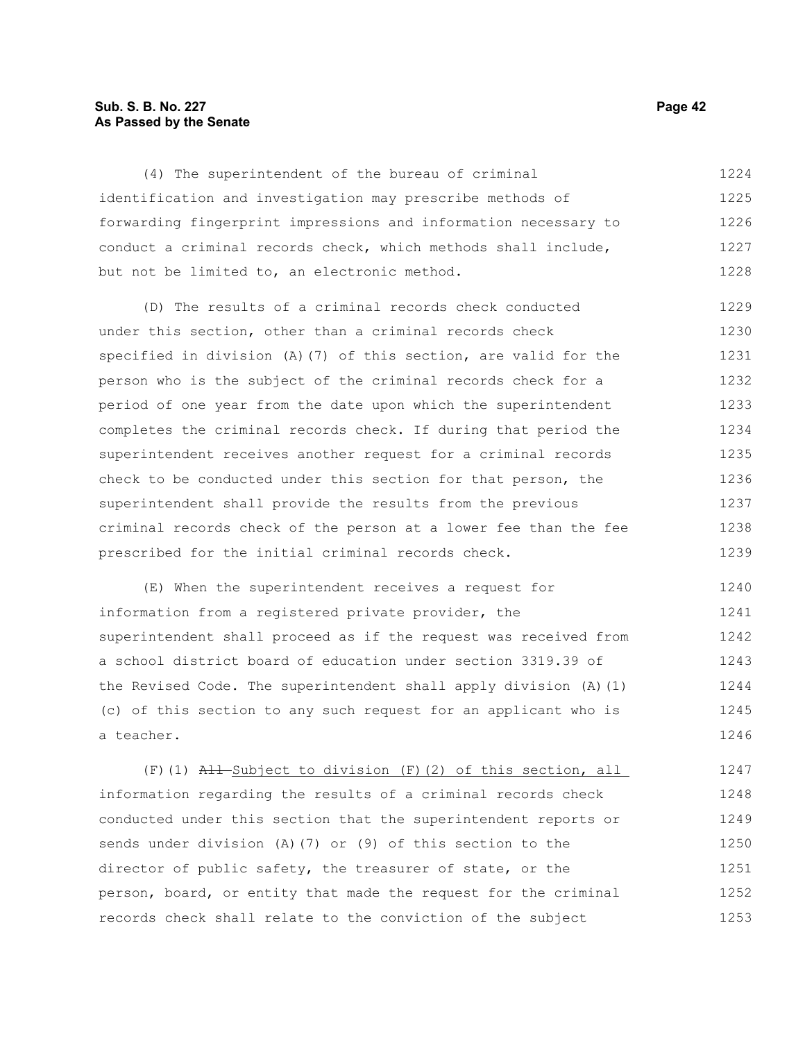(4) The superintendent of the bureau of criminal identification and investigation may prescribe methods of forwarding fingerprint impressions and information necessary to conduct a criminal records check, which methods shall include, but not be limited to, an electronic method.

(D) The results of a criminal records check conducted under this section, other than a criminal records check specified in division (A)(7) of this section, are valid for the person who is the subject of the criminal records check for a period of one year from the date upon which the superintendent completes the criminal records check. If during that period the superintendent receives another request for a criminal records check to be conducted under this section for that person, the superintendent shall provide the results from the previous criminal records check of the person at a lower fee than the fee prescribed for the initial criminal records check.

(E) When the superintendent receives a request for information from a registered private provider, the superintendent shall proceed as if the request was received from a school district board of education under section 3319.39 of the Revised Code. The superintendent shall apply division (A)(1)(c) of this section to any such request for an applicant who is a teacher.

(F)(1) ~~All~~ Subject to division (F)(2) of this section, all information regarding the results of a criminal records check conducted under this section that the superintendent reports or sends under division (A)(7) or (9) of this section to the director of public safety, the treasurer of state, or the person, board, or entity that made the request for the criminal records check shall relate to the conviction of the subject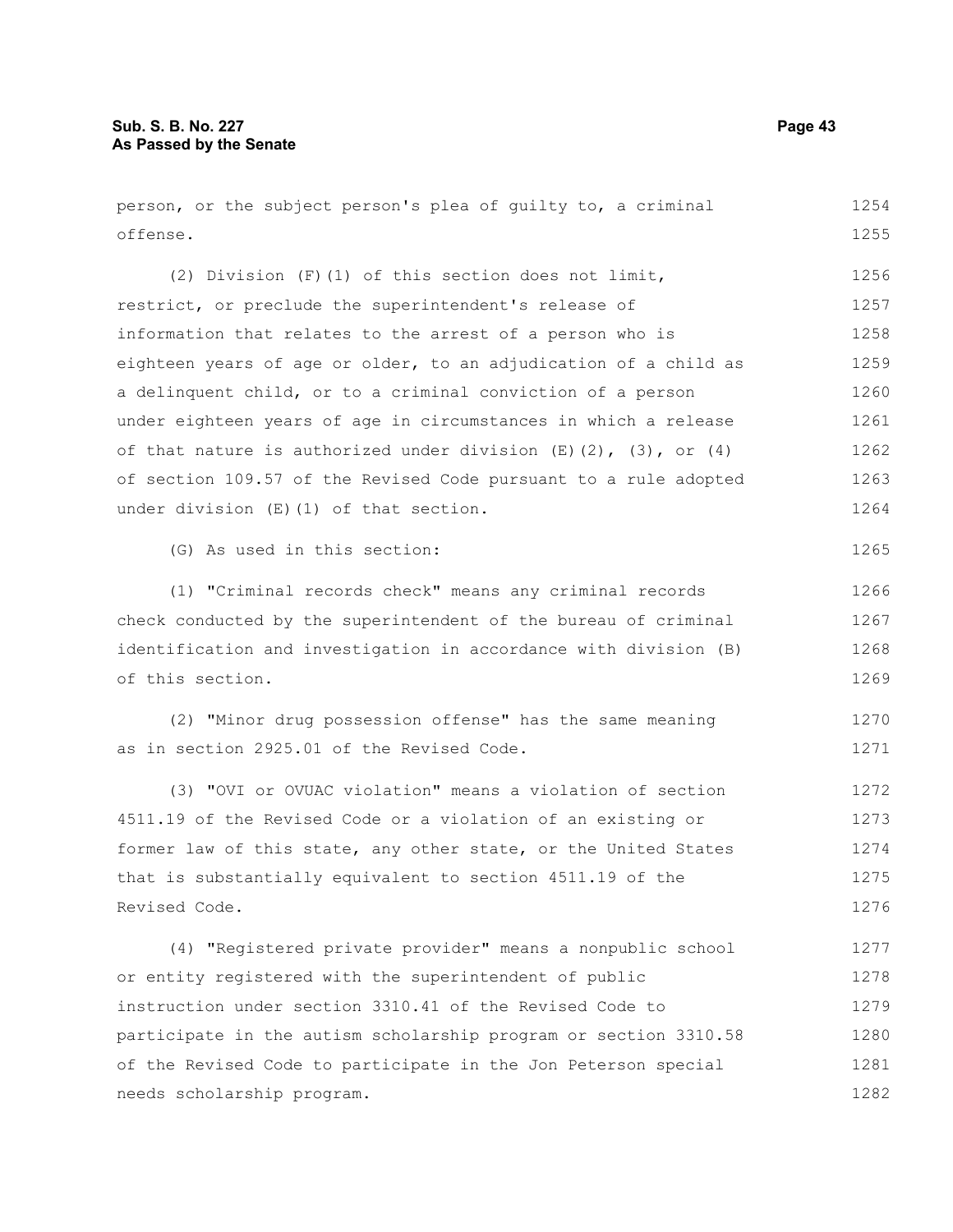person, or the subject person's plea of guilty to, a criminal offense.

(2) Division (F)(1) of this section does not limit, restrict, or preclude the superintendent's release of information that relates to the arrest of a person who is eighteen years of age or older, to an adjudication of a child as a delinquent child, or to a criminal conviction of a person under eighteen years of age in circumstances in which a release of that nature is authorized under division (E)(2), (3), or (4) of section 109.57 of the Revised Code pursuant to a rule adopted under division (E)(1) of that section.

(G) As used in this section:

(1) "Criminal records check" means any criminal records check conducted by the superintendent of the bureau of criminal identification and investigation in accordance with division (B) of this section.

(2) "Minor drug possession offense" has the same meaning as in section 2925.01 of the Revised Code.

(3) "OVI or OVUAC violation" means a violation of section 4511.19 of the Revised Code or a violation of an existing or former law of this state, any other state, or the United States that is substantially equivalent to section 4511.19 of the Revised Code.

(4) "Registered private provider" means a nonpublic school or entity registered with the superintendent of public instruction under section 3310.41 of the Revised Code to participate in the autism scholarship program or section 3310.58 of the Revised Code to participate in the Jon Peterson special needs scholarship program.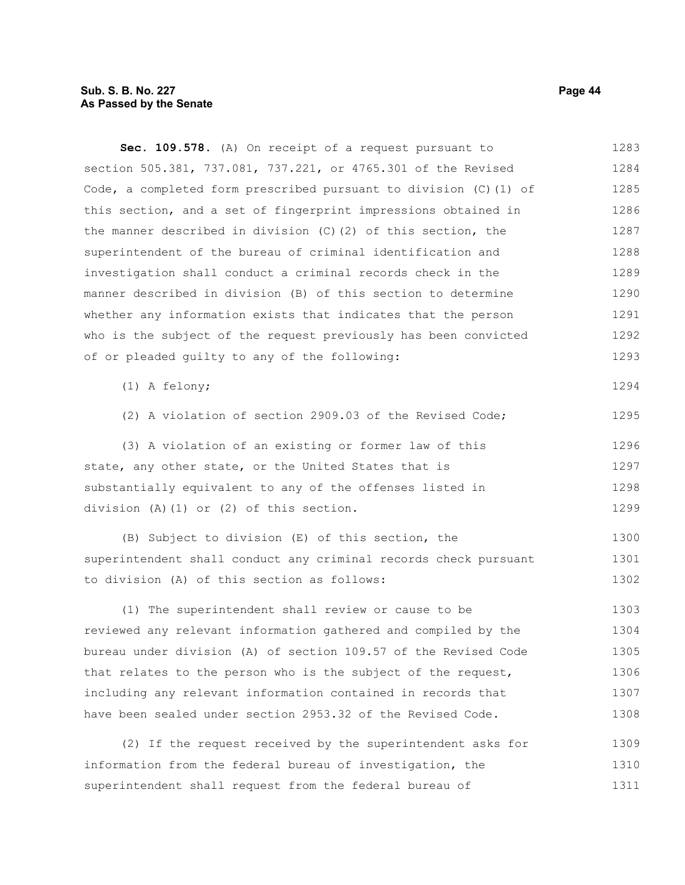**Sec. 109.578.** (A) On receipt of a request pursuant to section 505.381, 737.081, 737.221, or 4765.301 of the Revised Code, a completed form prescribed pursuant to division (C)(1) of this section, and a set of fingerprint impressions obtained in the manner described in division (C)(2) of this section, the superintendent of the bureau of criminal identification and investigation shall conduct a criminal records check in the manner described in division (B) of this section to determine whether any information exists that indicates that the person who is the subject of the request previously has been convicted of or pleaded guilty to any of the following:

(1) A felony;

(2) A violation of section 2909.03 of the Revised Code;

(3) A violation of an existing or former law of this state, any other state, or the United States that is substantially equivalent to any of the offenses listed in division (A)(1) or (2) of this section.

(B) Subject to division (E) of this section, the superintendent shall conduct any criminal records check pursuant to division (A) of this section as follows:

(1) The superintendent shall review or cause to be reviewed any relevant information gathered and compiled by the bureau under division (A) of section 109.57 of the Revised Code that relates to the person who is the subject of the request, including any relevant information contained in records that have been sealed under section 2953.32 of the Revised Code.

(2) If the request received by the superintendent asks for information from the federal bureau of investigation, the superintendent shall request from the federal bureau of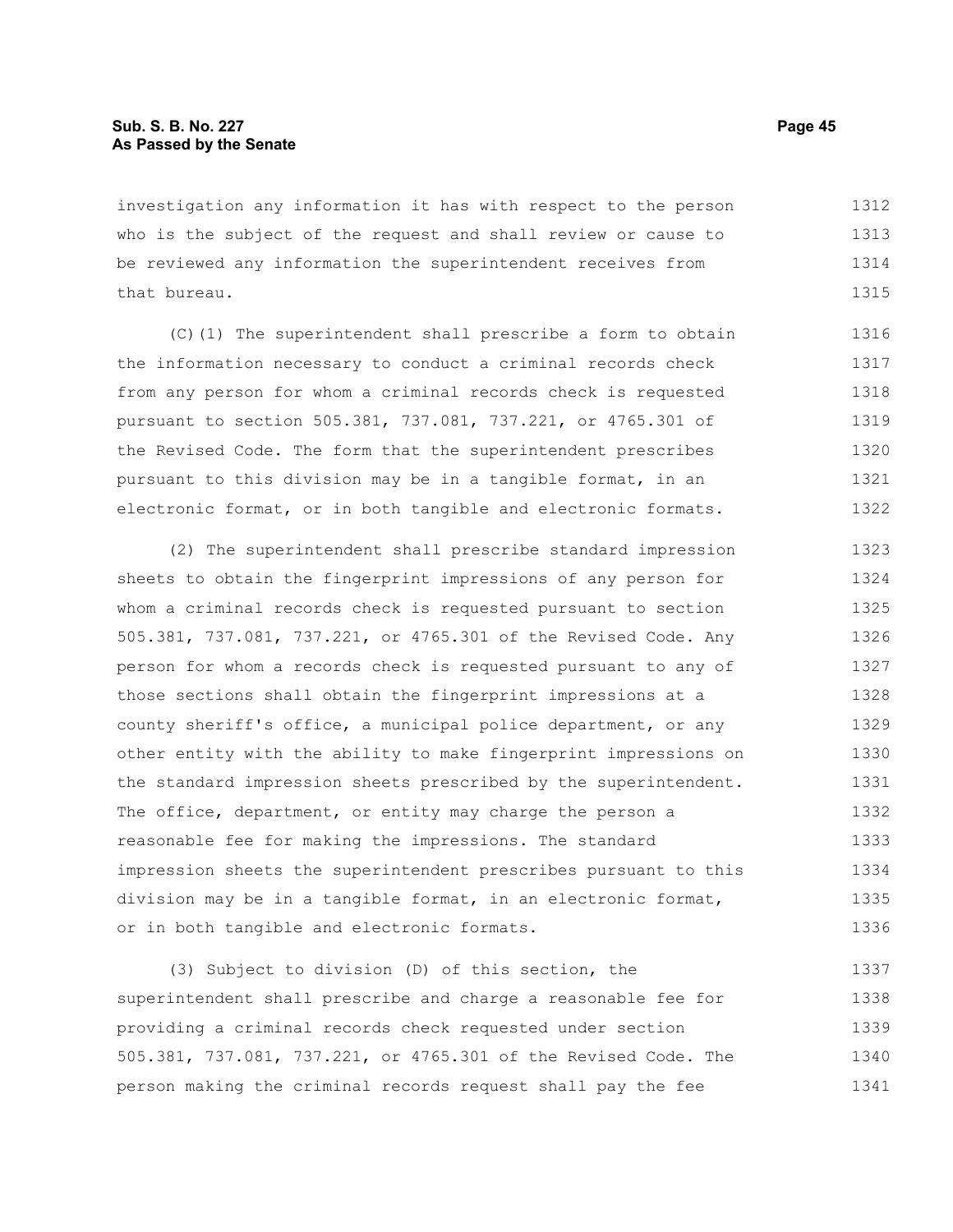investigation any information it has with respect to the person who is the subject of the request and shall review or cause to be reviewed any information the superintendent receives from that bureau.

(C)(1) The superintendent shall prescribe a form to obtain the information necessary to conduct a criminal records check from any person for whom a criminal records check is requested pursuant to section 505.381, 737.081, 737.221, or 4765.301 of the Revised Code. The form that the superintendent prescribes pursuant to this division may be in a tangible format, in an electronic format, or in both tangible and electronic formats.

(2) The superintendent shall prescribe standard impression sheets to obtain the fingerprint impressions of any person for whom a criminal records check is requested pursuant to section 505.381, 737.081, 737.221, or 4765.301 of the Revised Code. Any person for whom a records check is requested pursuant to any of those sections shall obtain the fingerprint impressions at a county sheriff's office, a municipal police department, or any other entity with the ability to make fingerprint impressions on the standard impression sheets prescribed by the superintendent. The office, department, or entity may charge the person a reasonable fee for making the impressions. The standard impression sheets the superintendent prescribes pursuant to this division may be in a tangible format, in an electronic format, or in both tangible and electronic formats.

(3) Subject to division (D) of this section, the superintendent shall prescribe and charge a reasonable fee for providing a criminal records check requested under section 505.381, 737.081, 737.221, or 4765.301 of the Revised Code. The person making the criminal records request shall pay the fee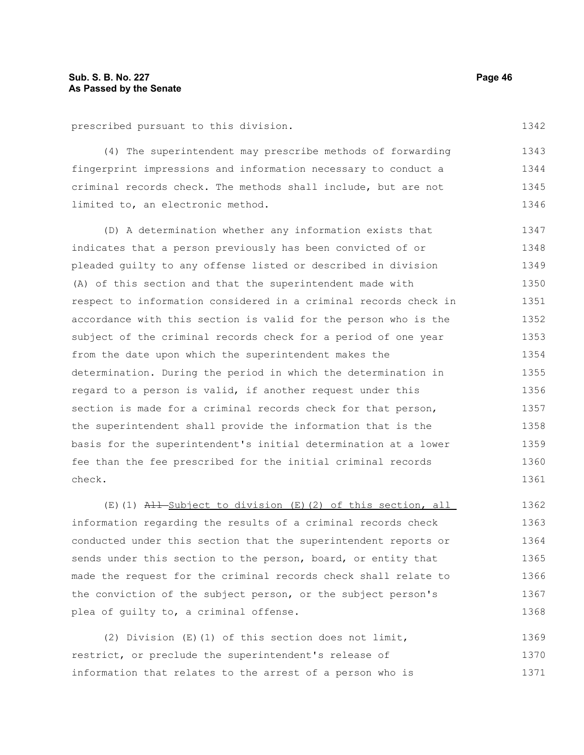prescribed pursuant to this division.

(4) The superintendent may prescribe methods of forwarding fingerprint impressions and information necessary to conduct a criminal records check. The methods shall include, but are not limited to, an electronic method.

(D) A determination whether any information exists that indicates that a person previously has been convicted of or pleaded guilty to any offense listed or described in division (A) of this section and that the superintendent made with respect to information considered in a criminal records check in accordance with this section is valid for the person who is the subject of the criminal records check for a period of one year from the date upon which the superintendent makes the determination. During the period in which the determination in regard to a person is valid, if another request under this section is made for a criminal records check for that person, the superintendent shall provide the information that is the basis for the superintendent's initial determination at a lower fee than the fee prescribed for the initial criminal records check.

(E)(1) ~~All~~ <u>Subject to division (E)(2) of this section, all</u> information regarding the results of a criminal records check conducted under this section that the superintendent reports or sends under this section to the person, board, or entity that made the request for the criminal records check shall relate to the conviction of the subject person, or the subject person's plea of guilty to, a criminal offense.

(2) Division (E)(1) of this section does not limit, restrict, or preclude the superintendent's release of information that relates to the arrest of a person who is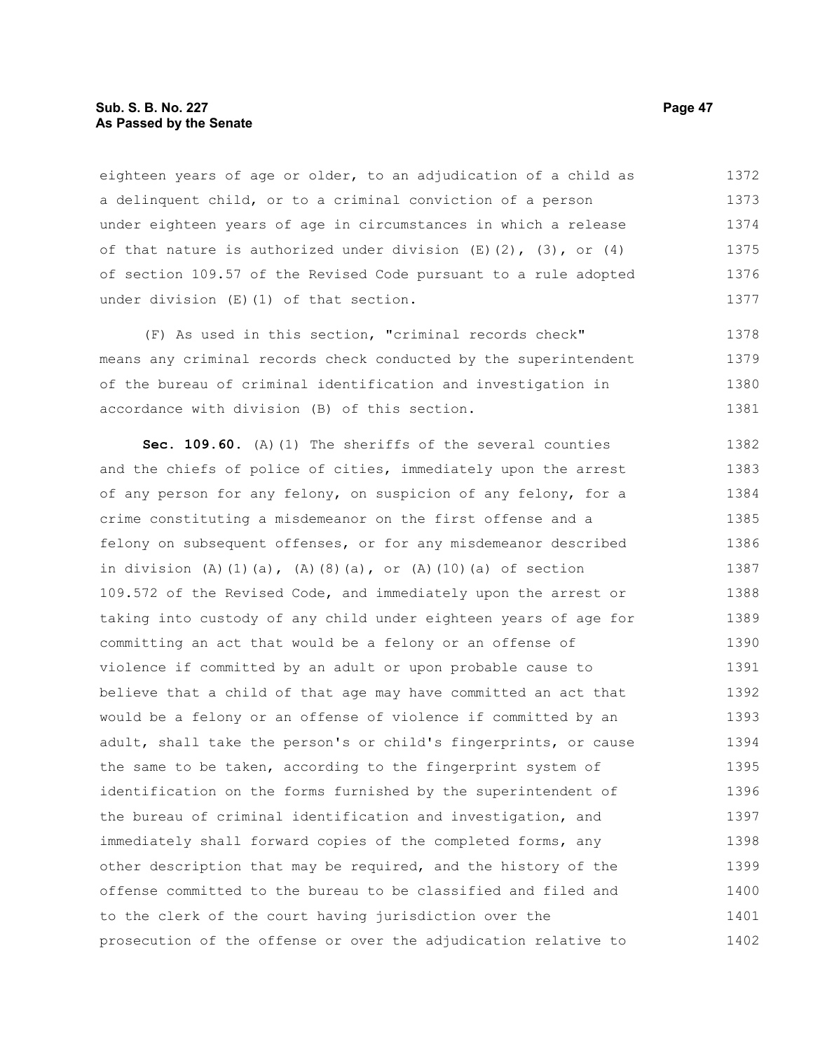eighteen years of age or older, to an adjudication of a child as a delinquent child, or to a criminal conviction of a person under eighteen years of age in circumstances in which a release of that nature is authorized under division (E)(2), (3), or (4) of section 109.57 of the Revised Code pursuant to a rule adopted under division (E)(1) of that section.

(F) As used in this section, "criminal records check" means any criminal records check conducted by the superintendent of the bureau of criminal identification and investigation in accordance with division (B) of this section.

**Sec. 109.60.** (A)(1) The sheriffs of the several counties and the chiefs of police of cities, immediately upon the arrest of any person for any felony, on suspicion of any felony, for a crime constituting a misdemeanor on the first offense and a felony on subsequent offenses, or for any misdemeanor described in division (A)(1)(a), (A)(8)(a), or (A)(10)(a) of section 109.572 of the Revised Code, and immediately upon the arrest or taking into custody of any child under eighteen years of age for committing an act that would be a felony or an offense of violence if committed by an adult or upon probable cause to believe that a child of that age may have committed an act that would be a felony or an offense of violence if committed by an adult, shall take the person's or child's fingerprints, or cause the same to be taken, according to the fingerprint system of identification on the forms furnished by the superintendent of the bureau of criminal identification and investigation, and immediately shall forward copies of the completed forms, any other description that may be required, and the history of the offense committed to the bureau to be classified and filed and to the clerk of the court having jurisdiction over the prosecution of the offense or over the adjudication relative to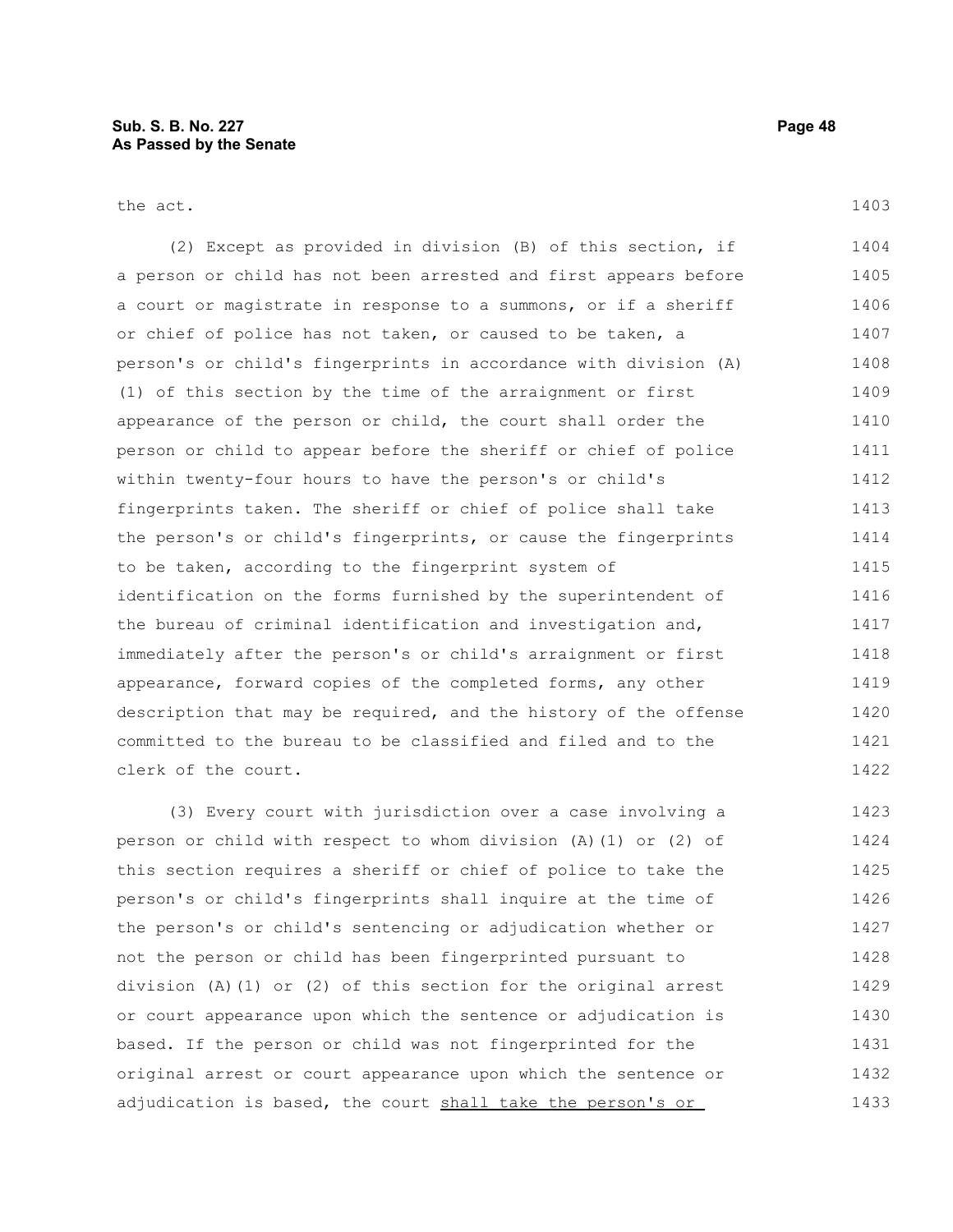the act.

(2) Except as provided in division (B) of this section, if a person or child has not been arrested and first appears before a court or magistrate in response to a summons, or if a sheriff or chief of police has not taken, or caused to be taken, a person's or child's fingerprints in accordance with division (A)(1) of this section by the time of the arraignment or first appearance of the person or child, the court shall order the person or child to appear before the sheriff or chief of police within twenty-four hours to have the person's or child's fingerprints taken. The sheriff or chief of police shall take the person's or child's fingerprints, or cause the fingerprints to be taken, according to the fingerprint system of identification on the forms furnished by the superintendent of the bureau of criminal identification and investigation and, immediately after the person's or child's arraignment or first appearance, forward copies of the completed forms, any other description that may be required, and the history of the offense committed to the bureau to be classified and filed and to the clerk of the court.

(3) Every court with jurisdiction over a case involving a person or child with respect to whom division (A)(1) or (2) of this section requires a sheriff or chief of police to take the person's or child's fingerprints shall inquire at the time of the person's or child's sentencing or adjudication whether or not the person or child has been fingerprinted pursuant to division (A)(1) or (2) of this section for the original arrest or court appearance upon which the sentence or adjudication is based. If the person or child was not fingerprinted for the original arrest or court appearance upon which the sentence or adjudication is based, the court <u>shall take the person's or</u>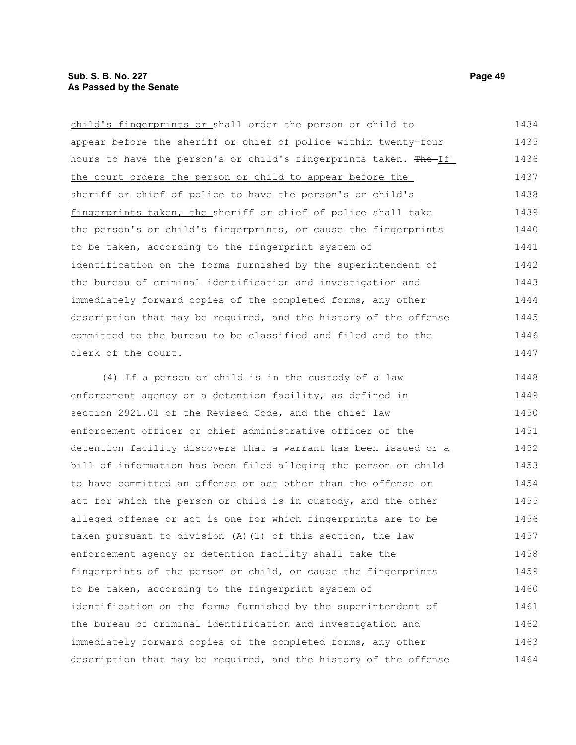child's fingerprints or shall order the person or child to appear before the sheriff or chief of police within twenty-four hours to have the person's or child's fingerprints taken. ~~The~~ If the court orders the person or child to appear before the sheriff or chief of police to have the person's or child's fingerprints taken, the sheriff or chief of police shall take the person's or child's fingerprints, or cause the fingerprints to be taken, according to the fingerprint system of identification on the forms furnished by the superintendent of the bureau of criminal identification and investigation and immediately forward copies of the completed forms, any other description that may be required, and the history of the offense committed to the bureau to be classified and filed and to the clerk of the court.

(4) If a person or child is in the custody of a law enforcement agency or a detention facility, as defined in section 2921.01 of the Revised Code, and the chief law enforcement officer or chief administrative officer of the detention facility discovers that a warrant has been issued or a bill of information has been filed alleging the person or child to have committed an offense or act other than the offense or act for which the person or child is in custody, and the other alleged offense or act is one for which fingerprints are to be taken pursuant to division (A)(1) of this section, the law enforcement agency or detention facility shall take the fingerprints of the person or child, or cause the fingerprints to be taken, according to the fingerprint system of identification on the forms furnished by the superintendent of the bureau of criminal identification and investigation and immediately forward copies of the completed forms, any other description that may be required, and the history of the offense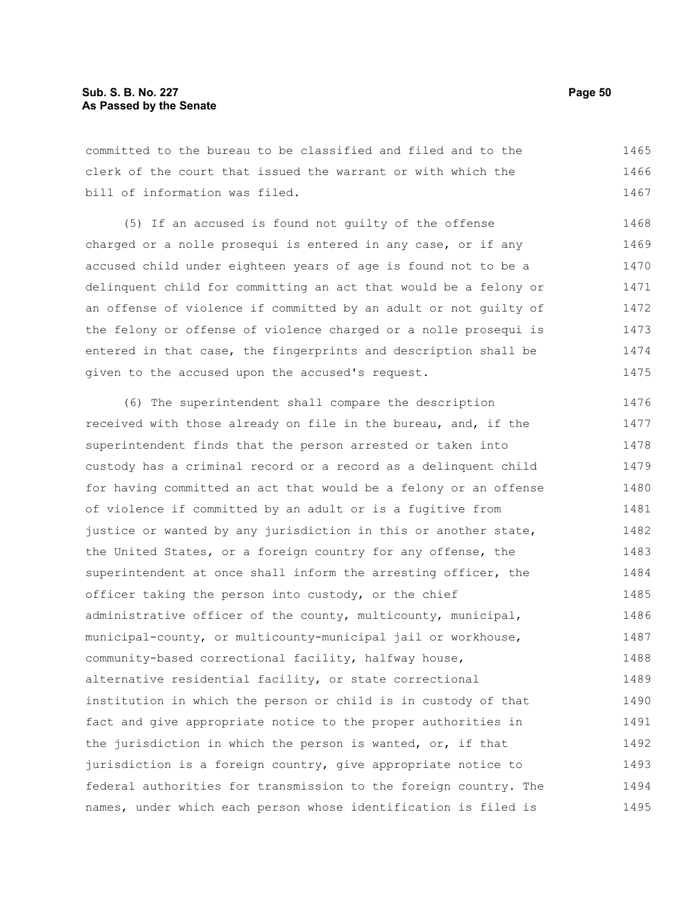committed to the bureau to be classified and filed and to the clerk of the court that issued the warrant or with which the bill of information was filed.

(5) If an accused is found not guilty of the offense charged or a nolle prosequi is entered in any case, or if any accused child under eighteen years of age is found not to be a delinquent child for committing an act that would be a felony or an offense of violence if committed by an adult or not guilty of the felony or offense of violence charged or a nolle prosequi is entered in that case, the fingerprints and description shall be given to the accused upon the accused's request.

(6) The superintendent shall compare the description received with those already on file in the bureau, and, if the superintendent finds that the person arrested or taken into custody has a criminal record or a record as a delinquent child for having committed an act that would be a felony or an offense of violence if committed by an adult or is a fugitive from justice or wanted by any jurisdiction in this or another state, the United States, or a foreign country for any offense, the superintendent at once shall inform the arresting officer, the officer taking the person into custody, or the chief administrative officer of the county, multicounty, municipal, municipal-county, or multicounty-municipal jail or workhouse, community-based correctional facility, halfway house, alternative residential facility, or state correctional institution in which the person or child is in custody of that fact and give appropriate notice to the proper authorities in the jurisdiction in which the person is wanted, or, if that jurisdiction is a foreign country, give appropriate notice to federal authorities for transmission to the foreign country. The names, under which each person whose identification is filed is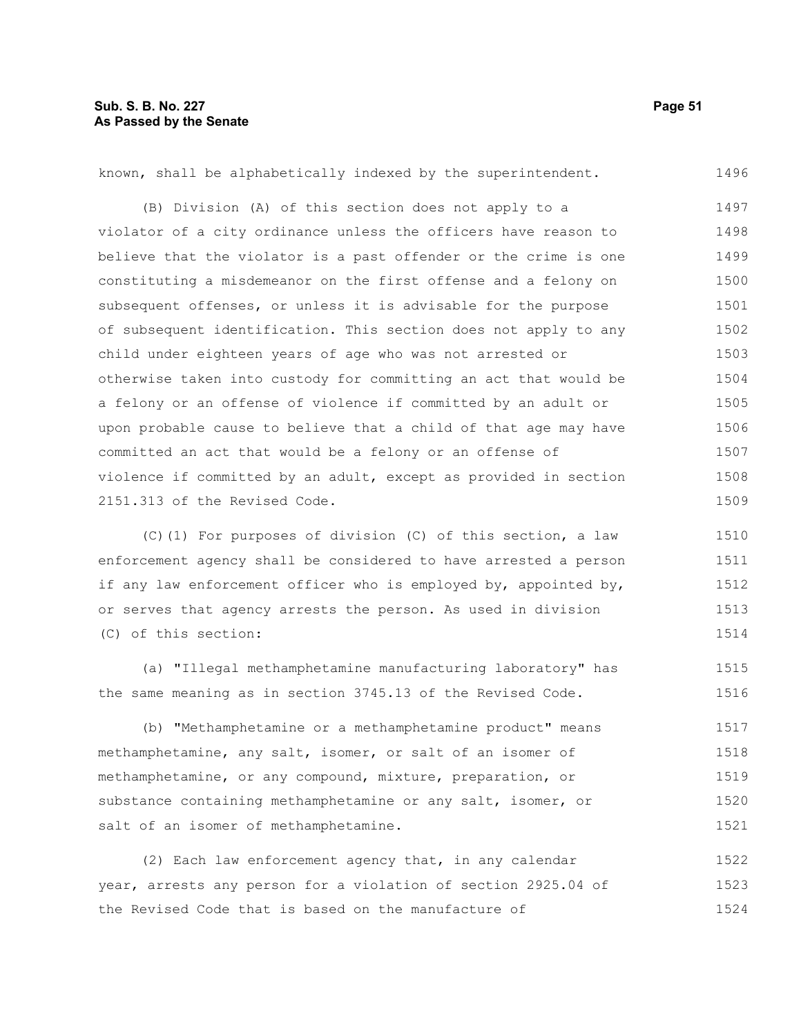known, shall be alphabetically indexed by the superintendent.

(B) Division (A) of this section does not apply to a violator of a city ordinance unless the officers have reason to believe that the violator is a past offender or the crime is one constituting a misdemeanor on the first offense and a felony on subsequent offenses, or unless it is advisable for the purpose of subsequent identification. This section does not apply to any child under eighteen years of age who was not arrested or otherwise taken into custody for committing an act that would be a felony or an offense of violence if committed by an adult or upon probable cause to believe that a child of that age may have committed an act that would be a felony or an offense of violence if committed by an adult, except as provided in section 2151.313 of the Revised Code.

(C)(1) For purposes of division (C) of this section, a law enforcement agency shall be considered to have arrested a person if any law enforcement officer who is employed by, appointed by, or serves that agency arrests the person. As used in division (C) of this section:

(a) "Illegal methamphetamine manufacturing laboratory" has the same meaning as in section 3745.13 of the Revised Code.

(b) "Methamphetamine or a methamphetamine product" means methamphetamine, any salt, isomer, or salt of an isomer of methamphetamine, or any compound, mixture, preparation, or substance containing methamphetamine or any salt, isomer, or salt of an isomer of methamphetamine.

(2) Each law enforcement agency that, in any calendar year, arrests any person for a violation of section 2925.04 of the Revised Code that is based on the manufacture of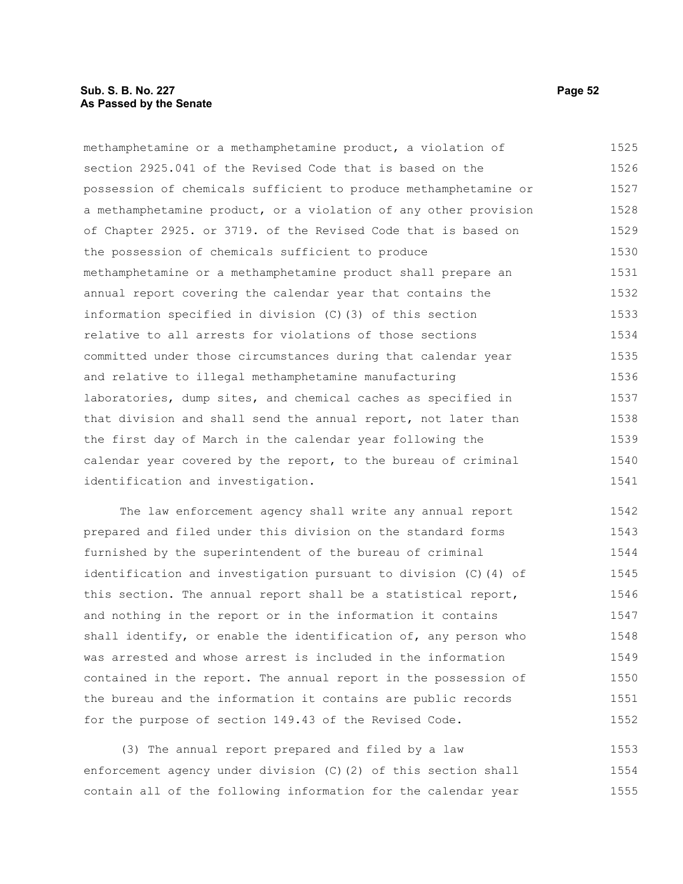methamphetamine or a methamphetamine product, a violation of section 2925.041 of the Revised Code that is based on the possession of chemicals sufficient to produce methamphetamine or a methamphetamine product, or a violation of any other provision of Chapter 2925. or 3719. of the Revised Code that is based on the possession of chemicals sufficient to produce methamphetamine or a methamphetamine product shall prepare an annual report covering the calendar year that contains the information specified in division (C)(3) of this section relative to all arrests for violations of those sections committed under those circumstances during that calendar year and relative to illegal methamphetamine manufacturing laboratories, dump sites, and chemical caches as specified in that division and shall send the annual report, not later than the first day of March in the calendar year following the calendar year covered by the report, to the bureau of criminal identification and investigation.

The law enforcement agency shall write any annual report prepared and filed under this division on the standard forms furnished by the superintendent of the bureau of criminal identification and investigation pursuant to division (C)(4) of this section. The annual report shall be a statistical report, and nothing in the report or in the information it contains shall identify, or enable the identification of, any person who was arrested and whose arrest is included in the information contained in the report. The annual report in the possession of the bureau and the information it contains are public records for the purpose of section 149.43 of the Revised Code.

(3) The annual report prepared and filed by a law enforcement agency under division (C)(2) of this section shall contain all of the following information for the calendar year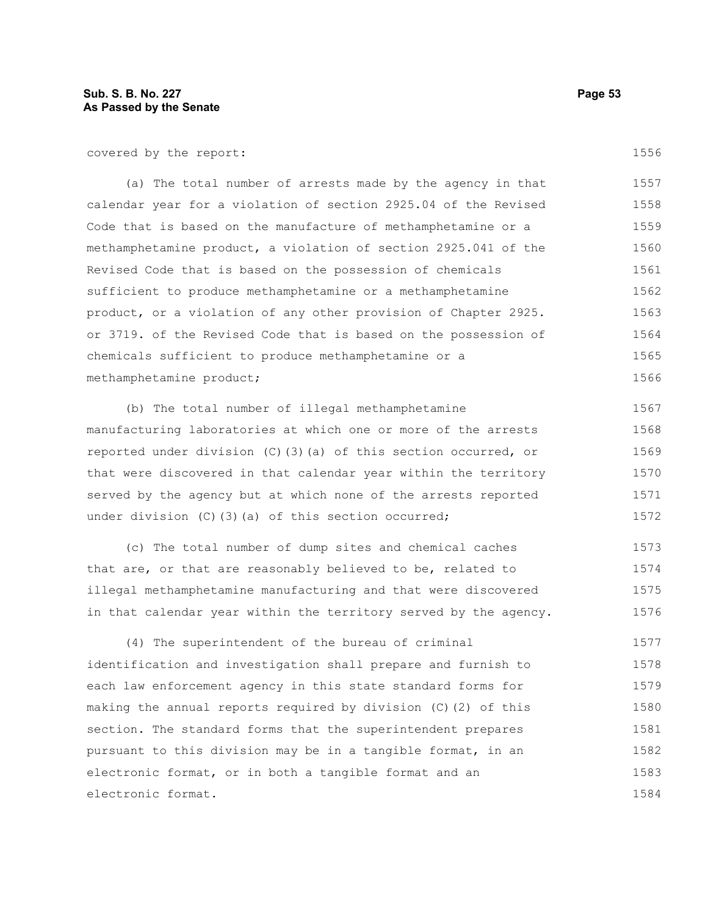covered by the report:

(a) The total number of arrests made by the agency in that calendar year for a violation of section 2925.04 of the Revised Code that is based on the manufacture of methamphetamine or a methamphetamine product, a violation of section 2925.041 of the Revised Code that is based on the possession of chemicals sufficient to produce methamphetamine or a methamphetamine product, or a violation of any other provision of Chapter 2925. or 3719. of the Revised Code that is based on the possession of chemicals sufficient to produce methamphetamine or a methamphetamine product;

(b) The total number of illegal methamphetamine manufacturing laboratories at which one or more of the arrests reported under division (C)(3)(a) of this section occurred, or that were discovered in that calendar year within the territory served by the agency but at which none of the arrests reported under division (C)(3)(a) of this section occurred;

(c) The total number of dump sites and chemical caches that are, or that are reasonably believed to be, related to illegal methamphetamine manufacturing and that were discovered in that calendar year within the territory served by the agency.

(4) The superintendent of the bureau of criminal identification and investigation shall prepare and furnish to each law enforcement agency in this state standard forms for making the annual reports required by division (C)(2) of this section. The standard forms that the superintendent prepares pursuant to this division may be in a tangible format, in an electronic format, or in both a tangible format and an electronic format.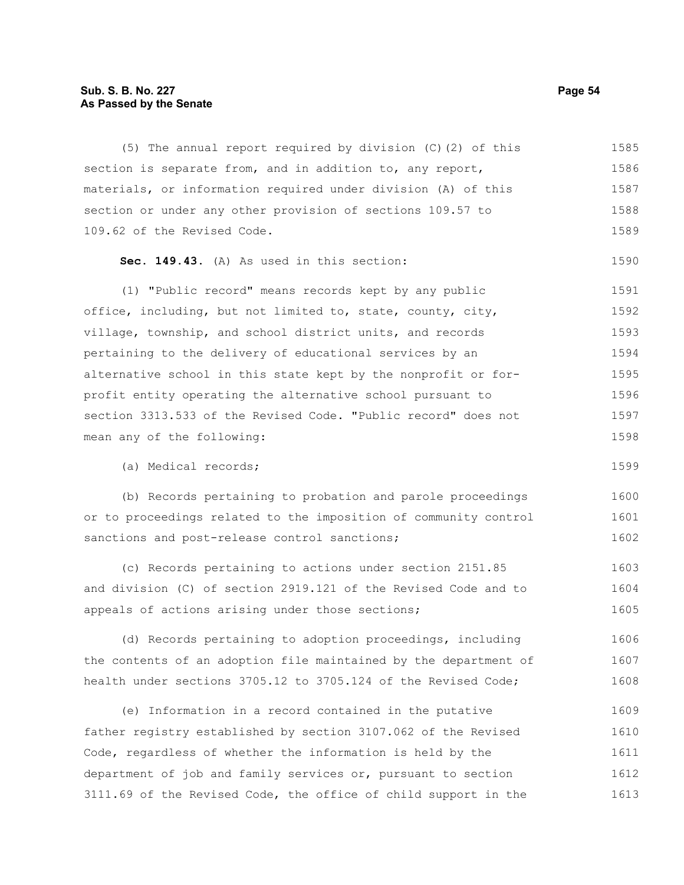(5) The annual report required by division (C)(2) of this section is separate from, and in addition to, any report, materials, or information required under division (A) of this section or under any other provision of sections 109.57 to 109.62 of the Revised Code.

**Sec. 149.43.** (A) As used in this section:

(1) "Public record" means records kept by any public office, including, but not limited to, state, county, city, village, township, and school district units, and records pertaining to the delivery of educational services by an alternative school in this state kept by the nonprofit or for-profit entity operating the alternative school pursuant to section 3313.533 of the Revised Code. "Public record" does not mean any of the following:

(a) Medical records;

(b) Records pertaining to probation and parole proceedings or to proceedings related to the imposition of community control sanctions and post-release control sanctions;

(c) Records pertaining to actions under section 2151.85 and division (C) of section 2919.121 of the Revised Code and to appeals of actions arising under those sections;

(d) Records pertaining to adoption proceedings, including the contents of an adoption file maintained by the department of health under sections 3705.12 to 3705.124 of the Revised Code;

(e) Information in a record contained in the putative father registry established by section 3107.062 of the Revised Code, regardless of whether the information is held by the department of job and family services or, pursuant to section 3111.69 of the Revised Code, the office of child support in the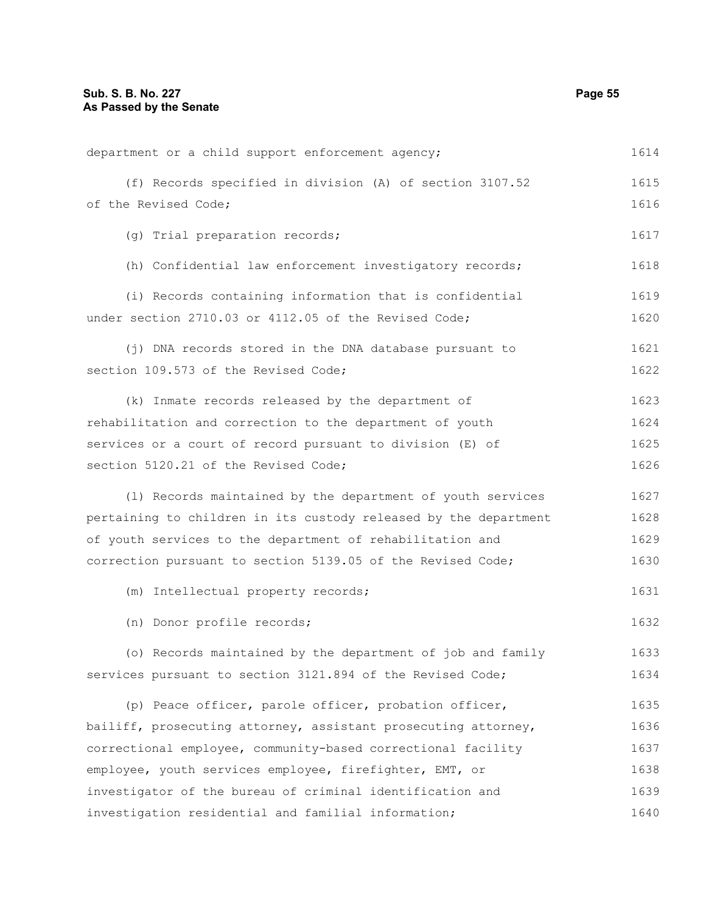department or a child support enforcement agency;

(f) Records specified in division (A) of section 3107.52 of the Revised Code;

(g) Trial preparation records;

(h) Confidential law enforcement investigatory records;

(i) Records containing information that is confidential under section 2710.03 or 4112.05 of the Revised Code;

(j) DNA records stored in the DNA database pursuant to section 109.573 of the Revised Code;

(k) Inmate records released by the department of rehabilitation and correction to the department of youth services or a court of record pursuant to division (E) of section 5120.21 of the Revised Code;

(l) Records maintained by the department of youth services pertaining to children in its custody released by the department of youth services to the department of rehabilitation and correction pursuant to section 5139.05 of the Revised Code;

(m) Intellectual property records;

(n) Donor profile records;

(o) Records maintained by the department of job and family services pursuant to section 3121.894 of the Revised Code;

(p) Peace officer, parole officer, probation officer, bailiff, prosecuting attorney, assistant prosecuting attorney, correctional employee, community-based correctional facility employee, youth services employee, firefighter, EMT, or investigator of the bureau of criminal identification and investigation residential and familial information;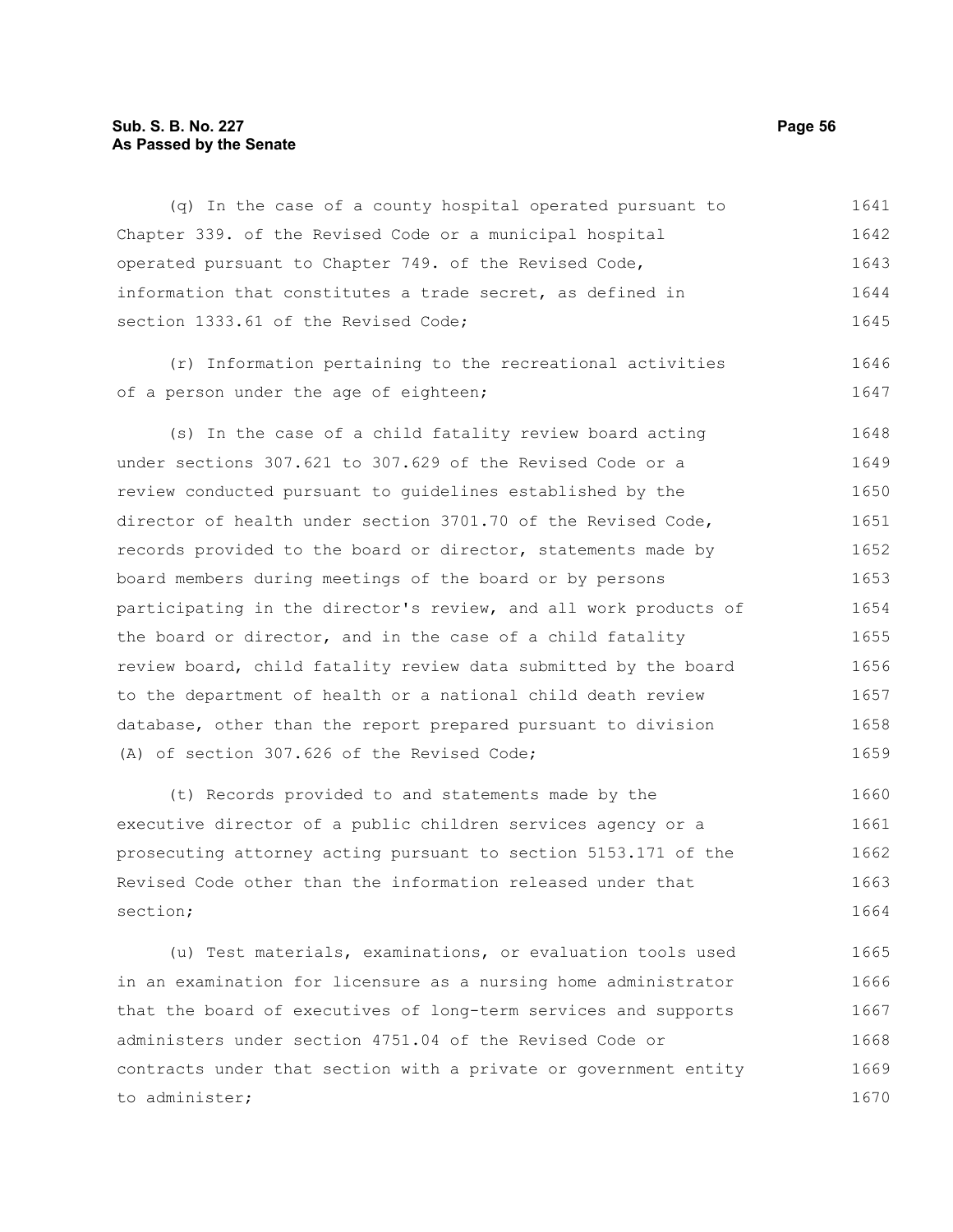(q) In the case of a county hospital operated pursuant to Chapter 339. of the Revised Code or a municipal hospital operated pursuant to Chapter 749. of the Revised Code, information that constitutes a trade secret, as defined in section 1333.61 of the Revised Code;

(r) Information pertaining to the recreational activities of a person under the age of eighteen;

(s) In the case of a child fatality review board acting under sections 307.621 to 307.629 of the Revised Code or a review conducted pursuant to guidelines established by the director of health under section 3701.70 of the Revised Code, records provided to the board or director, statements made by board members during meetings of the board or by persons participating in the director's review, and all work products of the board or director, and in the case of a child fatality review board, child fatality review data submitted by the board to the department of health or a national child death review database, other than the report prepared pursuant to division (A) of section 307.626 of the Revised Code;

(t) Records provided to and statements made by the executive director of a public children services agency or a prosecuting attorney acting pursuant to section 5153.171 of the Revised Code other than the information released under that section;

(u) Test materials, examinations, or evaluation tools used in an examination for licensure as a nursing home administrator that the board of executives of long-term services and supports administers under section 4751.04 of the Revised Code or contracts under that section with a private or government entity to administer;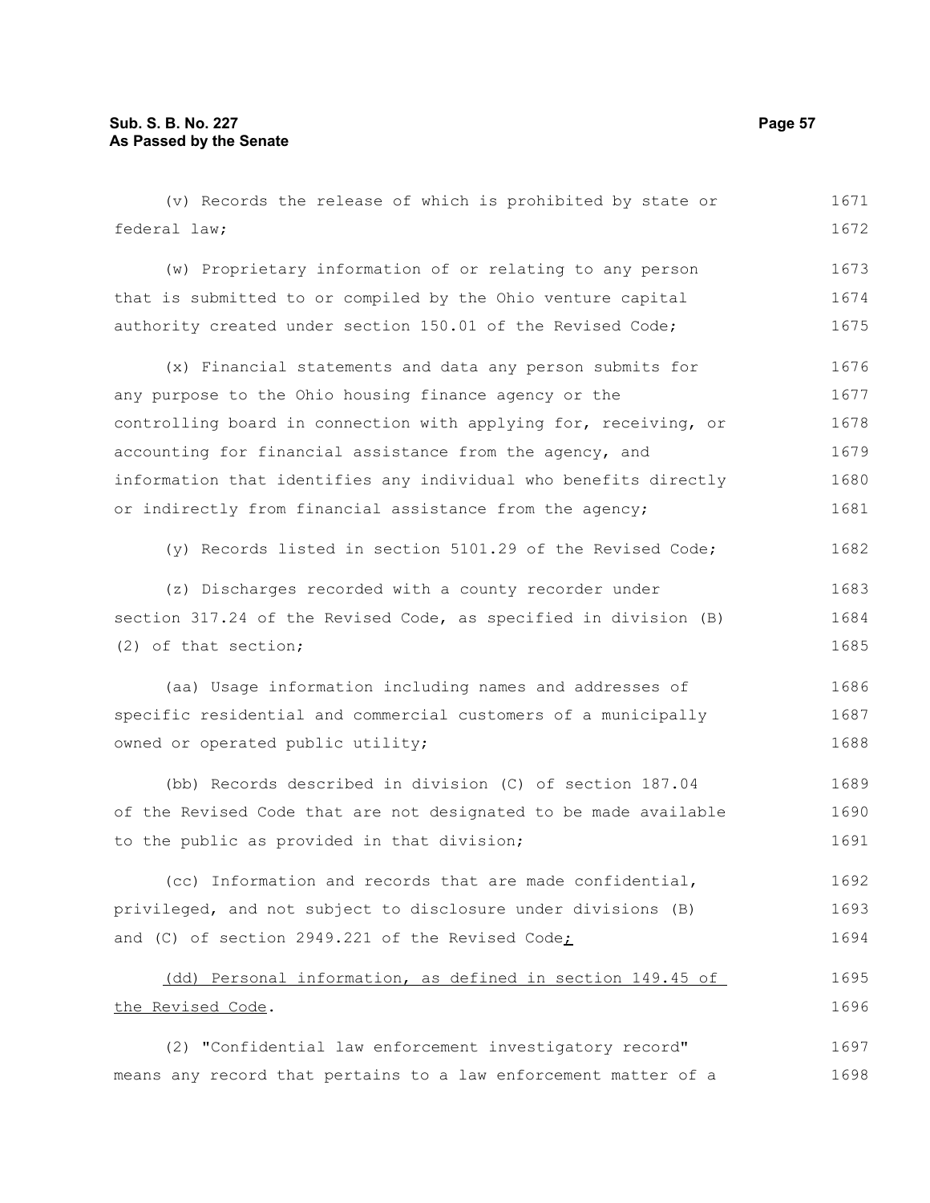(v) Records the release of which is prohibited by state or federal law;

(w) Proprietary information of or relating to any person that is submitted to or compiled by the Ohio venture capital authority created under section 150.01 of the Revised Code;

(x) Financial statements and data any person submits for any purpose to the Ohio housing finance agency or the controlling board in connection with applying for, receiving, or accounting for financial assistance from the agency, and information that identifies any individual who benefits directly or indirectly from financial assistance from the agency;

(y) Records listed in section 5101.29 of the Revised Code;

(z) Discharges recorded with a county recorder under section 317.24 of the Revised Code, as specified in division (B)(2) of that section;

(aa) Usage information including names and addresses of specific residential and commercial customers of a municipally owned or operated public utility;

(bb) Records described in division (C) of section 187.04 of the Revised Code that are not designated to be made available to the public as provided in that division;

(cc) Information and records that are made confidential, privileged, and not subject to disclosure under divisions (B) and (C) of section 2949.221 of the Revised Code;

(dd) Personal information, as defined in section 149.45 of the Revised Code.

(2) "Confidential law enforcement investigatory record" means any record that pertains to a law enforcement matter of a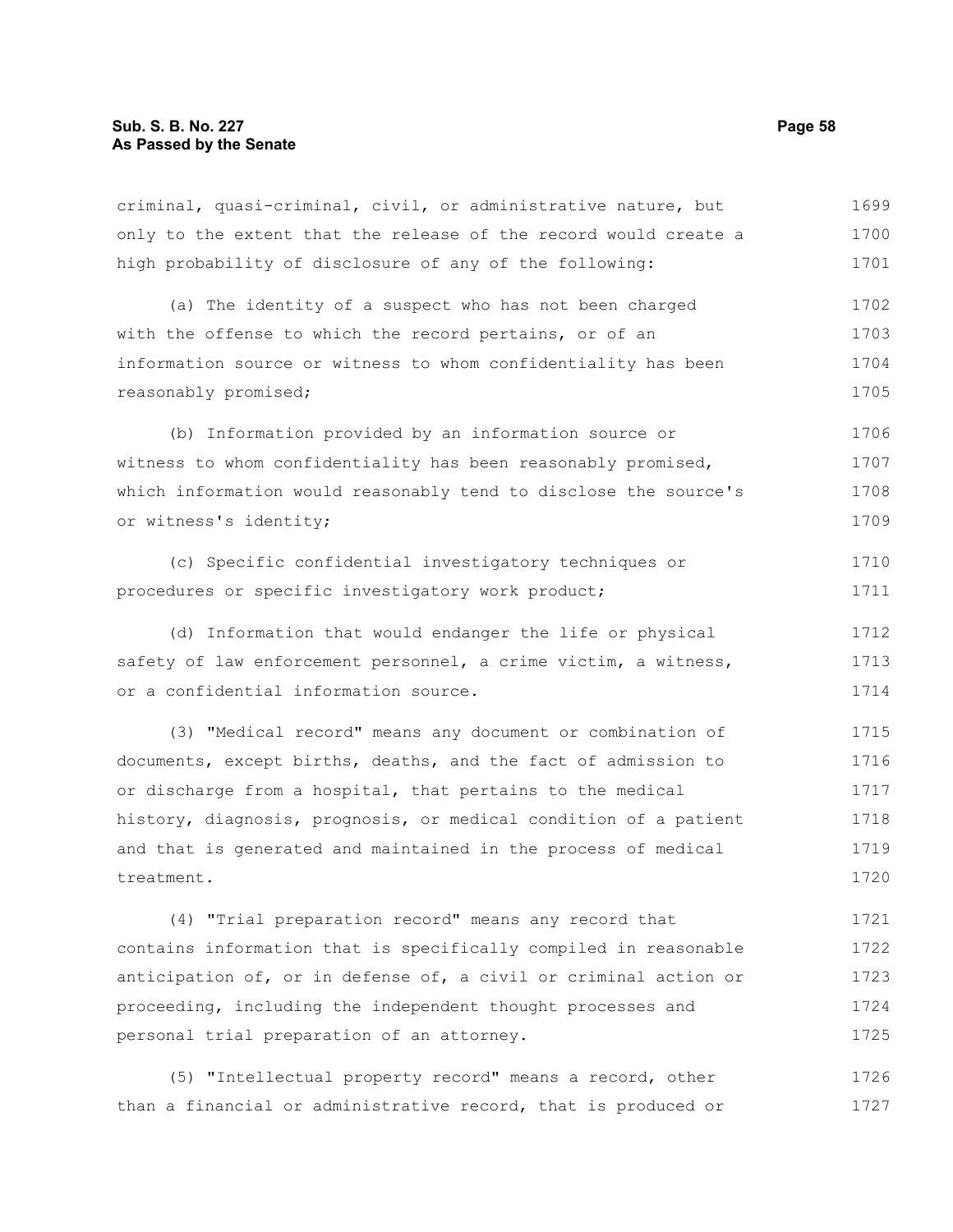criminal, quasi-criminal, civil, or administrative nature, but only to the extent that the release of the record would create a high probability of disclosure of any of the following:

(a) The identity of a suspect who has not been charged with the offense to which the record pertains, or of an information source or witness to whom confidentiality has been reasonably promised;

(b) Information provided by an information source or witness to whom confidentiality has been reasonably promised, which information would reasonably tend to disclose the source's or witness's identity;

(c) Specific confidential investigatory techniques or procedures or specific investigatory work product;

(d) Information that would endanger the life or physical safety of law enforcement personnel, a crime victim, a witness, or a confidential information source.

(3) "Medical record" means any document or combination of documents, except births, deaths, and the fact of admission to or discharge from a hospital, that pertains to the medical history, diagnosis, prognosis, or medical condition of a patient and that is generated and maintained in the process of medical treatment.

(4) "Trial preparation record" means any record that contains information that is specifically compiled in reasonable anticipation of, or in defense of, a civil or criminal action or proceeding, including the independent thought processes and personal trial preparation of an attorney.

(5) "Intellectual property record" means a record, other than a financial or administrative record, that is produced or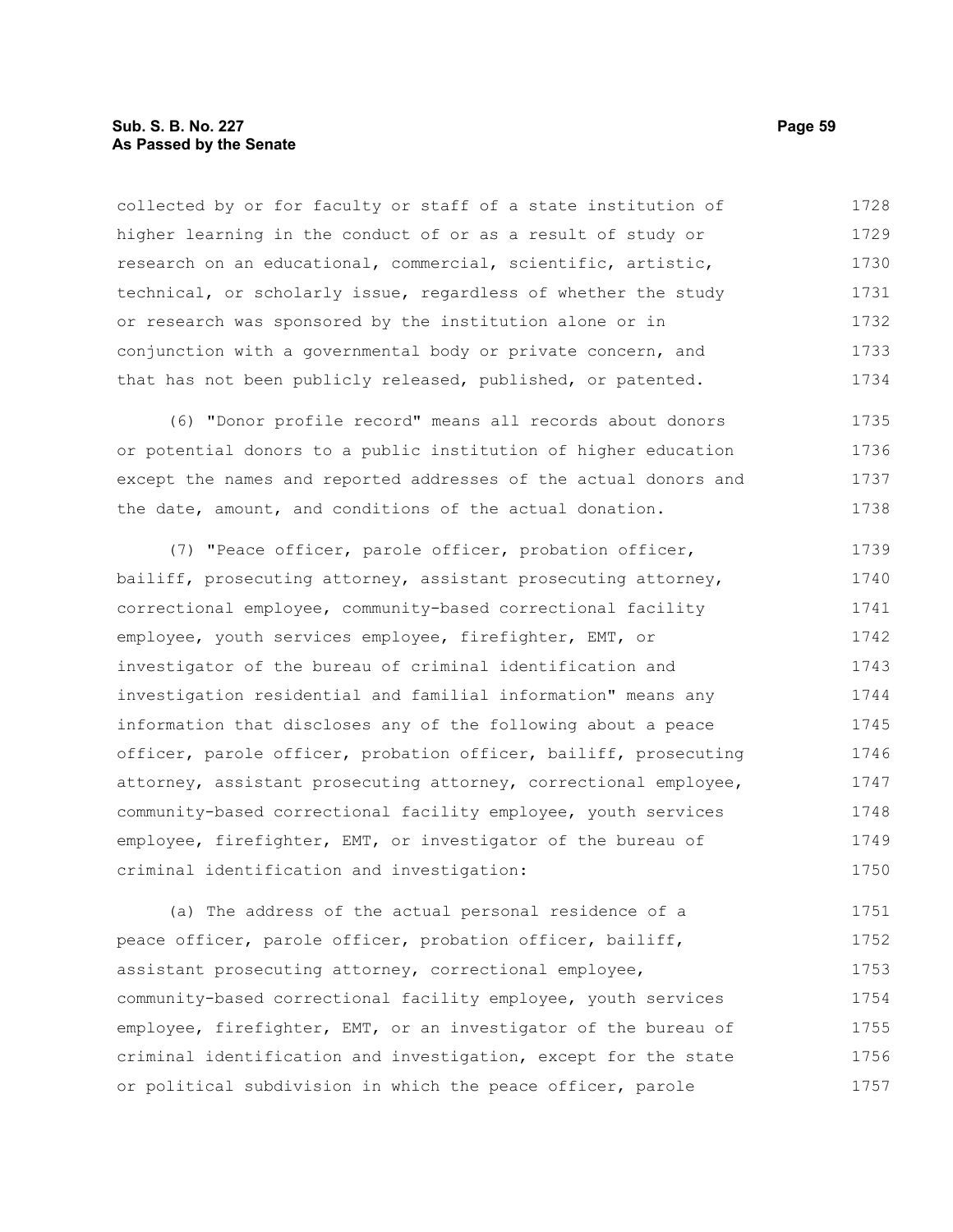collected by or for faculty or staff of a state institution of higher learning in the conduct of or as a result of study or research on an educational, commercial, scientific, artistic, technical, or scholarly issue, regardless of whether the study or research was sponsored by the institution alone or in conjunction with a governmental body or private concern, and that has not been publicly released, published, or patented.

(6) "Donor profile record" means all records about donors or potential donors to a public institution of higher education except the names and reported addresses of the actual donors and the date, amount, and conditions of the actual donation.

(7) "Peace officer, parole officer, probation officer, bailiff, prosecuting attorney, assistant prosecuting attorney, correctional employee, community-based correctional facility employee, youth services employee, firefighter, EMT, or investigator of the bureau of criminal identification and investigation residential and familial information" means any information that discloses any of the following about a peace officer, parole officer, probation officer, bailiff, prosecuting attorney, assistant prosecuting attorney, correctional employee, community-based correctional facility employee, youth services employee, firefighter, EMT, or investigator of the bureau of criminal identification and investigation:

(a) The address of the actual personal residence of a peace officer, parole officer, probation officer, bailiff, assistant prosecuting attorney, correctional employee, community-based correctional facility employee, youth services employee, firefighter, EMT, or an investigator of the bureau of criminal identification and investigation, except for the state or political subdivision in which the peace officer, parole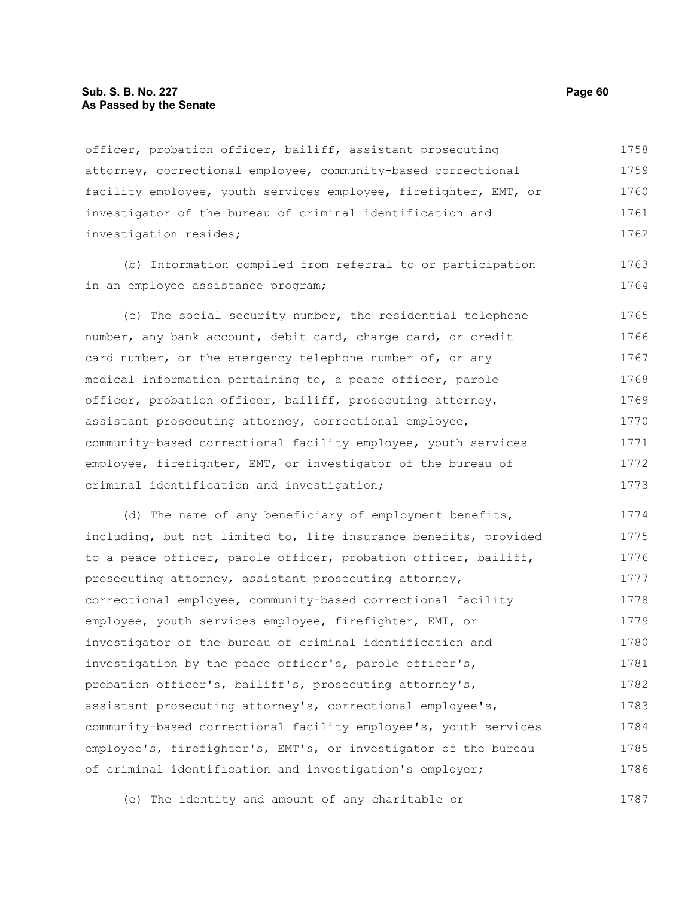officer, probation officer, bailiff, assistant prosecuting attorney, correctional employee, community-based correctional facility employee, youth services employee, firefighter, EMT, or investigator of the bureau of criminal identification and investigation resides;

(b) Information compiled from referral to or participation in an employee assistance program;

(c) The social security number, the residential telephone number, any bank account, debit card, charge card, or credit card number, or the emergency telephone number of, or any medical information pertaining to, a peace officer, parole officer, probation officer, bailiff, prosecuting attorney, assistant prosecuting attorney, correctional employee, community-based correctional facility employee, youth services employee, firefighter, EMT, or investigator of the bureau of criminal identification and investigation;

(d) The name of any beneficiary of employment benefits, including, but not limited to, life insurance benefits, provided to a peace officer, parole officer, probation officer, bailiff, prosecuting attorney, assistant prosecuting attorney, correctional employee, community-based correctional facility employee, youth services employee, firefighter, EMT, or investigator of the bureau of criminal identification and investigation by the peace officer's, parole officer's, probation officer's, bailiff's, prosecuting attorney's, assistant prosecuting attorney's, correctional employee's, community-based correctional facility employee's, youth services employee's, firefighter's, EMT's, or investigator of the bureau of criminal identification and investigation's employer;

(e) The identity and amount of any charitable or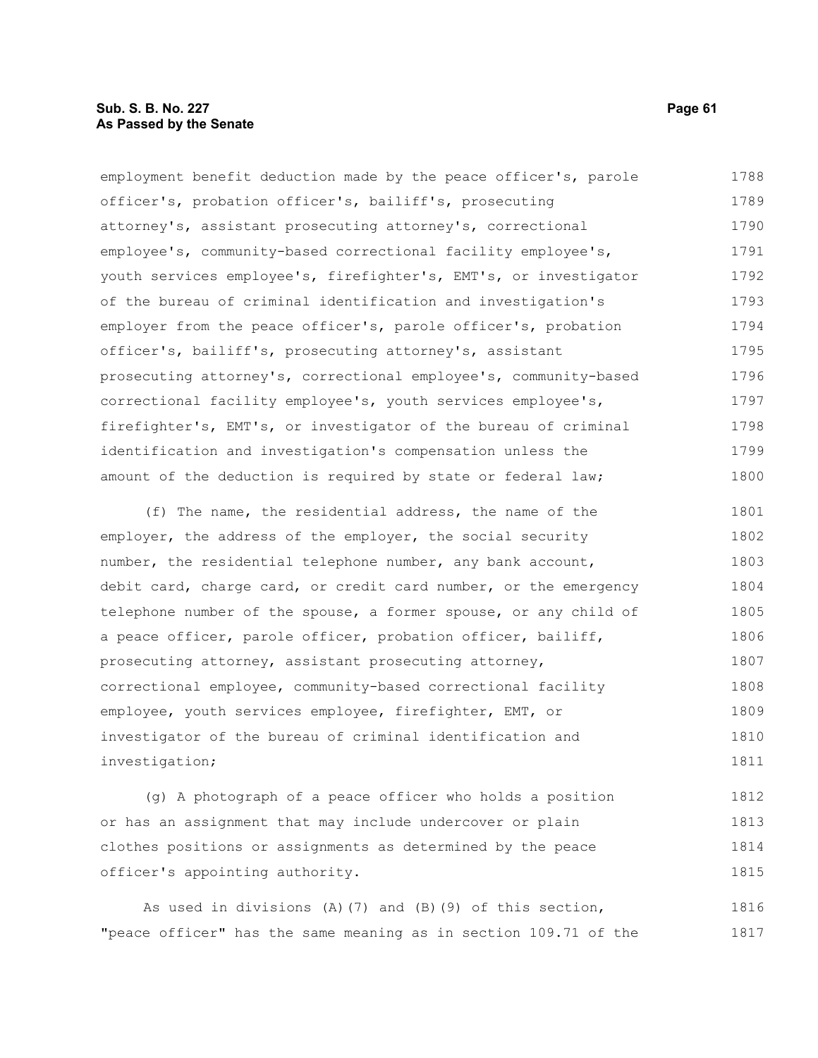employment benefit deduction made by the peace officer's, parole officer's, probation officer's, bailiff's, prosecuting attorney's, assistant prosecuting attorney's, correctional employee's, community-based correctional facility employee's, youth services employee's, firefighter's, EMT's, or investigator of the bureau of criminal identification and investigation's employer from the peace officer's, parole officer's, probation officer's, bailiff's, prosecuting attorney's, assistant prosecuting attorney's, correctional employee's, community-based correctional facility employee's, youth services employee's, firefighter's, EMT's, or investigator of the bureau of criminal identification and investigation's compensation unless the amount of the deduction is required by state or federal law;

(f) The name, the residential address, the name of the employer, the address of the employer, the social security number, the residential telephone number, any bank account, debit card, charge card, or credit card number, or the emergency telephone number of the spouse, a former spouse, or any child of a peace officer, parole officer, probation officer, bailiff, prosecuting attorney, assistant prosecuting attorney, correctional employee, community-based correctional facility employee, youth services employee, firefighter, EMT, or investigator of the bureau of criminal identification and investigation;

(g) A photograph of a peace officer who holds a position or has an assignment that may include undercover or plain clothes positions or assignments as determined by the peace officer's appointing authority.

As used in divisions (A)(7) and (B)(9) of this section, "peace officer" has the same meaning as in section 109.71 of the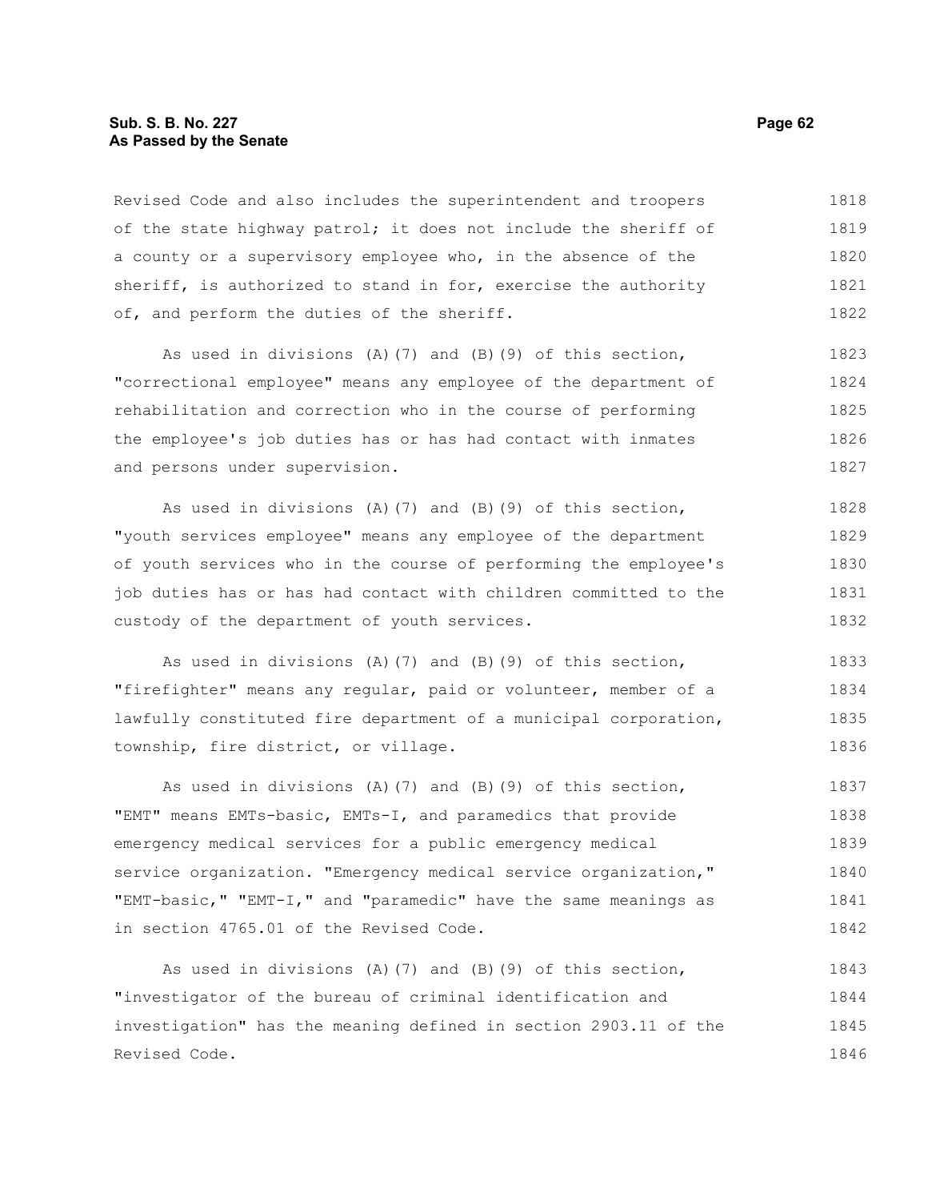Revised Code and also includes the superintendent and troopers of the state highway patrol; it does not include the sheriff of a county or a supervisory employee who, in the absence of the sheriff, is authorized to stand in for, exercise the authority of, and perform the duties of the sheriff.

As used in divisions (A)(7) and (B)(9) of this section, "correctional employee" means any employee of the department of rehabilitation and correction who in the course of performing the employee's job duties has or has had contact with inmates and persons under supervision.

As used in divisions (A)(7) and (B)(9) of this section, "youth services employee" means any employee of the department of youth services who in the course of performing the employee's job duties has or has had contact with children committed to the custody of the department of youth services.

As used in divisions (A)(7) and (B)(9) of this section, "firefighter" means any regular, paid or volunteer, member of a lawfully constituted fire department of a municipal corporation, township, fire district, or village.

As used in divisions (A)(7) and (B)(9) of this section, "EMT" means EMTs-basic, EMTs-I, and paramedics that provide emergency medical services for a public emergency medical service organization. "Emergency medical service organization," "EMT-basic," "EMT-I," and "paramedic" have the same meanings as in section 4765.01 of the Revised Code.

As used in divisions (A)(7) and (B)(9) of this section, "investigator of the bureau of criminal identification and investigation" has the meaning defined in section 2903.11 of the Revised Code.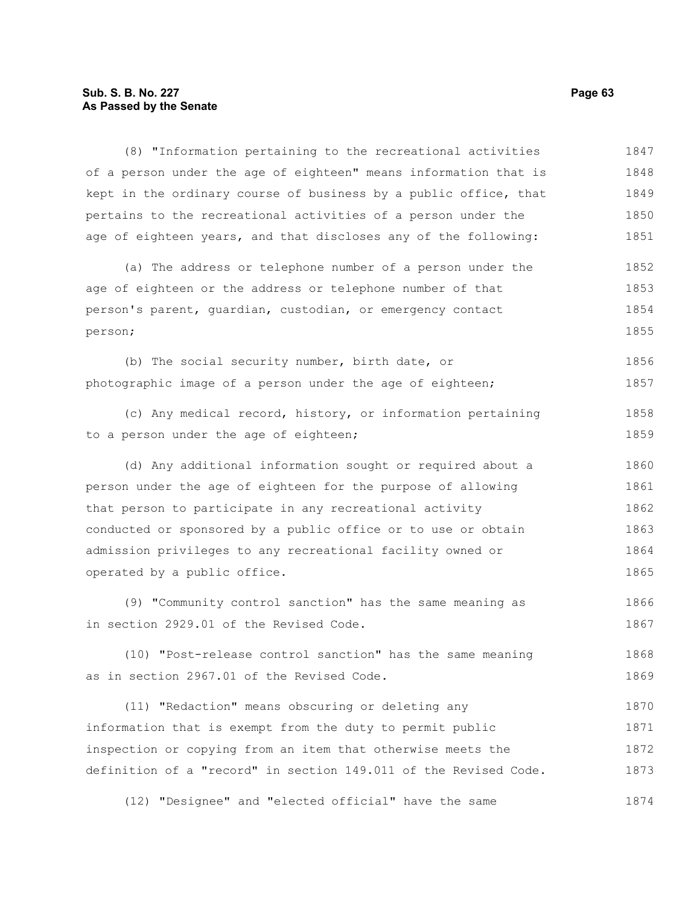(8) "Information pertaining to the recreational activities of a person under the age of eighteen" means information that is kept in the ordinary course of business by a public office, that pertains to the recreational activities of a person under the age of eighteen years, and that discloses any of the following:

(a) The address or telephone number of a person under the age of eighteen or the address or telephone number of that person's parent, guardian, custodian, or emergency contact person;

(b) The social security number, birth date, or photographic image of a person under the age of eighteen;

(c) Any medical record, history, or information pertaining to a person under the age of eighteen;

(d) Any additional information sought or required about a person under the age of eighteen for the purpose of allowing that person to participate in any recreational activity conducted or sponsored by a public office or to use or obtain admission privileges to any recreational facility owned or operated by a public office.

(9) "Community control sanction" has the same meaning as in section 2929.01 of the Revised Code.

(10) "Post-release control sanction" has the same meaning as in section 2967.01 of the Revised Code.

(11) "Redaction" means obscuring or deleting any information that is exempt from the duty to permit public inspection or copying from an item that otherwise meets the definition of a "record" in section 149.011 of the Revised Code.

(12) "Designee" and "elected official" have the same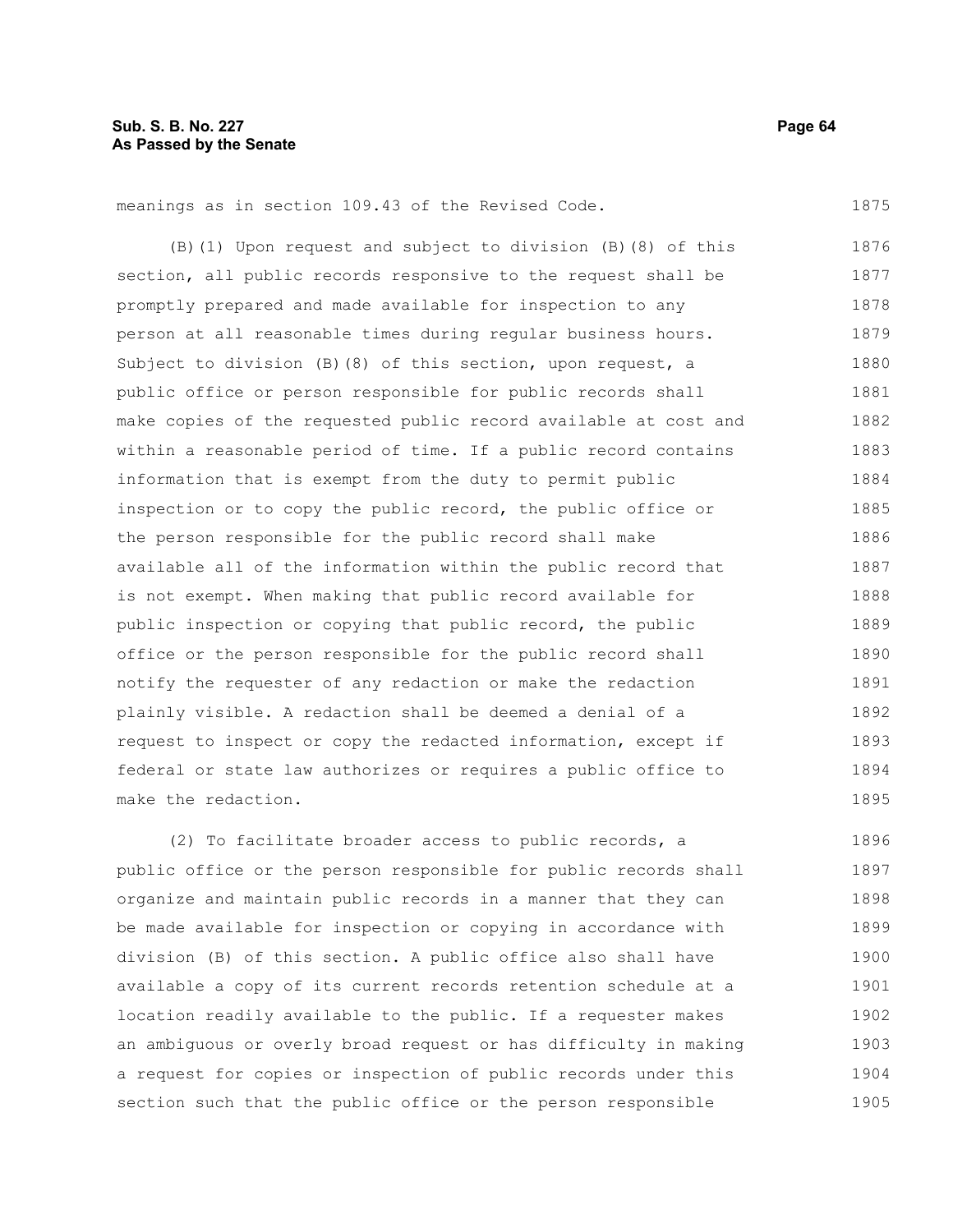meanings as in section 109.43 of the Revised Code.

(B)(1) Upon request and subject to division (B)(8) of this section, all public records responsive to the request shall be promptly prepared and made available for inspection to any person at all reasonable times during regular business hours. Subject to division (B)(8) of this section, upon request, a public office or person responsible for public records shall make copies of the requested public record available at cost and within a reasonable period of time. If a public record contains information that is exempt from the duty to permit public inspection or to copy the public record, the public office or the person responsible for the public record shall make available all of the information within the public record that is not exempt. When making that public record available for public inspection or copying that public record, the public office or the person responsible for the public record shall notify the requester of any redaction or make the redaction plainly visible. A redaction shall be deemed a denial of a request to inspect or copy the redacted information, except if federal or state law authorizes or requires a public office to make the redaction.

(2) To facilitate broader access to public records, a public office or the person responsible for public records shall organize and maintain public records in a manner that they can be made available for inspection or copying in accordance with division (B) of this section. A public office also shall have available a copy of its current records retention schedule at a location readily available to the public. If a requester makes an ambiguous or overly broad request or has difficulty in making a request for copies or inspection of public records under this section such that the public office or the person responsible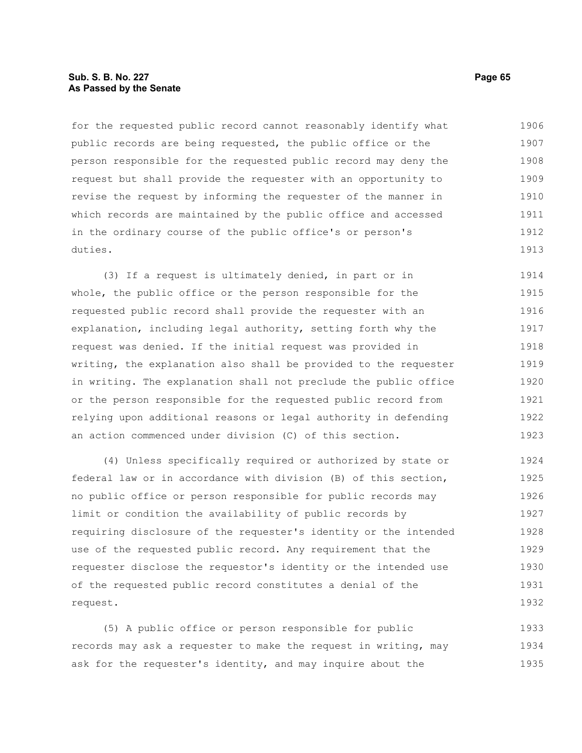for the requested public record cannot reasonably identify what public records are being requested, the public office or the person responsible for the requested public record may deny the request but shall provide the requester with an opportunity to revise the request by informing the requester of the manner in which records are maintained by the public office and accessed in the ordinary course of the public office's or person's duties.

(3) If a request is ultimately denied, in part or in whole, the public office or the person responsible for the requested public record shall provide the requester with an explanation, including legal authority, setting forth why the request was denied. If the initial request was provided in writing, the explanation also shall be provided to the requester in writing. The explanation shall not preclude the public office or the person responsible for the requested public record from relying upon additional reasons or legal authority in defending an action commenced under division (C) of this section.

(4) Unless specifically required or authorized by state or federal law or in accordance with division (B) of this section, no public office or person responsible for public records may limit or condition the availability of public records by requiring disclosure of the requester's identity or the intended use of the requested public record. Any requirement that the requester disclose the requestor's identity or the intended use of the requested public record constitutes a denial of the request.

(5) A public office or person responsible for public records may ask a requester to make the request in writing, may ask for the requester's identity, and may inquire about the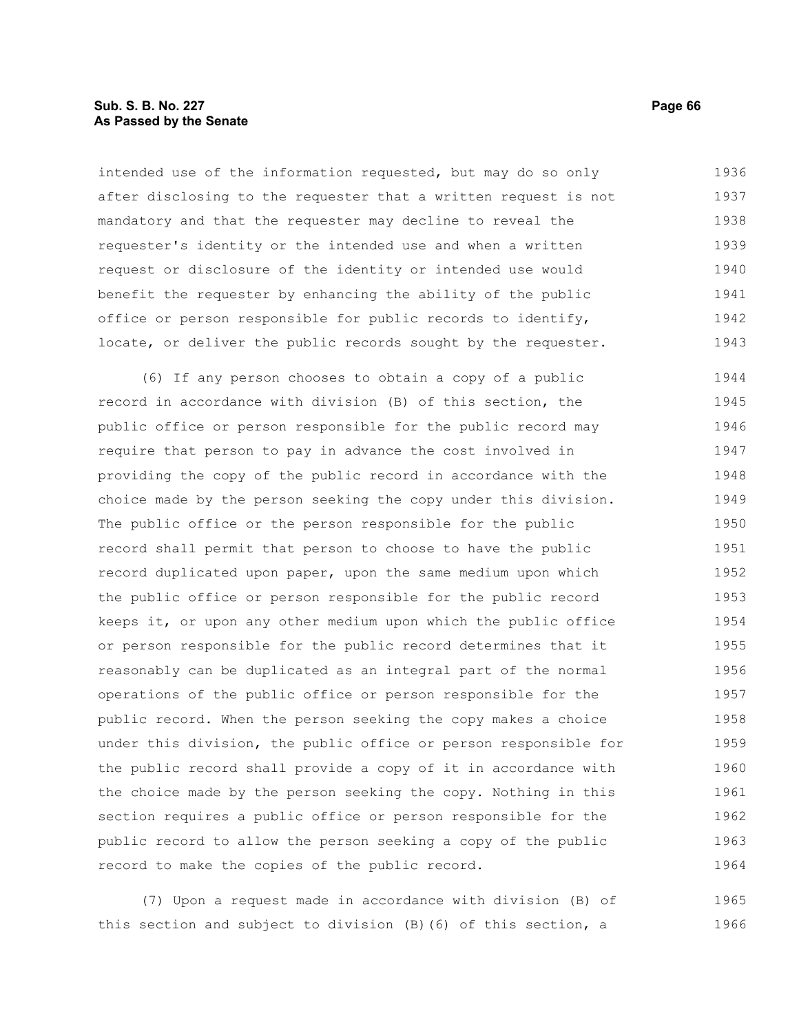intended use of the information requested, but may do so only after disclosing to the requester that a written request is not mandatory and that the requester may decline to reveal the requester's identity or the intended use and when a written request or disclosure of the identity or intended use would benefit the requester by enhancing the ability of the public office or person responsible for public records to identify, locate, or deliver the public records sought by the requester.

(6) If any person chooses to obtain a copy of a public record in accordance with division (B) of this section, the public office or person responsible for the public record may require that person to pay in advance the cost involved in providing the copy of the public record in accordance with the choice made by the person seeking the copy under this division. The public office or the person responsible for the public record shall permit that person to choose to have the public record duplicated upon paper, upon the same medium upon which the public office or person responsible for the public record keeps it, or upon any other medium upon which the public office or person responsible for the public record determines that it reasonably can be duplicated as an integral part of the normal operations of the public office or person responsible for the public record. When the person seeking the copy makes a choice under this division, the public office or person responsible for the public record shall provide a copy of it in accordance with the choice made by the person seeking the copy. Nothing in this section requires a public office or person responsible for the public record to allow the person seeking a copy of the public record to make the copies of the public record.

(7) Upon a request made in accordance with division (B) of this section and subject to division (B)(6) of this section, a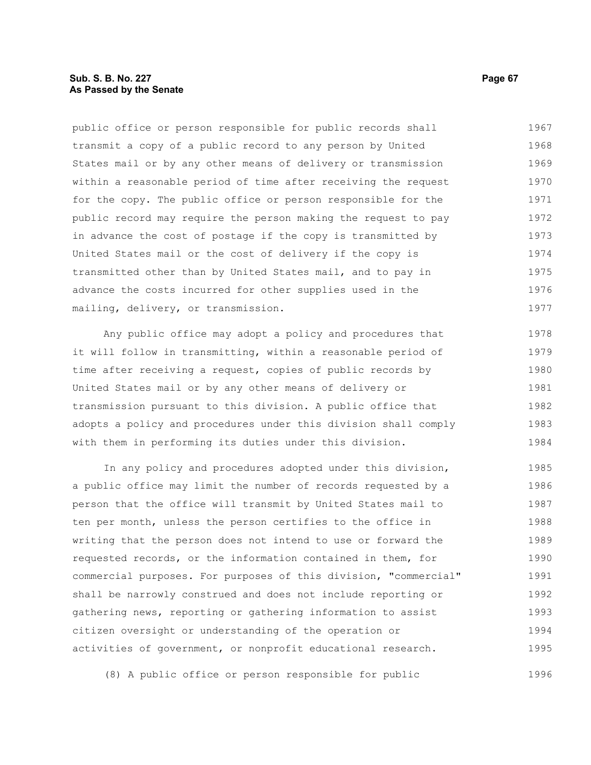public office or person responsible for public records shall transmit a copy of a public record to any person by United States mail or by any other means of delivery or transmission within a reasonable period of time after receiving the request for the copy. The public office or person responsible for the public record may require the person making the request to pay in advance the cost of postage if the copy is transmitted by United States mail or the cost of delivery if the copy is transmitted other than by United States mail, and to pay in advance the costs incurred for other supplies used in the mailing, delivery, or transmission.

Any public office may adopt a policy and procedures that it will follow in transmitting, within a reasonable period of time after receiving a request, copies of public records by United States mail or by any other means of delivery or transmission pursuant to this division. A public office that adopts a policy and procedures under this division shall comply with them in performing its duties under this division.

In any policy and procedures adopted under this division, a public office may limit the number of records requested by a person that the office will transmit by United States mail to ten per month, unless the person certifies to the office in writing that the person does not intend to use or forward the requested records, or the information contained in them, for commercial purposes. For purposes of this division, "commercial" shall be narrowly construed and does not include reporting or gathering news, reporting or gathering information to assist citizen oversight or understanding of the operation or activities of government, or nonprofit educational research.

(8) A public office or person responsible for public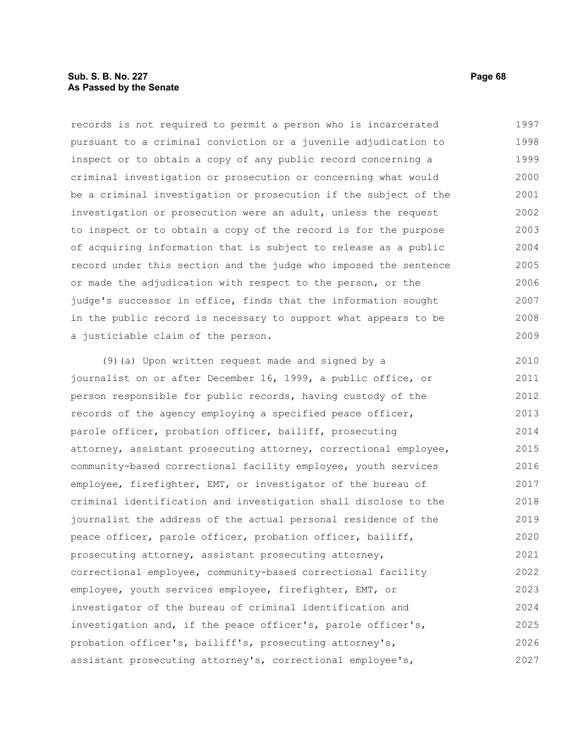records is not required to permit a person who is incarcerated pursuant to a criminal conviction or a juvenile adjudication to inspect or to obtain a copy of any public record concerning a criminal investigation or prosecution or concerning what would be a criminal investigation or prosecution if the subject of the investigation or prosecution were an adult, unless the request to inspect or to obtain a copy of the record is for the purpose of acquiring information that is subject to release as a public record under this section and the judge who imposed the sentence or made the adjudication with respect to the person, or the judge's successor in office, finds that the information sought in the public record is necessary to support what appears to be a justiciable claim of the person.

(9)(a) Upon written request made and signed by a journalist on or after December 16, 1999, a public office, or person responsible for public records, having custody of the records of the agency employing a specified peace officer, parole officer, probation officer, bailiff, prosecuting attorney, assistant prosecuting attorney, correctional employee, community-based correctional facility employee, youth services employee, firefighter, EMT, or investigator of the bureau of criminal identification and investigation shall disclose to the journalist the address of the actual personal residence of the peace officer, parole officer, probation officer, bailiff, prosecuting attorney, assistant prosecuting attorney, correctional employee, community-based correctional facility employee, youth services employee, firefighter, EMT, or investigator of the bureau of criminal identification and investigation and, if the peace officer's, parole officer's, probation officer's, bailiff's, prosecuting attorney's, assistant prosecuting attorney's, correctional employee's,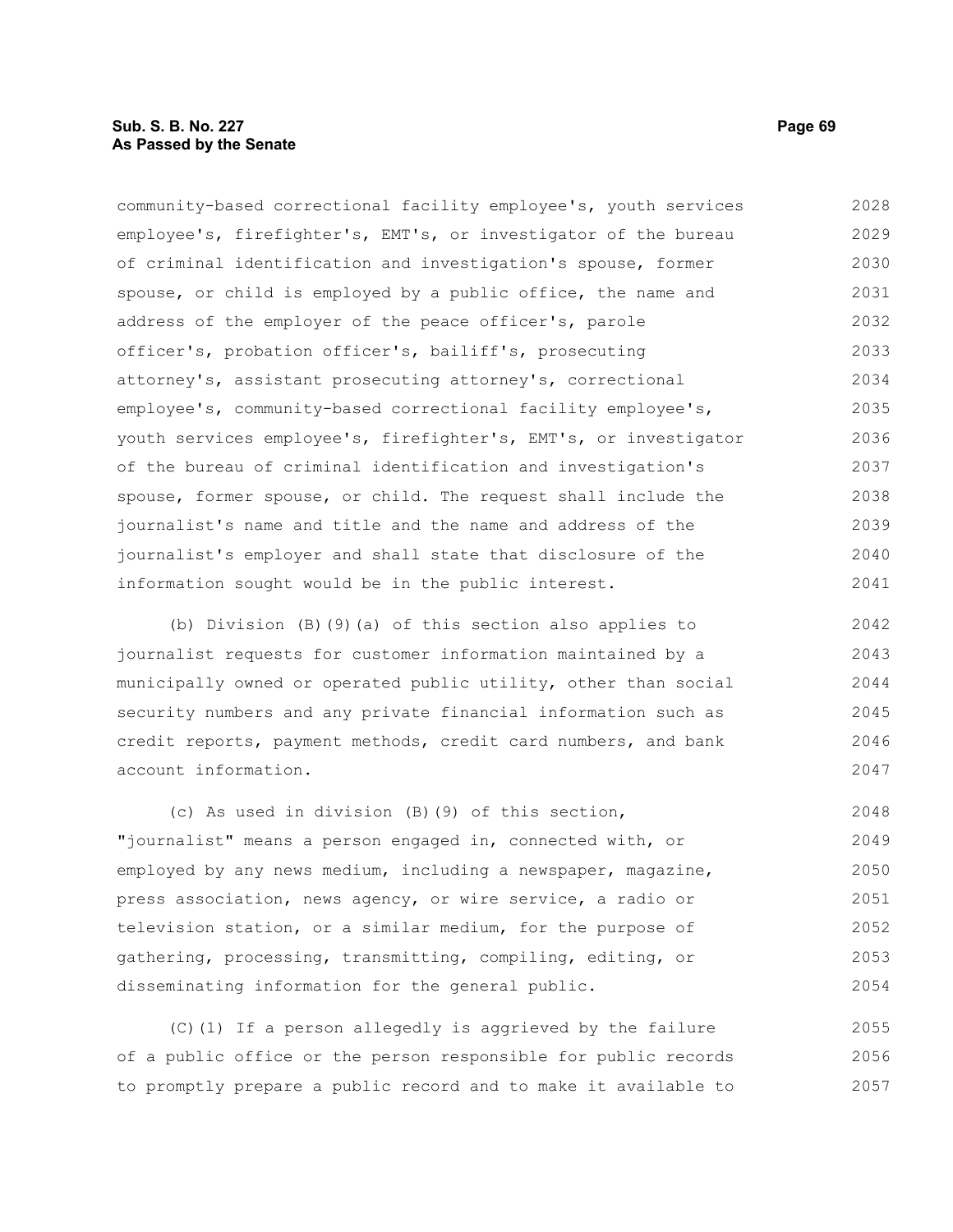community-based correctional facility employee's, youth services employee's, firefighter's, EMT's, or investigator of the bureau of criminal identification and investigation's spouse, former spouse, or child is employed by a public office, the name and address of the employer of the peace officer's, parole officer's, probation officer's, bailiff's, prosecuting attorney's, assistant prosecuting attorney's, correctional employee's, community-based correctional facility employee's, youth services employee's, firefighter's, EMT's, or investigator of the bureau of criminal identification and investigation's spouse, former spouse, or child. The request shall include the journalist's name and title and the name and address of the journalist's employer and shall state that disclosure of the information sought would be in the public interest.

(b) Division (B)(9)(a) of this section also applies to journalist requests for customer information maintained by a municipally owned or operated public utility, other than social security numbers and any private financial information such as credit reports, payment methods, credit card numbers, and bank account information.

(c) As used in division (B)(9) of this section, "journalist" means a person engaged in, connected with, or employed by any news medium, including a newspaper, magazine, press association, news agency, or wire service, a radio or television station, or a similar medium, for the purpose of gathering, processing, transmitting, compiling, editing, or disseminating information for the general public.

(C)(1) If a person allegedly is aggrieved by the failure of a public office or the person responsible for public records to promptly prepare a public record and to make it available to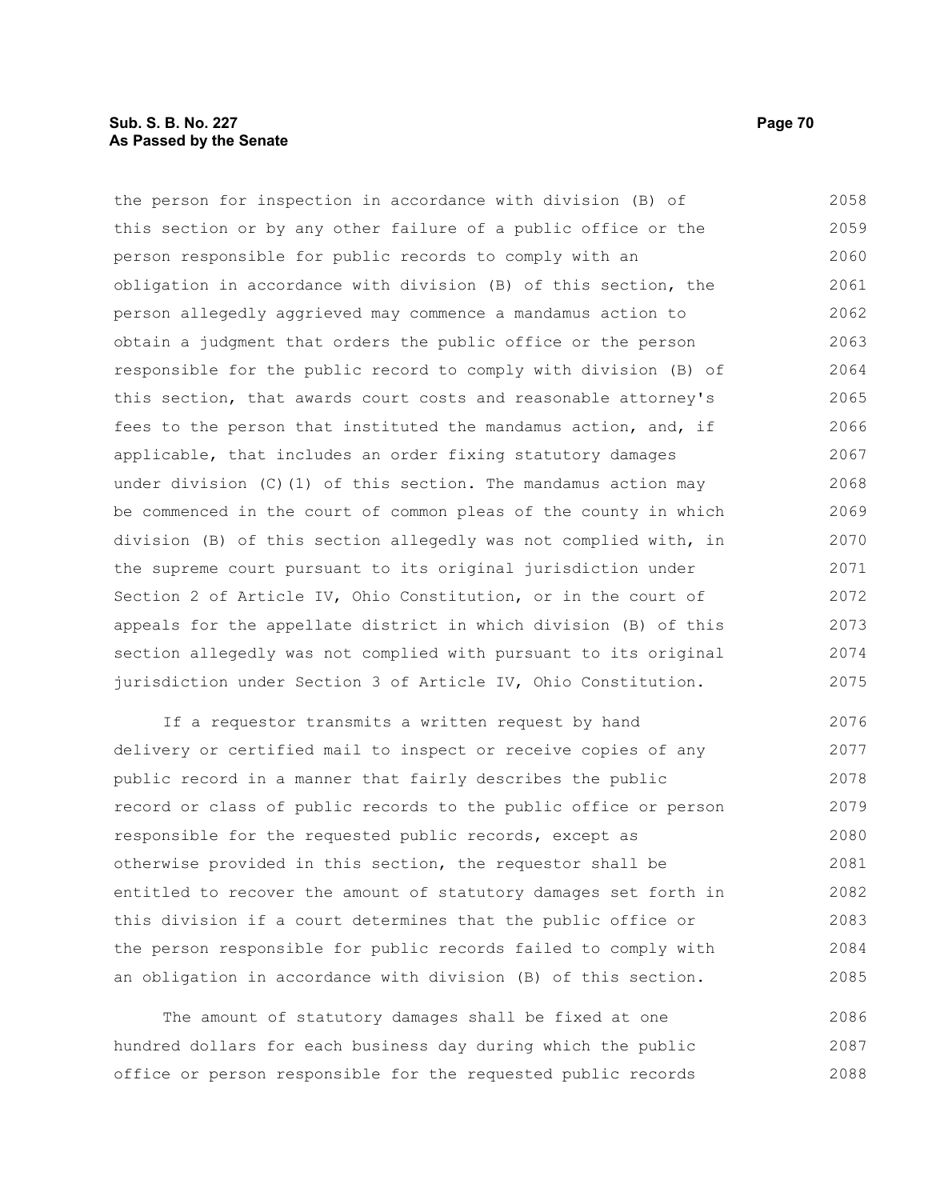the person for inspection in accordance with division (B) of this section or by any other failure of a public office or the person responsible for public records to comply with an obligation in accordance with division (B) of this section, the person allegedly aggrieved may commence a mandamus action to obtain a judgment that orders the public office or the person responsible for the public record to comply with division (B) of this section, that awards court costs and reasonable attorney's fees to the person that instituted the mandamus action, and, if applicable, that includes an order fixing statutory damages under division (C)(1) of this section. The mandamus action may be commenced in the court of common pleas of the county in which division (B) of this section allegedly was not complied with, in the supreme court pursuant to its original jurisdiction under Section 2 of Article IV, Ohio Constitution, or in the court of appeals for the appellate district in which division (B) of this section allegedly was not complied with pursuant to its original jurisdiction under Section 3 of Article IV, Ohio Constitution.

If a requestor transmits a written request by hand delivery or certified mail to inspect or receive copies of any public record in a manner that fairly describes the public record or class of public records to the public office or person responsible for the requested public records, except as otherwise provided in this section, the requestor shall be entitled to recover the amount of statutory damages set forth in this division if a court determines that the public office or the person responsible for public records failed to comply with an obligation in accordance with division (B) of this section.

The amount of statutory damages shall be fixed at one hundred dollars for each business day during which the public office or person responsible for the requested public records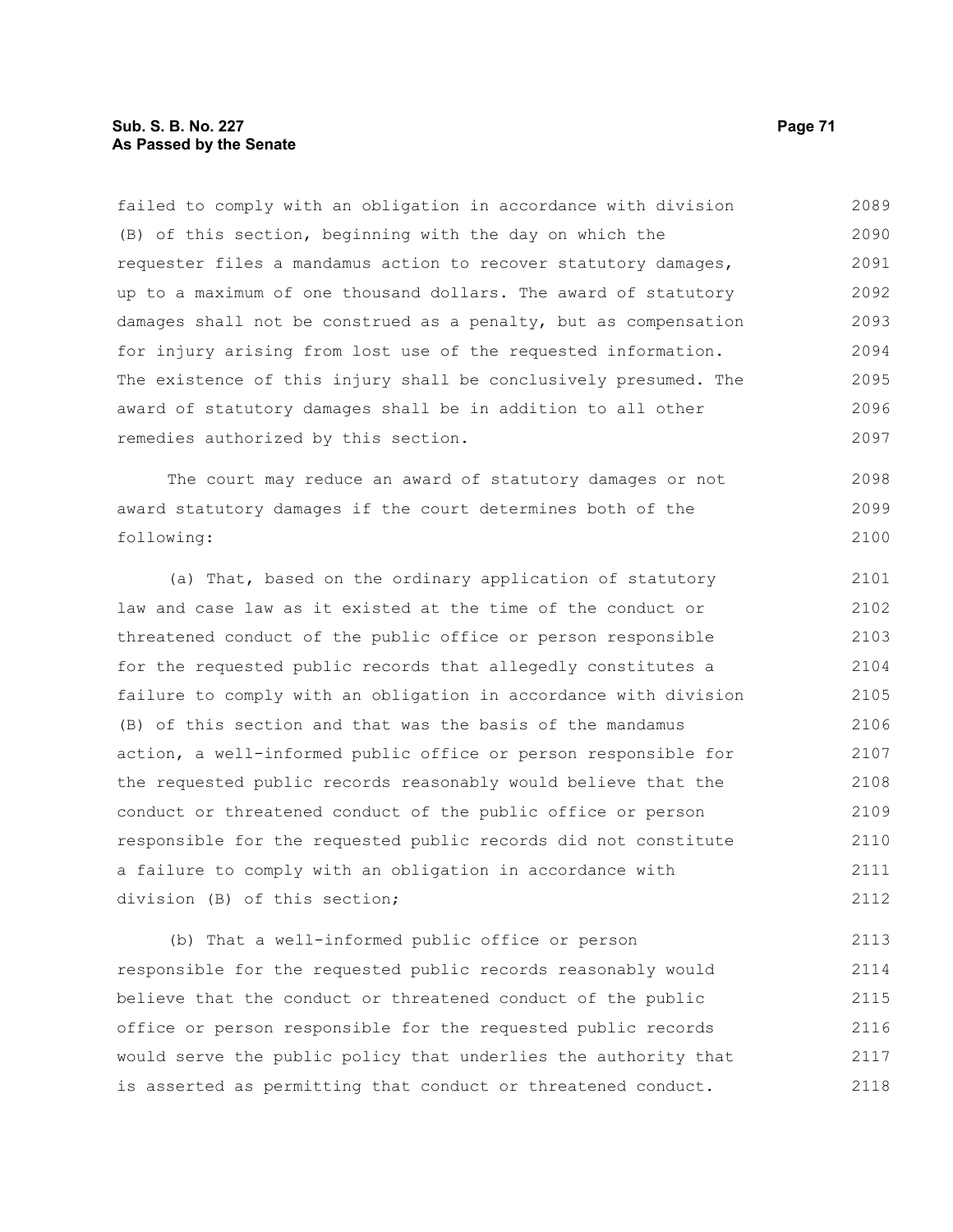failed to comply with an obligation in accordance with division (B) of this section, beginning with the day on which the requester files a mandamus action to recover statutory damages, up to a maximum of one thousand dollars. The award of statutory damages shall not be construed as a penalty, but as compensation for injury arising from lost use of the requested information. The existence of this injury shall be conclusively presumed. The award of statutory damages shall be in addition to all other remedies authorized by this section.

The court may reduce an award of statutory damages or not award statutory damages if the court determines both of the following:

(a) That, based on the ordinary application of statutory law and case law as it existed at the time of the conduct or threatened conduct of the public office or person responsible for the requested public records that allegedly constitutes a failure to comply with an obligation in accordance with division (B) of this section and that was the basis of the mandamus action, a well-informed public office or person responsible for the requested public records reasonably would believe that the conduct or threatened conduct of the public office or person responsible for the requested public records did not constitute a failure to comply with an obligation in accordance with division (B) of this section;

(b) That a well-informed public office or person responsible for the requested public records reasonably would believe that the conduct or threatened conduct of the public office or person responsible for the requested public records would serve the public policy that underlies the authority that is asserted as permitting that conduct or threatened conduct.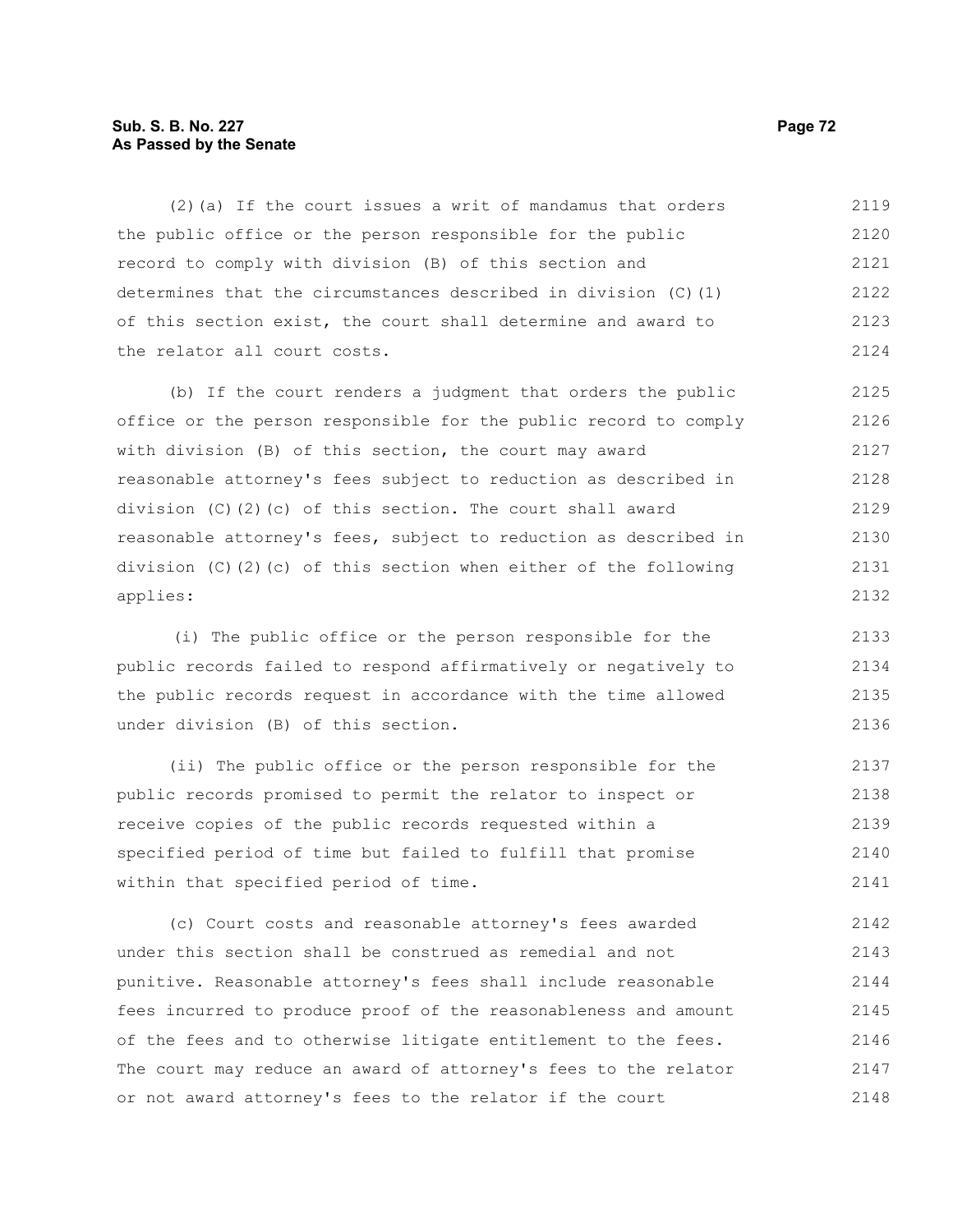(2)(a) If the court issues a writ of mandamus that orders the public office or the person responsible for the public record to comply with division (B) of this section and determines that the circumstances described in division (C)(1) of this section exist, the court shall determine and award to the relator all court costs.

(b) If the court renders a judgment that orders the public office or the person responsible for the public record to comply with division (B) of this section, the court may award reasonable attorney's fees subject to reduction as described in division (C)(2)(c) of this section. The court shall award reasonable attorney's fees, subject to reduction as described in division (C)(2)(c) of this section when either of the following applies:

(i) The public office or the person responsible for the public records failed to respond affirmatively or negatively to the public records request in accordance with the time allowed under division (B) of this section.

(ii) The public office or the person responsible for the public records promised to permit the relator to inspect or receive copies of the public records requested within a specified period of time but failed to fulfill that promise within that specified period of time.

(c) Court costs and reasonable attorney's fees awarded under this section shall be construed as remedial and not punitive. Reasonable attorney's fees shall include reasonable fees incurred to produce proof of the reasonableness and amount of the fees and to otherwise litigate entitlement to the fees. The court may reduce an award of attorney's fees to the relator or not award attorney's fees to the relator if the court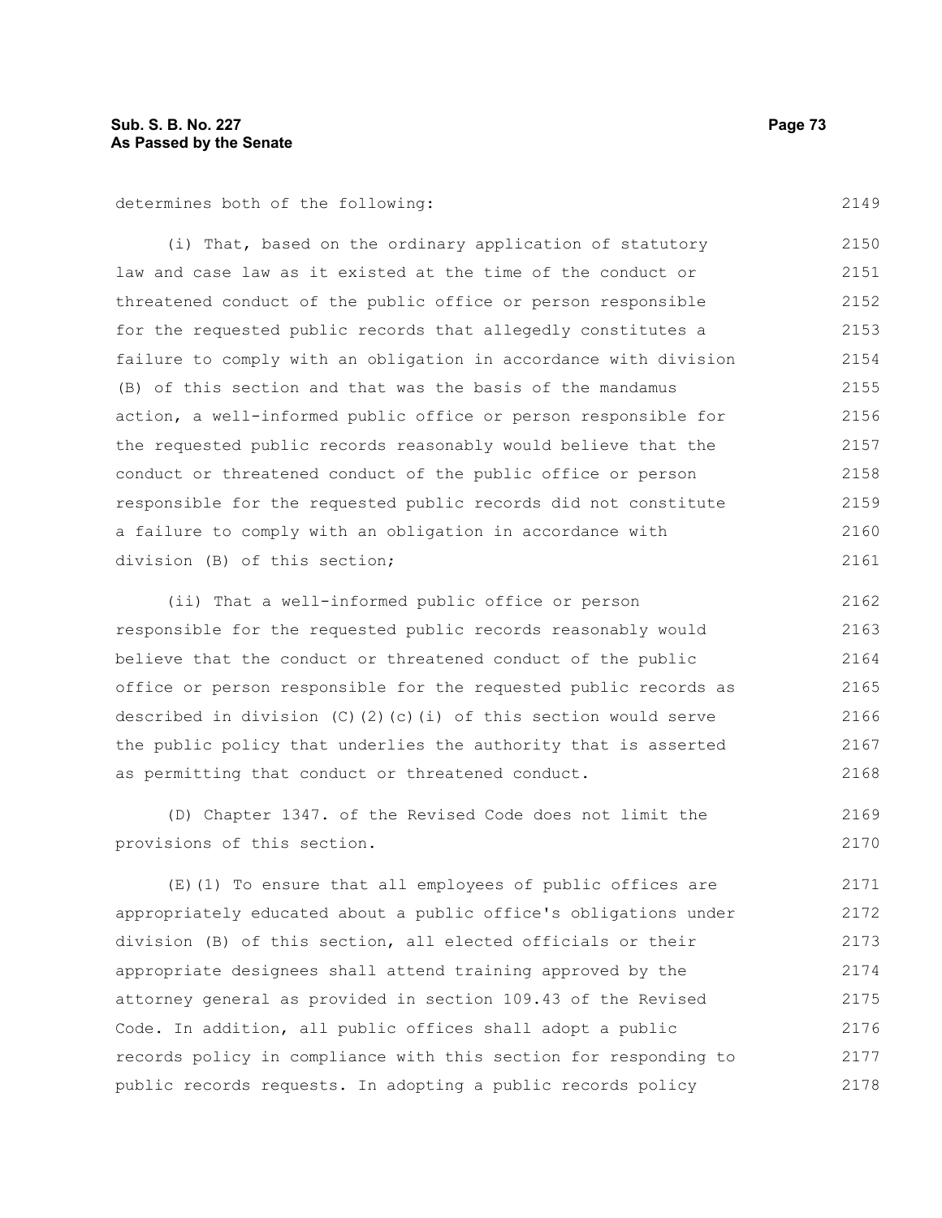determines both of the following:

(i) That, based on the ordinary application of statutory law and case law as it existed at the time of the conduct or threatened conduct of the public office or person responsible for the requested public records that allegedly constitutes a failure to comply with an obligation in accordance with division (B) of this section and that was the basis of the mandamus action, a well-informed public office or person responsible for the requested public records reasonably would believe that the conduct or threatened conduct of the public office or person responsible for the requested public records did not constitute a failure to comply with an obligation in accordance with division (B) of this section;

(ii) That a well-informed public office or person responsible for the requested public records reasonably would believe that the conduct or threatened conduct of the public office or person responsible for the requested public records as described in division (C)(2)(c)(i) of this section would serve the public policy that underlies the authority that is asserted as permitting that conduct or threatened conduct.

(D) Chapter 1347. of the Revised Code does not limit the provisions of this section.

(E)(1) To ensure that all employees of public offices are appropriately educated about a public office's obligations under division (B) of this section, all elected officials or their appropriate designees shall attend training approved by the attorney general as provided in section 109.43 of the Revised Code. In addition, all public offices shall adopt a public records policy in compliance with this section for responding to public records requests. In adopting a public records policy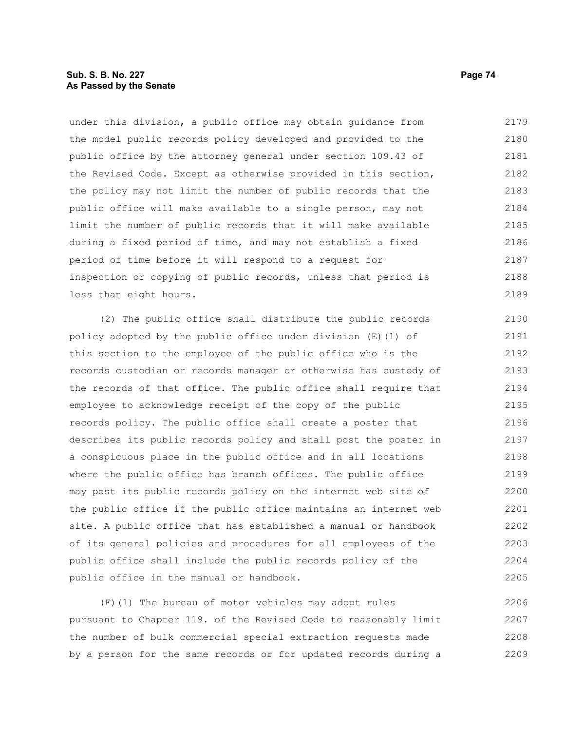under this division, a public office may obtain guidance from the model public records policy developed and provided to the public office by the attorney general under section 109.43 of the Revised Code. Except as otherwise provided in this section, the policy may not limit the number of public records that the public office will make available to a single person, may not limit the number of public records that it will make available during a fixed period of time, and may not establish a fixed period of time before it will respond to a request for inspection or copying of public records, unless that period is less than eight hours.

(2) The public office shall distribute the public records policy adopted by the public office under division (E)(1) of this section to the employee of the public office who is the records custodian or records manager or otherwise has custody of the records of that office. The public office shall require that employee to acknowledge receipt of the copy of the public records policy. The public office shall create a poster that describes its public records policy and shall post the poster in a conspicuous place in the public office and in all locations where the public office has branch offices. The public office may post its public records policy on the internet web site of the public office if the public office maintains an internet web site. A public office that has established a manual or handbook of its general policies and procedures for all employees of the public office shall include the public records policy of the public office in the manual or handbook.

(F)(1) The bureau of motor vehicles may adopt rules pursuant to Chapter 119. of the Revised Code to reasonably limit the number of bulk commercial special extraction requests made by a person for the same records or for updated records during a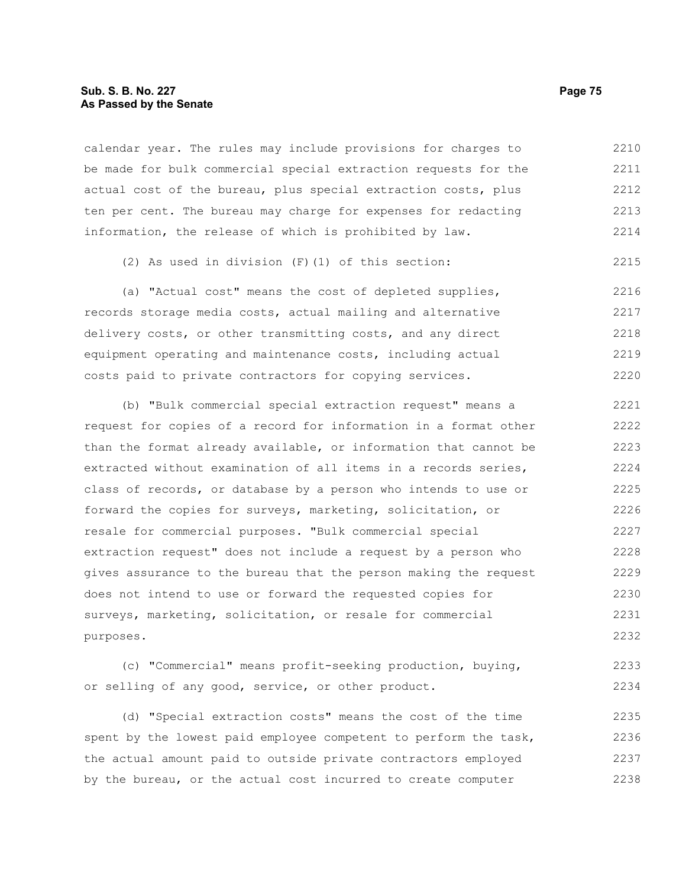calendar year. The rules may include provisions for charges to be made for bulk commercial special extraction requests for the actual cost of the bureau, plus special extraction costs, plus ten per cent. The bureau may charge for expenses for redacting information, the release of which is prohibited by law.

(2) As used in division (F)(1) of this section:

(a) "Actual cost" means the cost of depleted supplies, records storage media costs, actual mailing and alternative delivery costs, or other transmitting costs, and any direct equipment operating and maintenance costs, including actual costs paid to private contractors for copying services.

(b) "Bulk commercial special extraction request" means a request for copies of a record for information in a format other than the format already available, or information that cannot be extracted without examination of all items in a records series, class of records, or database by a person who intends to use or forward the copies for surveys, marketing, solicitation, or resale for commercial purposes. "Bulk commercial special extraction request" does not include a request by a person who gives assurance to the bureau that the person making the request does not intend to use or forward the requested copies for surveys, marketing, solicitation, or resale for commercial purposes.

(c) "Commercial" means profit-seeking production, buying, or selling of any good, service, or other product.

(d) "Special extraction costs" means the cost of the time spent by the lowest paid employee competent to perform the task, the actual amount paid to outside private contractors employed by the bureau, or the actual cost incurred to create computer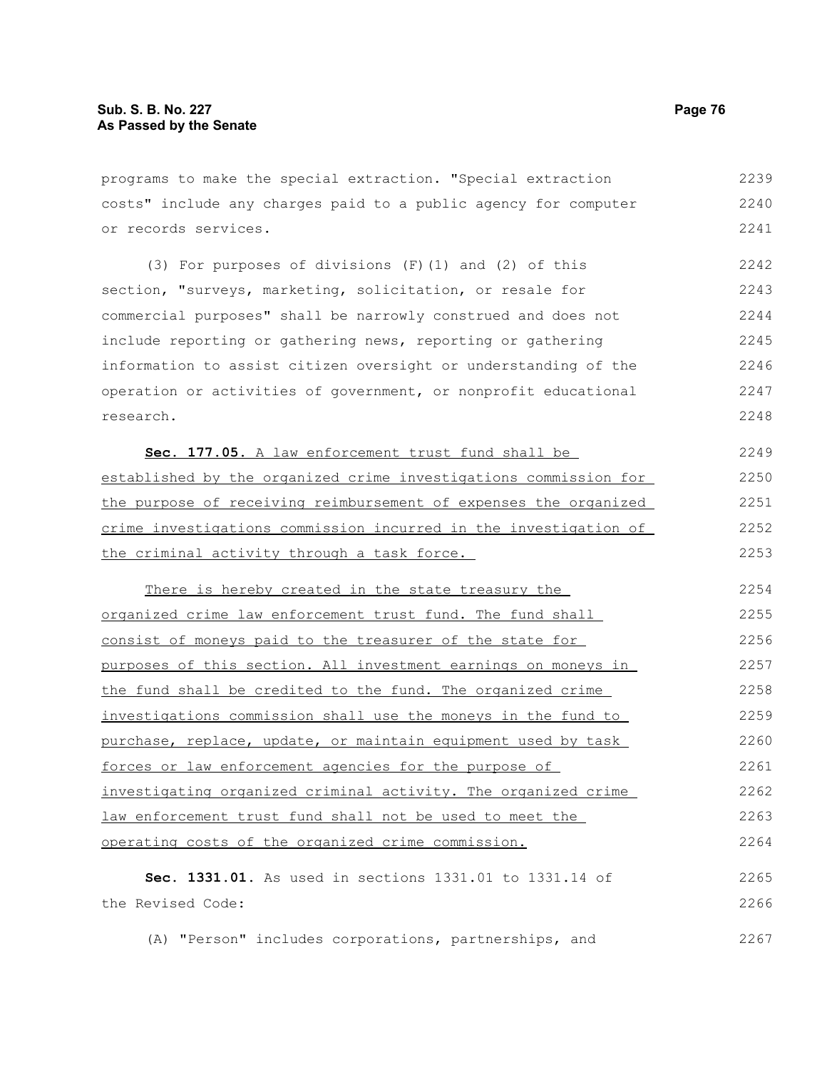programs to make the special extraction. "Special extraction costs" include any charges paid to a public agency for computer or records services.

(3) For purposes of divisions (F)(1) and (2) of this section, "surveys, marketing, solicitation, or resale for commercial purposes" shall be narrowly construed and does not include reporting or gathering news, reporting or gathering information to assist citizen oversight or understanding of the operation or activities of government, or nonprofit educational research.

<u>**Sec. 177.05.** A law enforcement trust fund shall be established by the organized crime investigations commission for the purpose of receiving reimbursement of expenses the organized crime investigations commission incurred in the investigation of the criminal activity through a task force.</u>

<u>There is hereby created in the state treasury the organized crime law enforcement trust fund. The fund shall consist of moneys paid to the treasurer of the state for purposes of this section. All investment earnings on moneys in the fund shall be credited to the fund. The organized crime investigations commission shall use the moneys in the fund to purchase, replace, update, or maintain equipment used by task forces or law enforcement agencies for the purpose of investigating organized criminal activity. The organized crime law enforcement trust fund shall not be used to meet the operating costs of the organized crime commission.</u>

**Sec. 1331.01.** As used in sections 1331.01 to 1331.14 of the Revised Code:

(A) "Person" includes corporations, partnerships, and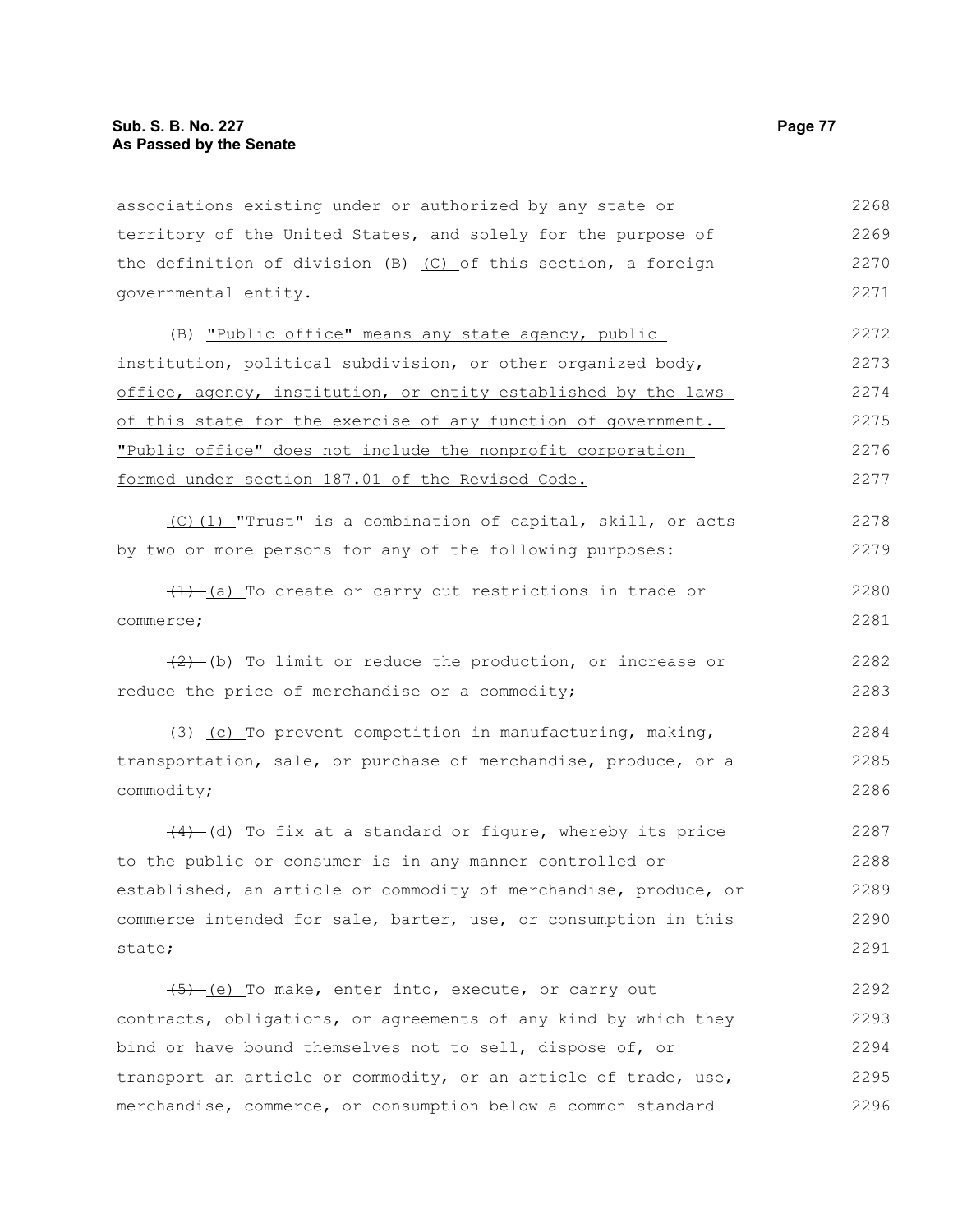associations existing under or authorized by any state or territory of the United States, and solely for the purpose of the definition of division ~~(B)~~ (C) of this section, a foreign governmental entity.

(B) "Public office" means any state agency, public institution, political subdivision, or other organized body, office, agency, institution, or entity established by the laws of this state for the exercise of any function of government. "Public office" does not include the nonprofit corporation formed under section 187.01 of the Revised Code.

(C)(1) "Trust" is a combination of capital, skill, or acts by two or more persons for any of the following purposes:

~~(1)~~ (a) To create or carry out restrictions in trade or commerce;

~~(2)~~ (b) To limit or reduce the production, or increase or reduce the price of merchandise or a commodity;

~~(3)~~ (c) To prevent competition in manufacturing, making, transportation, sale, or purchase of merchandise, produce, or a commodity;

~~(4)~~ (d) To fix at a standard or figure, whereby its price to the public or consumer is in any manner controlled or established, an article or commodity of merchandise, produce, or commerce intended for sale, barter, use, or consumption in this state;

~~(5)~~ (e) To make, enter into, execute, or carry out contracts, obligations, or agreements of any kind by which they bind or have bound themselves not to sell, dispose of, or transport an article or commodity, or an article of trade, use, merchandise, commerce, or consumption below a common standard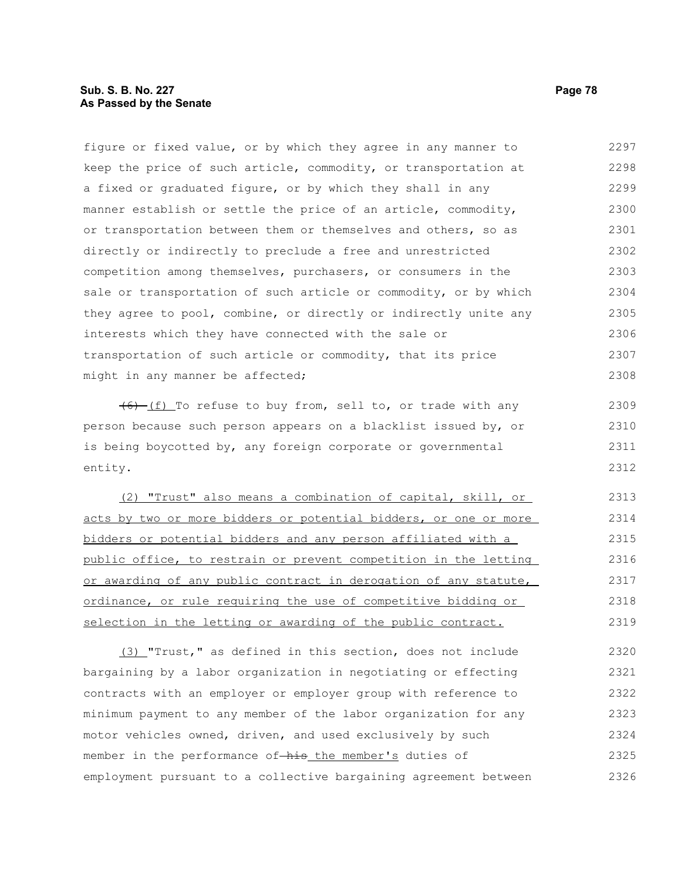figure or fixed value, or by which they agree in any manner to keep the price of such article, commodity, or transportation at a fixed or graduated figure, or by which they shall in any manner establish or settle the price of an article, commodity, or transportation between them or themselves and others, so as directly or indirectly to preclude a free and unrestricted competition among themselves, purchasers, or consumers in the sale or transportation of such article or commodity, or by which they agree to pool, combine, or directly or indirectly unite any interests which they have connected with the sale or transportation of such article or commodity, that its price might in any manner be affected;

~~(6)~~ (f) To refuse to buy from, sell to, or trade with any person because such person appears on a blacklist issued by, or is being boycotted by, any foreign corporate or governmental entity.

(2) "Trust" also means a combination of capital, skill, or acts by two or more bidders or potential bidders, or one or more bidders or potential bidders and any person affiliated with a public office, to restrain or prevent competition in the letting or awarding of any public contract in derogation of any statute, ordinance, or rule requiring the use of competitive bidding or selection in the letting or awarding of the public contract.

(3) "Trust," as defined in this section, does not include bargaining by a labor organization in negotiating or effecting contracts with an employer or employer group with reference to minimum payment to any member of the labor organization for any motor vehicles owned, driven, and used exclusively by such member in the performance of ~~his~~ the member's duties of employment pursuant to a collective bargaining agreement between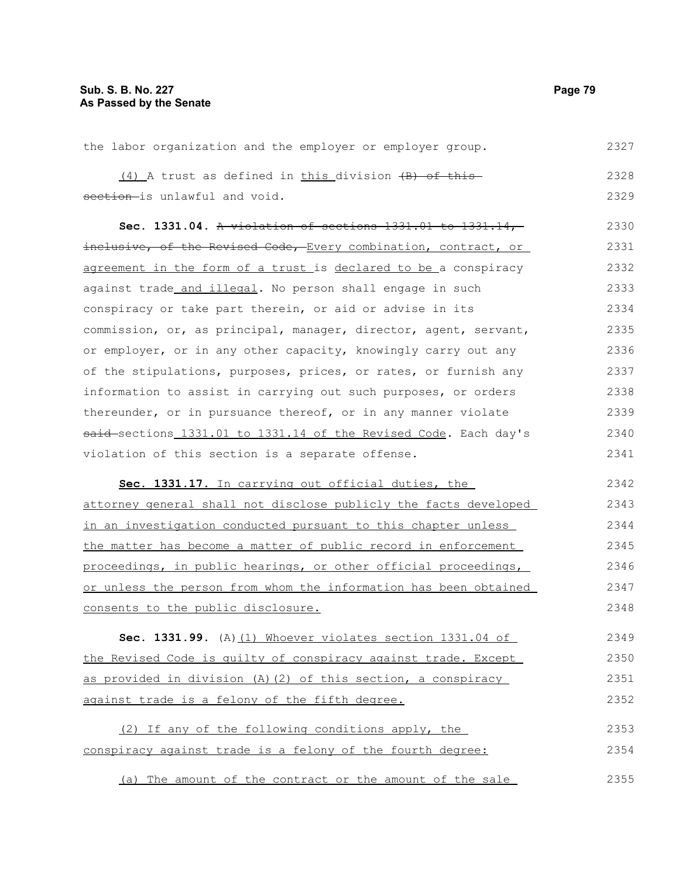the labor organization and the employer or employer group.

(4) A trust as defined in this division (B) of this section is unlawful and void.

**Sec. 1331.04.** A violation of sections 1331.01 to 1331.14, inclusive, of the Revised Code, Every combination, contract, or agreement in the form of a trust is declared to be a conspiracy against trade and illegal. No person shall engage in such conspiracy or take part therein, or aid or advise in its commission, or, as principal, manager, director, agent, servant, or employer, or in any other capacity, knowingly carry out any of the stipulations, purposes, prices, or rates, or furnish any information to assist in carrying out such purposes, or orders thereunder, or in pursuance thereof, or in any manner violate said sections 1331.01 to 1331.14 of the Revised Code. Each day's violation of this section is a separate offense.

**Sec. 1331.17.** In carrying out official duties, the attorney general shall not disclose publicly the facts developed in an investigation conducted pursuant to this chapter unless the matter has become a matter of public record in enforcement proceedings, in public hearings, or other official proceedings, or unless the person from whom the information has been obtained consents to the public disclosure.

**Sec. 1331.99.** (A)(1) Whoever violates section 1331.04 of the Revised Code is guilty of conspiracy against trade. Except as provided in division (A)(2) of this section, a conspiracy against trade is a felony of the fifth degree.

(2) If any of the following conditions apply, the conspiracy against trade is a felony of the fourth degree:

(a) The amount of the contract or the amount of the sale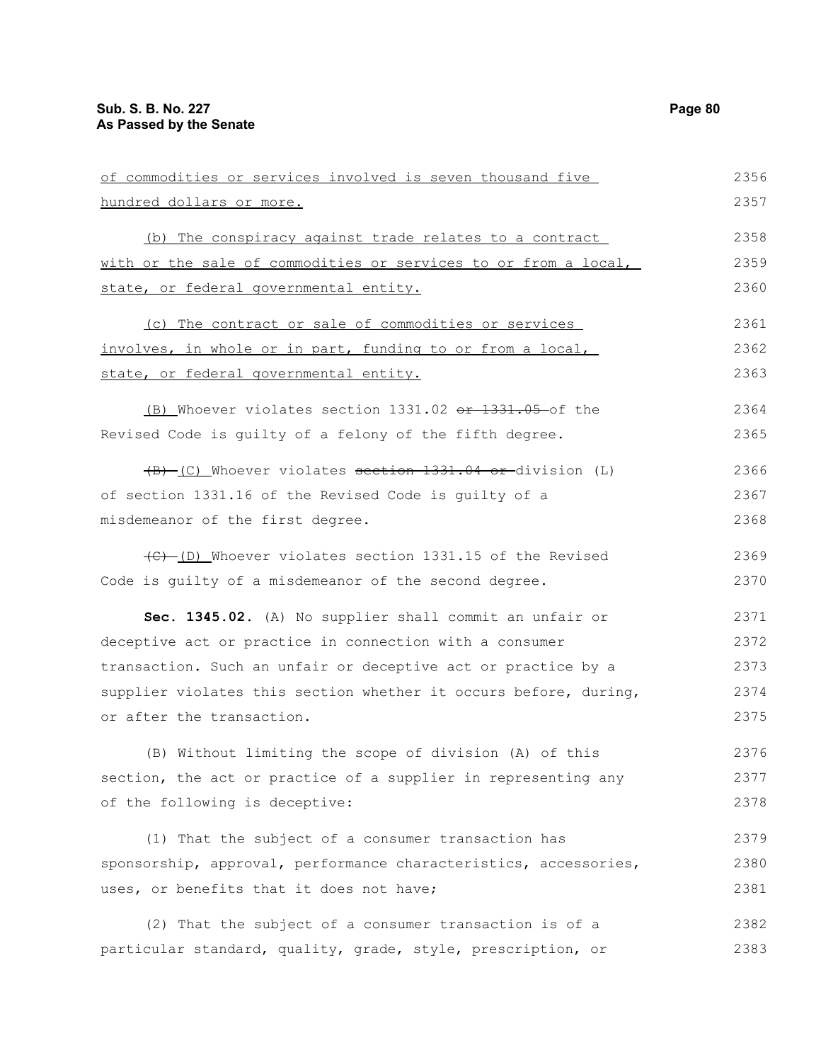of commodities or services involved is seven thousand five hundred dollars or more.

(b) The conspiracy against trade relates to a contract with or the sale of commodities or services to or from a local, state, or federal governmental entity.

(c) The contract or sale of commodities or services involves, in whole or in part, funding to or from a local, state, or federal governmental entity.

(B) Whoever violates section 1331.02 ~~or 1331.05~~ of the Revised Code is guilty of a felony of the fifth degree.

~~(B)~~ (C) Whoever violates ~~section 1331.04 or~~ division (L) of section 1331.16 of the Revised Code is guilty of a misdemeanor of the first degree.

~~(C)~~ (D) Whoever violates section 1331.15 of the Revised Code is guilty of a misdemeanor of the second degree.

**Sec. 1345.02.** (A) No supplier shall commit an unfair or deceptive act or practice in connection with a consumer transaction. Such an unfair or deceptive act or practice by a supplier violates this section whether it occurs before, during, or after the transaction.

(B) Without limiting the scope of division (A) of this section, the act or practice of a supplier in representing any of the following is deceptive:

(1) That the subject of a consumer transaction has sponsorship, approval, performance characteristics, accessories, uses, or benefits that it does not have;

(2) That the subject of a consumer transaction is of a particular standard, quality, grade, style, prescription, or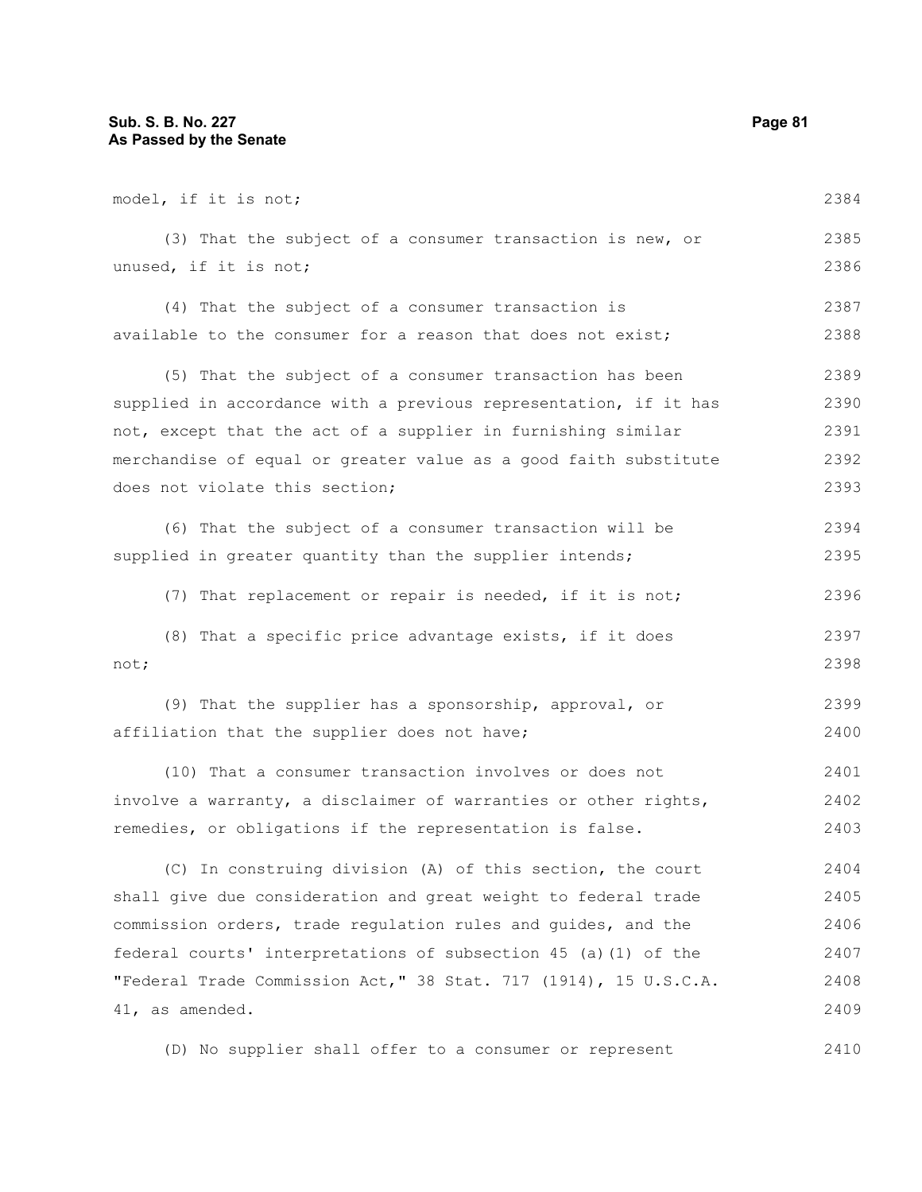model, if it is not;

(3) That the subject of a consumer transaction is new, or unused, if it is not;

(4) That the subject of a consumer transaction is available to the consumer for a reason that does not exist;

(5) That the subject of a consumer transaction has been supplied in accordance with a previous representation, if it has not, except that the act of a supplier in furnishing similar merchandise of equal or greater value as a good faith substitute does not violate this section;

(6) That the subject of a consumer transaction will be supplied in greater quantity than the supplier intends;

(7) That replacement or repair is needed, if it is not;

(8) That a specific price advantage exists, if it does not;

(9) That the supplier has a sponsorship, approval, or affiliation that the supplier does not have;

(10) That a consumer transaction involves or does not involve a warranty, a disclaimer of warranties or other rights, remedies, or obligations if the representation is false.

(C) In construing division (A) of this section, the court shall give due consideration and great weight to federal trade commission orders, trade regulation rules and guides, and the federal courts' interpretations of subsection 45 (a)(1) of the "Federal Trade Commission Act," 38 Stat. 717 (1914), 15 U.S.C.A. 41, as amended.

(D) No supplier shall offer to a consumer or represent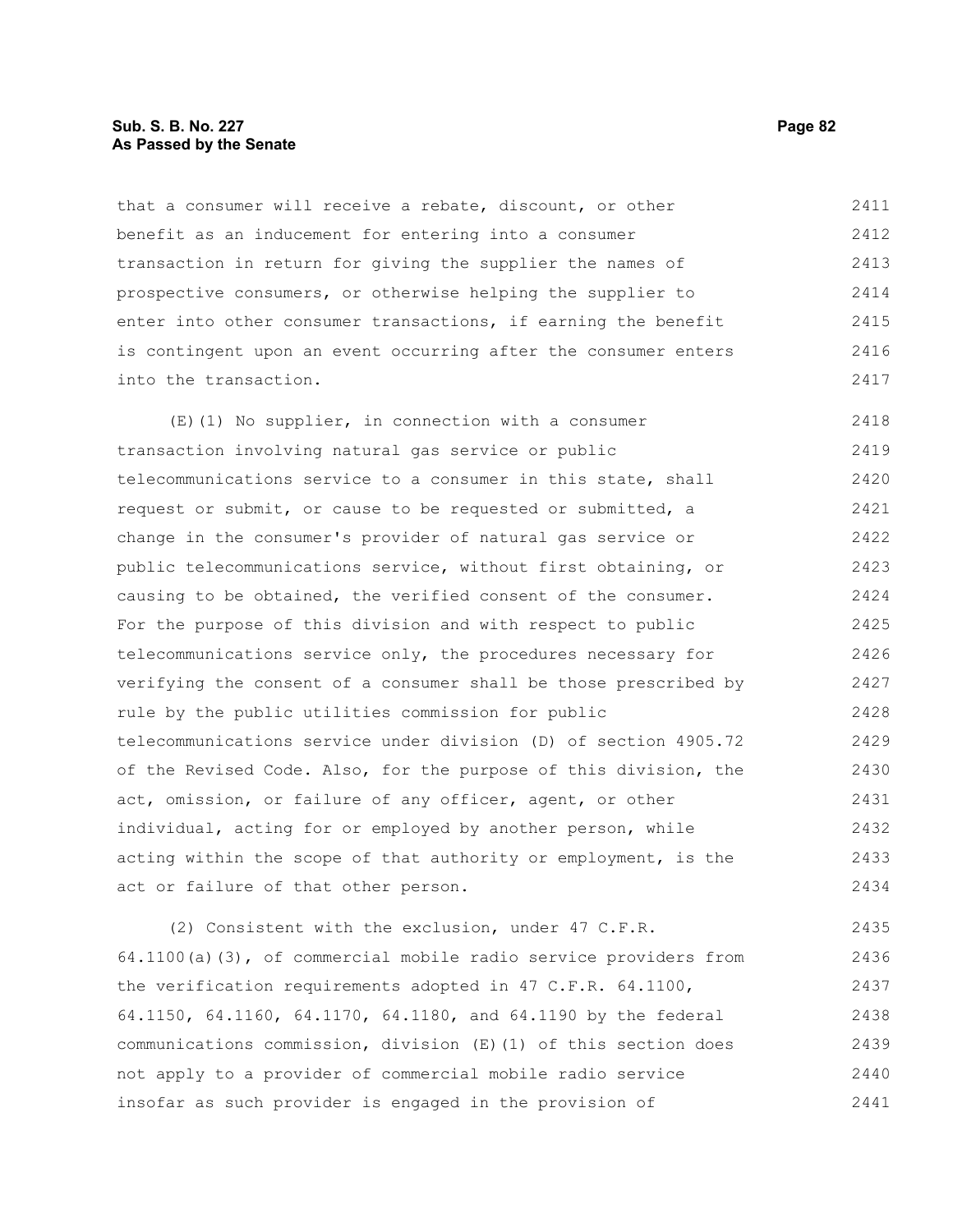that a consumer will receive a rebate, discount, or other benefit as an inducement for entering into a consumer transaction in return for giving the supplier the names of prospective consumers, or otherwise helping the supplier to enter into other consumer transactions, if earning the benefit is contingent upon an event occurring after the consumer enters into the transaction.

(E)(1) No supplier, in connection with a consumer transaction involving natural gas service or public telecommunications service to a consumer in this state, shall request or submit, or cause to be requested or submitted, a change in the consumer's provider of natural gas service or public telecommunications service, without first obtaining, or causing to be obtained, the verified consent of the consumer. For the purpose of this division and with respect to public telecommunications service only, the procedures necessary for verifying the consent of a consumer shall be those prescribed by rule by the public utilities commission for public telecommunications service under division (D) of section 4905.72 of the Revised Code. Also, for the purpose of this division, the act, omission, or failure of any officer, agent, or other individual, acting for or employed by another person, while acting within the scope of that authority or employment, is the act or failure of that other person.

(2) Consistent with the exclusion, under 47 C.F.R. 64.1100(a)(3), of commercial mobile radio service providers from the verification requirements adopted in 47 C.F.R. 64.1100, 64.1150, 64.1160, 64.1170, 64.1180, and 64.1190 by the federal communications commission, division (E)(1) of this section does not apply to a provider of commercial mobile radio service insofar as such provider is engaged in the provision of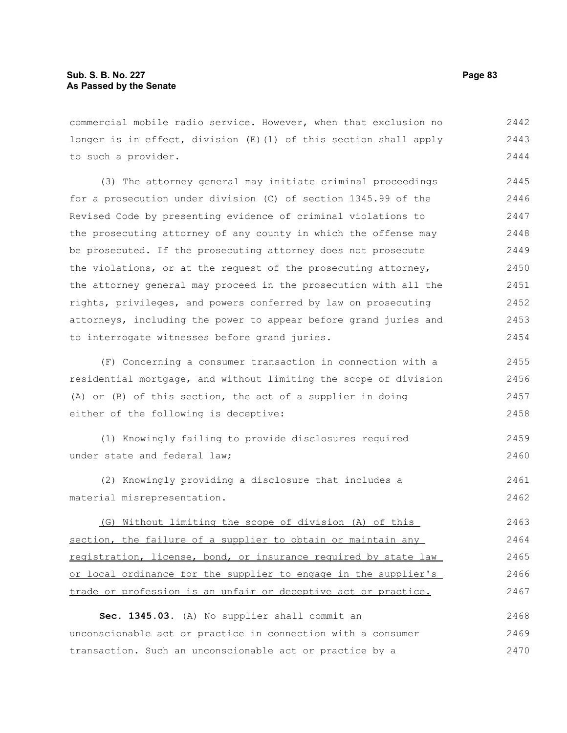commercial mobile radio service. However, when that exclusion no longer is in effect, division (E)(1) of this section shall apply to such a provider.

(3) The attorney general may initiate criminal proceedings for a prosecution under division (C) of section 1345.99 of the Revised Code by presenting evidence of criminal violations to the prosecuting attorney of any county in which the offense may be prosecuted. If the prosecuting attorney does not prosecute the violations, or at the request of the prosecuting attorney, the attorney general may proceed in the prosecution with all the rights, privileges, and powers conferred by law on prosecuting attorneys, including the power to appear before grand juries and to interrogate witnesses before grand juries.

(F) Concerning a consumer transaction in connection with a residential mortgage, and without limiting the scope of division (A) or (B) of this section, the act of a supplier in doing either of the following is deceptive:

(1) Knowingly failing to provide disclosures required under state and federal law;

(2) Knowingly providing a disclosure that includes a material misrepresentation.

<u>(G) Without limiting the scope of division (A) of this section, the failure of a supplier to obtain or maintain any registration, license, bond, or insurance required by state law or local ordinance for the supplier to engage in the supplier's trade or profession is an unfair or deceptive act or practice.</u>

**Sec. 1345.03.** (A) No supplier shall commit an unconscionable act or practice in connection with a consumer transaction. Such an unconscionable act or practice by a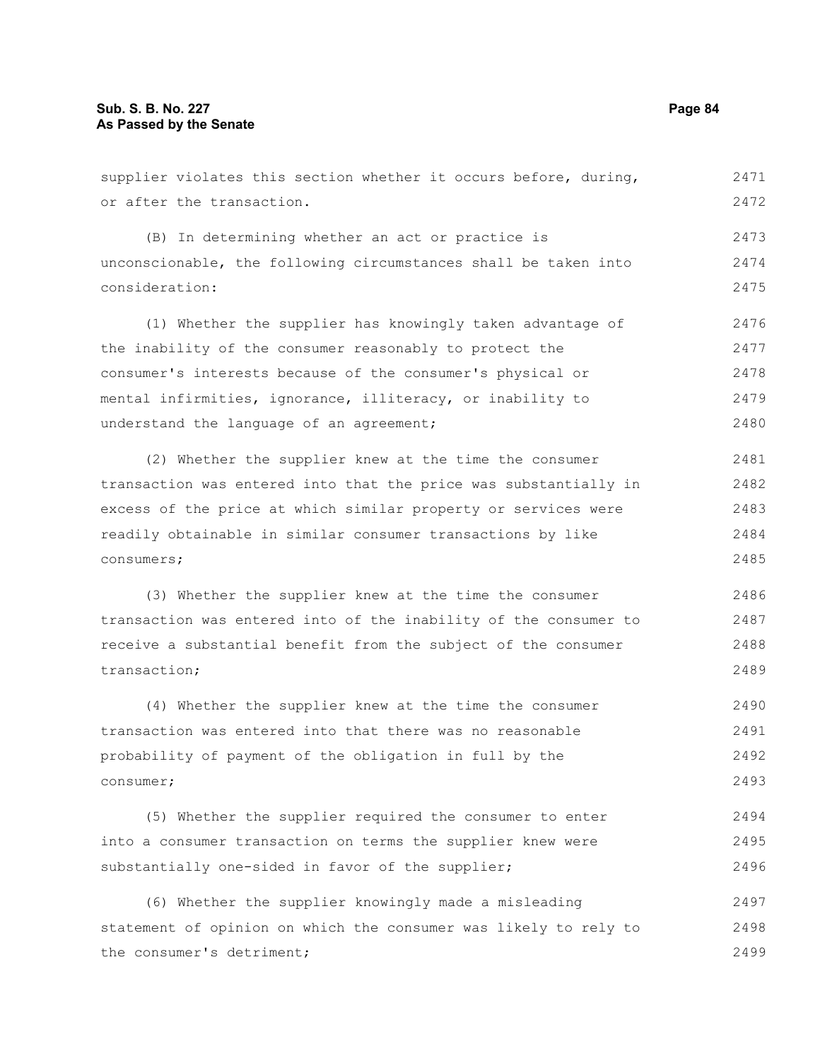supplier violates this section whether it occurs before, during, or after the transaction.

(B) In determining whether an act or practice is unconscionable, the following circumstances shall be taken into consideration:

(1) Whether the supplier has knowingly taken advantage of the inability of the consumer reasonably to protect the consumer's interests because of the consumer's physical or mental infirmities, ignorance, illiteracy, or inability to understand the language of an agreement;

(2) Whether the supplier knew at the time the consumer transaction was entered into that the price was substantially in excess of the price at which similar property or services were readily obtainable in similar consumer transactions by like consumers;

(3) Whether the supplier knew at the time the consumer transaction was entered into of the inability of the consumer to receive a substantial benefit from the subject of the consumer transaction;

(4) Whether the supplier knew at the time the consumer transaction was entered into that there was no reasonable probability of payment of the obligation in full by the consumer;

(5) Whether the supplier required the consumer to enter into a consumer transaction on terms the supplier knew were substantially one-sided in favor of the supplier;

(6) Whether the supplier knowingly made a misleading statement of opinion on which the consumer was likely to rely to the consumer's detriment;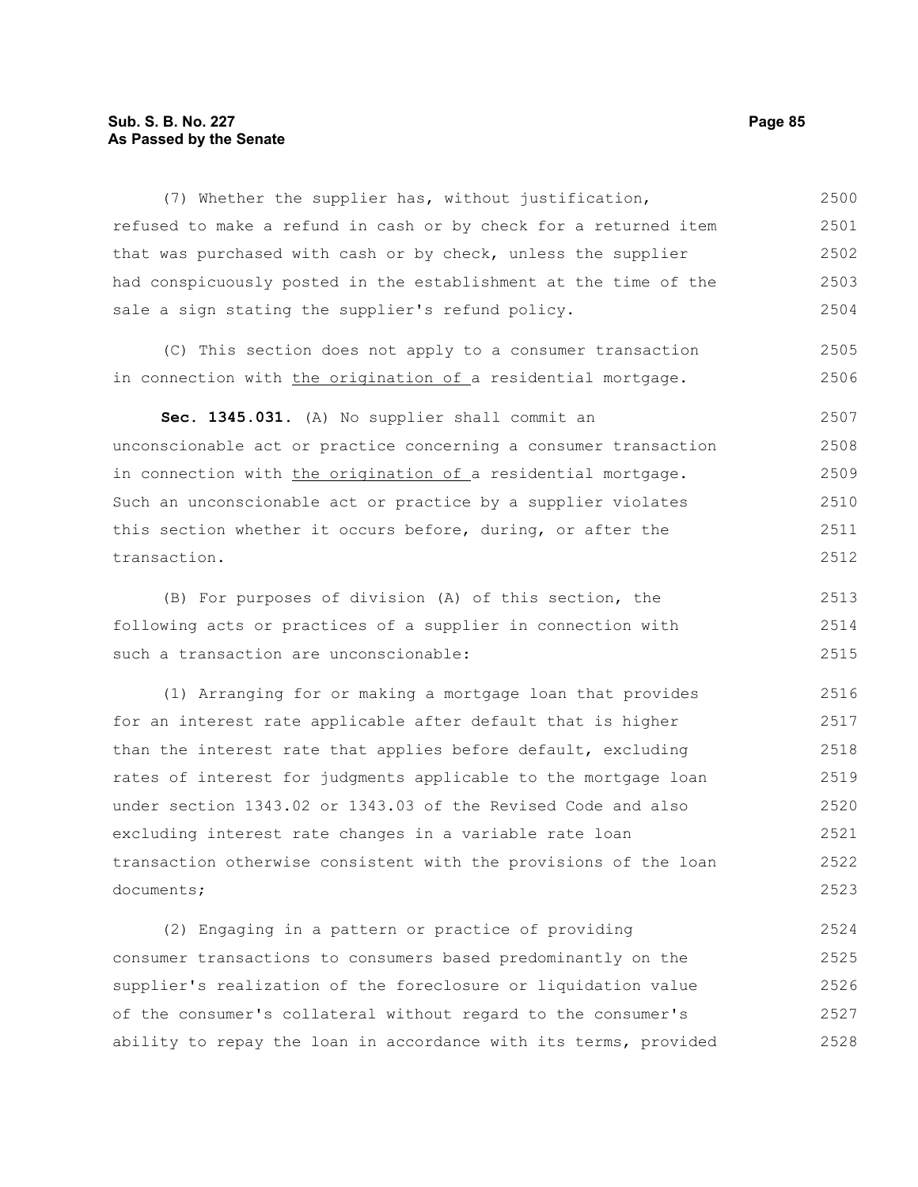(7) Whether the supplier has, without justification, refused to make a refund in cash or by check for a returned item that was purchased with cash or by check, unless the supplier had conspicuously posted in the establishment at the time of the sale a sign stating the supplier's refund policy.

(C) This section does not apply to a consumer transaction in connection with <u>the origination of</u> a residential mortgage.

**Sec. 1345.031.** (A) No supplier shall commit an unconscionable act or practice concerning a consumer transaction in connection with <u>the origination of</u> a residential mortgage. Such an unconscionable act or practice by a supplier violates this section whether it occurs before, during, or after the transaction.

(B) For purposes of division (A) of this section, the following acts or practices of a supplier in connection with such a transaction are unconscionable:

(1) Arranging for or making a mortgage loan that provides for an interest rate applicable after default that is higher than the interest rate that applies before default, excluding rates of interest for judgments applicable to the mortgage loan under section 1343.02 or 1343.03 of the Revised Code and also excluding interest rate changes in a variable rate loan transaction otherwise consistent with the provisions of the loan documents;

(2) Engaging in a pattern or practice of providing consumer transactions to consumers based predominantly on the supplier's realization of the foreclosure or liquidation value of the consumer's collateral without regard to the consumer's ability to repay the loan in accordance with its terms, provided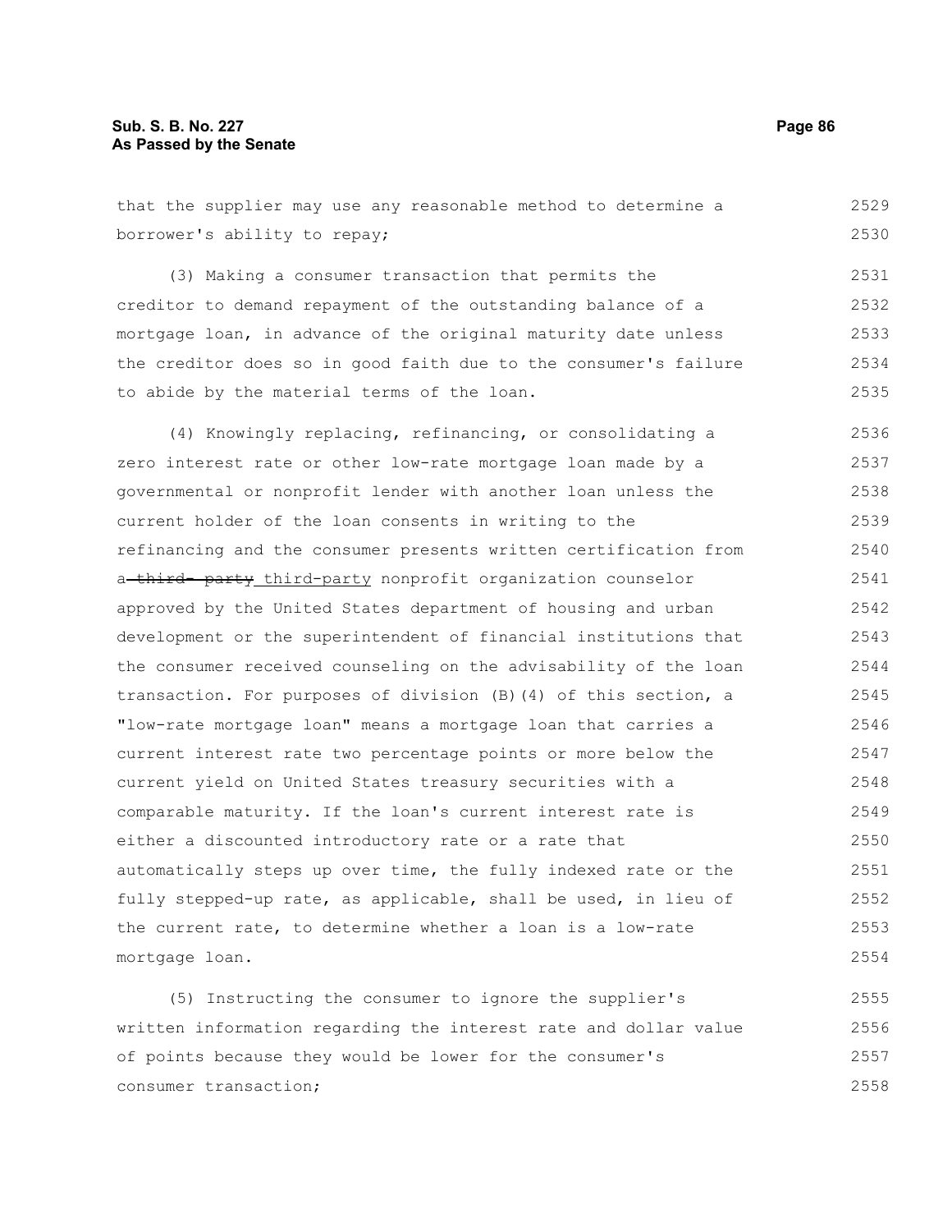that the supplier may use any reasonable method to determine a borrower's ability to repay;

(3) Making a consumer transaction that permits the creditor to demand repayment of the outstanding balance of a mortgage loan, in advance of the original maturity date unless the creditor does so in good faith due to the consumer's failure to abide by the material terms of the loan.

(4) Knowingly replacing, refinancing, or consolidating a zero interest rate or other low-rate mortgage loan made by a governmental or nonprofit lender with another loan unless the current holder of the loan consents in writing to the refinancing and the consumer presents written certification from a ~~third- party~~ third-party nonprofit organization counselor approved by the United States department of housing and urban development or the superintendent of financial institutions that the consumer received counseling on the advisability of the loan transaction. For purposes of division (B)(4) of this section, a "low-rate mortgage loan" means a mortgage loan that carries a current interest rate two percentage points or more below the current yield on United States treasury securities with a comparable maturity. If the loan's current interest rate is either a discounted introductory rate or a rate that automatically steps up over time, the fully indexed rate or the fully stepped-up rate, as applicable, shall be used, in lieu of the current rate, to determine whether a loan is a low-rate mortgage loan.

(5) Instructing the consumer to ignore the supplier's written information regarding the interest rate and dollar value of points because they would be lower for the consumer's consumer transaction;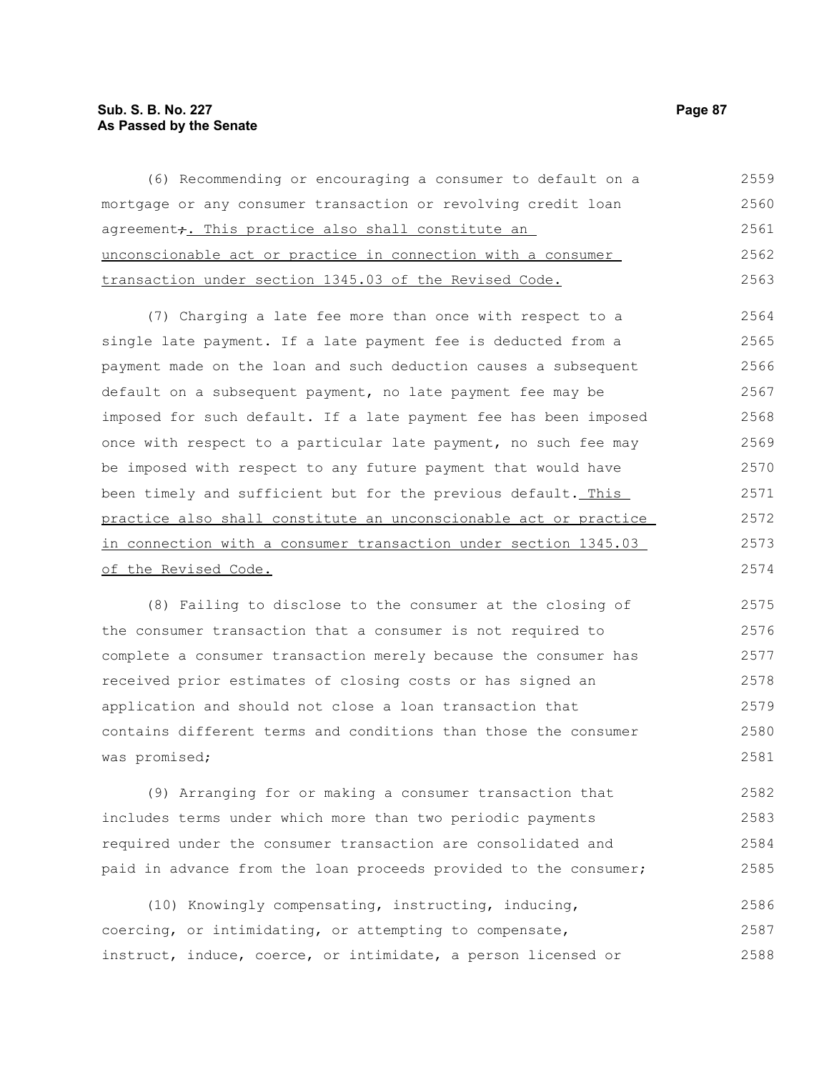(6) Recommending or encouraging a consumer to default on a mortgage or any consumer transaction or revolving credit loan agreement;. This practice also shall constitute an unconscionable act or practice in connection with a consumer transaction under section 1345.03 of the Revised Code.

(7) Charging a late fee more than once with respect to a single late payment. If a late payment fee is deducted from a payment made on the loan and such deduction causes a subsequent default on a subsequent payment, no late payment fee may be imposed for such default. If a late payment fee has been imposed once with respect to a particular late payment, no such fee may be imposed with respect to any future payment that would have been timely and sufficient but for the previous default. This practice also shall constitute an unconscionable act or practice in connection with a consumer transaction under section 1345.03 of the Revised Code.

(8) Failing to disclose to the consumer at the closing of the consumer transaction that a consumer is not required to complete a consumer transaction merely because the consumer has received prior estimates of closing costs or has signed an application and should not close a loan transaction that contains different terms and conditions than those the consumer was promised;

(9) Arranging for or making a consumer transaction that includes terms under which more than two periodic payments required under the consumer transaction are consolidated and paid in advance from the loan proceeds provided to the consumer;

(10) Knowingly compensating, instructing, inducing, coercing, or intimidating, or attempting to compensate, instruct, induce, coerce, or intimidate, a person licensed or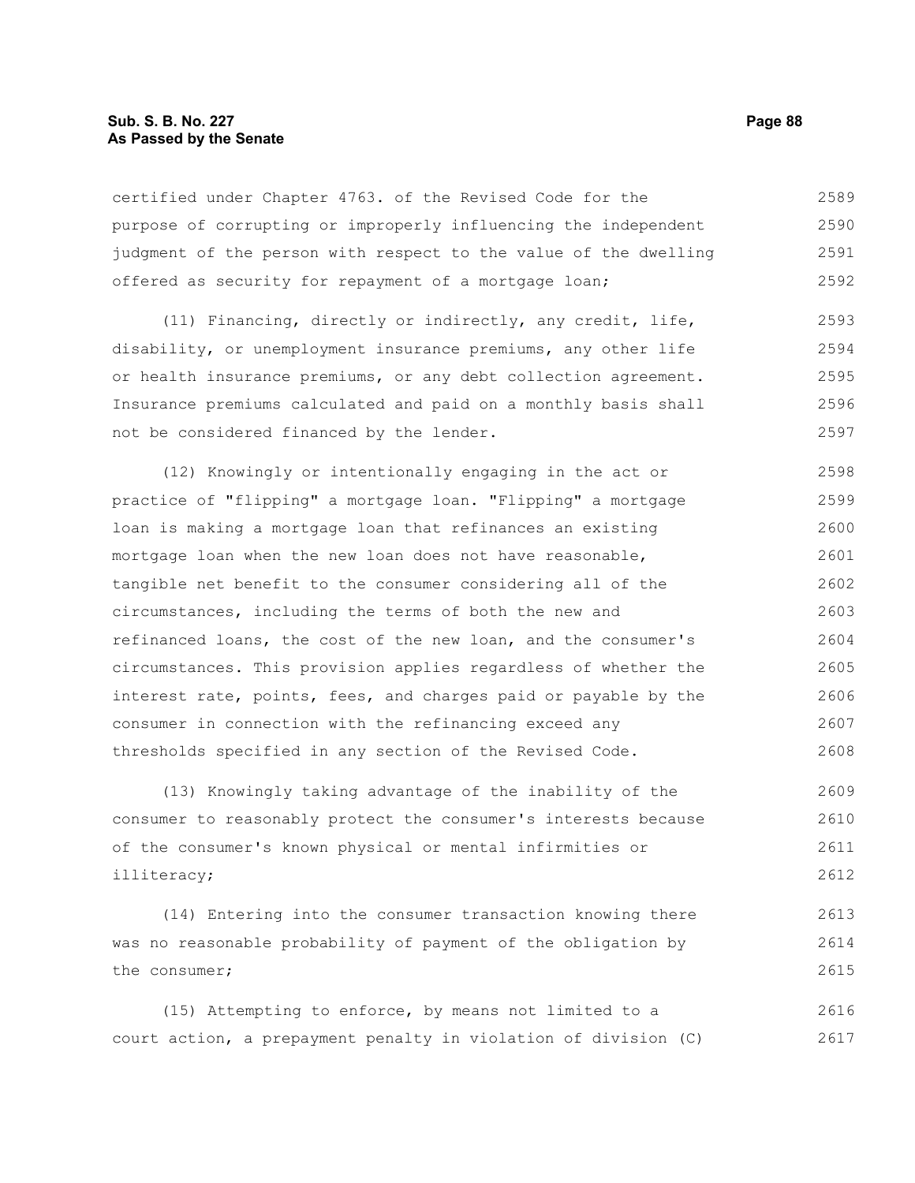certified under Chapter 4763. of the Revised Code for the purpose of corrupting or improperly influencing the independent judgment of the person with respect to the value of the dwelling offered as security for repayment of a mortgage loan;

(11) Financing, directly or indirectly, any credit, life, disability, or unemployment insurance premiums, any other life or health insurance premiums, or any debt collection agreement. Insurance premiums calculated and paid on a monthly basis shall not be considered financed by the lender.

(12) Knowingly or intentionally engaging in the act or practice of "flipping" a mortgage loan. "Flipping" a mortgage loan is making a mortgage loan that refinances an existing mortgage loan when the new loan does not have reasonable, tangible net benefit to the consumer considering all of the circumstances, including the terms of both the new and refinanced loans, the cost of the new loan, and the consumer's circumstances. This provision applies regardless of whether the interest rate, points, fees, and charges paid or payable by the consumer in connection with the refinancing exceed any thresholds specified in any section of the Revised Code.

(13) Knowingly taking advantage of the inability of the consumer to reasonably protect the consumer's interests because of the consumer's known physical or mental infirmities or illiteracy;

(14) Entering into the consumer transaction knowing there was no reasonable probability of payment of the obligation by the consumer;

(15) Attempting to enforce, by means not limited to a court action, a prepayment penalty in violation of division (C)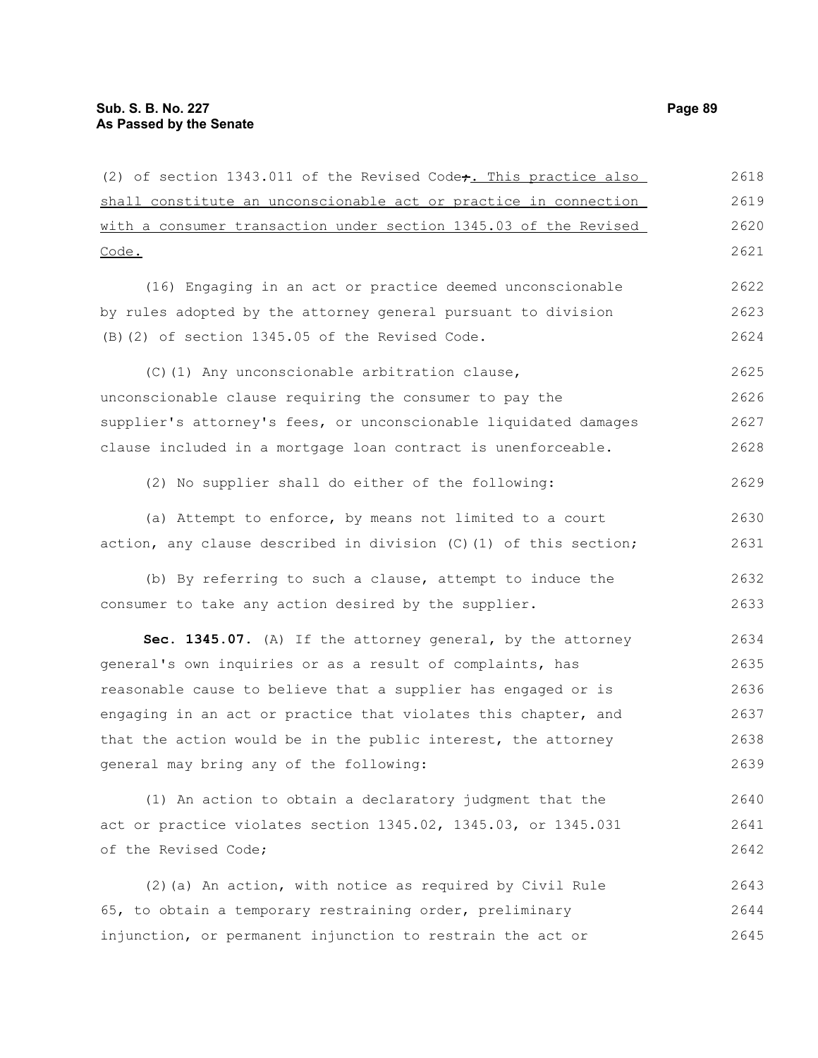(2) of section 1343.011 of the Revised Code;. This practice also shall constitute an unconscionable act or practice in connection with a consumer transaction under section 1345.03 of the Revised Code.

(16) Engaging in an act or practice deemed unconscionable by rules adopted by the attorney general pursuant to division (B)(2) of section 1345.05 of the Revised Code.

(C)(1) Any unconscionable arbitration clause, unconscionable clause requiring the consumer to pay the supplier's attorney's fees, or unconscionable liquidated damages clause included in a mortgage loan contract is unenforceable.

(2) No supplier shall do either of the following:

(a) Attempt to enforce, by means not limited to a court action, any clause described in division (C)(1) of this section;

(b) By referring to such a clause, attempt to induce the consumer to take any action desired by the supplier.

**Sec. 1345.07.** (A) If the attorney general, by the attorney general's own inquiries or as a result of complaints, has reasonable cause to believe that a supplier has engaged or is engaging in an act or practice that violates this chapter, and that the action would be in the public interest, the attorney general may bring any of the following:

(1) An action to obtain a declaratory judgment that the act or practice violates section 1345.02, 1345.03, or 1345.031 of the Revised Code;

(2)(a) An action, with notice as required by Civil Rule 65, to obtain a temporary restraining order, preliminary injunction, or permanent injunction to restrain the act or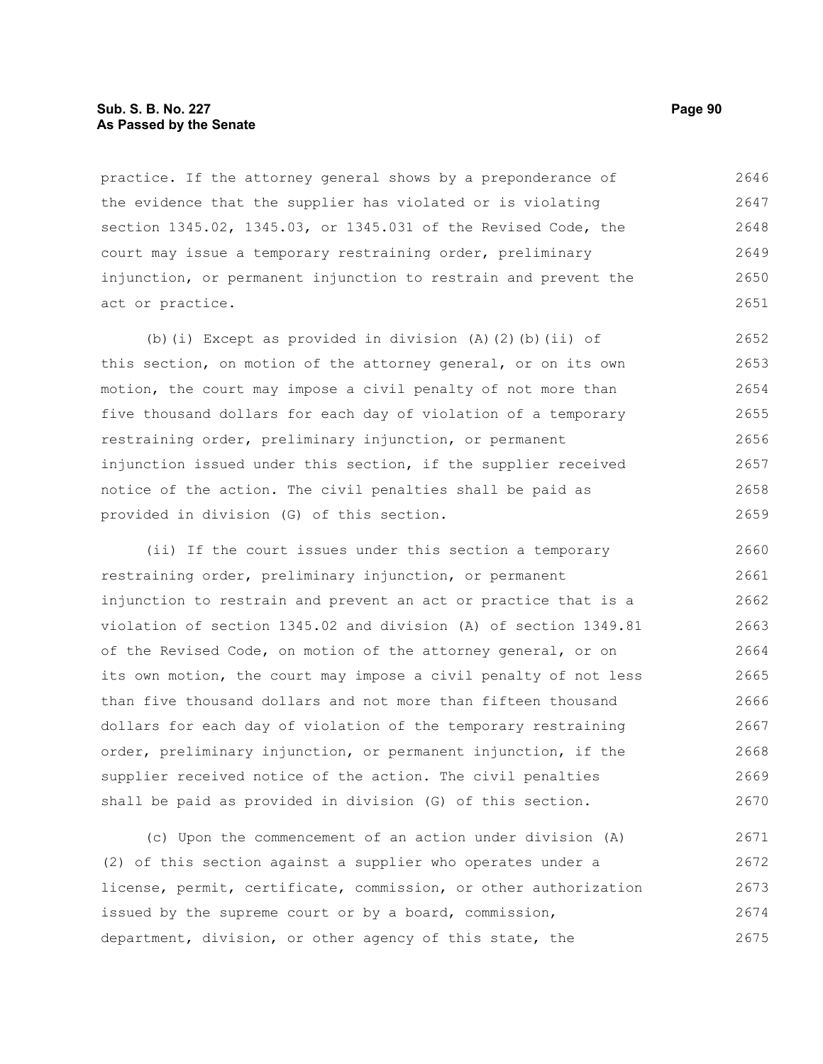practice. If the attorney general shows by a preponderance of the evidence that the supplier has violated or is violating section 1345.02, 1345.03, or 1345.031 of the Revised Code, the court may issue a temporary restraining order, preliminary injunction, or permanent injunction to restrain and prevent the act or practice.

(b)(i) Except as provided in division (A)(2)(b)(ii) of this section, on motion of the attorney general, or on its own motion, the court may impose a civil penalty of not more than five thousand dollars for each day of violation of a temporary restraining order, preliminary injunction, or permanent injunction issued under this section, if the supplier received notice of the action. The civil penalties shall be paid as provided in division (G) of this section.

(ii) If the court issues under this section a temporary restraining order, preliminary injunction, or permanent injunction to restrain and prevent an act or practice that is a violation of section 1345.02 and division (A) of section 1349.81 of the Revised Code, on motion of the attorney general, or on its own motion, the court may impose a civil penalty of not less than five thousand dollars and not more than fifteen thousand dollars for each day of violation of the temporary restraining order, preliminary injunction, or permanent injunction, if the supplier received notice of the action. The civil penalties shall be paid as provided in division (G) of this section.

(c) Upon the commencement of an action under division (A)(2) of this section against a supplier who operates under a license, permit, certificate, commission, or other authorization issued by the supreme court or by a board, commission, department, division, or other agency of this state, the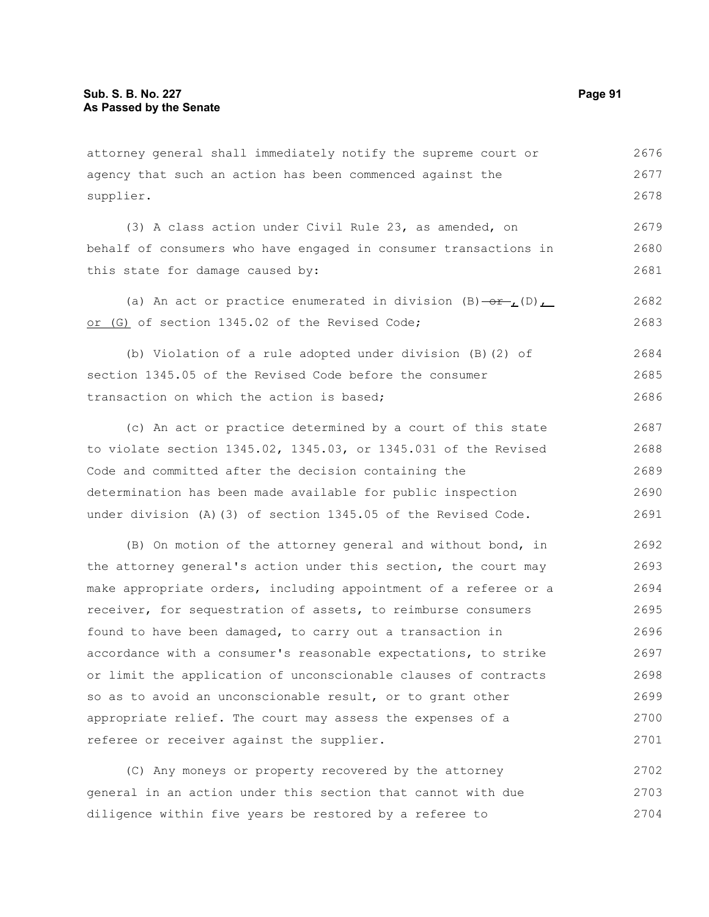attorney general shall immediately notify the supreme court or agency that such an action has been commenced against the supplier.

(3) A class action under Civil Rule 23, as amended, on behalf of consumers who have engaged in consumer transactions in this state for damage caused by:

(a) An act or practice enumerated in division (B) ~~or~~, (D), or (G) of section 1345.02 of the Revised Code;

(b) Violation of a rule adopted under division (B)(2) of section 1345.05 of the Revised Code before the consumer transaction on which the action is based;

(c) An act or practice determined by a court of this state to violate section 1345.02, 1345.03, or 1345.031 of the Revised Code and committed after the decision containing the determination has been made available for public inspection under division (A)(3) of section 1345.05 of the Revised Code.

(B) On motion of the attorney general and without bond, in the attorney general's action under this section, the court may make appropriate orders, including appointment of a referee or a receiver, for sequestration of assets, to reimburse consumers found to have been damaged, to carry out a transaction in accordance with a consumer's reasonable expectations, to strike or limit the application of unconscionable clauses of contracts so as to avoid an unconscionable result, or to grant other appropriate relief. The court may assess the expenses of a referee or receiver against the supplier.

(C) Any moneys or property recovered by the attorney general in an action under this section that cannot with due diligence within five years be restored by a referee to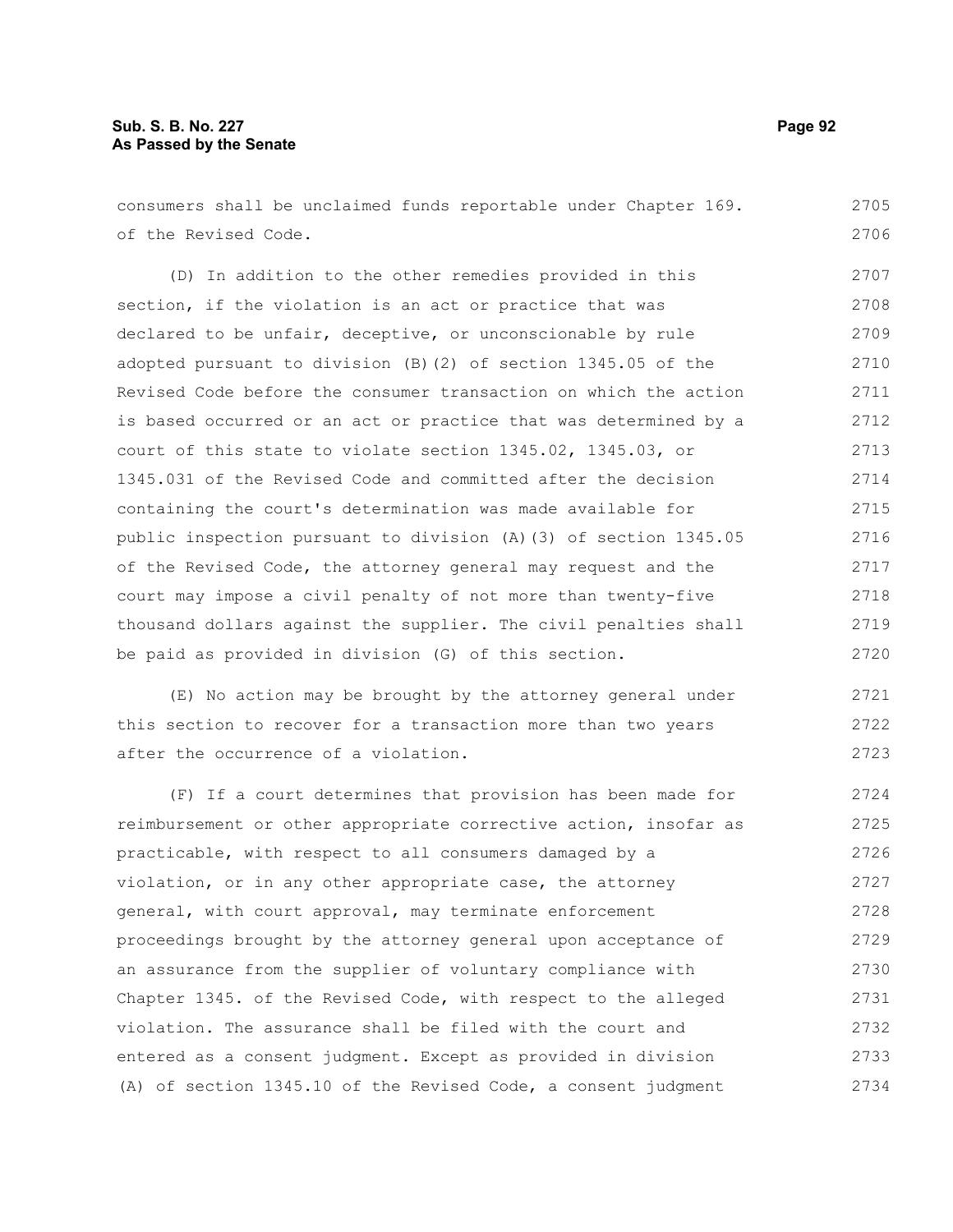consumers shall be unclaimed funds reportable under Chapter 169. of the Revised Code.

(D) In addition to the other remedies provided in this section, if the violation is an act or practice that was declared to be unfair, deceptive, or unconscionable by rule adopted pursuant to division (B)(2) of section 1345.05 of the Revised Code before the consumer transaction on which the action is based occurred or an act or practice that was determined by a court of this state to violate section 1345.02, 1345.03, or 1345.031 of the Revised Code and committed after the decision containing the court's determination was made available for public inspection pursuant to division (A)(3) of section 1345.05 of the Revised Code, the attorney general may request and the court may impose a civil penalty of not more than twenty-five thousand dollars against the supplier. The civil penalties shall be paid as provided in division (G) of this section.

(E) No action may be brought by the attorney general under this section to recover for a transaction more than two years after the occurrence of a violation.

(F) If a court determines that provision has been made for reimbursement or other appropriate corrective action, insofar as practicable, with respect to all consumers damaged by a violation, or in any other appropriate case, the attorney general, with court approval, may terminate enforcement proceedings brought by the attorney general upon acceptance of an assurance from the supplier of voluntary compliance with Chapter 1345. of the Revised Code, with respect to the alleged violation. The assurance shall be filed with the court and entered as a consent judgment. Except as provided in division (A) of section 1345.10 of the Revised Code, a consent judgment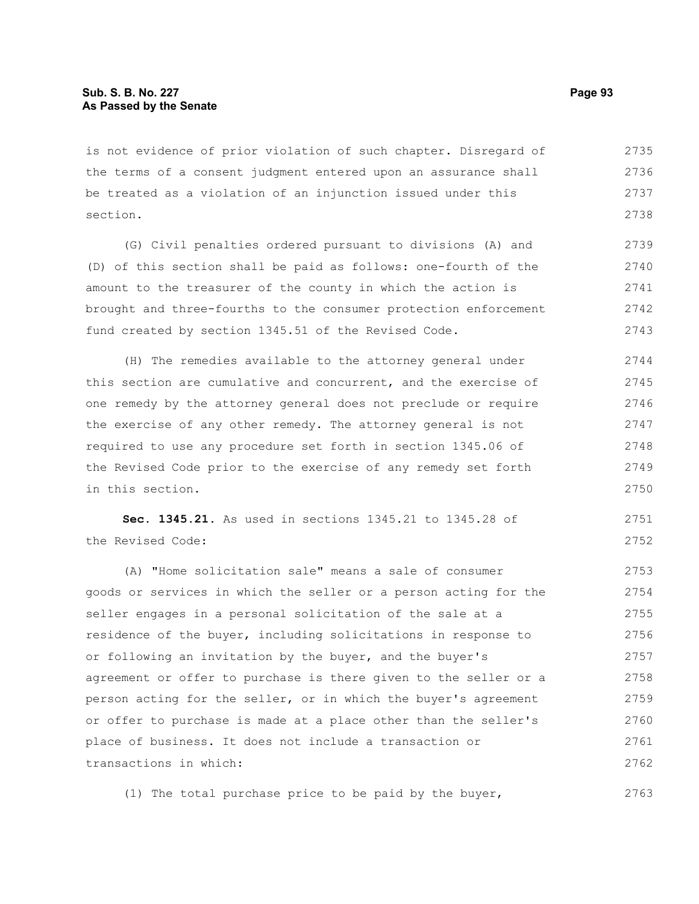is not evidence of prior violation of such chapter. Disregard of the terms of a consent judgment entered upon an assurance shall be treated as a violation of an injunction issued under this section.

(G) Civil penalties ordered pursuant to divisions (A) and (D) of this section shall be paid as follows: one-fourth of the amount to the treasurer of the county in which the action is brought and three-fourths to the consumer protection enforcement fund created by section 1345.51 of the Revised Code.

(H) The remedies available to the attorney general under this section are cumulative and concurrent, and the exercise of one remedy by the attorney general does not preclude or require the exercise of any other remedy. The attorney general is not required to use any procedure set forth in section 1345.06 of the Revised Code prior to the exercise of any remedy set forth in this section.

**Sec. 1345.21.** As used in sections 1345.21 to 1345.28 of the Revised Code:

(A) "Home solicitation sale" means a sale of consumer goods or services in which the seller or a person acting for the seller engages in a personal solicitation of the sale at a residence of the buyer, including solicitations in response to or following an invitation by the buyer, and the buyer's agreement or offer to purchase is there given to the seller or a person acting for the seller, or in which the buyer's agreement or offer to purchase is made at a place other than the seller's place of business. It does not include a transaction or transactions in which:

(1) The total purchase price to be paid by the buyer,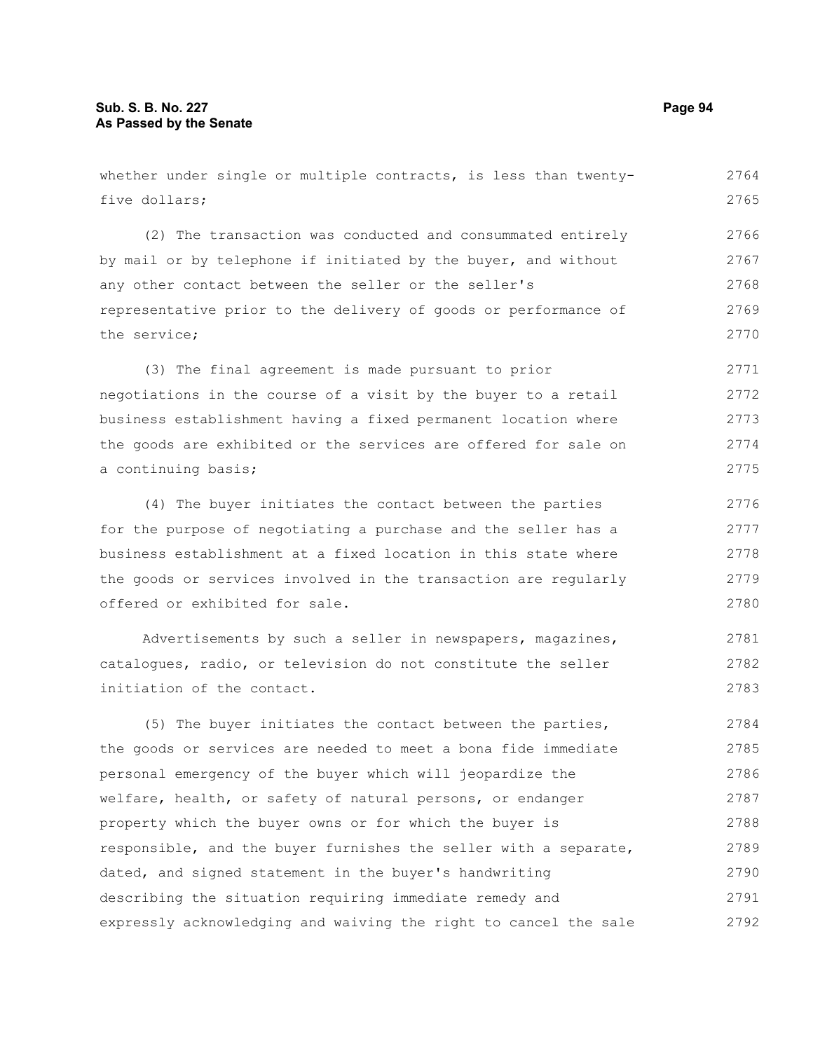whether under single or multiple contracts, is less than twenty-five dollars;

(2) The transaction was conducted and consummated entirely by mail or by telephone if initiated by the buyer, and without any other contact between the seller or the seller's representative prior to the delivery of goods or performance of the service;

(3) The final agreement is made pursuant to prior negotiations in the course of a visit by the buyer to a retail business establishment having a fixed permanent location where the goods are exhibited or the services are offered for sale on a continuing basis;

(4) The buyer initiates the contact between the parties for the purpose of negotiating a purchase and the seller has a business establishment at a fixed location in this state where the goods or services involved in the transaction are regularly offered or exhibited for sale.

Advertisements by such a seller in newspapers, magazines, catalogues, radio, or television do not constitute the seller initiation of the contact.

(5) The buyer initiates the contact between the parties, the goods or services are needed to meet a bona fide immediate personal emergency of the buyer which will jeopardize the welfare, health, or safety of natural persons, or endanger property which the buyer owns or for which the buyer is responsible, and the buyer furnishes the seller with a separate, dated, and signed statement in the buyer's handwriting describing the situation requiring immediate remedy and expressly acknowledging and waiving the right to cancel the sale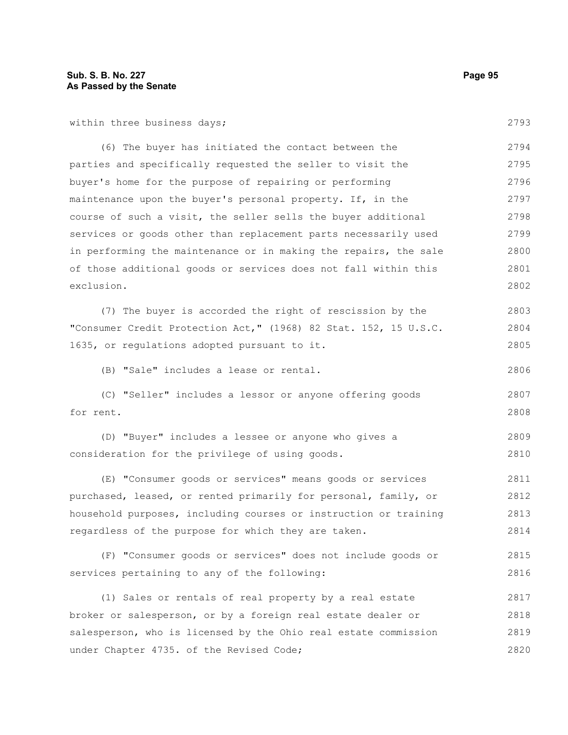within three business days;

(6) The buyer has initiated the contact between the parties and specifically requested the seller to visit the buyer's home for the purpose of repairing or performing maintenance upon the buyer's personal property. If, in the course of such a visit, the seller sells the buyer additional services or goods other than replacement parts necessarily used in performing the maintenance or in making the repairs, the sale of those additional goods or services does not fall within this exclusion.

(7) The buyer is accorded the right of rescission by the "Consumer Credit Protection Act," (1968) 82 Stat. 152, 15 U.S.C. 1635, or regulations adopted pursuant to it.

(B) "Sale" includes a lease or rental.

(C) "Seller" includes a lessor or anyone offering goods for rent.

(D) "Buyer" includes a lessee or anyone who gives a consideration for the privilege of using goods.

(E) "Consumer goods or services" means goods or services purchased, leased, or rented primarily for personal, family, or household purposes, including courses or instruction or training regardless of the purpose for which they are taken.

(F) "Consumer goods or services" does not include goods or services pertaining to any of the following:

(1) Sales or rentals of real property by a real estate broker or salesperson, or by a foreign real estate dealer or salesperson, who is licensed by the Ohio real estate commission under Chapter 4735. of the Revised Code;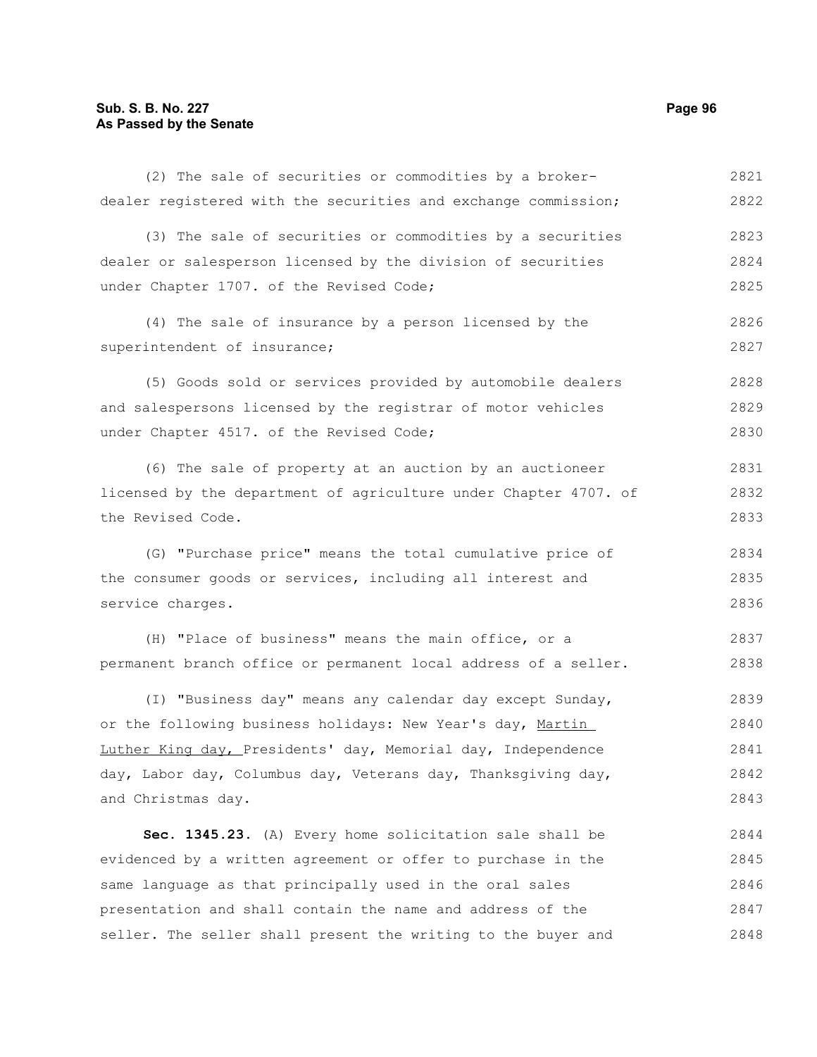(2) The sale of securities or commodities by a broker-dealer registered with the securities and exchange commission;

(3) The sale of securities or commodities by a securities dealer or salesperson licensed by the division of securities under Chapter 1707. of the Revised Code;

(4) The sale of insurance by a person licensed by the superintendent of insurance;

(5) Goods sold or services provided by automobile dealers and salespersons licensed by the registrar of motor vehicles under Chapter 4517. of the Revised Code;

(6) The sale of property at an auction by an auctioneer licensed by the department of agriculture under Chapter 4707. of the Revised Code.

(G) "Purchase price" means the total cumulative price of the consumer goods or services, including all interest and service charges.

(H) "Place of business" means the main office, or a permanent branch office or permanent local address of a seller.

(I) "Business day" means any calendar day except Sunday, or the following business holidays: New Year's day, Martin Luther King day, Presidents' day, Memorial day, Independence day, Labor day, Columbus day, Veterans day, Thanksgiving day, and Christmas day.

**Sec. 1345.23.** (A) Every home solicitation sale shall be evidenced by a written agreement or offer to purchase in the same language as that principally used in the oral sales presentation and shall contain the name and address of the seller. The seller shall present the writing to the buyer and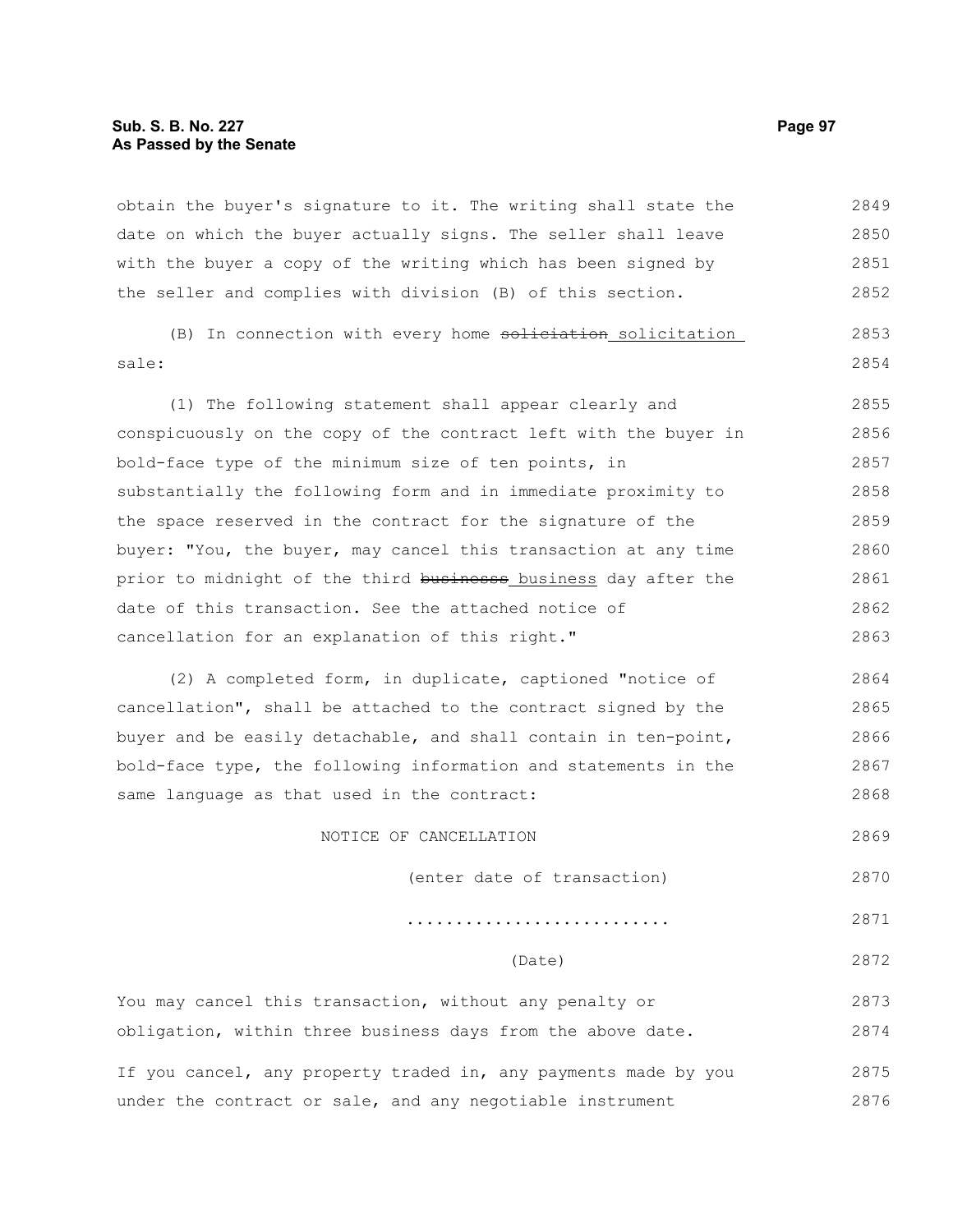obtain the buyer's signature to it. The writing shall state the date on which the buyer actually signs. The seller shall leave with the buyer a copy of the writing which has been signed by the seller and complies with division (B) of this section.

(B) In connection with every home ~~soliciation~~ solicitation sale:

(1) The following statement shall appear clearly and conspicuously on the copy of the contract left with the buyer in bold-face type of the minimum size of ten points, in substantially the following form and in immediate proximity to the space reserved in the contract for the signature of the buyer: "You, the buyer, may cancel this transaction at any time prior to midnight of the third ~~businesss~~ business day after the date of this transaction. See the attached notice of cancellation for an explanation of this right."

(2) A completed form, in duplicate, captioned "notice of cancellation", shall be attached to the contract signed by the buyer and be easily detachable, and shall contain in ten-point, bold-face type, the following information and statements in the same language as that used in the contract:

NOTICE OF CANCELLATION

(enter date of transaction)

..........................

(Date)

You may cancel this transaction, without any penalty or obligation, within three business days from the above date.

If you cancel, any property traded in, any payments made by you under the contract or sale, and any negotiable instrument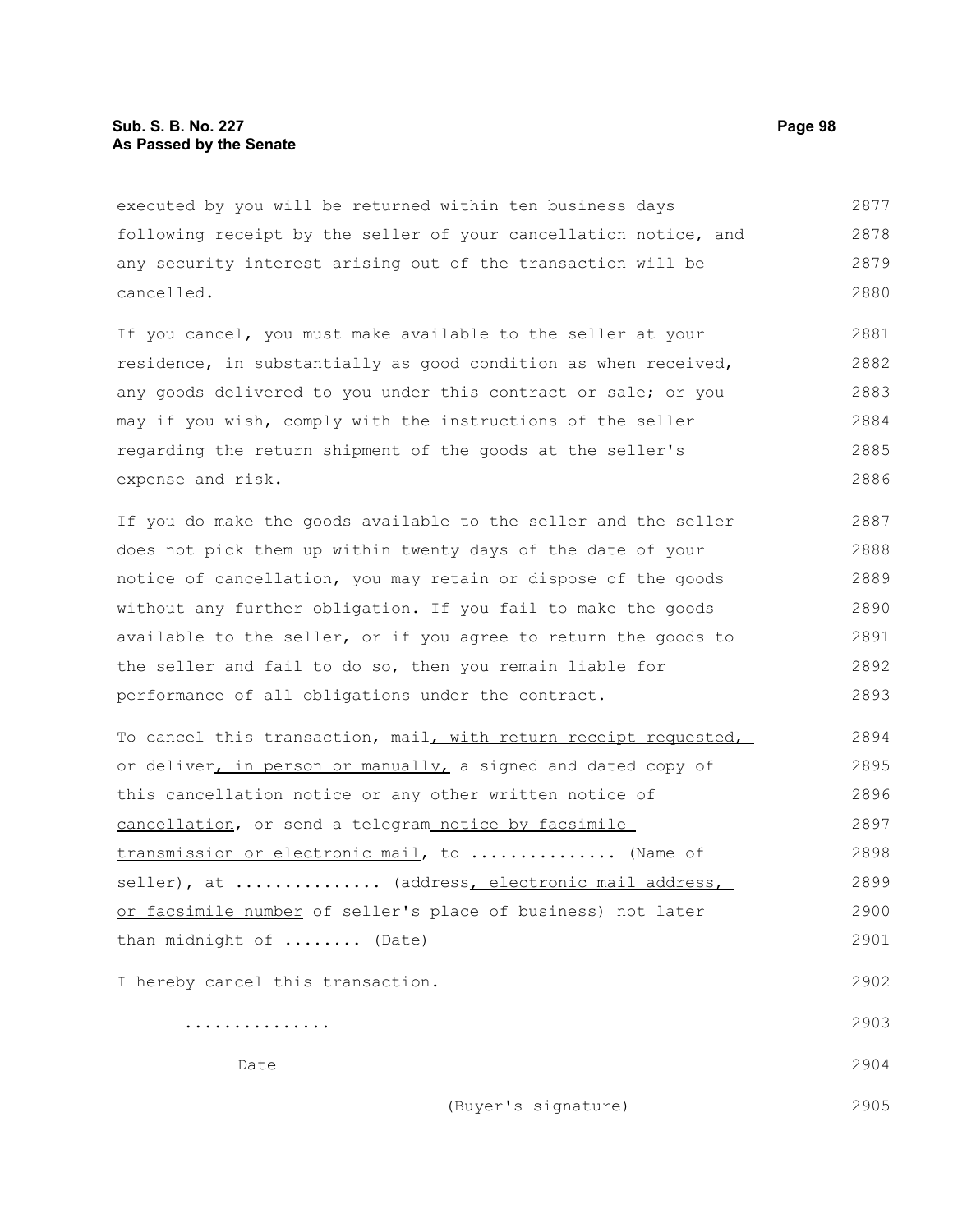executed by you will be returned within ten business days following receipt by the seller of your cancellation notice, and any security interest arising out of the transaction will be cancelled.

If you cancel, you must make available to the seller at your residence, in substantially as good condition as when received, any goods delivered to you under this contract or sale; or you may if you wish, comply with the instructions of the seller regarding the return shipment of the goods at the seller's expense and risk.

If you do make the goods available to the seller and the seller does not pick them up within twenty days of the date of your notice of cancellation, you may retain or dispose of the goods without any further obligation. If you fail to make the goods available to the seller, or if you agree to return the goods to the seller and fail to do so, then you remain liable for performance of all obligations under the contract.

To cancel this transaction, mail, with return receipt requested, or deliver, in person or manually, a signed and dated copy of this cancellation notice or any other written notice of cancellation, or send ~~a telegram~~ notice by facsimile transmission or electronic mail, to ............... (Name of seller), at ............... (address, electronic mail address, or facsimile number of seller's place of business) not later than midnight of ........ (Date)

I hereby cancel this transaction.

...............

Date

(Buyer's signature)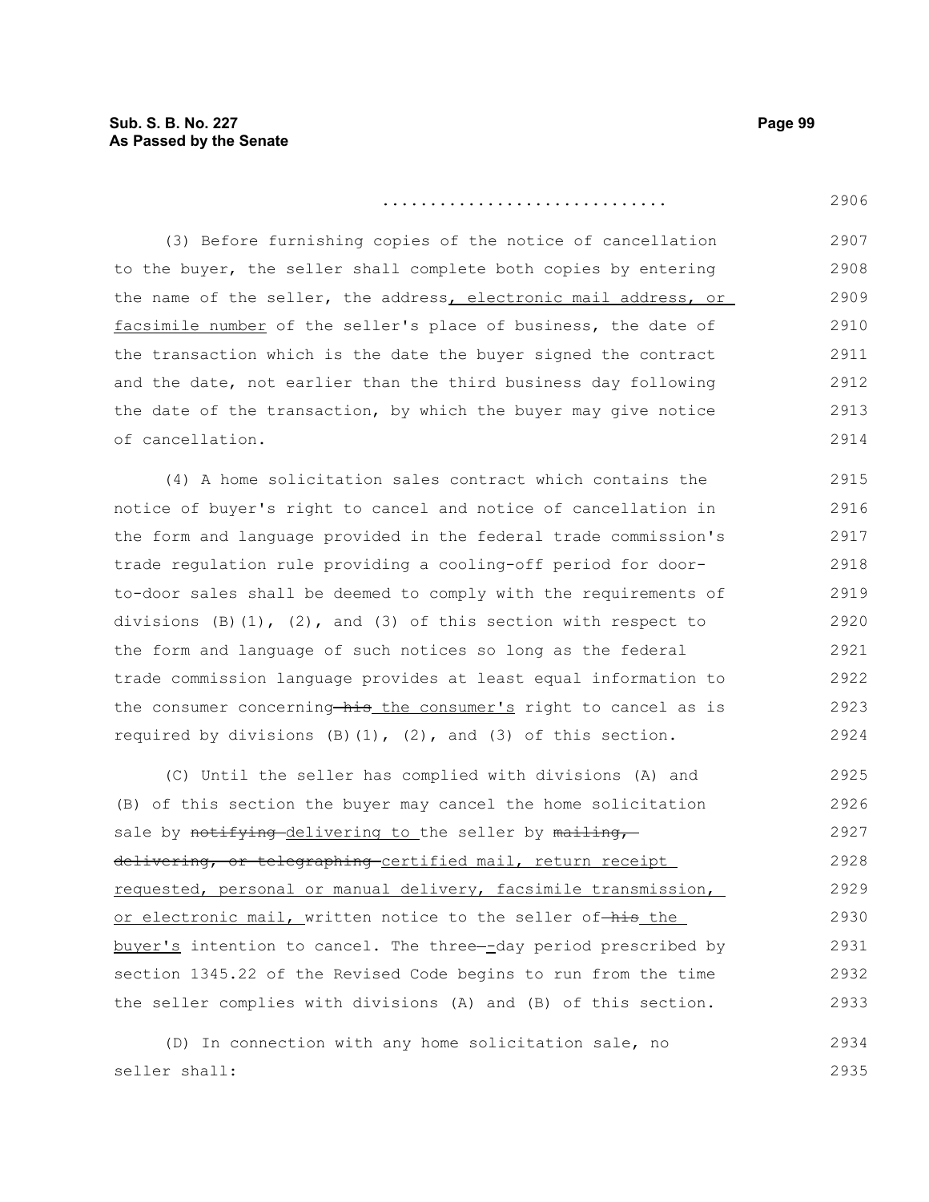.............................

(3) Before furnishing copies of the notice of cancellation to the buyer, the seller shall complete both copies by entering the name of the seller, the address, electronic mail address, or facsimile number of the seller's place of business, the date of the transaction which is the date the buyer signed the contract and the date, not earlier than the third business day following the date of the transaction, by which the buyer may give notice of cancellation.

(4) A home solicitation sales contract which contains the notice of buyer's right to cancel and notice of cancellation in the form and language provided in the federal trade commission's trade regulation rule providing a cooling-off period for door-to-door sales shall be deemed to comply with the requirements of divisions (B)(1), (2), and (3) of this section with respect to the form and language of such notices so long as the federal trade commission language provides at least equal information to the consumer concerning his the consumer's right to cancel as is required by divisions (B)(1), (2), and (3) of this section.

(C) Until the seller has complied with divisions (A) and (B) of this section the buyer may cancel the home solicitation sale by notifying delivering to the seller by mailing, delivering, or telegraphing certified mail, return receipt requested, personal or manual delivery, facsimile transmission, or electronic mail, written notice to the seller of his the buyer's intention to cancel. The three--day period prescribed by section 1345.22 of the Revised Code begins to run from the time the seller complies with divisions (A) and (B) of this section.

(D) In connection with any home solicitation sale, no seller shall: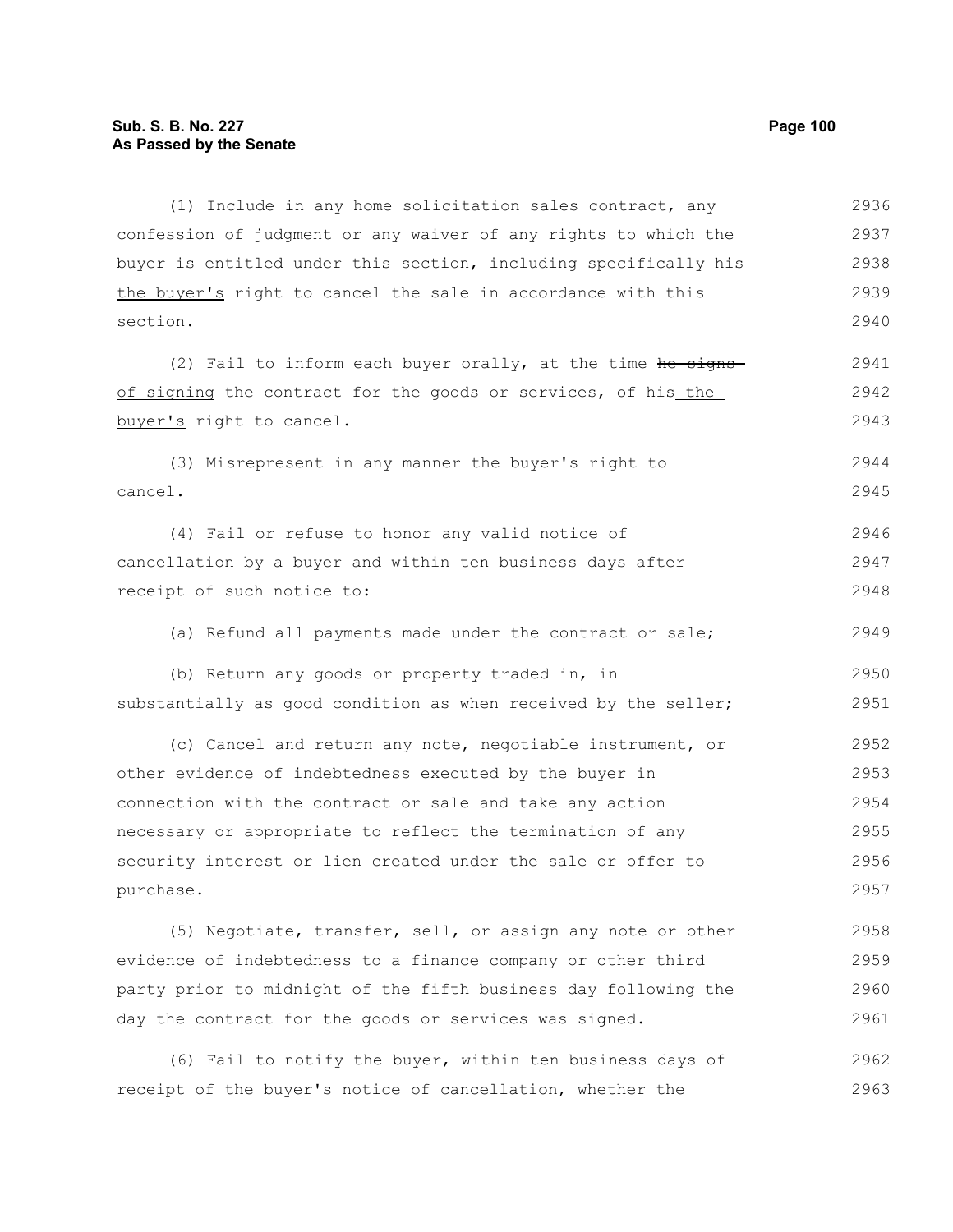(1) Include in any home solicitation sales contract, any confession of judgment or any waiver of any rights to which the buyer is entitled under this section, including specifically ~~his~~ the buyer's right to cancel the sale in accordance with this section.

(2) Fail to inform each buyer orally, at the time ~~he signs~~ of signing the contract for the goods or services, of ~~his~~ the buyer's right to cancel.

(3) Misrepresent in any manner the buyer's right to cancel.

(4) Fail or refuse to honor any valid notice of cancellation by a buyer and within ten business days after receipt of such notice to:

(a) Refund all payments made under the contract or sale;

(b) Return any goods or property traded in, in substantially as good condition as when received by the seller;

(c) Cancel and return any note, negotiable instrument, or other evidence of indebtedness executed by the buyer in connection with the contract or sale and take any action necessary or appropriate to reflect the termination of any security interest or lien created under the sale or offer to purchase.

(5) Negotiate, transfer, sell, or assign any note or other evidence of indebtedness to a finance company or other third party prior to midnight of the fifth business day following the day the contract for the goods or services was signed.

(6) Fail to notify the buyer, within ten business days of receipt of the buyer's notice of cancellation, whether the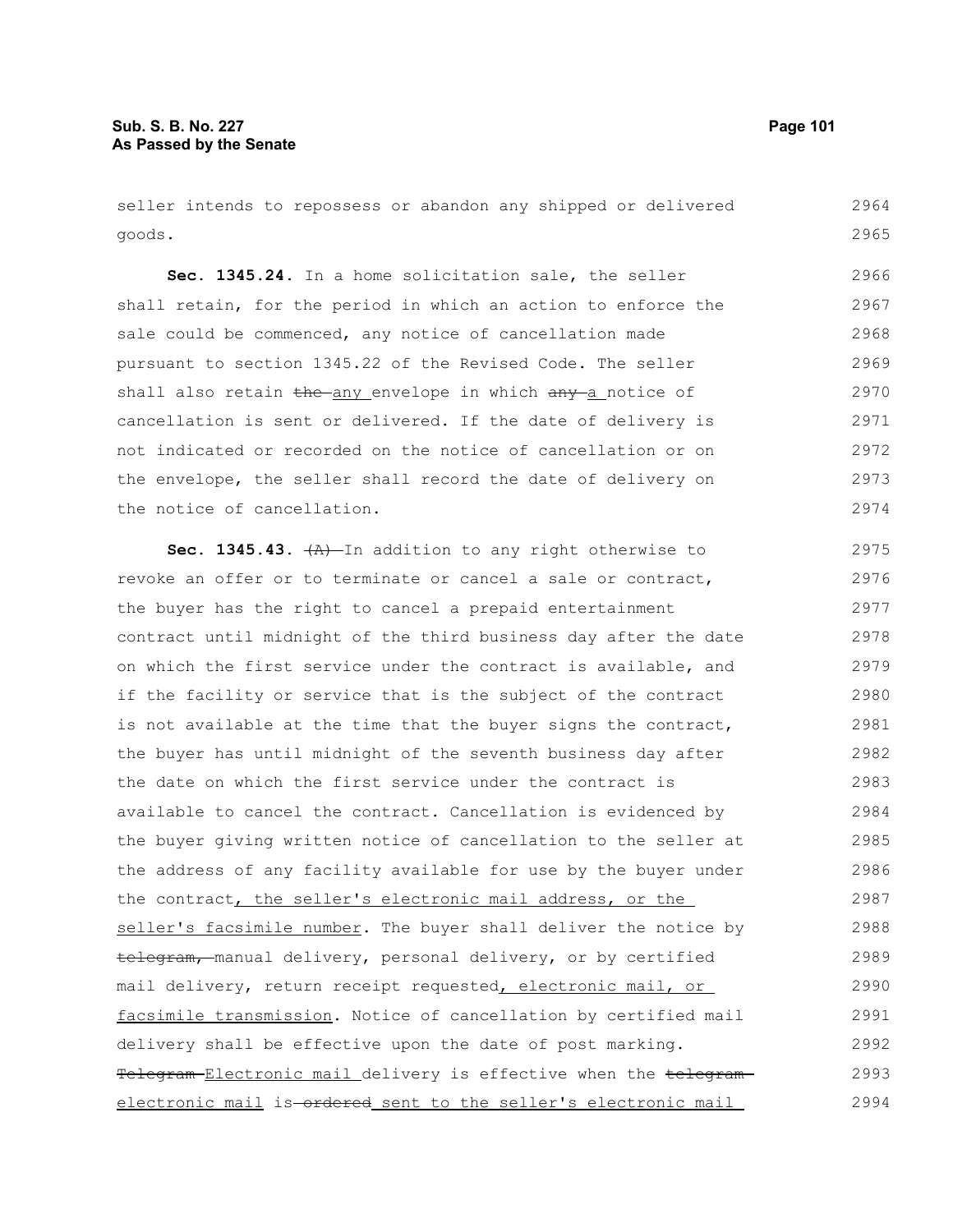seller intends to repossess or abandon any shipped or delivered goods.

**Sec. 1345.24.** In a home solicitation sale, the seller shall retain, for the period in which an action to enforce the sale could be commenced, any notice of cancellation made pursuant to section 1345.22 of the Revised Code. The seller shall also retain ~~the~~ any envelope in which ~~any~~ a notice of cancellation is sent or delivered. If the date of delivery is not indicated or recorded on the notice of cancellation or on the envelope, the seller shall record the date of delivery on the notice of cancellation.

**Sec. 1345.43.** ~~(A)~~ In addition to any right otherwise to revoke an offer or to terminate or cancel a sale or contract, the buyer has the right to cancel a prepaid entertainment contract until midnight of the third business day after the date on which the first service under the contract is available, and if the facility or service that is the subject of the contract is not available at the time that the buyer signs the contract, the buyer has until midnight of the seventh business day after the date on which the first service under the contract is available to cancel the contract. Cancellation is evidenced by the buyer giving written notice of cancellation to the seller at the address of any facility available for use by the buyer under the contract, the seller's electronic mail address, or the seller's facsimile number. The buyer shall deliver the notice by ~~telegram,~~ manual delivery, personal delivery, or by certified mail delivery, return receipt requested, electronic mail, or facsimile transmission. Notice of cancellation by certified mail delivery shall be effective upon the date of post marking. ~~Telegram~~ Electronic mail delivery is effective when the ~~telegram~~ electronic mail is ~~ordered~~ sent to the seller's electronic mail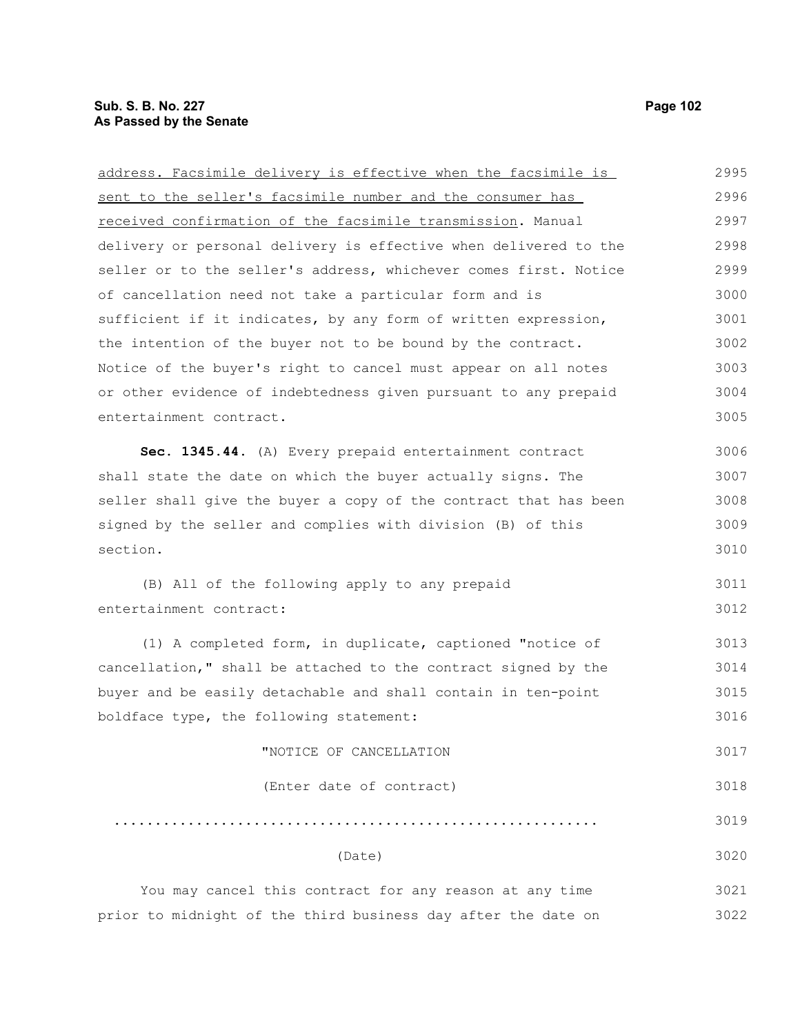address. Facsimile delivery is effective when the facsimile is sent to the seller's facsimile number and the consumer has received confirmation of the facsimile transmission. Manual delivery or personal delivery is effective when delivered to the seller or to the seller's address, whichever comes first. Notice of cancellation need not take a particular form and is sufficient if it indicates, by any form of written expression, the intention of the buyer not to be bound by the contract. Notice of the buyer's right to cancel must appear on all notes or other evidence of indebtedness given pursuant to any prepaid entertainment contract.

**Sec. 1345.44.** (A) Every prepaid entertainment contract shall state the date on which the buyer actually signs. The seller shall give the buyer a copy of the contract that has been signed by the seller and complies with division (B) of this section.

(B) All of the following apply to any prepaid entertainment contract:

(1) A completed form, in duplicate, captioned "notice of cancellation," shall be attached to the contract signed by the buyer and be easily detachable and shall contain in ten-point boldface type, the following statement:

"NOTICE OF CANCELLATION

(Enter date of contract)

..........................................................

(Date)

You may cancel this contract for any reason at any time prior to midnight of the third business day after the date on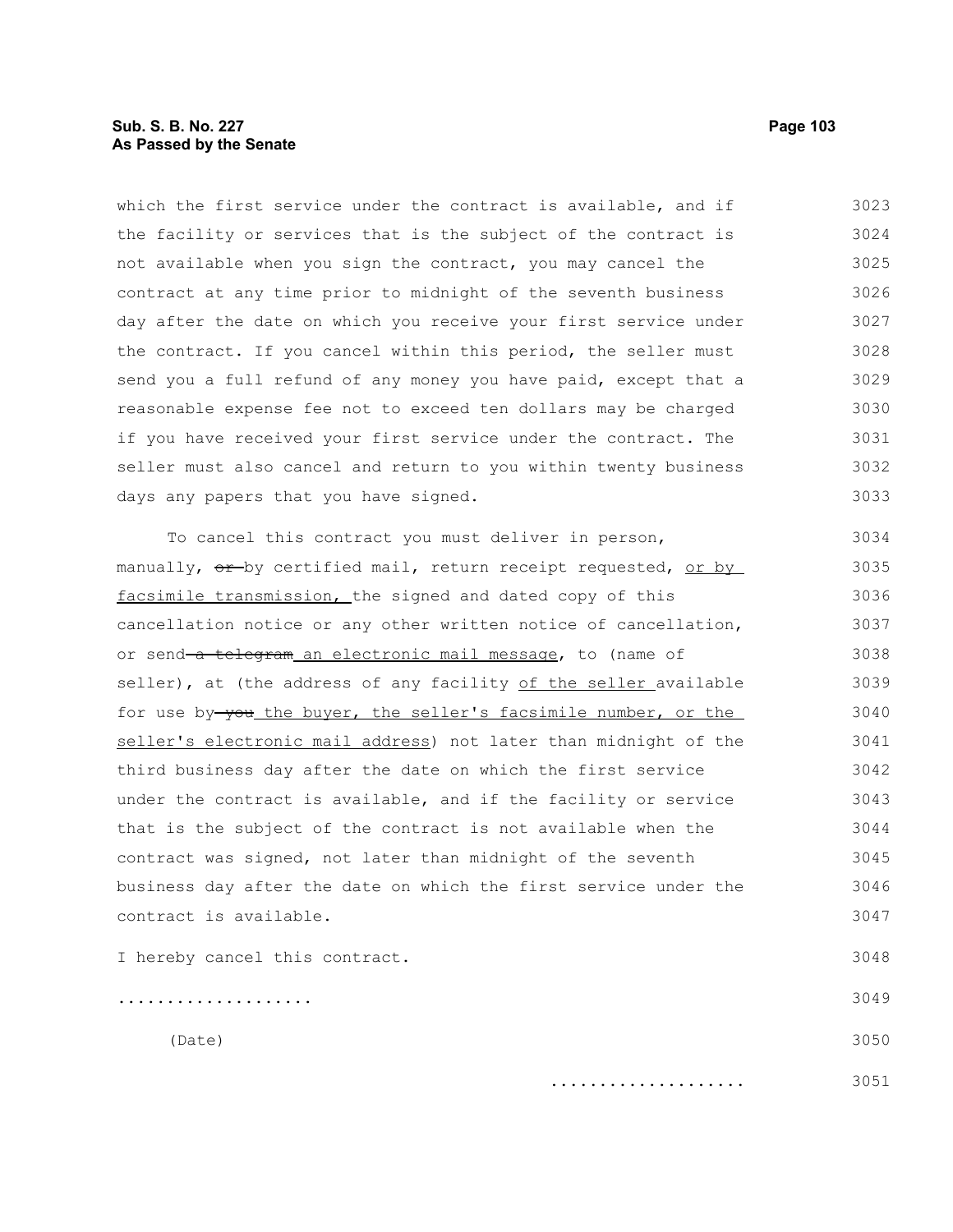which the first service under the contract is available, and if the facility or services that is the subject of the contract is not available when you sign the contract, you may cancel the contract at any time prior to midnight of the seventh business day after the date on which you receive your first service under the contract. If you cancel within this period, the seller must send you a full refund of any money you have paid, except that a reasonable expense fee not to exceed ten dollars may be charged if you have received your first service under the contract. The seller must also cancel and return to you within twenty business days any papers that you have signed.

To cancel this contract you must deliver in person, manually, ~~or~~ by certified mail, return receipt requested, <u>or by facsimile transmission,</u> the signed and dated copy of this cancellation notice or any other written notice of cancellation, or send ~~a telegram~~ <u>an electronic mail message</u>, to (name of seller), at (the address of any facility <u>of the seller</u> available for use by ~~you~~ <u>the buyer, the seller's facsimile number, or the seller's electronic mail address</u>) not later than midnight of the third business day after the date on which the first service under the contract is available, and if the facility or service that is the subject of the contract is not available when the contract was signed, not later than midnight of the seventh business day after the date on which the first service under the contract is available.

I hereby cancel this contract.

....................

(Date)

....................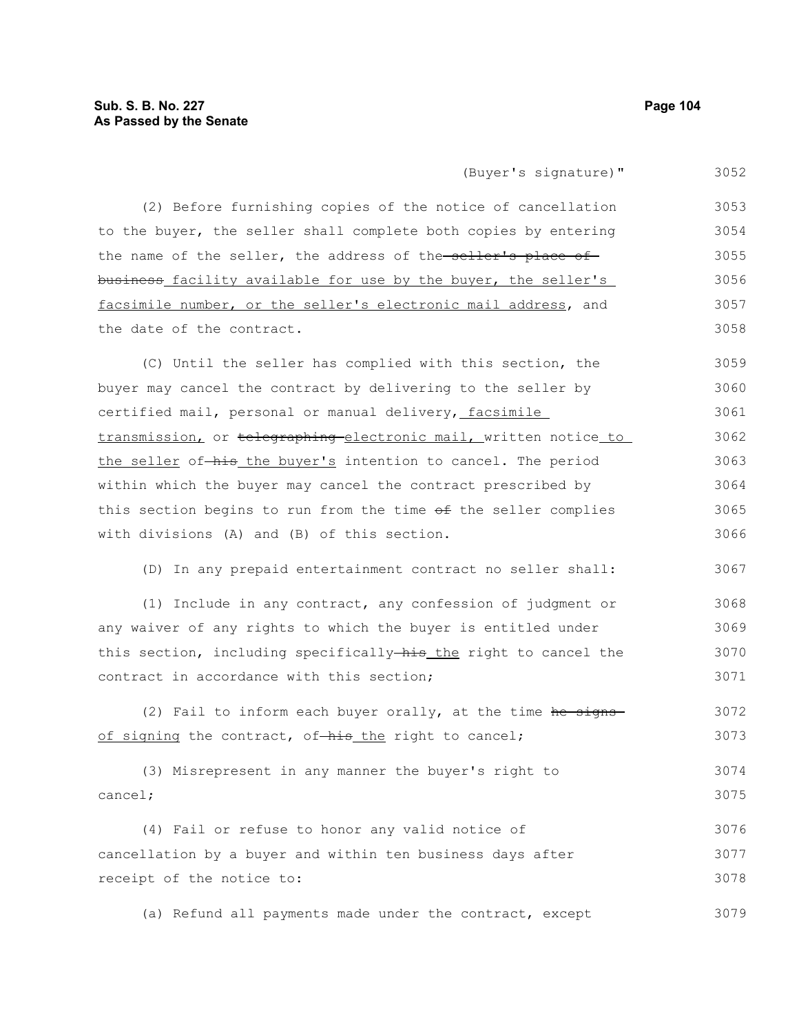(Buyer's signature)"

(2) Before furnishing copies of the notice of cancellation to the buyer, the seller shall complete both copies by entering the name of the seller, the address of the ~~seller's place of business~~ <u>facility available for use by the buyer, the seller's facsimile number, or the seller's electronic mail address</u>, and the date of the contract.

(C) Until the seller has complied with this section, the buyer may cancel the contract by delivering to the seller by certified mail, personal or manual delivery, <u>facsimile transmission,</u> or ~~telegraphing~~ <u>electronic mail,</u> written notice <u>to the seller</u> of ~~his~~ <u>the buyer's</u> intention to cancel. The period within which the buyer may cancel the contract prescribed by this section begins to run from the time ~~of~~ the seller complies with divisions (A) and (B) of this section.

(D) In any prepaid entertainment contract no seller shall:

(1) Include in any contract, any confession of judgment or any waiver of any rights to which the buyer is entitled under this section, including specifically ~~his~~ <u>the</u> right to cancel the contract in accordance with this section;

(2) Fail to inform each buyer orally, at the time ~~he signs~~ <u>of signing</u> the contract, of ~~his~~ <u>the</u> right to cancel;

(3) Misrepresent in any manner the buyer's right to cancel;

(4) Fail or refuse to honor any valid notice of cancellation by a buyer and within ten business days after receipt of the notice to:

(a) Refund all payments made under the contract, except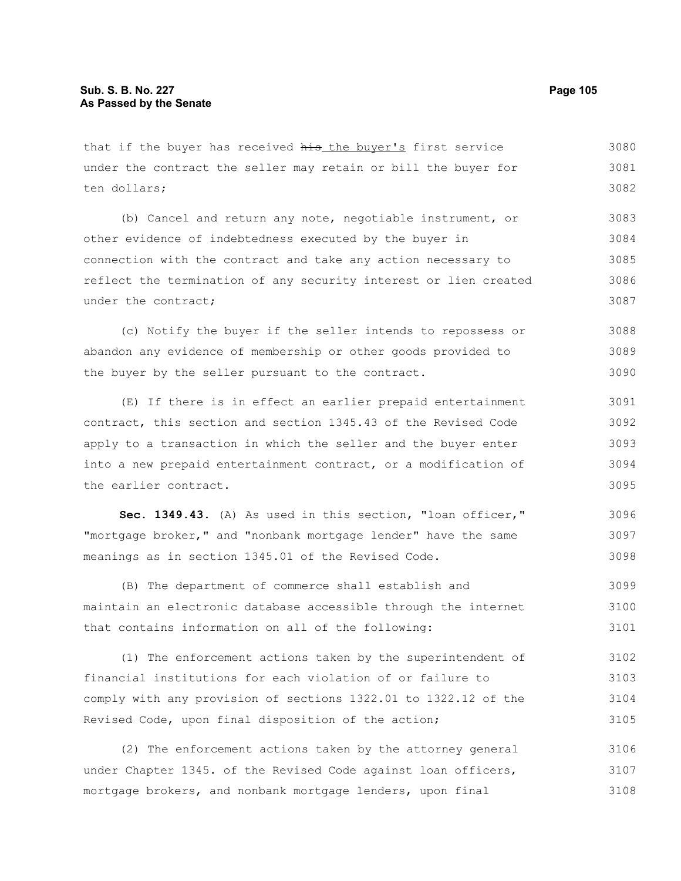that if the buyer has received ~~his~~ the buyer's first service under the contract the seller may retain or bill the buyer for ten dollars;

(b) Cancel and return any note, negotiable instrument, or other evidence of indebtedness executed by the buyer in connection with the contract and take any action necessary to reflect the termination of any security interest or lien created under the contract;

(c) Notify the buyer if the seller intends to repossess or abandon any evidence of membership or other goods provided to the buyer by the seller pursuant to the contract.

(E) If there is in effect an earlier prepaid entertainment contract, this section and section 1345.43 of the Revised Code apply to a transaction in which the seller and the buyer enter into a new prepaid entertainment contract, or a modification of the earlier contract.

**Sec. 1349.43.** (A) As used in this section, "loan officer," "mortgage broker," and "nonbank mortgage lender" have the same meanings as in section 1345.01 of the Revised Code.

(B) The department of commerce shall establish and maintain an electronic database accessible through the internet that contains information on all of the following:

(1) The enforcement actions taken by the superintendent of financial institutions for each violation of or failure to comply with any provision of sections 1322.01 to 1322.12 of the Revised Code, upon final disposition of the action;

(2) The enforcement actions taken by the attorney general under Chapter 1345. of the Revised Code against loan officers, mortgage brokers, and nonbank mortgage lenders, upon final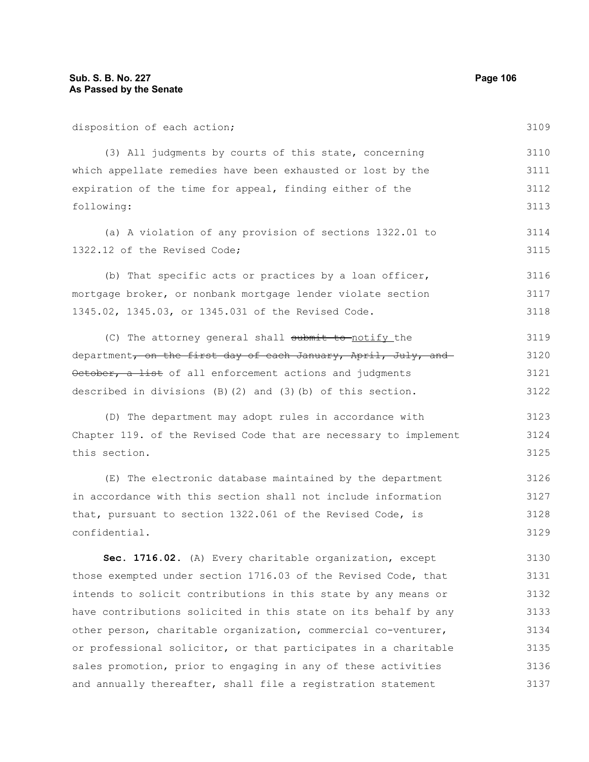disposition of each action;

(3) All judgments by courts of this state, concerning which appellate remedies have been exhausted or lost by the expiration of the time for appeal, finding either of the following:

(a) A violation of any provision of sections 1322.01 to 1322.12 of the Revised Code;

(b) That specific acts or practices by a loan officer, mortgage broker, or nonbank mortgage lender violate section 1345.02, 1345.03, or 1345.031 of the Revised Code.

(C) The attorney general shall ~~submit to~~ <u>notify</u> the department~~, on the first day of each January, April, July, and October, a list~~ of all enforcement actions and judgments described in divisions (B)(2) and (3)(b) of this section.

(D) The department may adopt rules in accordance with Chapter 119. of the Revised Code that are necessary to implement this section.

(E) The electronic database maintained by the department in accordance with this section shall not include information that, pursuant to section 1322.061 of the Revised Code, is confidential.

**Sec. 1716.02.** (A) Every charitable organization, except those exempted under section 1716.03 of the Revised Code, that intends to solicit contributions in this state by any means or have contributions solicited in this state on its behalf by any other person, charitable organization, commercial co-venturer, or professional solicitor, or that participates in a charitable sales promotion, prior to engaging in any of these activities and annually thereafter, shall file a registration statement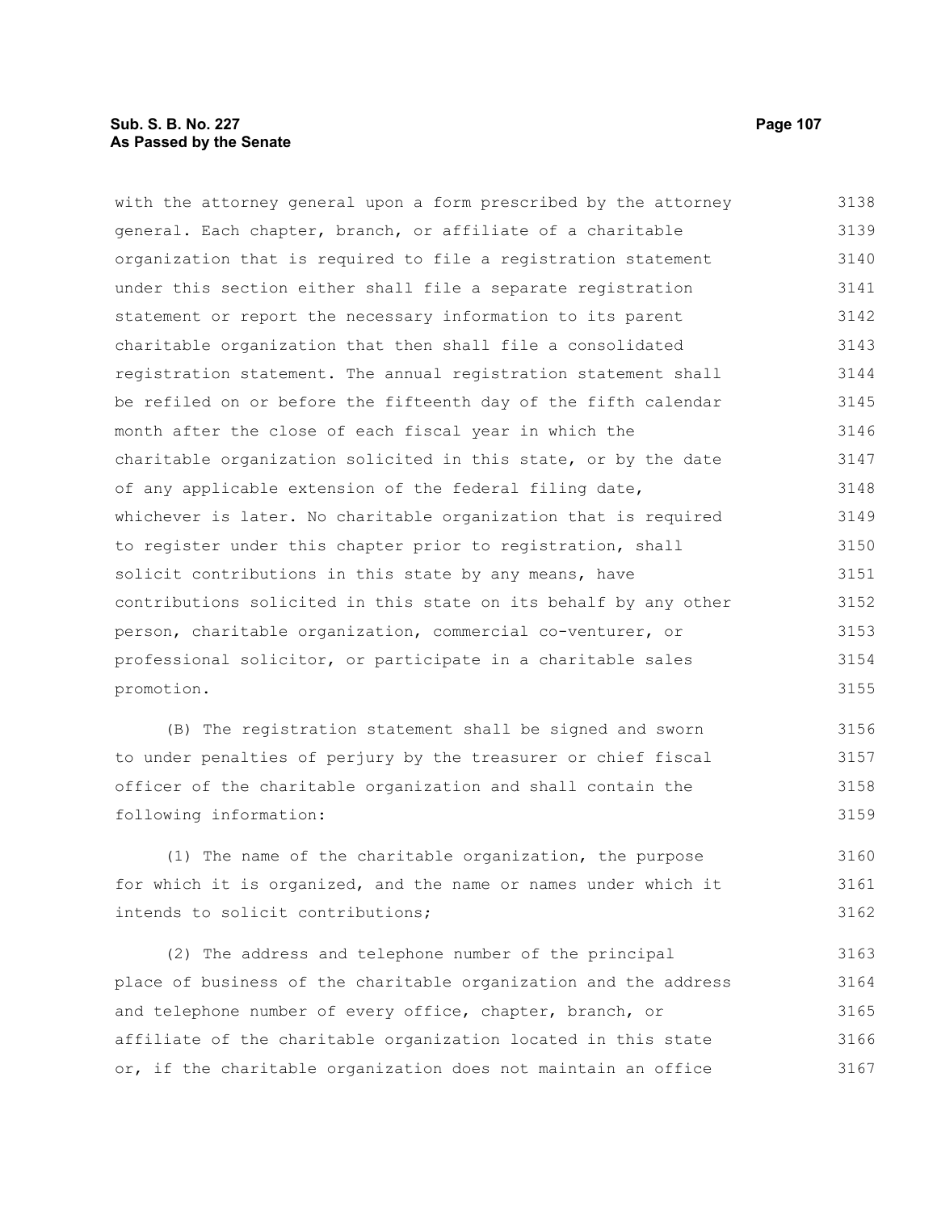with the attorney general upon a form prescribed by the attorney general. Each chapter, branch, or affiliate of a charitable organization that is required to file a registration statement under this section either shall file a separate registration statement or report the necessary information to its parent charitable organization that then shall file a consolidated registration statement. The annual registration statement shall be refiled on or before the fifteenth day of the fifth calendar month after the close of each fiscal year in which the charitable organization solicited in this state, or by the date of any applicable extension of the federal filing date, whichever is later. No charitable organization that is required to register under this chapter prior to registration, shall solicit contributions in this state by any means, have contributions solicited in this state on its behalf by any other person, charitable organization, commercial co-venturer, or professional solicitor, or participate in a charitable sales promotion.

(B) The registration statement shall be signed and sworn to under penalties of perjury by the treasurer or chief fiscal officer of the charitable organization and shall contain the following information:

(1) The name of the charitable organization, the purpose for which it is organized, and the name or names under which it intends to solicit contributions;

(2) The address and telephone number of the principal place of business of the charitable organization and the address and telephone number of every office, chapter, branch, or affiliate of the charitable organization located in this state or, if the charitable organization does not maintain an office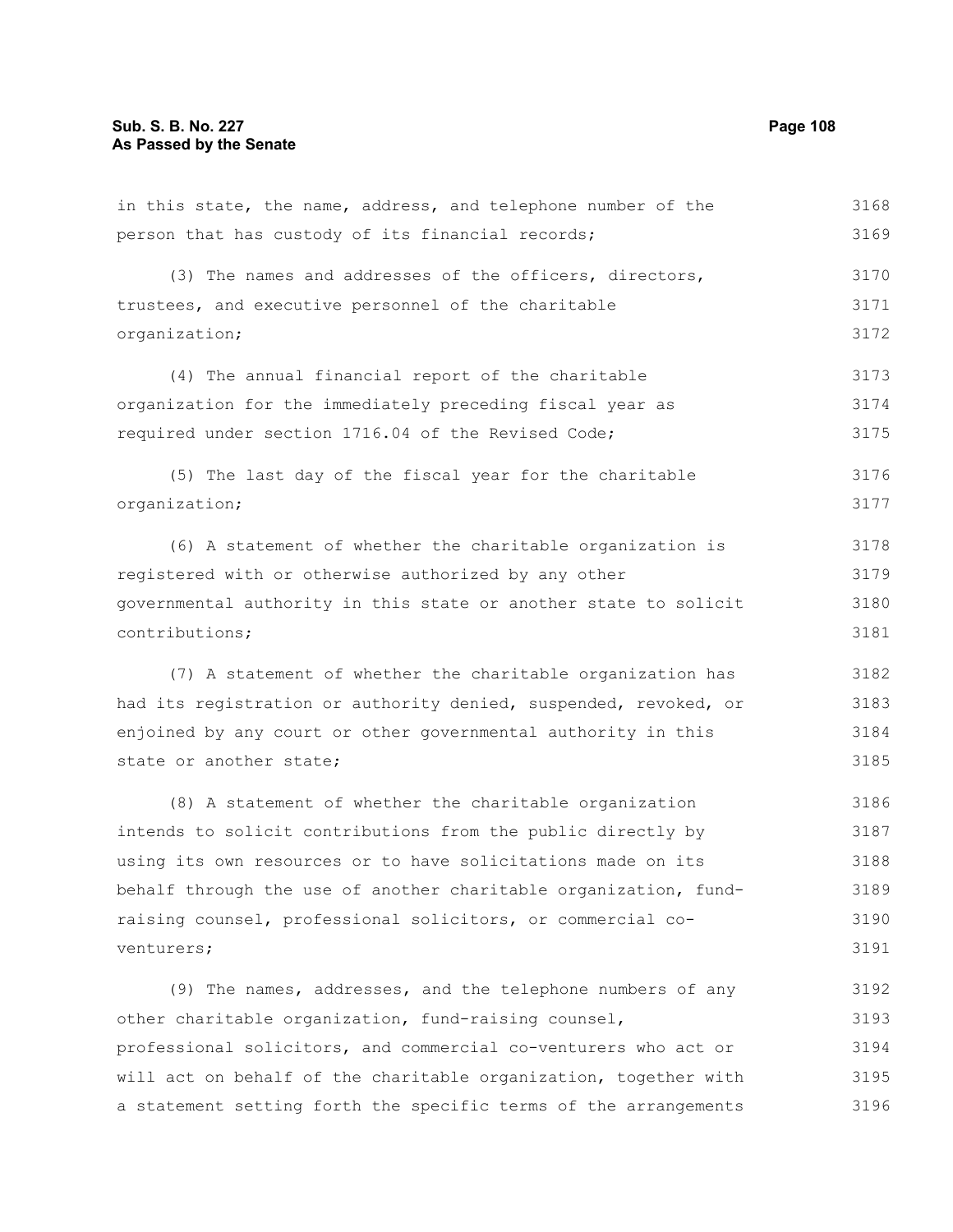in this state, the name, address, and telephone number of the person that has custody of its financial records;

(3) The names and addresses of the officers, directors, trustees, and executive personnel of the charitable organization;

(4) The annual financial report of the charitable organization for the immediately preceding fiscal year as required under section 1716.04 of the Revised Code;

(5) The last day of the fiscal year for the charitable organization;

(6) A statement of whether the charitable organization is registered with or otherwise authorized by any other governmental authority in this state or another state to solicit contributions;

(7) A statement of whether the charitable organization has had its registration or authority denied, suspended, revoked, or enjoined by any court or other governmental authority in this state or another state;

(8) A statement of whether the charitable organization intends to solicit contributions from the public directly by using its own resources or to have solicitations made on its behalf through the use of another charitable organization, fund-raising counsel, professional solicitors, or commercial co-venturers;

(9) The names, addresses, and the telephone numbers of any other charitable organization, fund-raising counsel, professional solicitors, and commercial co-venturers who act or will act on behalf of the charitable organization, together with a statement setting forth the specific terms of the arrangements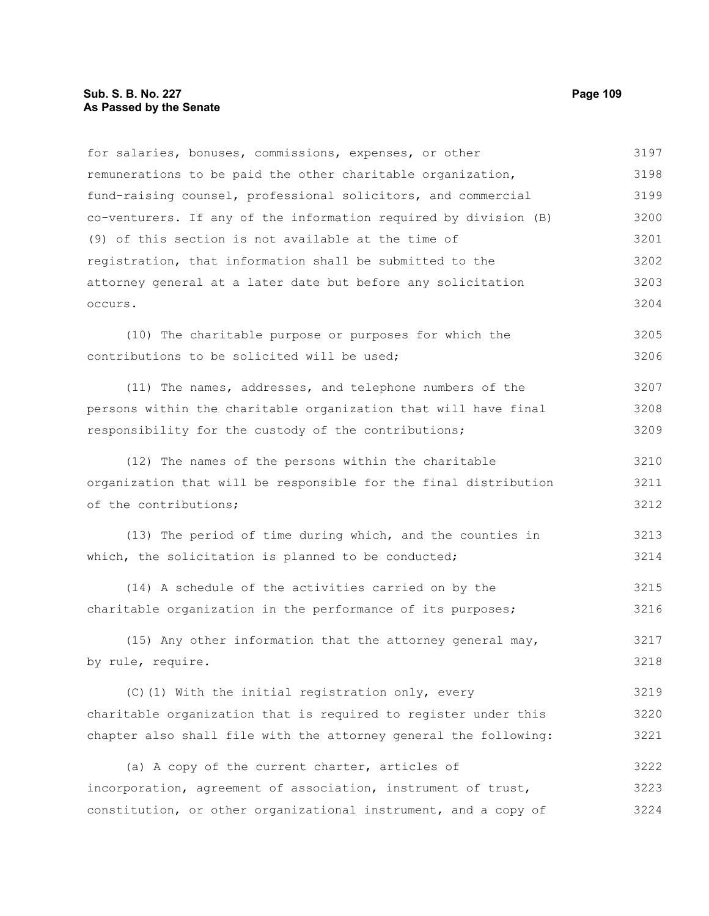for salaries, bonuses, commissions, expenses, or other remunerations to be paid the other charitable organization, fund-raising counsel, professional solicitors, and commercial co-venturers. If any of the information required by division (B)(9) of this section is not available at the time of registration, that information shall be submitted to the attorney general at a later date but before any solicitation occurs.

(10) The charitable purpose or purposes for which the contributions to be solicited will be used;

(11) The names, addresses, and telephone numbers of the persons within the charitable organization that will have final responsibility for the custody of the contributions;

(12) The names of the persons within the charitable organization that will be responsible for the final distribution of the contributions;

(13) The period of time during which, and the counties in which, the solicitation is planned to be conducted;

(14) A schedule of the activities carried on by the charitable organization in the performance of its purposes;

(15) Any other information that the attorney general may, by rule, require.

(C)(1) With the initial registration only, every charitable organization that is required to register under this chapter also shall file with the attorney general the following:

(a) A copy of the current charter, articles of incorporation, agreement of association, instrument of trust, constitution, or other organizational instrument, and a copy of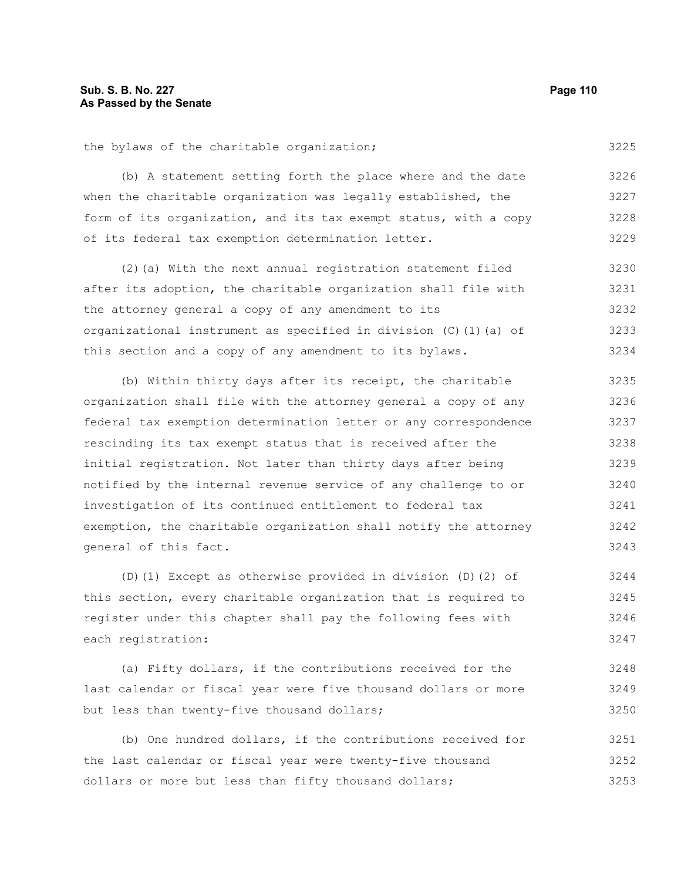the bylaws of the charitable organization;

(b) A statement setting forth the place where and the date when the charitable organization was legally established, the form of its organization, and its tax exempt status, with a copy of its federal tax exemption determination letter.

(2)(a) With the next annual registration statement filed after its adoption, the charitable organization shall file with the attorney general a copy of any amendment to its organizational instrument as specified in division (C)(1)(a) of this section and a copy of any amendment to its bylaws.

(b) Within thirty days after its receipt, the charitable organization shall file with the attorney general a copy of any federal tax exemption determination letter or any correspondence rescinding its tax exempt status that is received after the initial registration. Not later than thirty days after being notified by the internal revenue service of any challenge to or investigation of its continued entitlement to federal tax exemption, the charitable organization shall notify the attorney general of this fact.

(D)(1) Except as otherwise provided in division (D)(2) of this section, every charitable organization that is required to register under this chapter shall pay the following fees with each registration:

(a) Fifty dollars, if the contributions received for the last calendar or fiscal year were five thousand dollars or more but less than twenty-five thousand dollars;

(b) One hundred dollars, if the contributions received for the last calendar or fiscal year were twenty-five thousand dollars or more but less than fifty thousand dollars;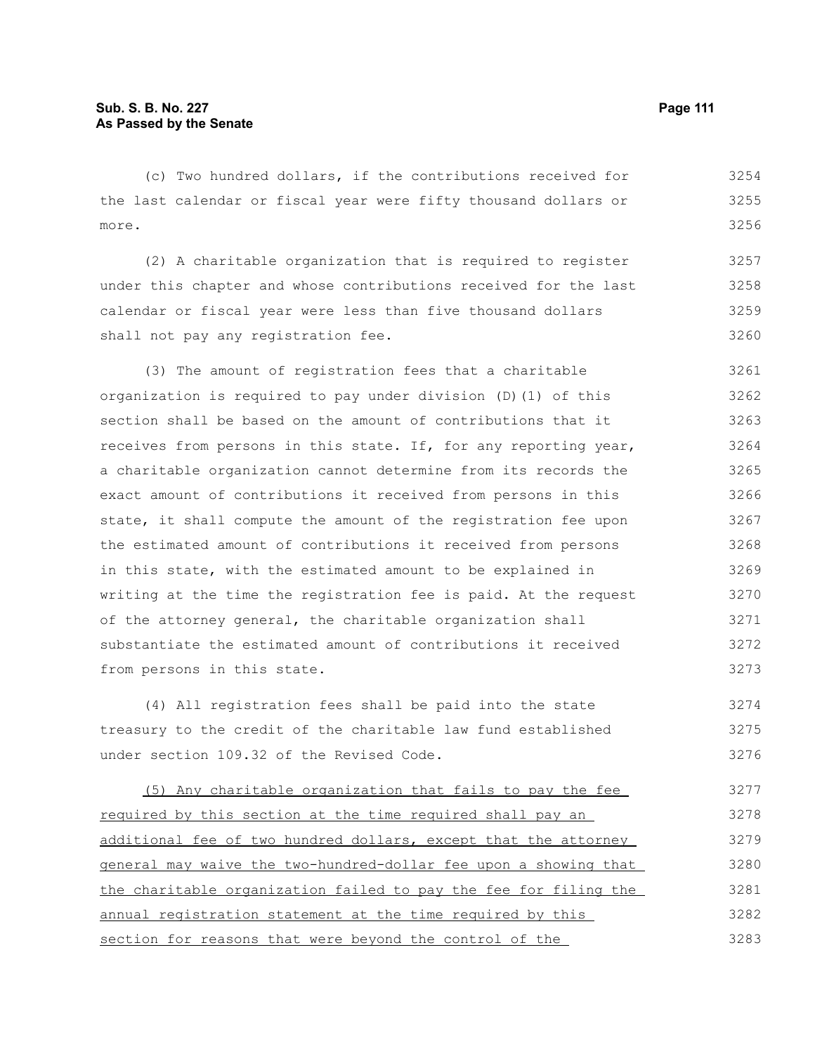(c) Two hundred dollars, if the contributions received for the last calendar or fiscal year were fifty thousand dollars or more.

(2) A charitable organization that is required to register under this chapter and whose contributions received for the last calendar or fiscal year were less than five thousand dollars shall not pay any registration fee.

(3) The amount of registration fees that a charitable organization is required to pay under division (D)(1) of this section shall be based on the amount of contributions that it receives from persons in this state. If, for any reporting year, a charitable organization cannot determine from its records the exact amount of contributions it received from persons in this state, it shall compute the amount of the registration fee upon the estimated amount of contributions it received from persons in this state, with the estimated amount to be explained in writing at the time the registration fee is paid. At the request of the attorney general, the charitable organization shall substantiate the estimated amount of contributions it received from persons in this state.

(4) All registration fees shall be paid into the state treasury to the credit of the charitable law fund established under section 109.32 of the Revised Code.

<u>(5) Any charitable organization that fails to pay the fee required by this section at the time required shall pay an additional fee of two hundred dollars, except that the attorney general may waive the two-hundred-dollar fee upon a showing that the charitable organization failed to pay the fee for filing the annual registration statement at the time required by this section for reasons that were beyond the control of the</u>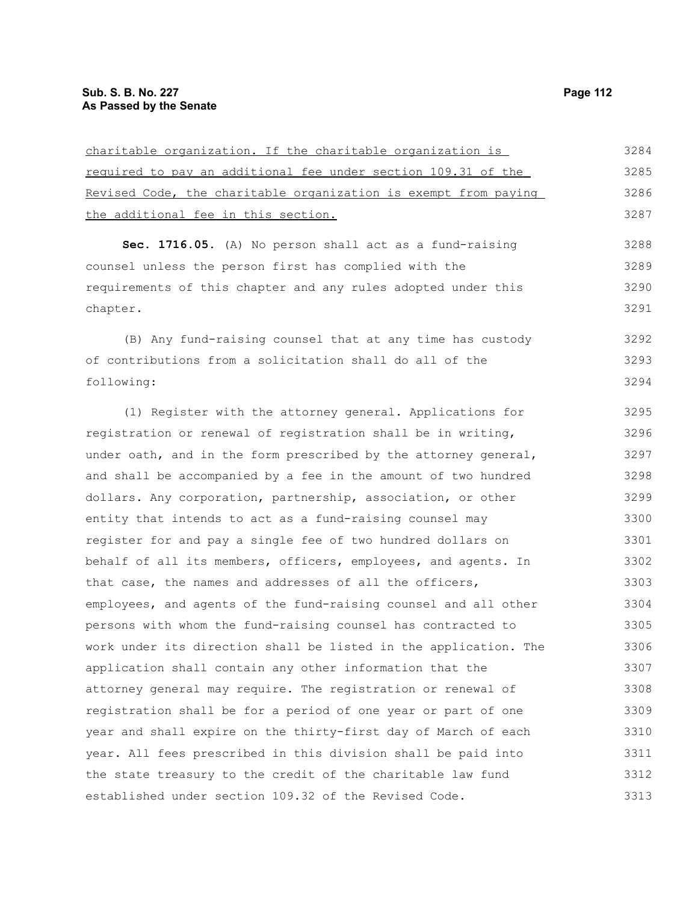charitable organization. If the charitable organization is required to pay an additional fee under section 109.31 of the Revised Code, the charitable organization is exempt from paying the additional fee in this section.

**Sec. 1716.05.** (A) No person shall act as a fund-raising counsel unless the person first has complied with the requirements of this chapter and any rules adopted under this chapter.

(B) Any fund-raising counsel that at any time has custody of contributions from a solicitation shall do all of the following:

(1) Register with the attorney general. Applications for registration or renewal of registration shall be in writing, under oath, and in the form prescribed by the attorney general, and shall be accompanied by a fee in the amount of two hundred dollars. Any corporation, partnership, association, or other entity that intends to act as a fund-raising counsel may register for and pay a single fee of two hundred dollars on behalf of all its members, officers, employees, and agents. In that case, the names and addresses of all the officers, employees, and agents of the fund-raising counsel and all other persons with whom the fund-raising counsel has contracted to work under its direction shall be listed in the application. The application shall contain any other information that the attorney general may require. The registration or renewal of registration shall be for a period of one year or part of one year and shall expire on the thirty-first day of March of each year. All fees prescribed in this division shall be paid into the state treasury to the credit of the charitable law fund established under section 109.32 of the Revised Code.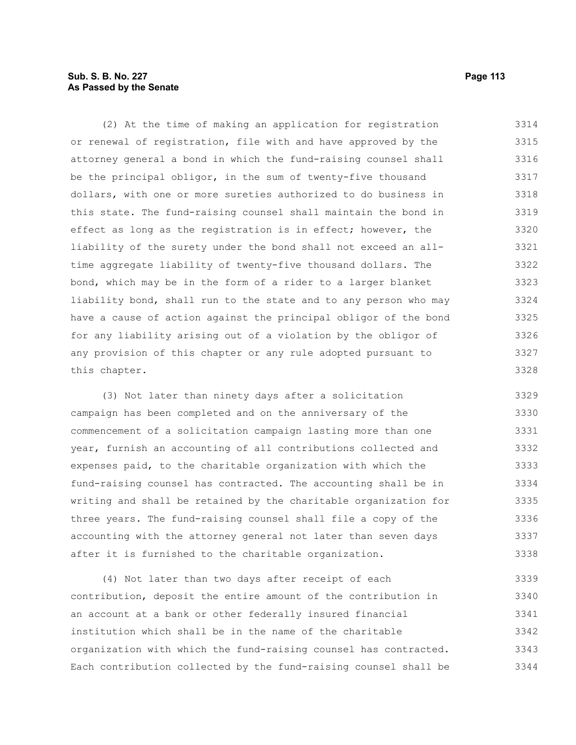(2) At the time of making an application for registration or renewal of registration, file with and have approved by the attorney general a bond in which the fund-raising counsel shall be the principal obligor, in the sum of twenty-five thousand dollars, with one or more sureties authorized to do business in this state. The fund-raising counsel shall maintain the bond in effect as long as the registration is in effect; however, the liability of the surety under the bond shall not exceed an all-time aggregate liability of twenty-five thousand dollars. The bond, which may be in the form of a rider to a larger blanket liability bond, shall run to the state and to any person who may have a cause of action against the principal obligor of the bond for any liability arising out of a violation by the obligor of any provision of this chapter or any rule adopted pursuant to this chapter.

(3) Not later than ninety days after a solicitation campaign has been completed and on the anniversary of the commencement of a solicitation campaign lasting more than one year, furnish an accounting of all contributions collected and expenses paid, to the charitable organization with which the fund-raising counsel has contracted. The accounting shall be in writing and shall be retained by the charitable organization for three years. The fund-raising counsel shall file a copy of the accounting with the attorney general not later than seven days after it is furnished to the charitable organization.

(4) Not later than two days after receipt of each contribution, deposit the entire amount of the contribution in an account at a bank or other federally insured financial institution which shall be in the name of the charitable organization with which the fund-raising counsel has contracted. Each contribution collected by the fund-raising counsel shall be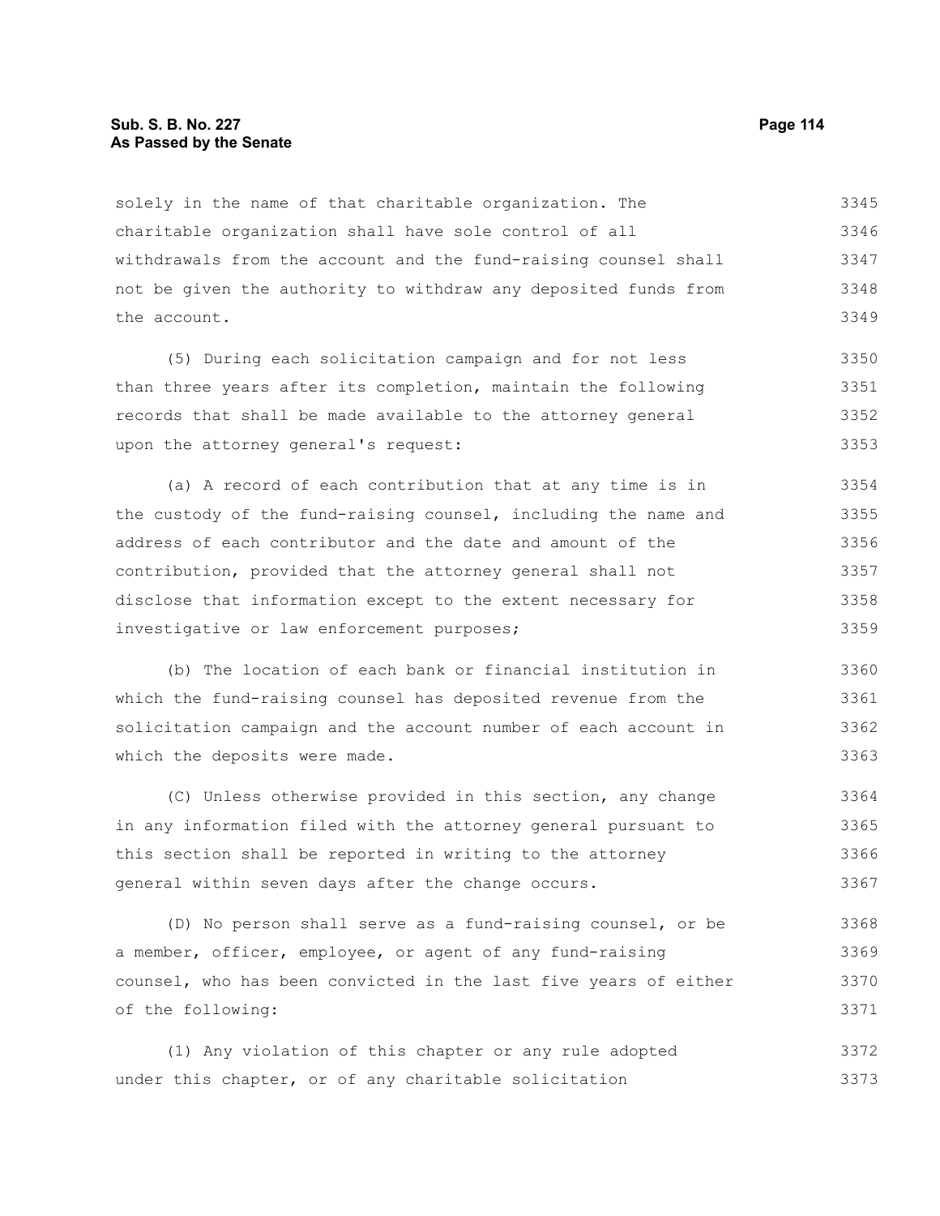solely in the name of that charitable organization. The charitable organization shall have sole control of all withdrawals from the account and the fund-raising counsel shall not be given the authority to withdraw any deposited funds from the account.

(5) During each solicitation campaign and for not less than three years after its completion, maintain the following records that shall be made available to the attorney general upon the attorney general's request:

(a) A record of each contribution that at any time is in the custody of the fund-raising counsel, including the name and address of each contributor and the date and amount of the contribution, provided that the attorney general shall not disclose that information except to the extent necessary for investigative or law enforcement purposes;

(b) The location of each bank or financial institution in which the fund-raising counsel has deposited revenue from the solicitation campaign and the account number of each account in which the deposits were made.

(C) Unless otherwise provided in this section, any change in any information filed with the attorney general pursuant to this section shall be reported in writing to the attorney general within seven days after the change occurs.

(D) No person shall serve as a fund-raising counsel, or be a member, officer, employee, or agent of any fund-raising counsel, who has been convicted in the last five years of either of the following:

(1) Any violation of this chapter or any rule adopted under this chapter, or of any charitable solicitation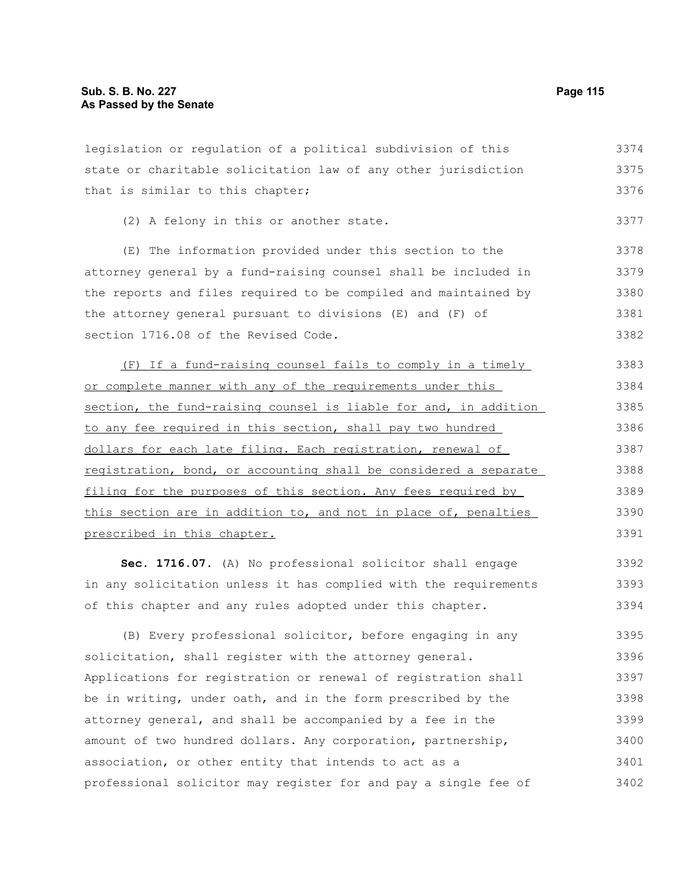legislation or regulation of a political subdivision of this state or charitable solicitation law of any other jurisdiction that is similar to this chapter;

(2) A felony in this or another state.

(E) The information provided under this section to the attorney general by a fund-raising counsel shall be included in the reports and files required to be compiled and maintained by the attorney general pursuant to divisions (E) and (F) of section 1716.08 of the Revised Code.

<u>(F) If a fund-raising counsel fails to comply in a timely or complete manner with any of the requirements under this section, the fund-raising counsel is liable for and, in addition to any fee required in this section, shall pay two hundred dollars for each late filing. Each registration, renewal of registration, bond, or accounting shall be considered a separate filing for the purposes of this section. Any fees required by this section are in addition to, and not in place of, penalties prescribed in this chapter.</u>

**Sec. 1716.07.** (A) No professional solicitor shall engage in any solicitation unless it has complied with the requirements of this chapter and any rules adopted under this chapter.

(B) Every professional solicitor, before engaging in any solicitation, shall register with the attorney general. Applications for registration or renewal of registration shall be in writing, under oath, and in the form prescribed by the attorney general, and shall be accompanied by a fee in the amount of two hundred dollars. Any corporation, partnership, association, or other entity that intends to act as a professional solicitor may register for and pay a single fee of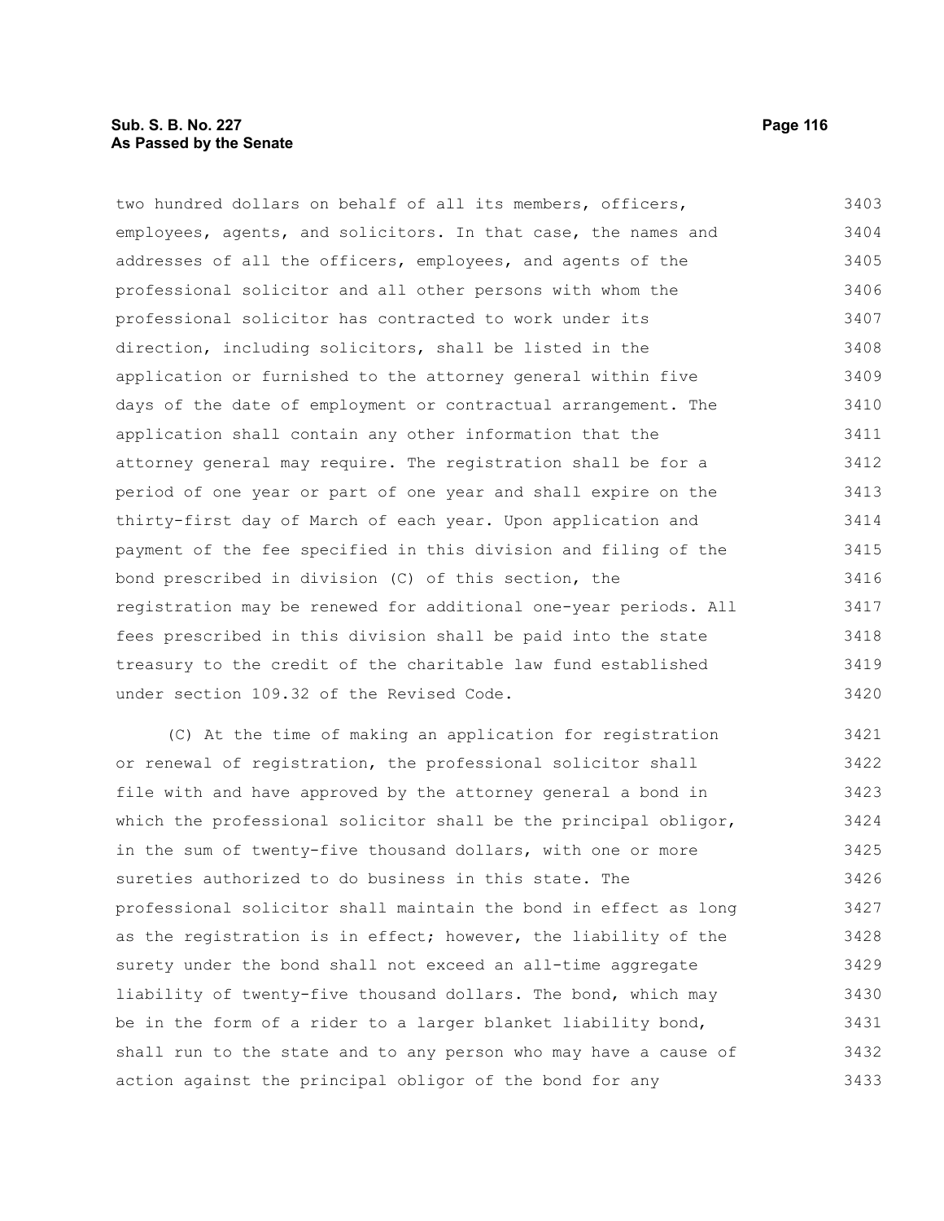two hundred dollars on behalf of all its members, officers, employees, agents, and solicitors. In that case, the names and addresses of all the officers, employees, and agents of the professional solicitor and all other persons with whom the professional solicitor has contracted to work under its direction, including solicitors, shall be listed in the application or furnished to the attorney general within five days of the date of employment or contractual arrangement. The application shall contain any other information that the attorney general may require. The registration shall be for a period of one year or part of one year and shall expire on the thirty-first day of March of each year. Upon application and payment of the fee specified in this division and filing of the bond prescribed in division (C) of this section, the registration may be renewed for additional one-year periods. All fees prescribed in this division shall be paid into the state treasury to the credit of the charitable law fund established under section 109.32 of the Revised Code.

(C) At the time of making an application for registration or renewal of registration, the professional solicitor shall file with and have approved by the attorney general a bond in which the professional solicitor shall be the principal obligor, in the sum of twenty-five thousand dollars, with one or more sureties authorized to do business in this state. The professional solicitor shall maintain the bond in effect as long as the registration is in effect; however, the liability of the surety under the bond shall not exceed an all-time aggregate liability of twenty-five thousand dollars. The bond, which may be in the form of a rider to a larger blanket liability bond, shall run to the state and to any person who may have a cause of action against the principal obligor of the bond for any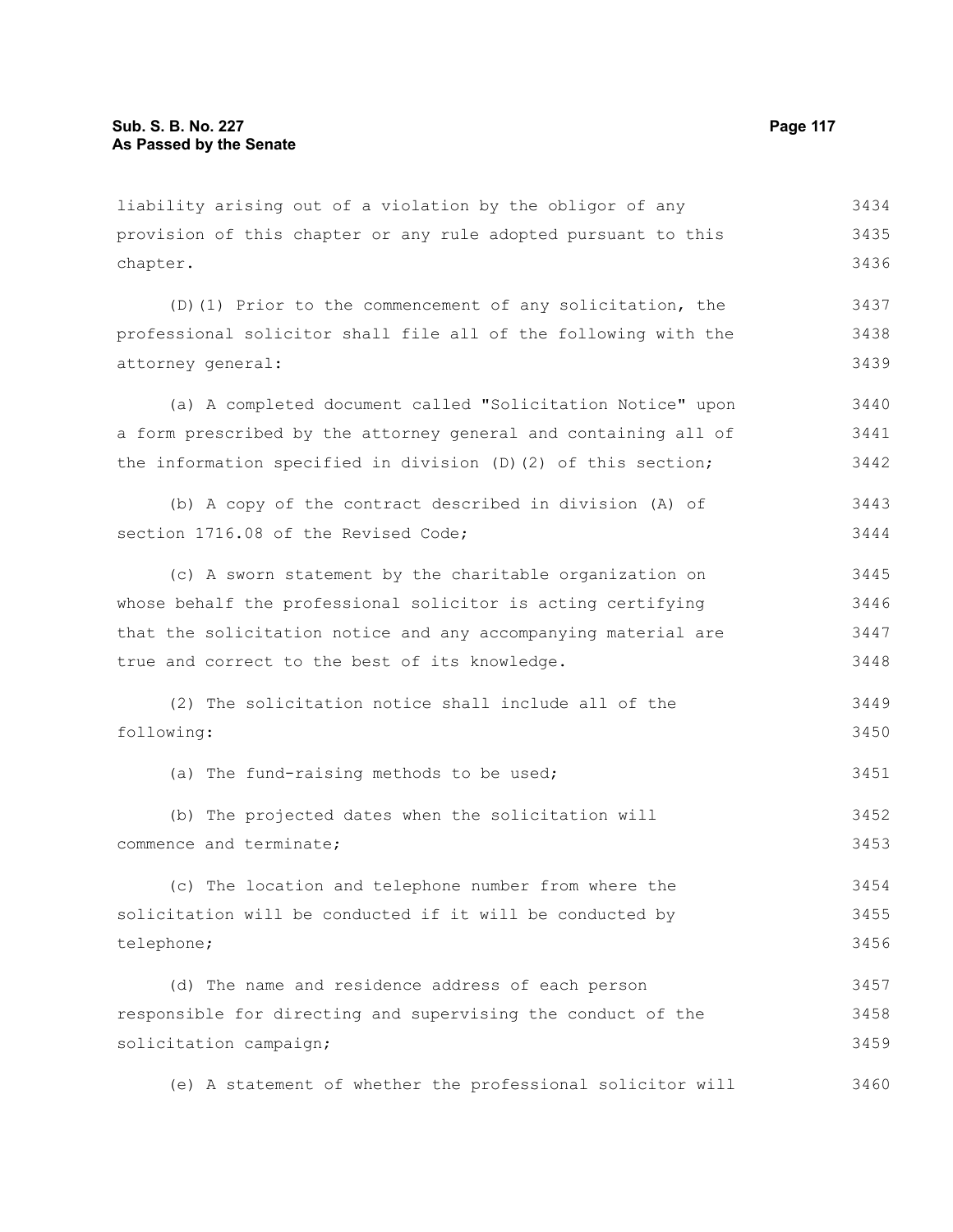liability arising out of a violation by the obligor of any provision of this chapter or any rule adopted pursuant to this chapter.

(D)(1) Prior to the commencement of any solicitation, the professional solicitor shall file all of the following with the attorney general:

(a) A completed document called "Solicitation Notice" upon a form prescribed by the attorney general and containing all of the information specified in division (D)(2) of this section;

(b) A copy of the contract described in division (A) of section 1716.08 of the Revised Code;

(c) A sworn statement by the charitable organization on whose behalf the professional solicitor is acting certifying that the solicitation notice and any accompanying material are true and correct to the best of its knowledge.

(2) The solicitation notice shall include all of the following:

(a) The fund-raising methods to be used;

(b) The projected dates when the solicitation will commence and terminate;

(c) The location and telephone number from where the solicitation will be conducted if it will be conducted by telephone;

(d) The name and residence address of each person responsible for directing and supervising the conduct of the solicitation campaign;

(e) A statement of whether the professional solicitor will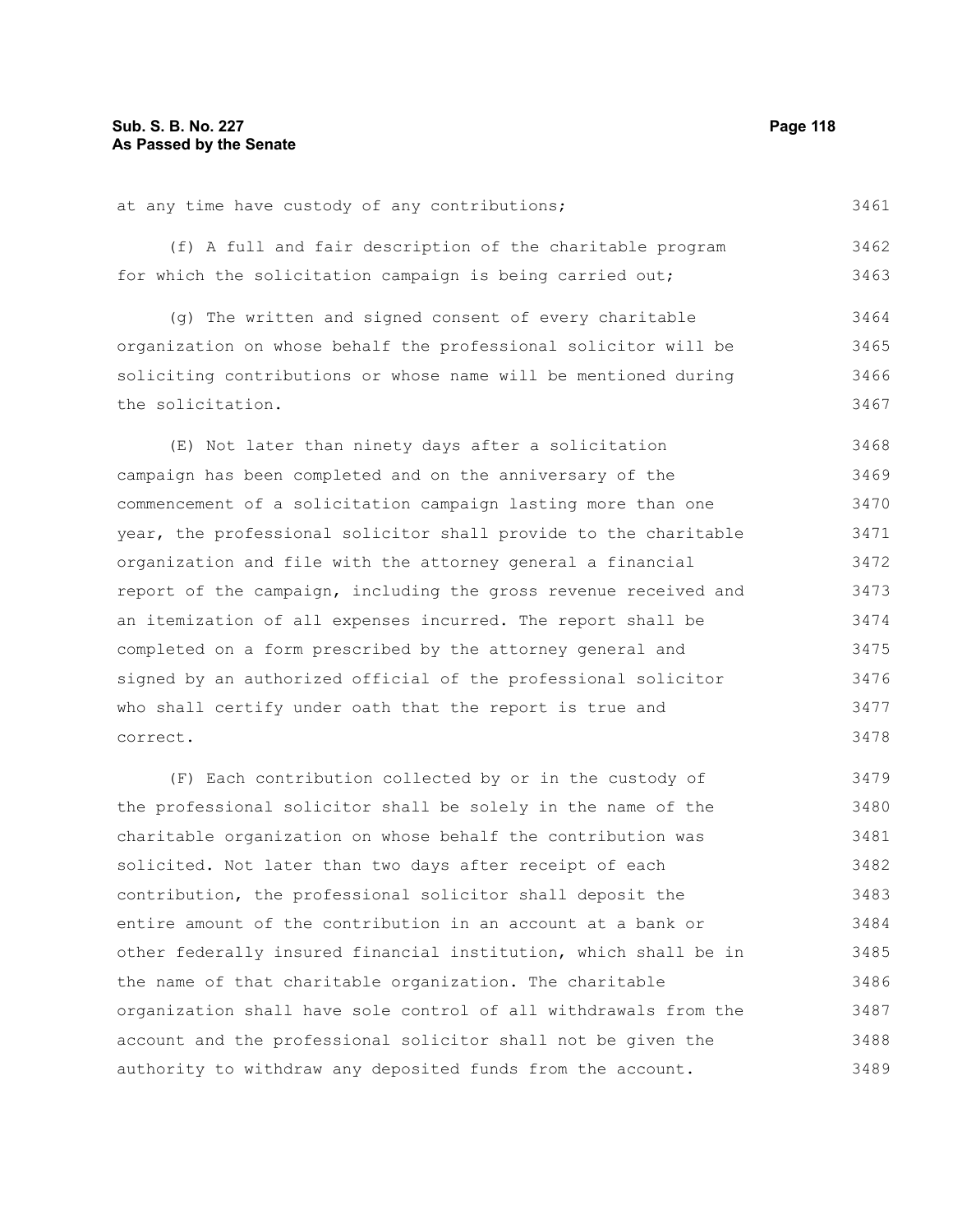at any time have custody of any contributions;

(f) A full and fair description of the charitable program for which the solicitation campaign is being carried out;

(g) The written and signed consent of every charitable organization on whose behalf the professional solicitor will be soliciting contributions or whose name will be mentioned during the solicitation.

(E) Not later than ninety days after a solicitation campaign has been completed and on the anniversary of the commencement of a solicitation campaign lasting more than one year, the professional solicitor shall provide to the charitable organization and file with the attorney general a financial report of the campaign, including the gross revenue received and an itemization of all expenses incurred. The report shall be completed on a form prescribed by the attorney general and signed by an authorized official of the professional solicitor who shall certify under oath that the report is true and correct.

(F) Each contribution collected by or in the custody of the professional solicitor shall be solely in the name of the charitable organization on whose behalf the contribution was solicited. Not later than two days after receipt of each contribution, the professional solicitor shall deposit the entire amount of the contribution in an account at a bank or other federally insured financial institution, which shall be in the name of that charitable organization. The charitable organization shall have sole control of all withdrawals from the account and the professional solicitor shall not be given the authority to withdraw any deposited funds from the account.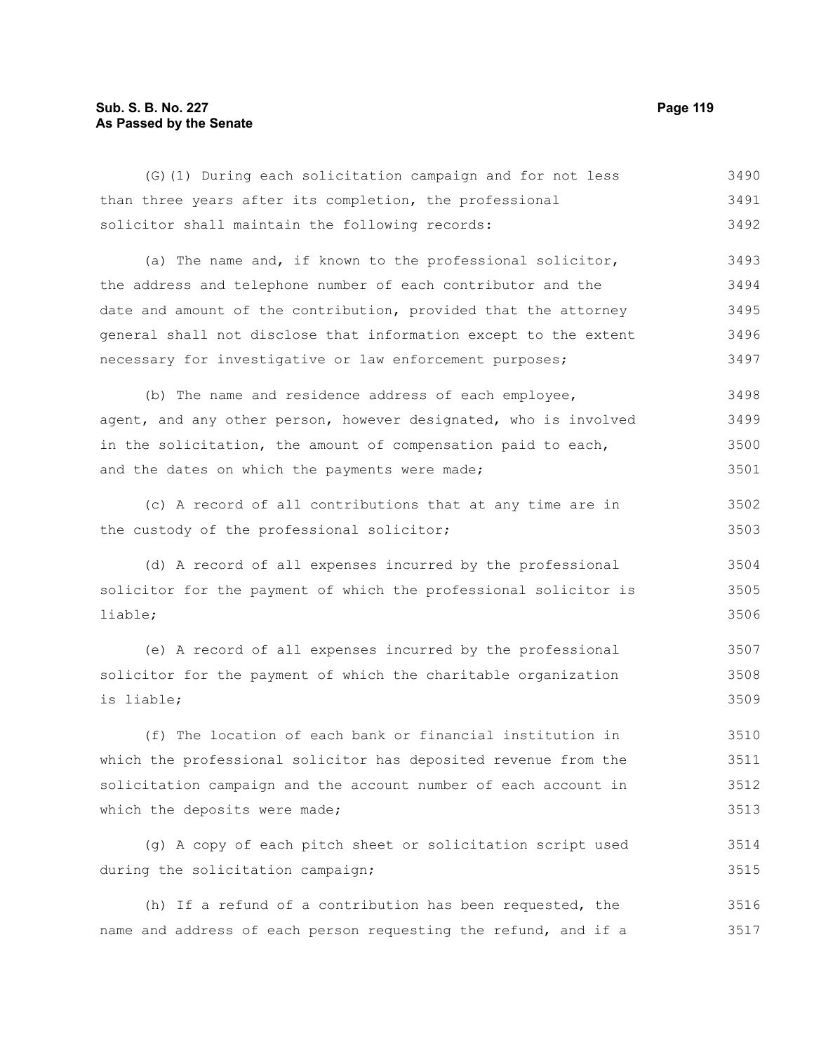(G)(1) During each solicitation campaign and for not less than three years after its completion, the professional solicitor shall maintain the following records:

(a) The name and, if known to the professional solicitor, the address and telephone number of each contributor and the date and amount of the contribution, provided that the attorney general shall not disclose that information except to the extent necessary for investigative or law enforcement purposes;

(b) The name and residence address of each employee, agent, and any other person, however designated, who is involved in the solicitation, the amount of compensation paid to each, and the dates on which the payments were made;

(c) A record of all contributions that at any time are in the custody of the professional solicitor;

(d) A record of all expenses incurred by the professional solicitor for the payment of which the professional solicitor is liable;

(e) A record of all expenses incurred by the professional solicitor for the payment of which the charitable organization is liable;

(f) The location of each bank or financial institution in which the professional solicitor has deposited revenue from the solicitation campaign and the account number of each account in which the deposits were made;

(g) A copy of each pitch sheet or solicitation script used during the solicitation campaign;

(h) If a refund of a contribution has been requested, the name and address of each person requesting the refund, and if a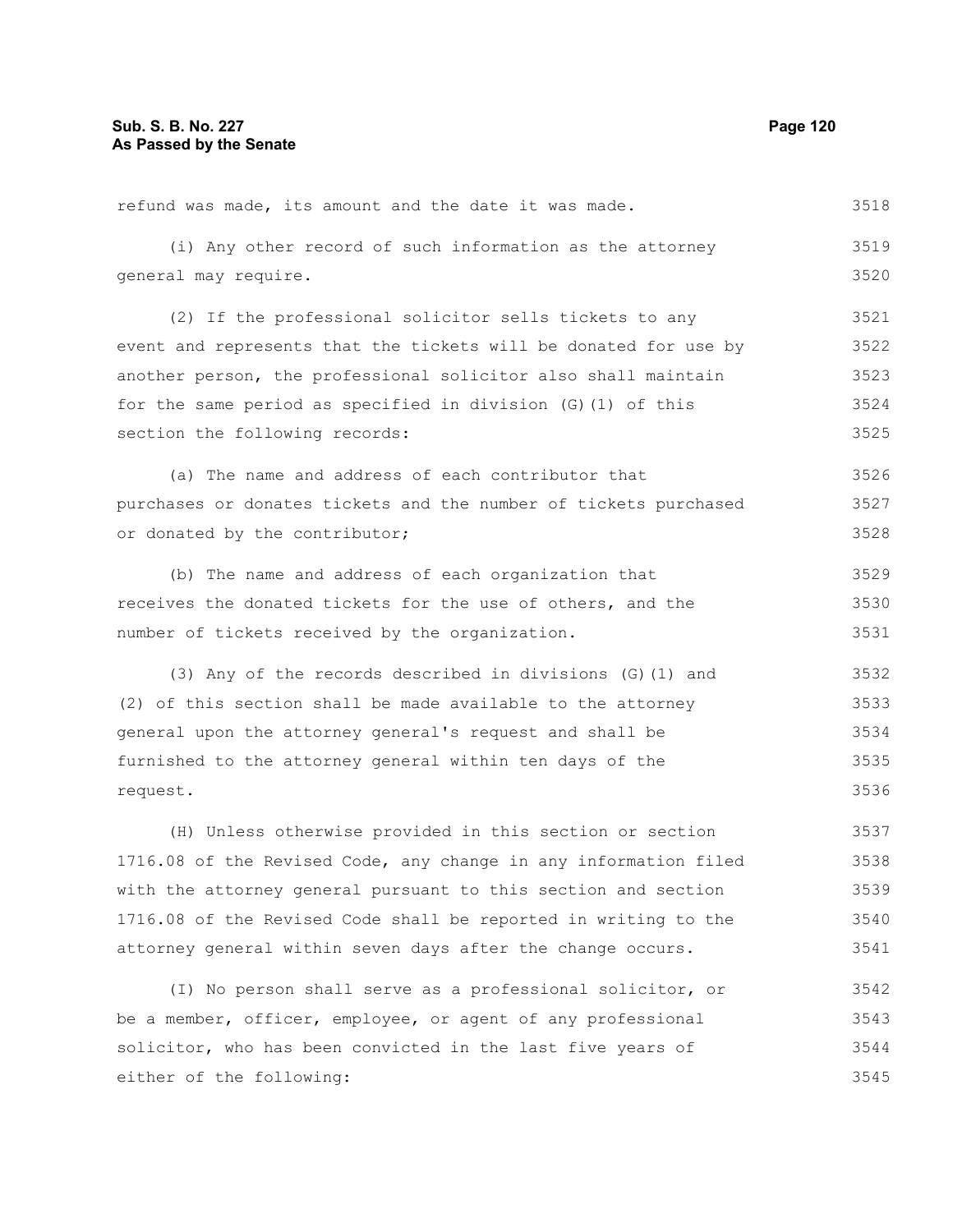refund was made, its amount and the date it was made.

(i) Any other record of such information as the attorney general may require.

(2) If the professional solicitor sells tickets to any event and represents that the tickets will be donated for use by another person, the professional solicitor also shall maintain for the same period as specified in division (G)(1) of this section the following records:

(a) The name and address of each contributor that purchases or donates tickets and the number of tickets purchased or donated by the contributor;

(b) The name and address of each organization that receives the donated tickets for the use of others, and the number of tickets received by the organization.

(3) Any of the records described in divisions (G)(1) and (2) of this section shall be made available to the attorney general upon the attorney general's request and shall be furnished to the attorney general within ten days of the request.

(H) Unless otherwise provided in this section or section 1716.08 of the Revised Code, any change in any information filed with the attorney general pursuant to this section and section 1716.08 of the Revised Code shall be reported in writing to the attorney general within seven days after the change occurs.

(I) No person shall serve as a professional solicitor, or be a member, officer, employee, or agent of any professional solicitor, who has been convicted in the last five years of either of the following: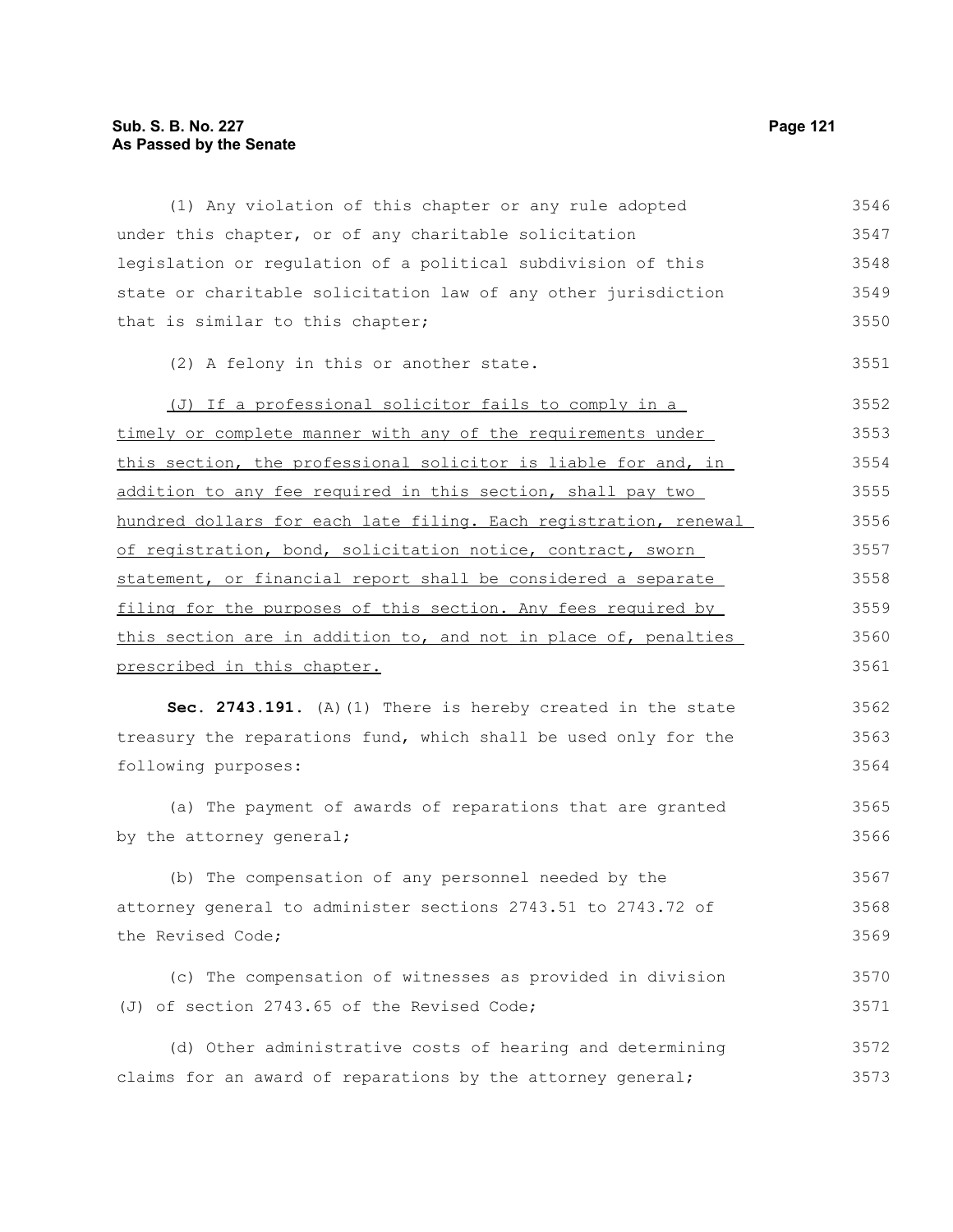(1) Any violation of this chapter or any rule adopted under this chapter, or of any charitable solicitation legislation or regulation of a political subdivision of this state or charitable solicitation law of any other jurisdiction that is similar to this chapter;

(2) A felony in this or another state.

(J) If a professional solicitor fails to comply in a timely or complete manner with any of the requirements under this section, the professional solicitor is liable for and, in addition to any fee required in this section, shall pay two hundred dollars for each late filing. Each registration, renewal of registration, bond, solicitation notice, contract, sworn statement, or financial report shall be considered a separate filing for the purposes of this section. Any fees required by this section are in addition to, and not in place of, penalties prescribed in this chapter.

**Sec. 2743.191.** (A)(1) There is hereby created in the state treasury the reparations fund, which shall be used only for the following purposes:

(a) The payment of awards of reparations that are granted by the attorney general;

(b) The compensation of any personnel needed by the attorney general to administer sections 2743.51 to 2743.72 of the Revised Code;

(c) The compensation of witnesses as provided in division (J) of section 2743.65 of the Revised Code;

(d) Other administrative costs of hearing and determining claims for an award of reparations by the attorney general;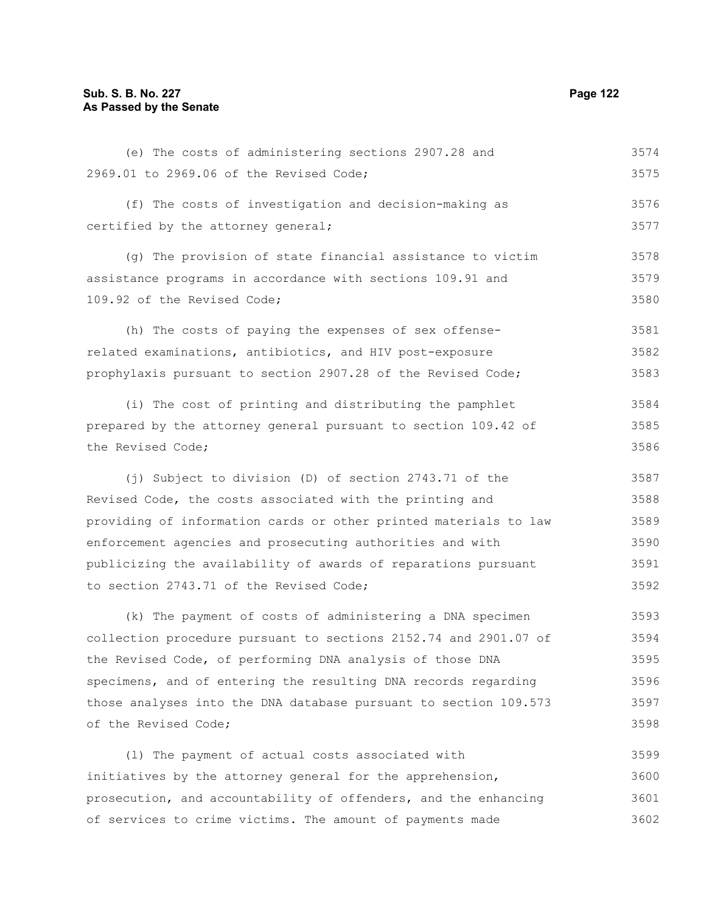(e) The costs of administering sections 2907.28 and 2969.01 to 2969.06 of the Revised Code;

(f) The costs of investigation and decision-making as certified by the attorney general;

(g) The provision of state financial assistance to victim assistance programs in accordance with sections 109.91 and 109.92 of the Revised Code;

(h) The costs of paying the expenses of sex offense-related examinations, antibiotics, and HIV post-exposure prophylaxis pursuant to section 2907.28 of the Revised Code;

(i) The cost of printing and distributing the pamphlet prepared by the attorney general pursuant to section 109.42 of the Revised Code;

(j) Subject to division (D) of section 2743.71 of the Revised Code, the costs associated with the printing and providing of information cards or other printed materials to law enforcement agencies and prosecuting authorities and with publicizing the availability of awards of reparations pursuant to section 2743.71 of the Revised Code;

(k) The payment of costs of administering a DNA specimen collection procedure pursuant to sections 2152.74 and 2901.07 of the Revised Code, of performing DNA analysis of those DNA specimens, and of entering the resulting DNA records regarding those analyses into the DNA database pursuant to section 109.573 of the Revised Code;

(l) The payment of actual costs associated with initiatives by the attorney general for the apprehension, prosecution, and accountability of offenders, and the enhancing of services to crime victims. The amount of payments made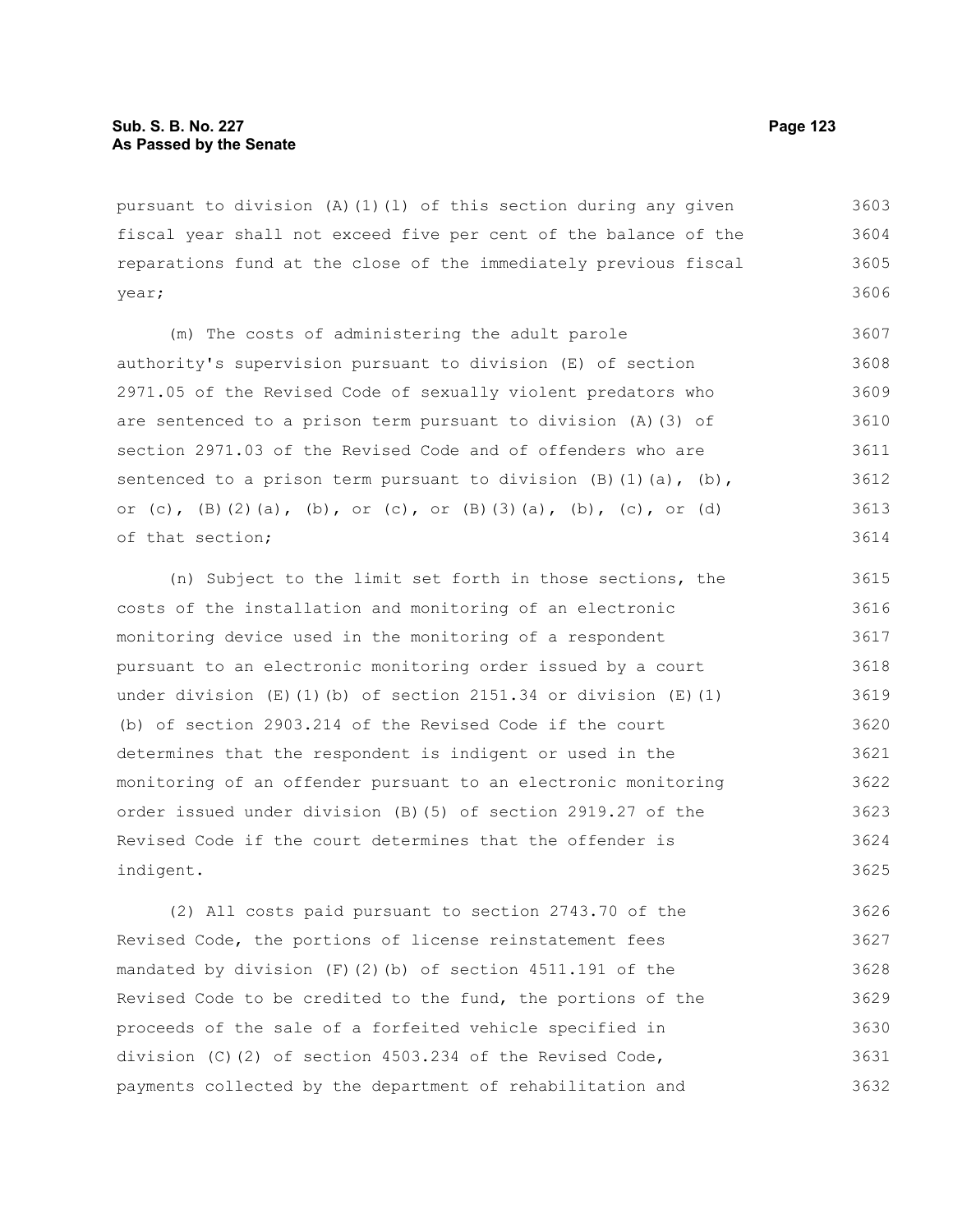pursuant to division (A)(1)(l) of this section during any given fiscal year shall not exceed five per cent of the balance of the reparations fund at the close of the immediately previous fiscal year;

(m) The costs of administering the adult parole authority's supervision pursuant to division (E) of section 2971.05 of the Revised Code of sexually violent predators who are sentenced to a prison term pursuant to division (A)(3) of section 2971.03 of the Revised Code and of offenders who are sentenced to a prison term pursuant to division (B)(1)(a), (b), or (c), (B)(2)(a), (b), or (c), or (B)(3)(a), (b), (c), or (d) of that section;

(n) Subject to the limit set forth in those sections, the costs of the installation and monitoring of an electronic monitoring device used in the monitoring of a respondent pursuant to an electronic monitoring order issued by a court under division (E)(1)(b) of section 2151.34 or division (E)(1)(b) of section 2903.214 of the Revised Code if the court determines that the respondent is indigent or used in the monitoring of an offender pursuant to an electronic monitoring order issued under division (B)(5) of section 2919.27 of the Revised Code if the court determines that the offender is indigent.

(2) All costs paid pursuant to section 2743.70 of the Revised Code, the portions of license reinstatement fees mandated by division (F)(2)(b) of section 4511.191 of the Revised Code to be credited to the fund, the portions of the proceeds of the sale of a forfeited vehicle specified in division (C)(2) of section 4503.234 of the Revised Code, payments collected by the department of rehabilitation and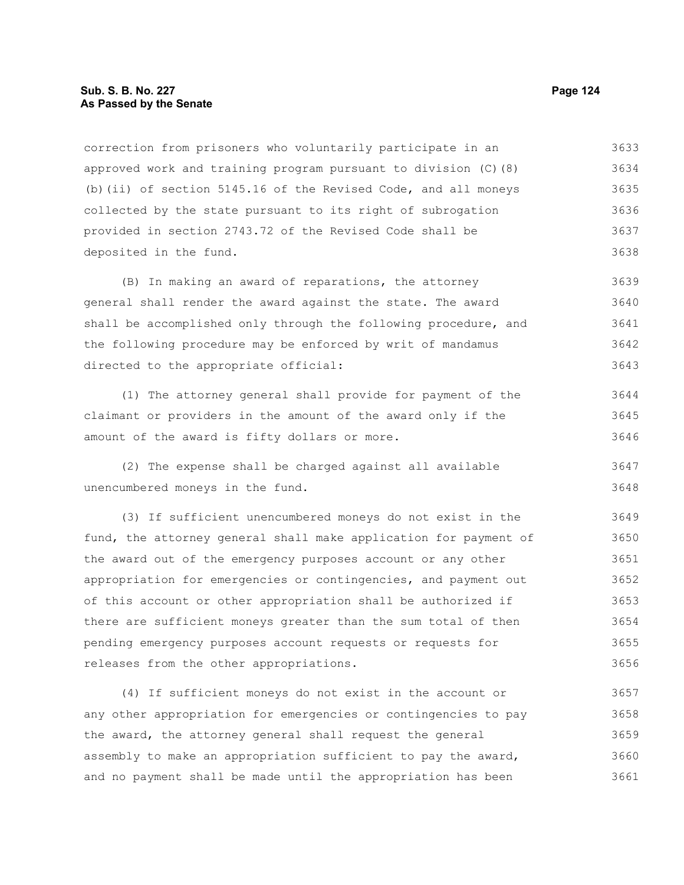correction from prisoners who voluntarily participate in an approved work and training program pursuant to division (C)(8)(b)(ii) of section 5145.16 of the Revised Code, and all moneys collected by the state pursuant to its right of subrogation provided in section 2743.72 of the Revised Code shall be deposited in the fund.

(B) In making an award of reparations, the attorney general shall render the award against the state. The award shall be accomplished only through the following procedure, and the following procedure may be enforced by writ of mandamus directed to the appropriate official:

(1) The attorney general shall provide for payment of the claimant or providers in the amount of the award only if the amount of the award is fifty dollars or more.

(2) The expense shall be charged against all available unencumbered moneys in the fund.

(3) If sufficient unencumbered moneys do not exist in the fund, the attorney general shall make application for payment of the award out of the emergency purposes account or any other appropriation for emergencies or contingencies, and payment out of this account or other appropriation shall be authorized if there are sufficient moneys greater than the sum total of then pending emergency purposes account requests or requests for releases from the other appropriations.

(4) If sufficient moneys do not exist in the account or any other appropriation for emergencies or contingencies to pay the award, the attorney general shall request the general assembly to make an appropriation sufficient to pay the award, and no payment shall be made until the appropriation has been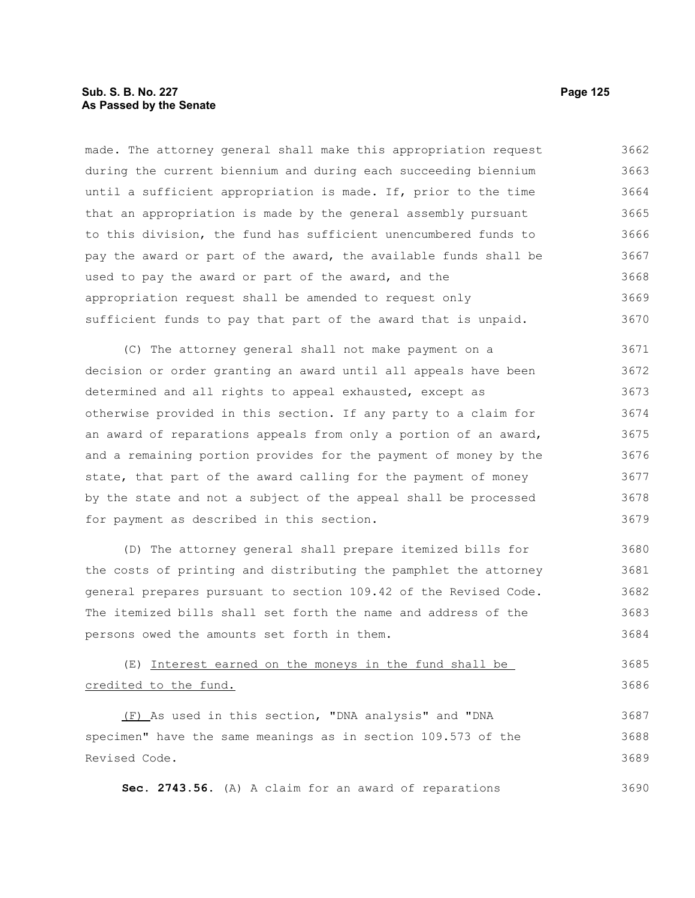made. The attorney general shall make this appropriation request during the current biennium and during each succeeding biennium until a sufficient appropriation is made. If, prior to the time that an appropriation is made by the general assembly pursuant to this division, the fund has sufficient unencumbered funds to pay the award or part of the award, the available funds shall be used to pay the award or part of the award, and the appropriation request shall be amended to request only sufficient funds to pay that part of the award that is unpaid.

(C) The attorney general shall not make payment on a decision or order granting an award until all appeals have been determined and all rights to appeal exhausted, except as otherwise provided in this section. If any party to a claim for an award of reparations appeals from only a portion of an award, and a remaining portion provides for the payment of money by the state, that part of the award calling for the payment of money by the state and not a subject of the appeal shall be processed for payment as described in this section.

(D) The attorney general shall prepare itemized bills for the costs of printing and distributing the pamphlet the attorney general prepares pursuant to section 109.42 of the Revised Code. The itemized bills shall set forth the name and address of the persons owed the amounts set forth in them.

(E) Interest earned on the moneys in the fund shall be credited to the fund.

(F) As used in this section, "DNA analysis" and "DNA specimen" have the same meanings as in section 109.573 of the Revised Code.

**Sec. 2743.56.** (A) A claim for an award of reparations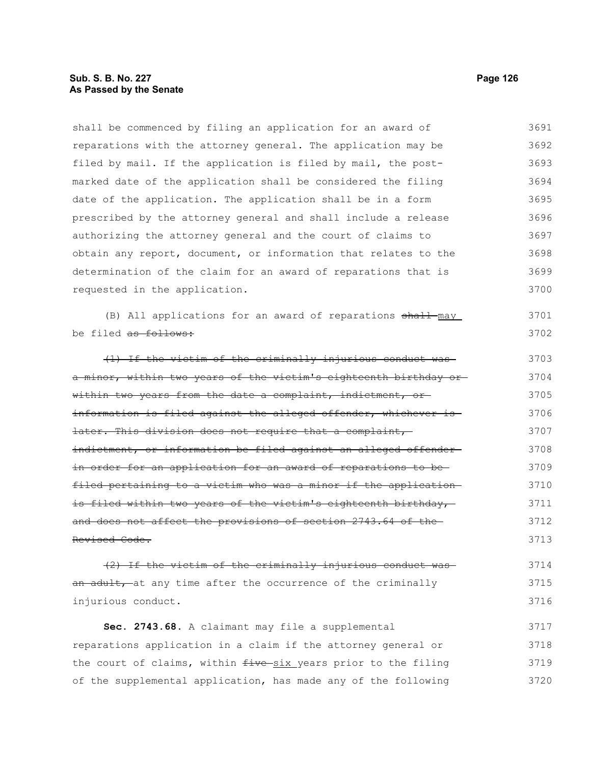shall be commenced by filing an application for an award of reparations with the attorney general. The application may be filed by mail. If the application is filed by mail, the post-marked date of the application shall be considered the filing date of the application. The application shall be in a form prescribed by the attorney general and shall include a release authorizing the attorney general and the court of claims to obtain any report, document, or information that relates to the determination of the claim for an award of reparations that is requested in the application.

(B) All applications for an award of reparations ~~shall~~ <u>may</u> be filed ~~as follows:~~

~~(1) If the victim of the criminally injurious conduct was a minor, within two years of the victim's eighteenth birthday or within two years from the date a complaint, indictment, or information is filed against the alleged offender, whichever is later. This division does not require that a complaint, indictment, or information be filed against an alleged offender in order for an application for an award of reparations to be filed pertaining to a victim who was a minor if the application is filed within two years of the victim's eighteenth birthday, and does not affect the provisions of section 2743.64 of the Revised Code.~~

~~(2) If the victim of the criminally injurious conduct was an adult,~~ at any time after the occurrence of the criminally injurious conduct.

**Sec. 2743.68.** A claimant may file a supplemental reparations application in a claim if the attorney general or the court of claims, within ~~five~~ <u>six</u> years prior to the filing of the supplemental application, has made any of the following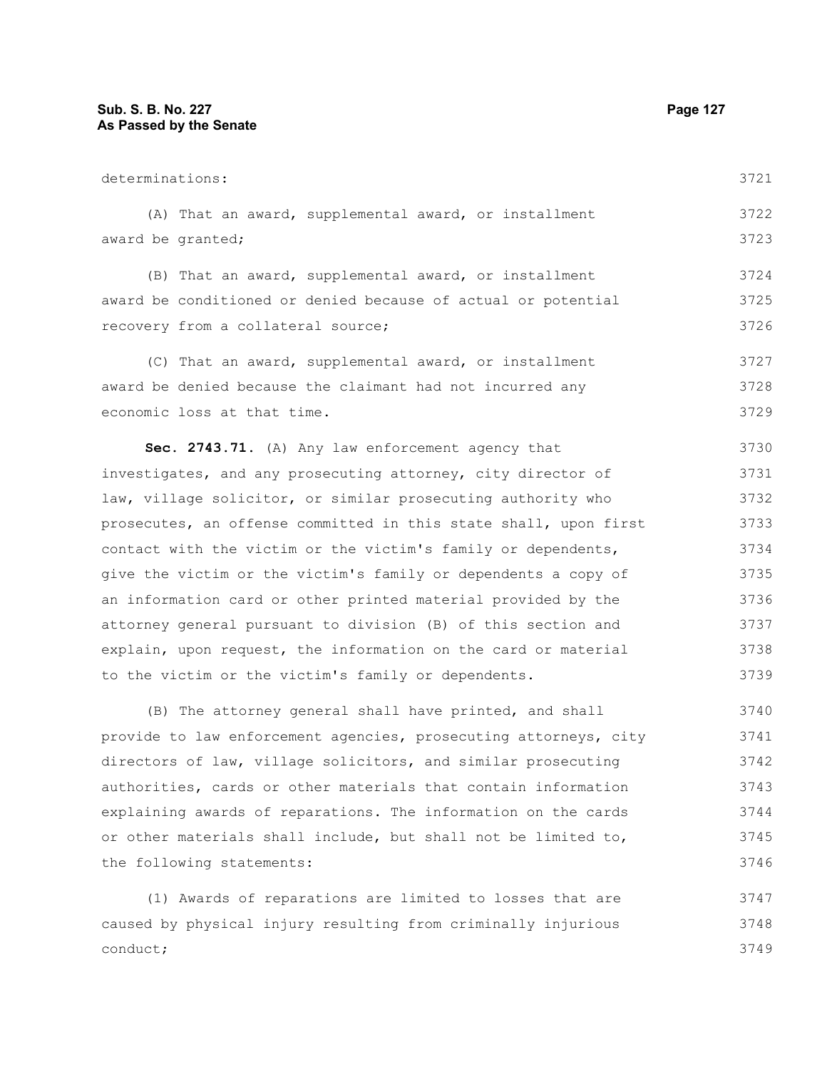determinations:

(A) That an award, supplemental award, or installment award be granted;

(B) That an award, supplemental award, or installment award be conditioned or denied because of actual or potential recovery from a collateral source;

(C) That an award, supplemental award, or installment award be denied because the claimant had not incurred any economic loss at that time.

**Sec. 2743.71.** (A) Any law enforcement agency that investigates, and any prosecuting attorney, city director of law, village solicitor, or similar prosecuting authority who prosecutes, an offense committed in this state shall, upon first contact with the victim or the victim's family or dependents, give the victim or the victim's family or dependents a copy of an information card or other printed material provided by the attorney general pursuant to division (B) of this section and explain, upon request, the information on the card or material to the victim or the victim's family or dependents.

(B) The attorney general shall have printed, and shall provide to law enforcement agencies, prosecuting attorneys, city directors of law, village solicitors, and similar prosecuting authorities, cards or other materials that contain information explaining awards of reparations. The information on the cards or other materials shall include, but shall not be limited to, the following statements:

(1) Awards of reparations are limited to losses that are caused by physical injury resulting from criminally injurious conduct;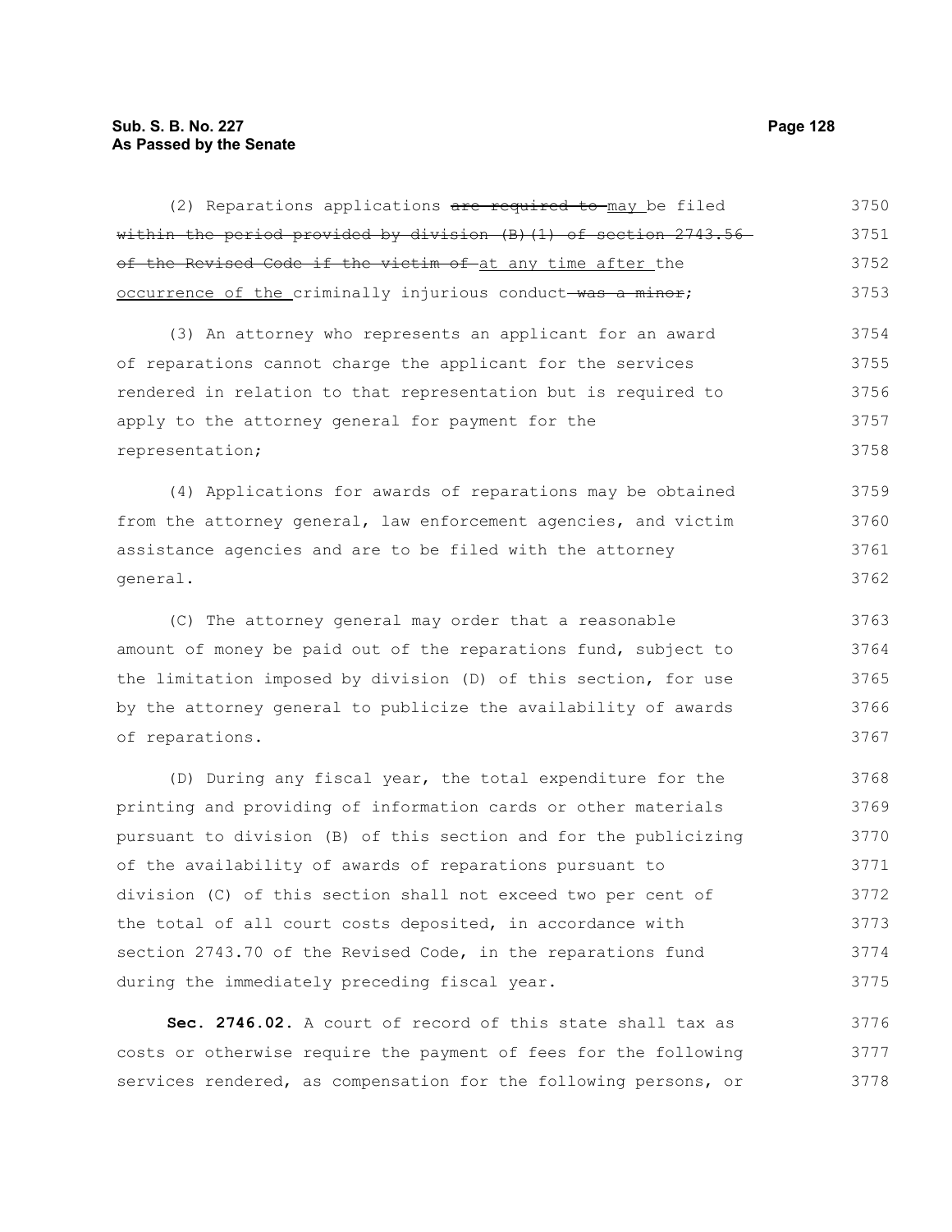(2) Reparations applications ~~are required to~~ may be filed ~~within the period provided by division (B)(1) of section 2743.56 of the Revised Code if the victim of~~ at any time after the occurrence of the criminally injurious conduct ~~was a minor~~;

(3) An attorney who represents an applicant for an award of reparations cannot charge the applicant for the services rendered in relation to that representation but is required to apply to the attorney general for payment for the representation;

(4) Applications for awards of reparations may be obtained from the attorney general, law enforcement agencies, and victim assistance agencies and are to be filed with the attorney general.

(C) The attorney general may order that a reasonable amount of money be paid out of the reparations fund, subject to the limitation imposed by division (D) of this section, for use by the attorney general to publicize the availability of awards of reparations.

(D) During any fiscal year, the total expenditure for the printing and providing of information cards or other materials pursuant to division (B) of this section and for the publicizing of the availability of awards of reparations pursuant to division (C) of this section shall not exceed two per cent of the total of all court costs deposited, in accordance with section 2743.70 of the Revised Code, in the reparations fund during the immediately preceding fiscal year.

**Sec. 2746.02.** A court of record of this state shall tax as costs or otherwise require the payment of fees for the following services rendered, as compensation for the following persons, or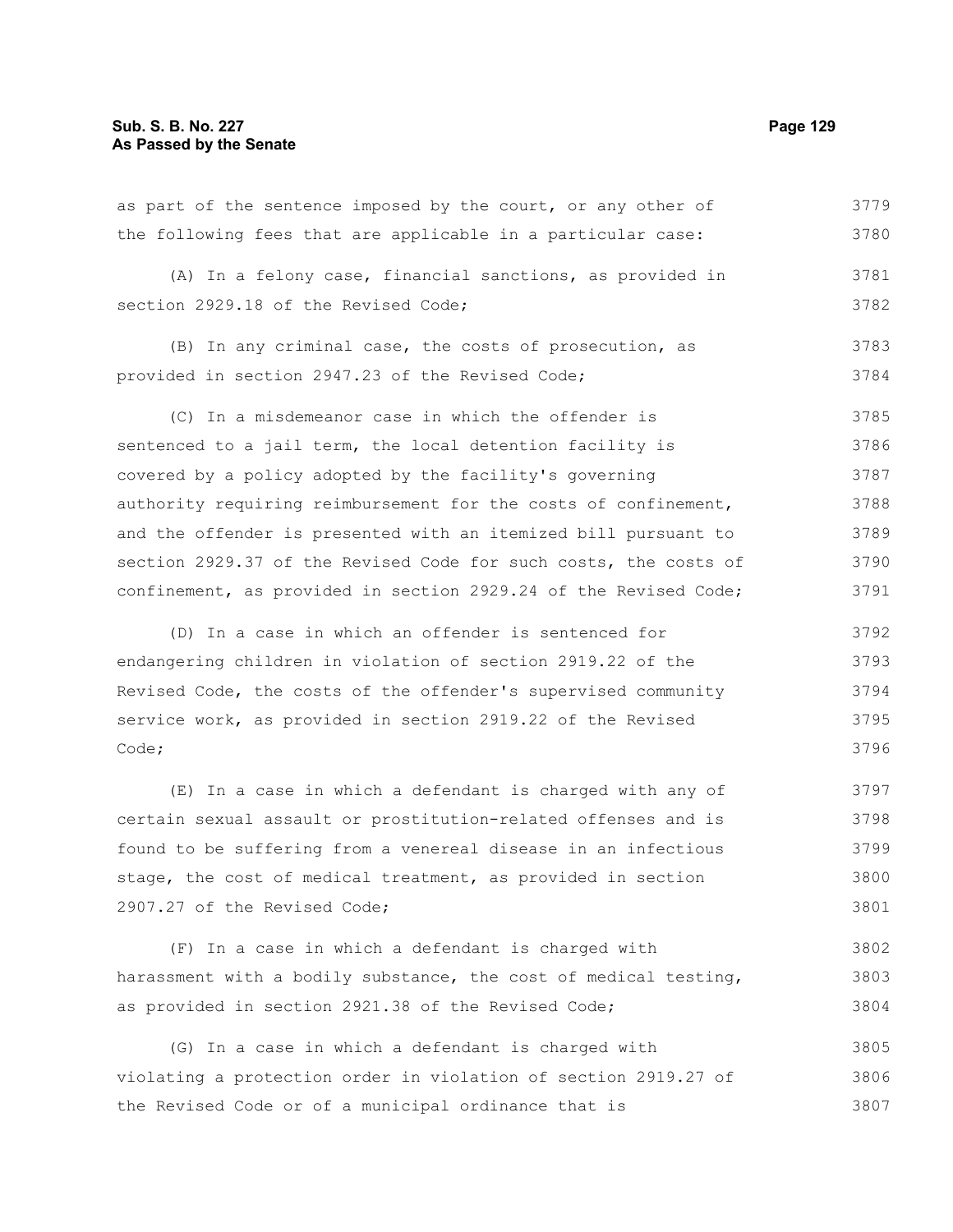as part of the sentence imposed by the court, or any other of the following fees that are applicable in a particular case:

(A) In a felony case, financial sanctions, as provided in section 2929.18 of the Revised Code;

(B) In any criminal case, the costs of prosecution, as provided in section 2947.23 of the Revised Code;

(C) In a misdemeanor case in which the offender is sentenced to a jail term, the local detention facility is covered by a policy adopted by the facility's governing authority requiring reimbursement for the costs of confinement, and the offender is presented with an itemized bill pursuant to section 2929.37 of the Revised Code for such costs, the costs of confinement, as provided in section 2929.24 of the Revised Code;

(D) In a case in which an offender is sentenced for endangering children in violation of section 2919.22 of the Revised Code, the costs of the offender's supervised community service work, as provided in section 2919.22 of the Revised Code;

(E) In a case in which a defendant is charged with any of certain sexual assault or prostitution-related offenses and is found to be suffering from a venereal disease in an infectious stage, the cost of medical treatment, as provided in section 2907.27 of the Revised Code;

(F) In a case in which a defendant is charged with harassment with a bodily substance, the cost of medical testing, as provided in section 2921.38 of the Revised Code;

(G) In a case in which a defendant is charged with violating a protection order in violation of section 2919.27 of the Revised Code or of a municipal ordinance that is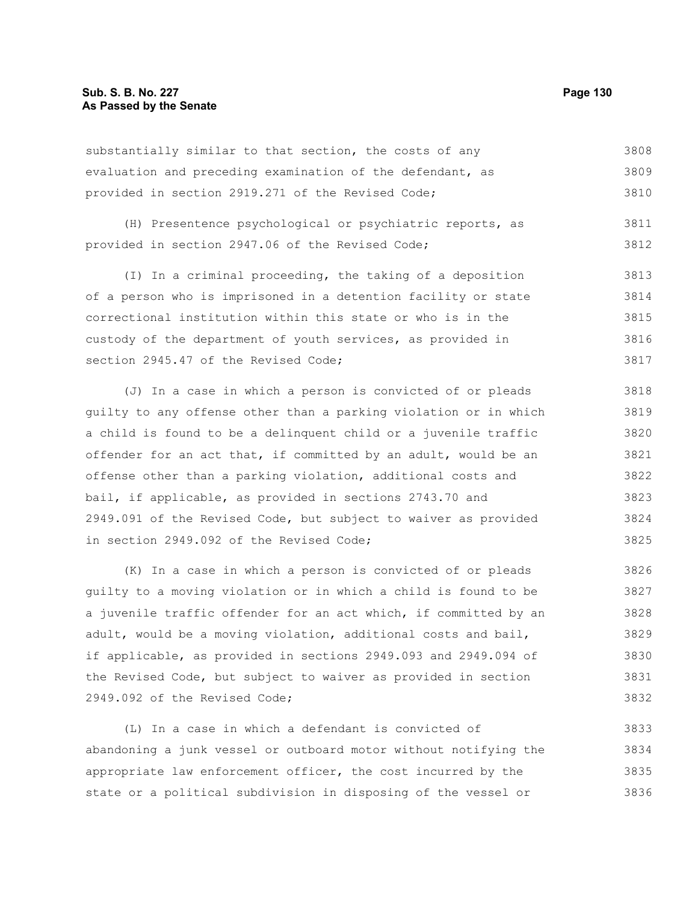substantially similar to that section, the costs of any evaluation and preceding examination of the defendant, as provided in section 2919.271 of the Revised Code;

(H) Presentence psychological or psychiatric reports, as provided in section 2947.06 of the Revised Code;

(I) In a criminal proceeding, the taking of a deposition of a person who is imprisoned in a detention facility or state correctional institution within this state or who is in the custody of the department of youth services, as provided in section 2945.47 of the Revised Code;

(J) In a case in which a person is convicted of or pleads guilty to any offense other than a parking violation or in which a child is found to be a delinquent child or a juvenile traffic offender for an act that, if committed by an adult, would be an offense other than a parking violation, additional costs and bail, if applicable, as provided in sections 2743.70 and 2949.091 of the Revised Code, but subject to waiver as provided in section 2949.092 of the Revised Code;

(K) In a case in which a person is convicted of or pleads guilty to a moving violation or in which a child is found to be a juvenile traffic offender for an act which, if committed by an adult, would be a moving violation, additional costs and bail, if applicable, as provided in sections 2949.093 and 2949.094 of the Revised Code, but subject to waiver as provided in section 2949.092 of the Revised Code;

(L) In a case in which a defendant is convicted of abandoning a junk vessel or outboard motor without notifying the appropriate law enforcement officer, the cost incurred by the state or a political subdivision in disposing of the vessel or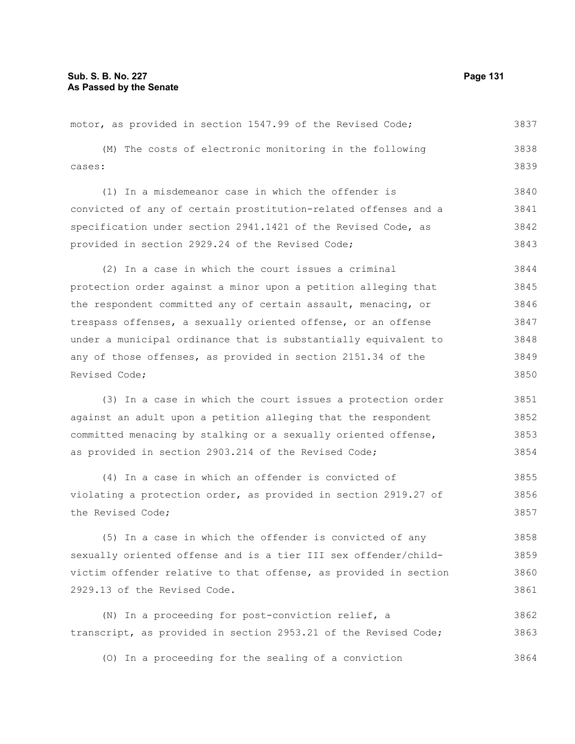motor, as provided in section 1547.99 of the Revised Code;

(M) The costs of electronic monitoring in the following cases:

(1) In a misdemeanor case in which the offender is convicted of any of certain prostitution-related offenses and a specification under section 2941.1421 of the Revised Code, as provided in section 2929.24 of the Revised Code;

(2) In a case in which the court issues a criminal protection order against a minor upon a petition alleging that the respondent committed any of certain assault, menacing, or trespass offenses, a sexually oriented offense, or an offense under a municipal ordinance that is substantially equivalent to any of those offenses, as provided in section 2151.34 of the Revised Code;

(3) In a case in which the court issues a protection order against an adult upon a petition alleging that the respondent committed menacing by stalking or a sexually oriented offense, as provided in section 2903.214 of the Revised Code;

(4) In a case in which an offender is convicted of violating a protection order, as provided in section 2919.27 of the Revised Code;

(5) In a case in which the offender is convicted of any sexually oriented offense and is a tier III sex offender/child-victim offender relative to that offense, as provided in section 2929.13 of the Revised Code.

(N) In a proceeding for post-conviction relief, a transcript, as provided in section 2953.21 of the Revised Code;

(O) In a proceeding for the sealing of a conviction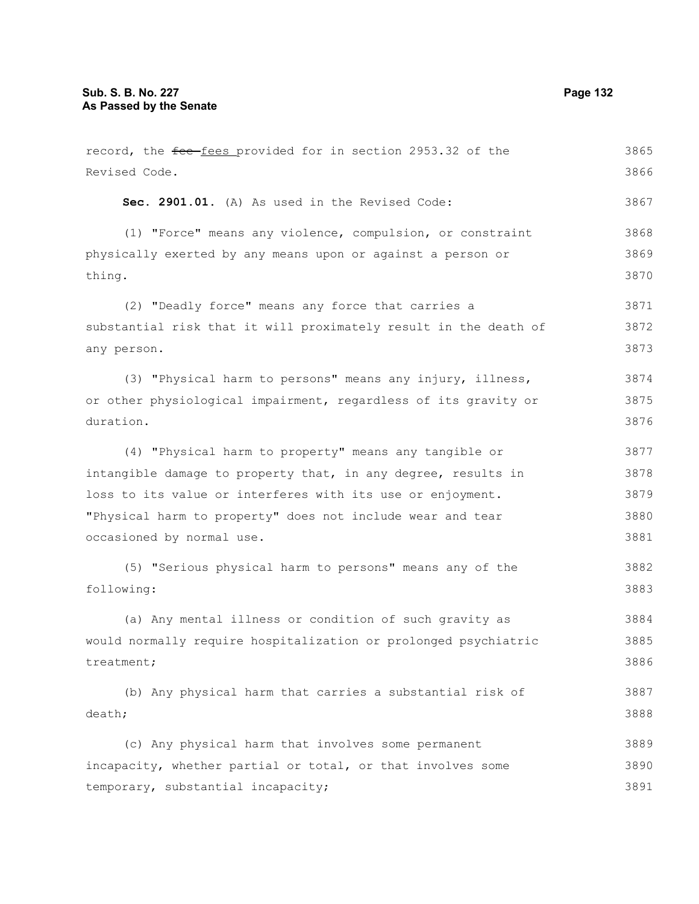record, the ~~fee~~ fees provided for in section 2953.32 of the Revised Code.

**Sec. 2901.01.** (A) As used in the Revised Code:

(1) "Force" means any violence, compulsion, or constraint physically exerted by any means upon or against a person or thing.

(2) "Deadly force" means any force that carries a substantial risk that it will proximately result in the death of any person.

(3) "Physical harm to persons" means any injury, illness, or other physiological impairment, regardless of its gravity or duration.

(4) "Physical harm to property" means any tangible or intangible damage to property that, in any degree, results in loss to its value or interferes with its use or enjoyment. "Physical harm to property" does not include wear and tear occasioned by normal use.

(5) "Serious physical harm to persons" means any of the following:

(a) Any mental illness or condition of such gravity as would normally require hospitalization or prolonged psychiatric treatment;

(b) Any physical harm that carries a substantial risk of death;

(c) Any physical harm that involves some permanent incapacity, whether partial or total, or that involves some temporary, substantial incapacity;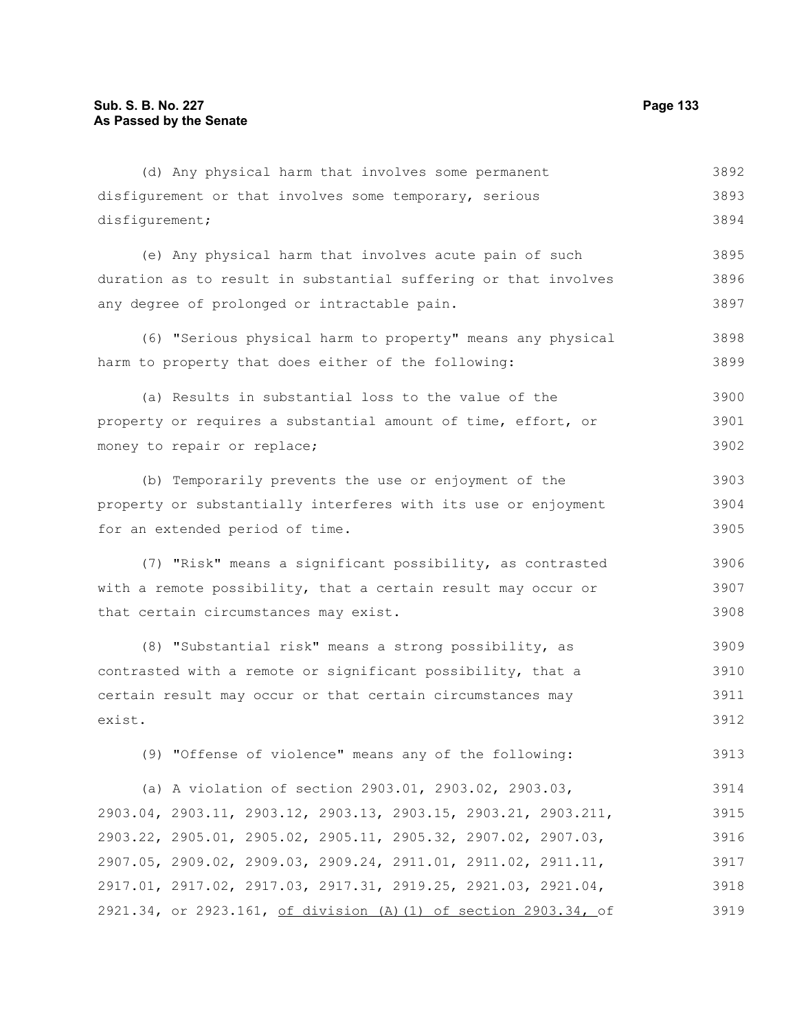(d) Any physical harm that involves some permanent disfigurement or that involves some temporary, serious disfigurement;

(e) Any physical harm that involves acute pain of such duration as to result in substantial suffering or that involves any degree of prolonged or intractable pain.

(6) "Serious physical harm to property" means any physical harm to property that does either of the following:

(a) Results in substantial loss to the value of the property or requires a substantial amount of time, effort, or money to repair or replace;

(b) Temporarily prevents the use or enjoyment of the property or substantially interferes with its use or enjoyment for an extended period of time.

(7) "Risk" means a significant possibility, as contrasted with a remote possibility, that a certain result may occur or that certain circumstances may exist.

(8) "Substantial risk" means a strong possibility, as contrasted with a remote or significant possibility, that a certain result may occur or that certain circumstances may exist.

(9) "Offense of violence" means any of the following:

(a) A violation of section 2903.01, 2903.02, 2903.03, 2903.04, 2903.11, 2903.12, 2903.13, 2903.15, 2903.21, 2903.211, 2903.22, 2905.01, 2905.02, 2905.11, 2905.32, 2907.02, 2907.03, 2907.05, 2909.02, 2909.03, 2909.24, 2911.01, 2911.02, 2911.11, 2917.01, 2917.02, 2917.03, 2917.31, 2919.25, 2921.03, 2921.04, 2921.34, or 2923.161, of division (A)(1) of section 2903.34, of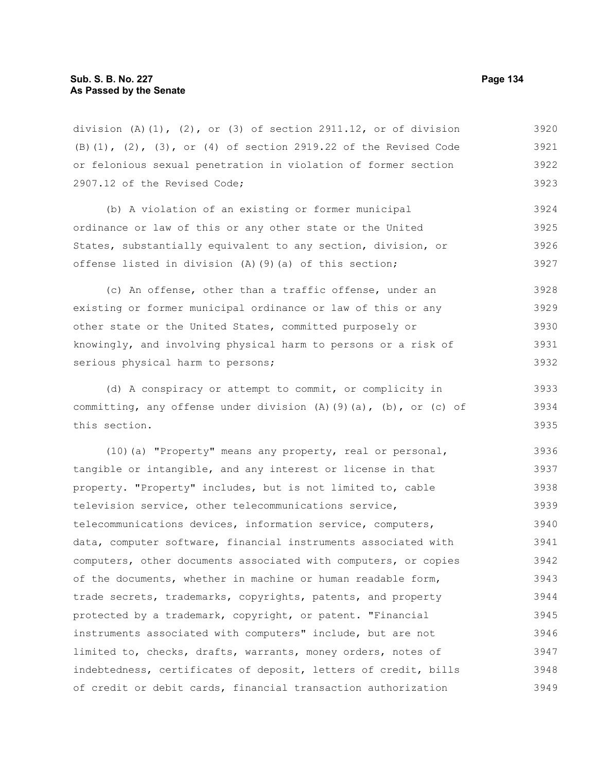division (A)(1), (2), or (3) of section 2911.12, or of division (B)(1), (2), (3), or (4) of section 2919.22 of the Revised Code or felonious sexual penetration in violation of former section 2907.12 of the Revised Code;

(b) A violation of an existing or former municipal ordinance or law of this or any other state or the United States, substantially equivalent to any section, division, or offense listed in division (A)(9)(a) of this section;

(c) An offense, other than a traffic offense, under an existing or former municipal ordinance or law of this or any other state or the United States, committed purposely or knowingly, and involving physical harm to persons or a risk of serious physical harm to persons;

(d) A conspiracy or attempt to commit, or complicity in committing, any offense under division (A)(9)(a), (b), or (c) of this section.

(10)(a) "Property" means any property, real or personal, tangible or intangible, and any interest or license in that property. "Property" includes, but is not limited to, cable television service, other telecommunications service, telecommunications devices, information service, computers, data, computer software, financial instruments associated with computers, other documents associated with computers, or copies of the documents, whether in machine or human readable form, trade secrets, trademarks, copyrights, patents, and property protected by a trademark, copyright, or patent. "Financial instruments associated with computers" include, but are not limited to, checks, drafts, warrants, money orders, notes of indebtedness, certificates of deposit, letters of credit, bills of credit or debit cards, financial transaction authorization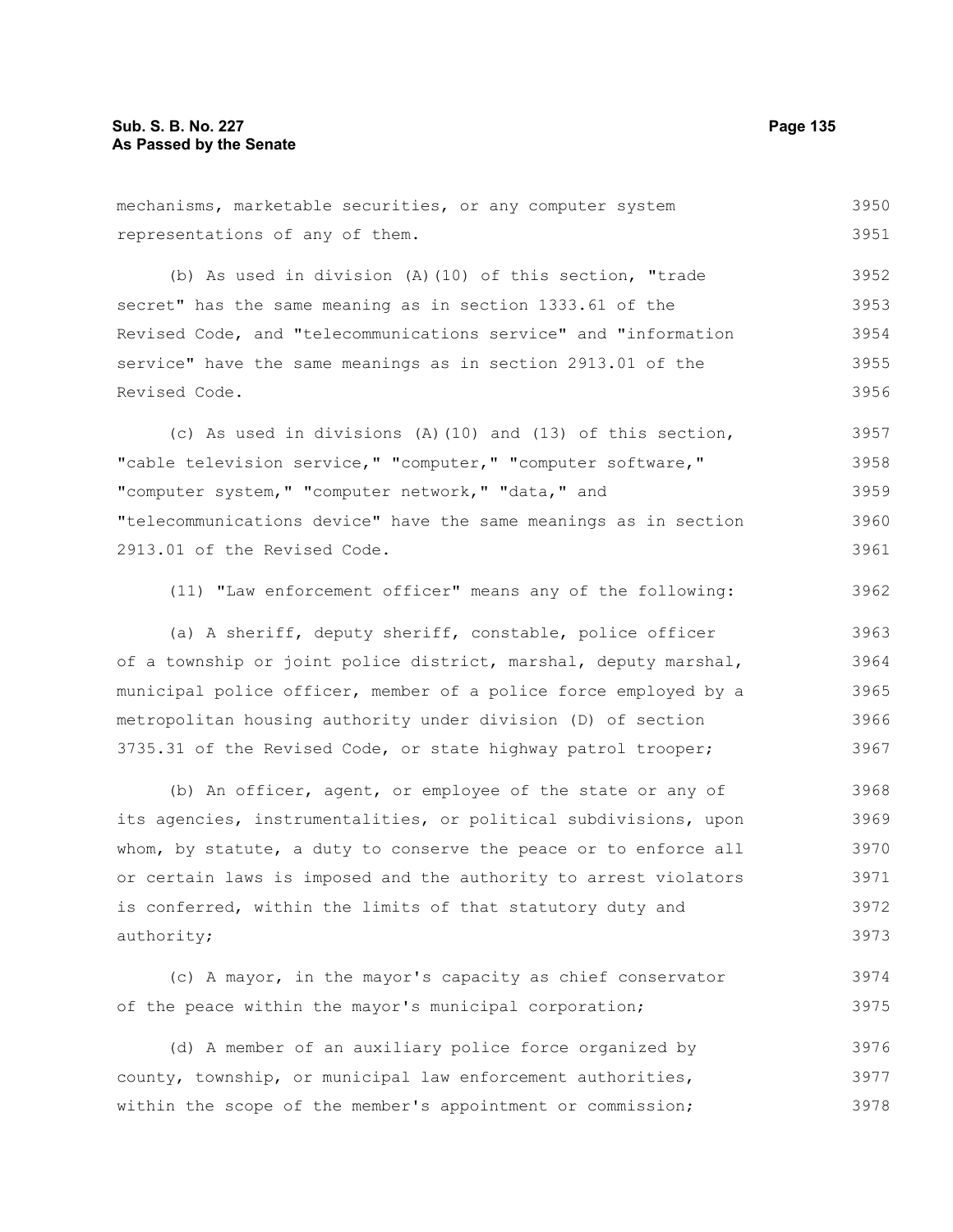mechanisms, marketable securities, or any computer system representations of any of them.

(b) As used in division (A)(10) of this section, "trade secret" has the same meaning as in section 1333.61 of the Revised Code, and "telecommunications service" and "information service" have the same meanings as in section 2913.01 of the Revised Code.

(c) As used in divisions (A)(10) and (13) of this section, "cable television service," "computer," "computer software," "computer system," "computer network," "data," and "telecommunications device" have the same meanings as in section 2913.01 of the Revised Code.

(11) "Law enforcement officer" means any of the following:

(a) A sheriff, deputy sheriff, constable, police officer of a township or joint police district, marshal, deputy marshal, municipal police officer, member of a police force employed by a metropolitan housing authority under division (D) of section 3735.31 of the Revised Code, or state highway patrol trooper;

(b) An officer, agent, or employee of the state or any of its agencies, instrumentalities, or political subdivisions, upon whom, by statute, a duty to conserve the peace or to enforce all or certain laws is imposed and the authority to arrest violators is conferred, within the limits of that statutory duty and authority;

(c) A mayor, in the mayor's capacity as chief conservator of the peace within the mayor's municipal corporation;

(d) A member of an auxiliary police force organized by county, township, or municipal law enforcement authorities, within the scope of the member's appointment or commission;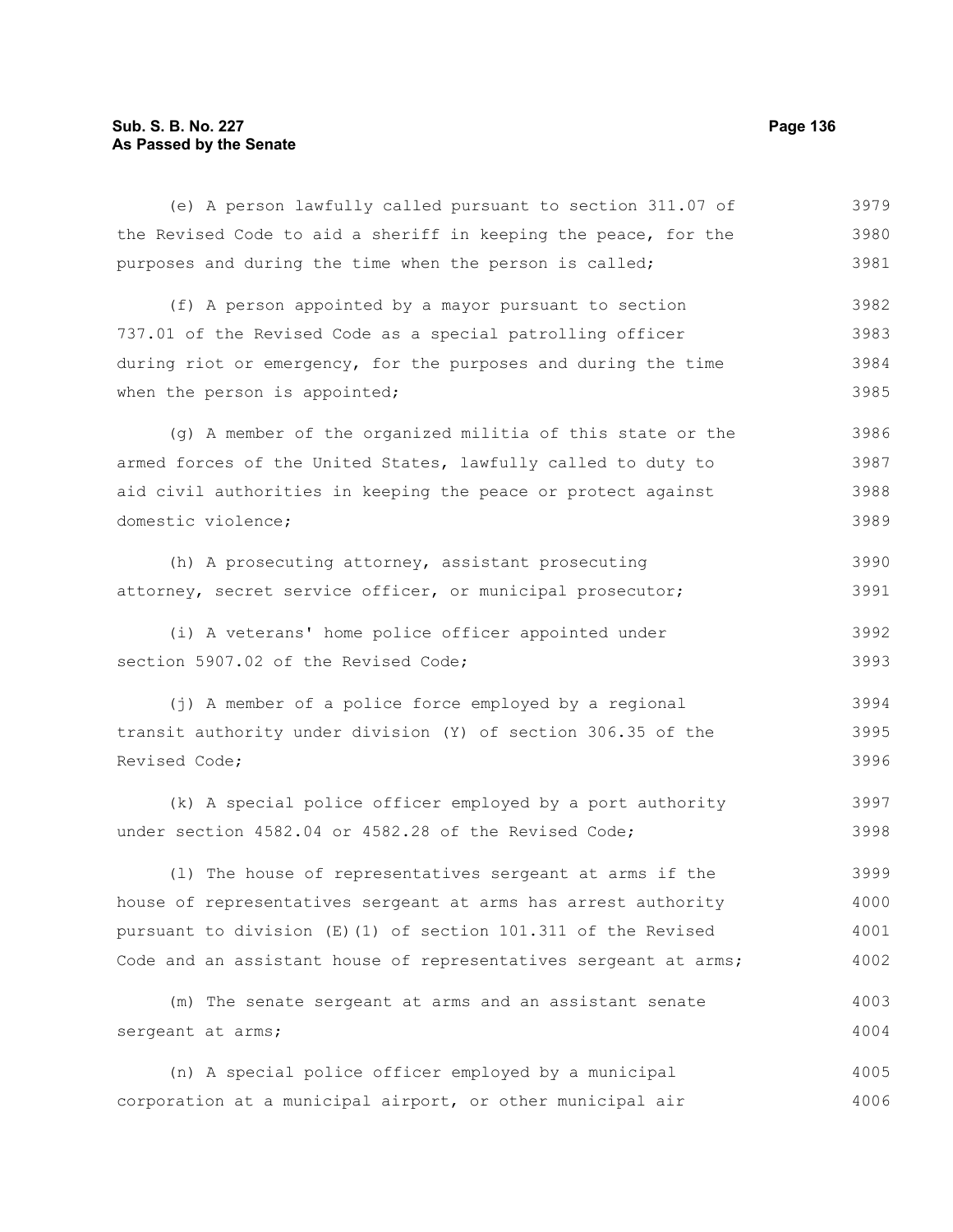(e) A person lawfully called pursuant to section 311.07 of the Revised Code to aid a sheriff in keeping the peace, for the purposes and during the time when the person is called;

(f) A person appointed by a mayor pursuant to section 737.01 of the Revised Code as a special patrolling officer during riot or emergency, for the purposes and during the time when the person is appointed;

(g) A member of the organized militia of this state or the armed forces of the United States, lawfully called to duty to aid civil authorities in keeping the peace or protect against domestic violence;

(h) A prosecuting attorney, assistant prosecuting attorney, secret service officer, or municipal prosecutor;

(i) A veterans' home police officer appointed under section 5907.02 of the Revised Code;

(j) A member of a police force employed by a regional transit authority under division (Y) of section 306.35 of the Revised Code;

(k) A special police officer employed by a port authority under section 4582.04 or 4582.28 of the Revised Code;

(l) The house of representatives sergeant at arms if the house of representatives sergeant at arms has arrest authority pursuant to division (E)(1) of section 101.311 of the Revised Code and an assistant house of representatives sergeant at arms;

(m) The senate sergeant at arms and an assistant senate sergeant at arms;

(n) A special police officer employed by a municipal corporation at a municipal airport, or other municipal air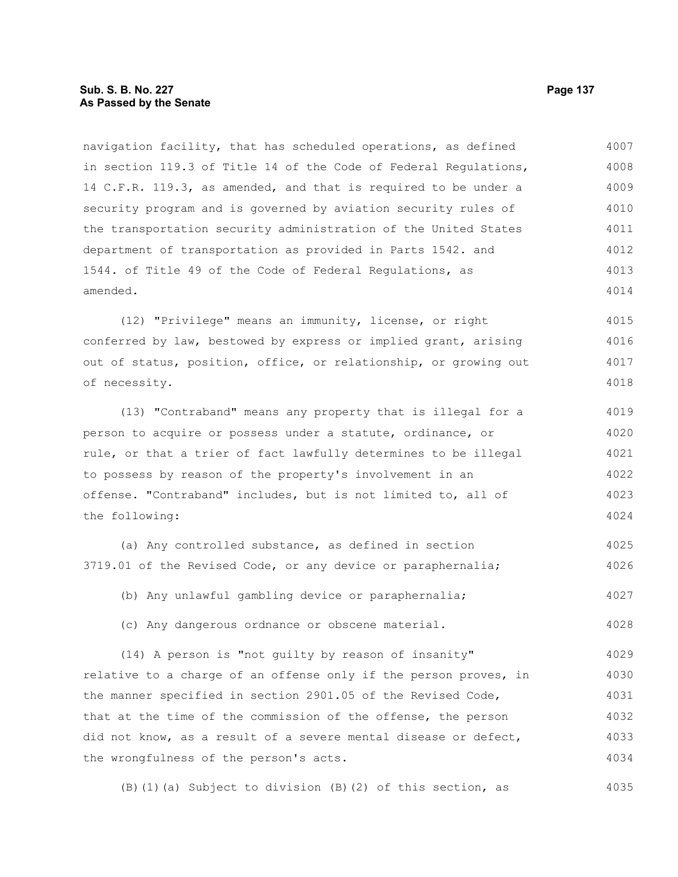navigation facility, that has scheduled operations, as defined in section 119.3 of Title 14 of the Code of Federal Regulations, 14 C.F.R. 119.3, as amended, and that is required to be under a security program and is governed by aviation security rules of the transportation security administration of the United States department of transportation as provided in Parts 1542. and 1544. of Title 49 of the Code of Federal Regulations, as amended.

(12) "Privilege" means an immunity, license, or right conferred by law, bestowed by express or implied grant, arising out of status, position, office, or relationship, or growing out of necessity.

(13) "Contraband" means any property that is illegal for a person to acquire or possess under a statute, ordinance, or rule, or that a trier of fact lawfully determines to be illegal to possess by reason of the property's involvement in an offense. "Contraband" includes, but is not limited to, all of the following:

(a) Any controlled substance, as defined in section 3719.01 of the Revised Code, or any device or paraphernalia;

(b) Any unlawful gambling device or paraphernalia;

(c) Any dangerous ordnance or obscene material.

(14) A person is "not guilty by reason of insanity" relative to a charge of an offense only if the person proves, in the manner specified in section 2901.05 of the Revised Code, that at the time of the commission of the offense, the person did not know, as a result of a severe mental disease or defect, the wrongfulness of the person's acts.

(B)(1)(a) Subject to division (B)(2) of this section, as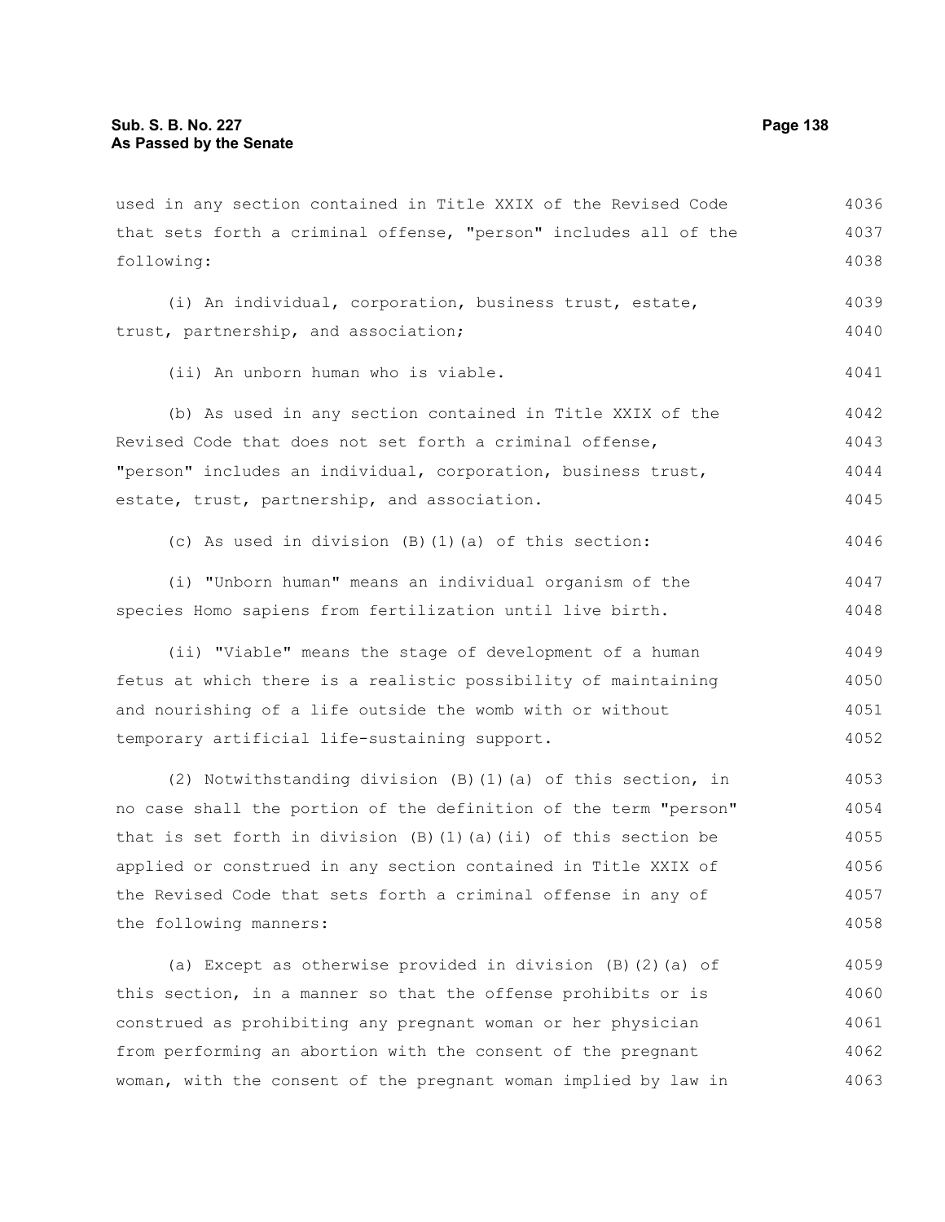used in any section contained in Title XXIX of the Revised Code that sets forth a criminal offense, "person" includes all of the following:

(i) An individual, corporation, business trust, estate, trust, partnership, and association;

(ii) An unborn human who is viable.

(b) As used in any section contained in Title XXIX of the Revised Code that does not set forth a criminal offense, "person" includes an individual, corporation, business trust, estate, trust, partnership, and association.

(c) As used in division (B)(1)(a) of this section:

(i) "Unborn human" means an individual organism of the species Homo sapiens from fertilization until live birth.

(ii) "Viable" means the stage of development of a human fetus at which there is a realistic possibility of maintaining and nourishing of a life outside the womb with or without temporary artificial life-sustaining support.

(2) Notwithstanding division (B)(1)(a) of this section, in no case shall the portion of the definition of the term "person" that is set forth in division (B)(1)(a)(ii) of this section be applied or construed in any section contained in Title XXIX of the Revised Code that sets forth a criminal offense in any of the following manners:

(a) Except as otherwise provided in division (B)(2)(a) of this section, in a manner so that the offense prohibits or is construed as prohibiting any pregnant woman or her physician from performing an abortion with the consent of the pregnant woman, with the consent of the pregnant woman implied by law in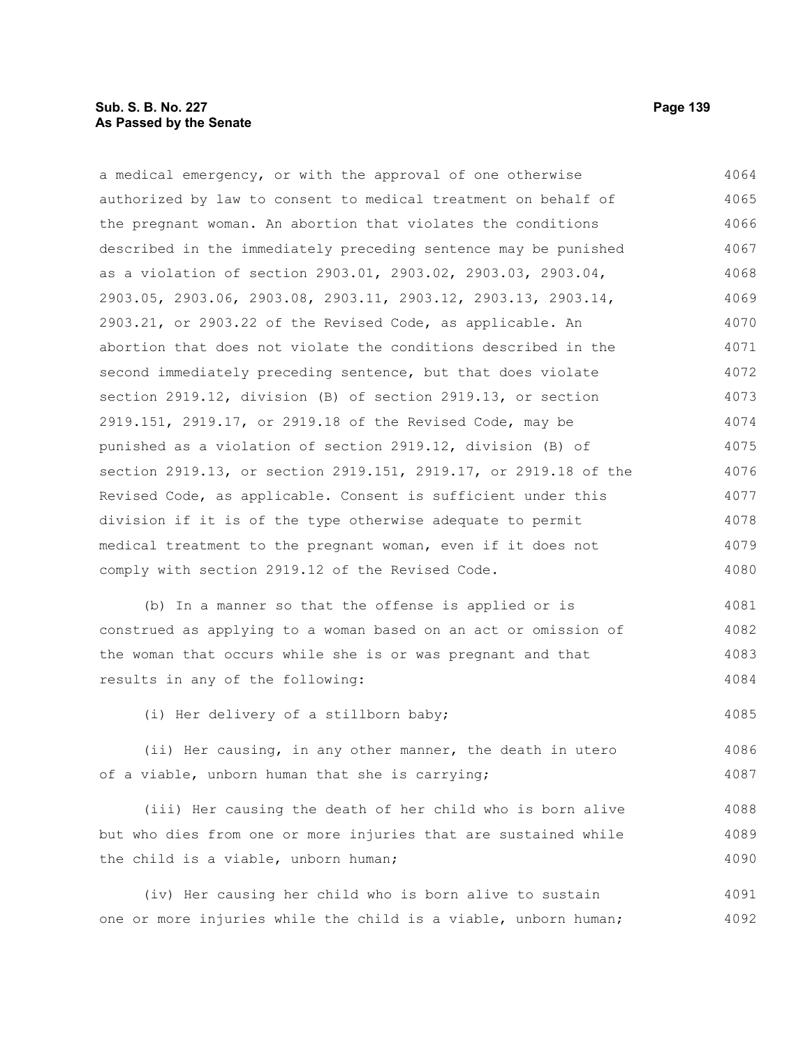a medical emergency, or with the approval of one otherwise authorized by law to consent to medical treatment on behalf of the pregnant woman. An abortion that violates the conditions described in the immediately preceding sentence may be punished as a violation of section 2903.01, 2903.02, 2903.03, 2903.04, 2903.05, 2903.06, 2903.08, 2903.11, 2903.12, 2903.13, 2903.14, 2903.21, or 2903.22 of the Revised Code, as applicable. An abortion that does not violate the conditions described in the second immediately preceding sentence, but that does violate section 2919.12, division (B) of section 2919.13, or section 2919.151, 2919.17, or 2919.18 of the Revised Code, may be punished as a violation of section 2919.12, division (B) of section 2919.13, or section 2919.151, 2919.17, or 2919.18 of the Revised Code, as applicable. Consent is sufficient under this division if it is of the type otherwise adequate to permit medical treatment to the pregnant woman, even if it does not comply with section 2919.12 of the Revised Code.

(b) In a manner so that the offense is applied or is construed as applying to a woman based on an act or omission of the woman that occurs while she is or was pregnant and that results in any of the following:

(i) Her delivery of a stillborn baby;

(ii) Her causing, in any other manner, the death in utero of a viable, unborn human that she is carrying;

(iii) Her causing the death of her child who is born alive but who dies from one or more injuries that are sustained while the child is a viable, unborn human;

(iv) Her causing her child who is born alive to sustain one or more injuries while the child is a viable, unborn human;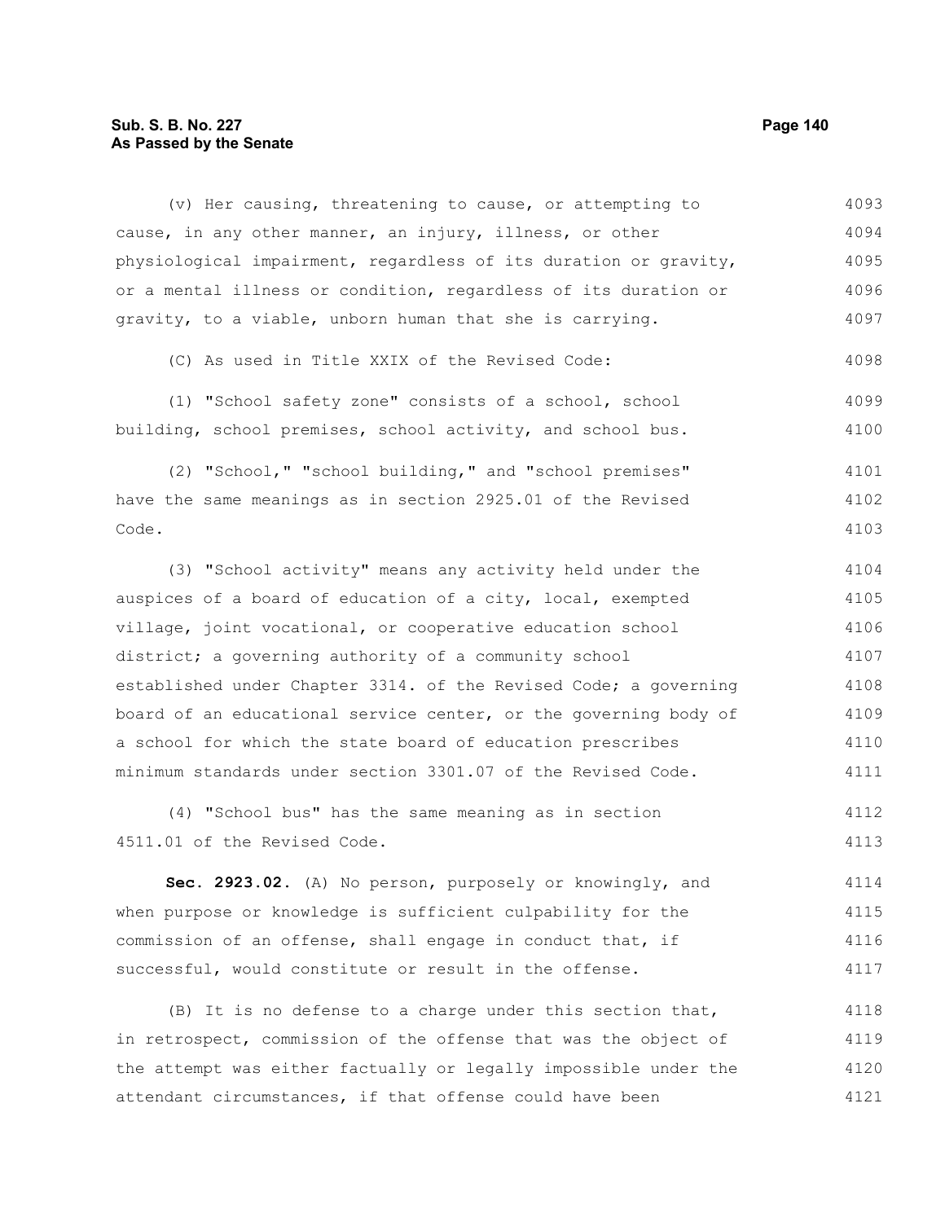(v) Her causing, threatening to cause, or attempting to cause, in any other manner, an injury, illness, or other physiological impairment, regardless of its duration or gravity, or a mental illness or condition, regardless of its duration or gravity, to a viable, unborn human that she is carrying.

(C) As used in Title XXIX of the Revised Code:

(1) "School safety zone" consists of a school, school building, school premises, school activity, and school bus.

(2) "School," "school building," and "school premises" have the same meanings as in section 2925.01 of the Revised Code.

(3) "School activity" means any activity held under the auspices of a board of education of a city, local, exempted village, joint vocational, or cooperative education school district; a governing authority of a community school established under Chapter 3314. of the Revised Code; a governing board of an educational service center, or the governing body of a school for which the state board of education prescribes minimum standards under section 3301.07 of the Revised Code.

(4) "School bus" has the same meaning as in section 4511.01 of the Revised Code.

**Sec. 2923.02.** (A) No person, purposely or knowingly, and when purpose or knowledge is sufficient culpability for the commission of an offense, shall engage in conduct that, if successful, would constitute or result in the offense.

(B) It is no defense to a charge under this section that, in retrospect, commission of the offense that was the object of the attempt was either factually or legally impossible under the attendant circumstances, if that offense could have been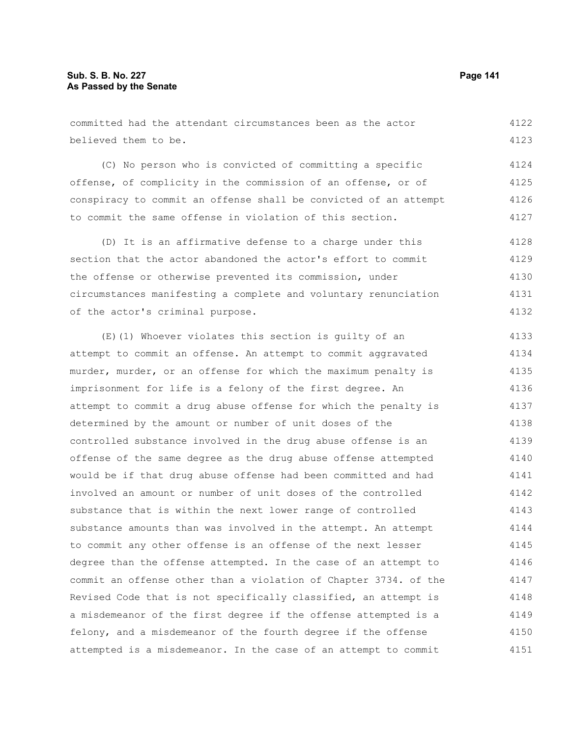committed had the attendant circumstances been as the actor believed them to be.

(C) No person who is convicted of committing a specific offense, of complicity in the commission of an offense, or of conspiracy to commit an offense shall be convicted of an attempt to commit the same offense in violation of this section.

(D) It is an affirmative defense to a charge under this section that the actor abandoned the actor's effort to commit the offense or otherwise prevented its commission, under circumstances manifesting a complete and voluntary renunciation of the actor's criminal purpose.

(E)(1) Whoever violates this section is guilty of an attempt to commit an offense. An attempt to commit aggravated murder, murder, or an offense for which the maximum penalty is imprisonment for life is a felony of the first degree. An attempt to commit a drug abuse offense for which the penalty is determined by the amount or number of unit doses of the controlled substance involved in the drug abuse offense is an offense of the same degree as the drug abuse offense attempted would be if that drug abuse offense had been committed and had involved an amount or number of unit doses of the controlled substance that is within the next lower range of controlled substance amounts than was involved in the attempt. An attempt to commit any other offense is an offense of the next lesser degree than the offense attempted. In the case of an attempt to commit an offense other than a violation of Chapter 3734. of the Revised Code that is not specifically classified, an attempt is a misdemeanor of the first degree if the offense attempted is a felony, and a misdemeanor of the fourth degree if the offense attempted is a misdemeanor. In the case of an attempt to commit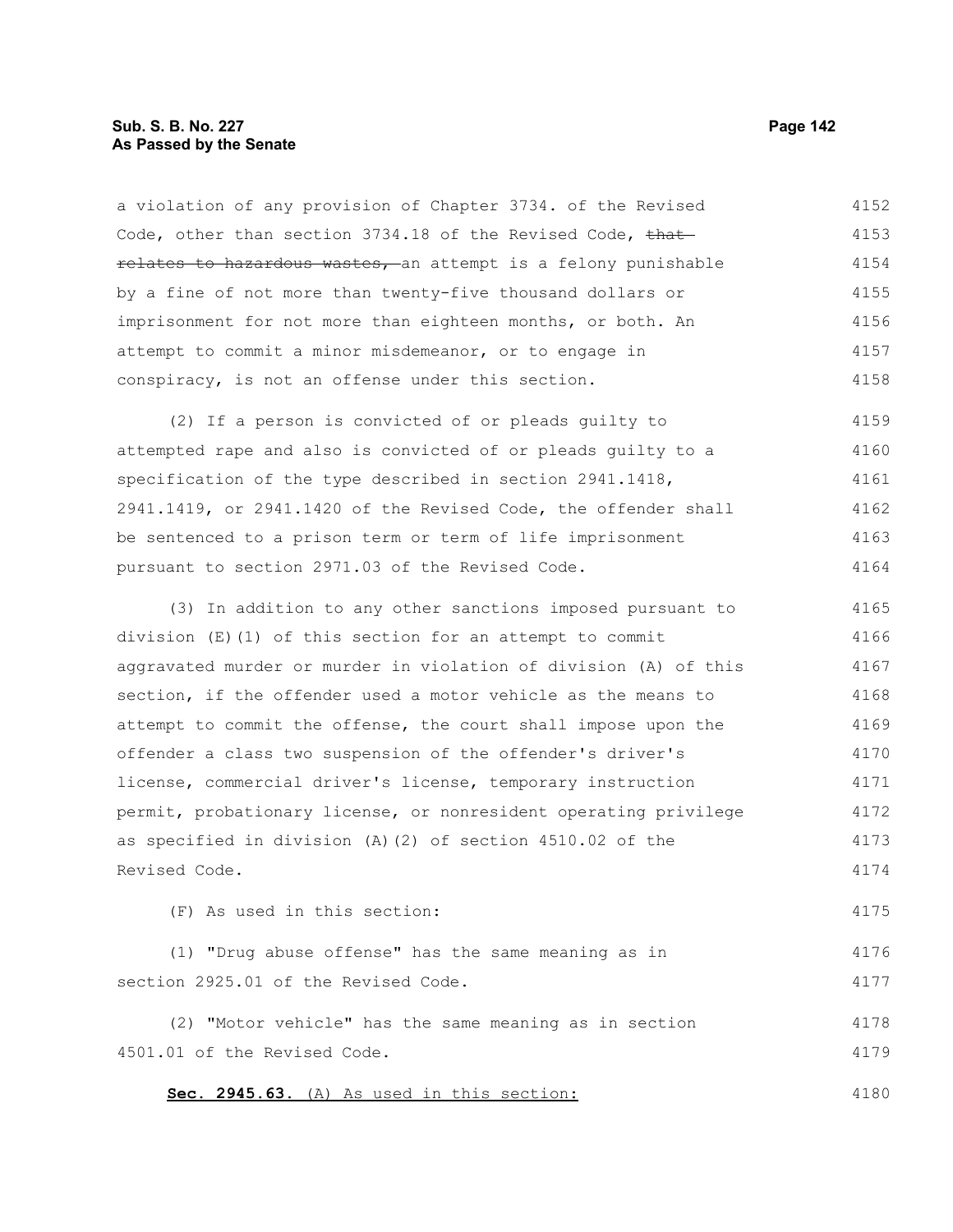a violation of any provision of Chapter 3734. of the Revised Code, other than section 3734.18 of the Revised Code, ~~that relates to hazardous wastes,~~ an attempt is a felony punishable by a fine of not more than twenty-five thousand dollars or imprisonment for not more than eighteen months, or both. An attempt to commit a minor misdemeanor, or to engage in conspiracy, is not an offense under this section.

(2) If a person is convicted of or pleads guilty to attempted rape and also is convicted of or pleads guilty to a specification of the type described in section 2941.1418, 2941.1419, or 2941.1420 of the Revised Code, the offender shall be sentenced to a prison term or term of life imprisonment pursuant to section 2971.03 of the Revised Code.

(3) In addition to any other sanctions imposed pursuant to division (E)(1) of this section for an attempt to commit aggravated murder or murder in violation of division (A) of this section, if the offender used a motor vehicle as the means to attempt to commit the offense, the court shall impose upon the offender a class two suspension of the offender's driver's license, commercial driver's license, temporary instruction permit, probationary license, or nonresident operating privilege as specified in division (A)(2) of section 4510.02 of the Revised Code.

(F) As used in this section:

(1) "Drug abuse offense" has the same meaning as in section 2925.01 of the Revised Code.

(2) "Motor vehicle" has the same meaning as in section 4501.01 of the Revised Code.

<u>**Sec. 2945.63.** (A) As used in this section:</u>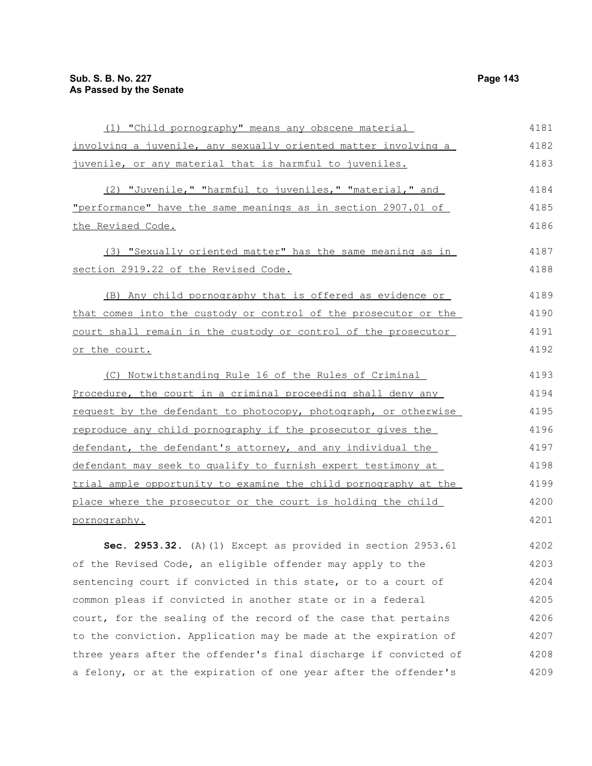(1) "Child pornography" means any obscene material involving a juvenile, any sexually oriented matter involving a juvenile, or any material that is harmful to juveniles.

(2) "Juvenile," "harmful to juveniles," "material," and "performance" have the same meanings as in section 2907.01 of the Revised Code.

(3) "Sexually oriented matter" has the same meaning as in section 2919.22 of the Revised Code.

(B) Any child pornography that is offered as evidence or that comes into the custody or control of the prosecutor or the court shall remain in the custody or control of the prosecutor or the court.

(C) Notwithstanding Rule 16 of the Rules of Criminal Procedure, the court in a criminal proceeding shall deny any request by the defendant to photocopy, photograph, or otherwise reproduce any child pornography if the prosecutor gives the defendant, the defendant's attorney, and any individual the defendant may seek to qualify to furnish expert testimony at trial ample opportunity to examine the child pornography at the place where the prosecutor or the court is holding the child pornography.

**Sec. 2953.32.** (A)(1) Except as provided in section 2953.61 of the Revised Code, an eligible offender may apply to the sentencing court if convicted in this state, or to a court of common pleas if convicted in another state or in a federal court, for the sealing of the record of the case that pertains to the conviction. Application may be made at the expiration of three years after the offender's final discharge if convicted of a felony, or at the expiration of one year after the offender's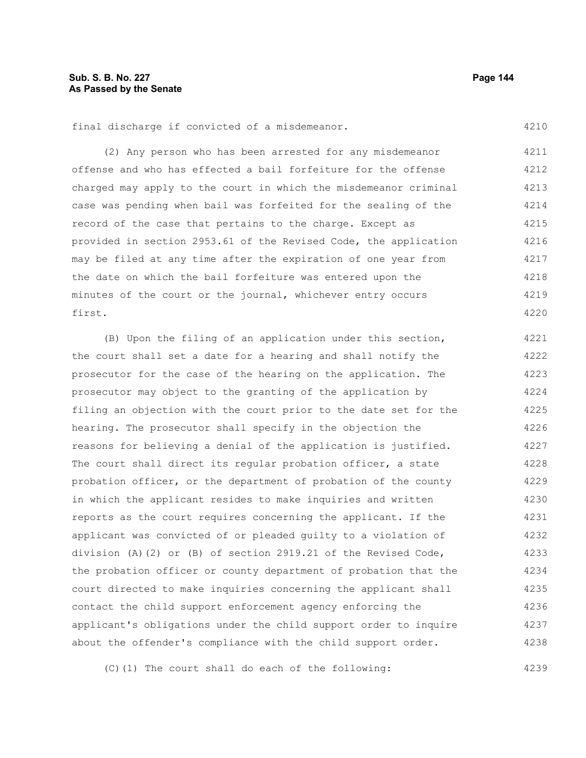final discharge if convicted of a misdemeanor.

(2) Any person who has been arrested for any misdemeanor offense and who has effected a bail forfeiture for the offense charged may apply to the court in which the misdemeanor criminal case was pending when bail was forfeited for the sealing of the record of the case that pertains to the charge. Except as provided in section 2953.61 of the Revised Code, the application may be filed at any time after the expiration of one year from the date on which the bail forfeiture was entered upon the minutes of the court or the journal, whichever entry occurs first.

(B) Upon the filing of an application under this section, the court shall set a date for a hearing and shall notify the prosecutor for the case of the hearing on the application. The prosecutor may object to the granting of the application by filing an objection with the court prior to the date set for the hearing. The prosecutor shall specify in the objection the reasons for believing a denial of the application is justified. The court shall direct its regular probation officer, a state probation officer, or the department of probation of the county in which the applicant resides to make inquiries and written reports as the court requires concerning the applicant. If the applicant was convicted of or pleaded guilty to a violation of division (A)(2) or (B) of section 2919.21 of the Revised Code, the probation officer or county department of probation that the court directed to make inquiries concerning the applicant shall contact the child support enforcement agency enforcing the applicant's obligations under the child support order to inquire about the offender's compliance with the child support order.

(C)(1) The court shall do each of the following: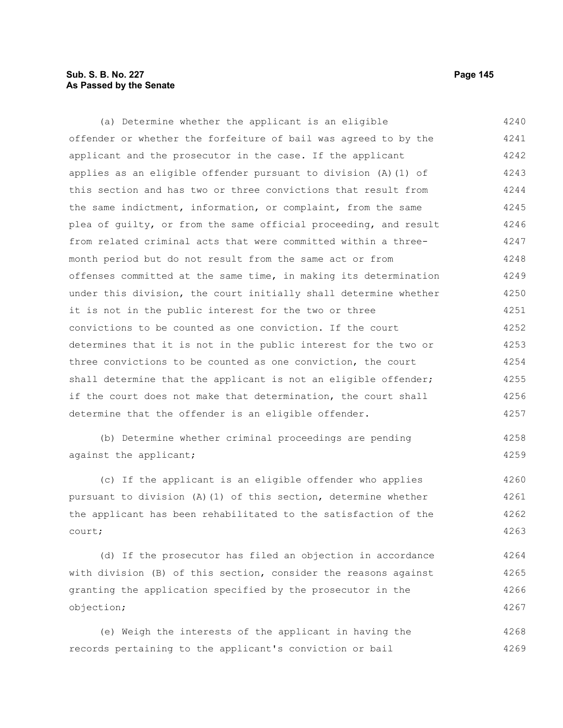(a) Determine whether the applicant is an eligible offender or whether the forfeiture of bail was agreed to by the applicant and the prosecutor in the case. If the applicant applies as an eligible offender pursuant to division (A)(1) of this section and has two or three convictions that result from the same indictment, information, or complaint, from the same plea of guilty, or from the same official proceeding, and result from related criminal acts that were committed within a three-month period but do not result from the same act or from offenses committed at the same time, in making its determination under this division, the court initially shall determine whether it is not in the public interest for the two or three convictions to be counted as one conviction. If the court determines that it is not in the public interest for the two or three convictions to be counted as one conviction, the court shall determine that the applicant is not an eligible offender; if the court does not make that determination, the court shall determine that the offender is an eligible offender.

(b) Determine whether criminal proceedings are pending against the applicant;

(c) If the applicant is an eligible offender who applies pursuant to division (A)(1) of this section, determine whether the applicant has been rehabilitated to the satisfaction of the court;

(d) If the prosecutor has filed an objection in accordance with division (B) of this section, consider the reasons against granting the application specified by the prosecutor in the objection;

(e) Weigh the interests of the applicant in having the records pertaining to the applicant's conviction or bail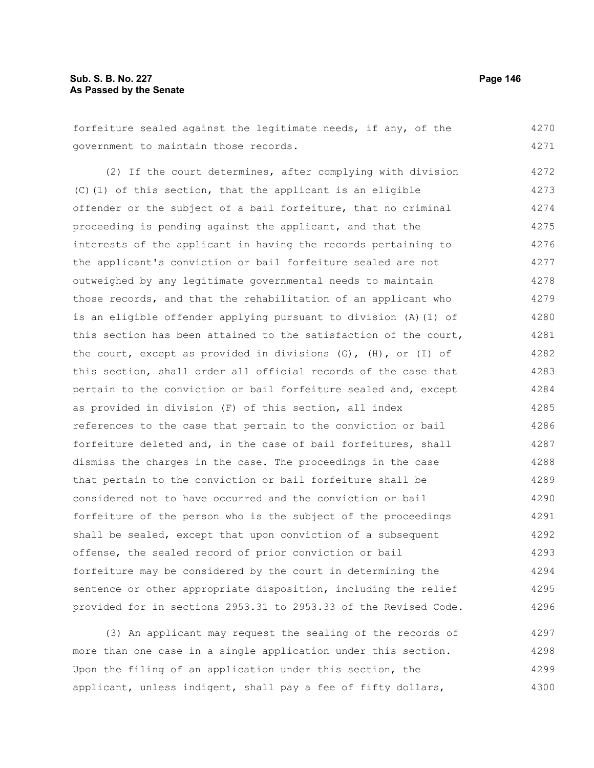forfeiture sealed against the legitimate needs, if any, of the government to maintain those records.

(2) If the court determines, after complying with division (C)(1) of this section, that the applicant is an eligible offender or the subject of a bail forfeiture, that no criminal proceeding is pending against the applicant, and that the interests of the applicant in having the records pertaining to the applicant's conviction or bail forfeiture sealed are not outweighed by any legitimate governmental needs to maintain those records, and that the rehabilitation of an applicant who is an eligible offender applying pursuant to division (A)(1) of this section has been attained to the satisfaction of the court, the court, except as provided in divisions (G), (H), or (I) of this section, shall order all official records of the case that pertain to the conviction or bail forfeiture sealed and, except as provided in division (F) of this section, all index references to the case that pertain to the conviction or bail forfeiture deleted and, in the case of bail forfeitures, shall dismiss the charges in the case. The proceedings in the case that pertain to the conviction or bail forfeiture shall be considered not to have occurred and the conviction or bail forfeiture of the person who is the subject of the proceedings shall be sealed, except that upon conviction of a subsequent offense, the sealed record of prior conviction or bail forfeiture may be considered by the court in determining the sentence or other appropriate disposition, including the relief provided for in sections 2953.31 to 2953.33 of the Revised Code.

(3) An applicant may request the sealing of the records of more than one case in a single application under this section. Upon the filing of an application under this section, the applicant, unless indigent, shall pay a fee of fifty dollars,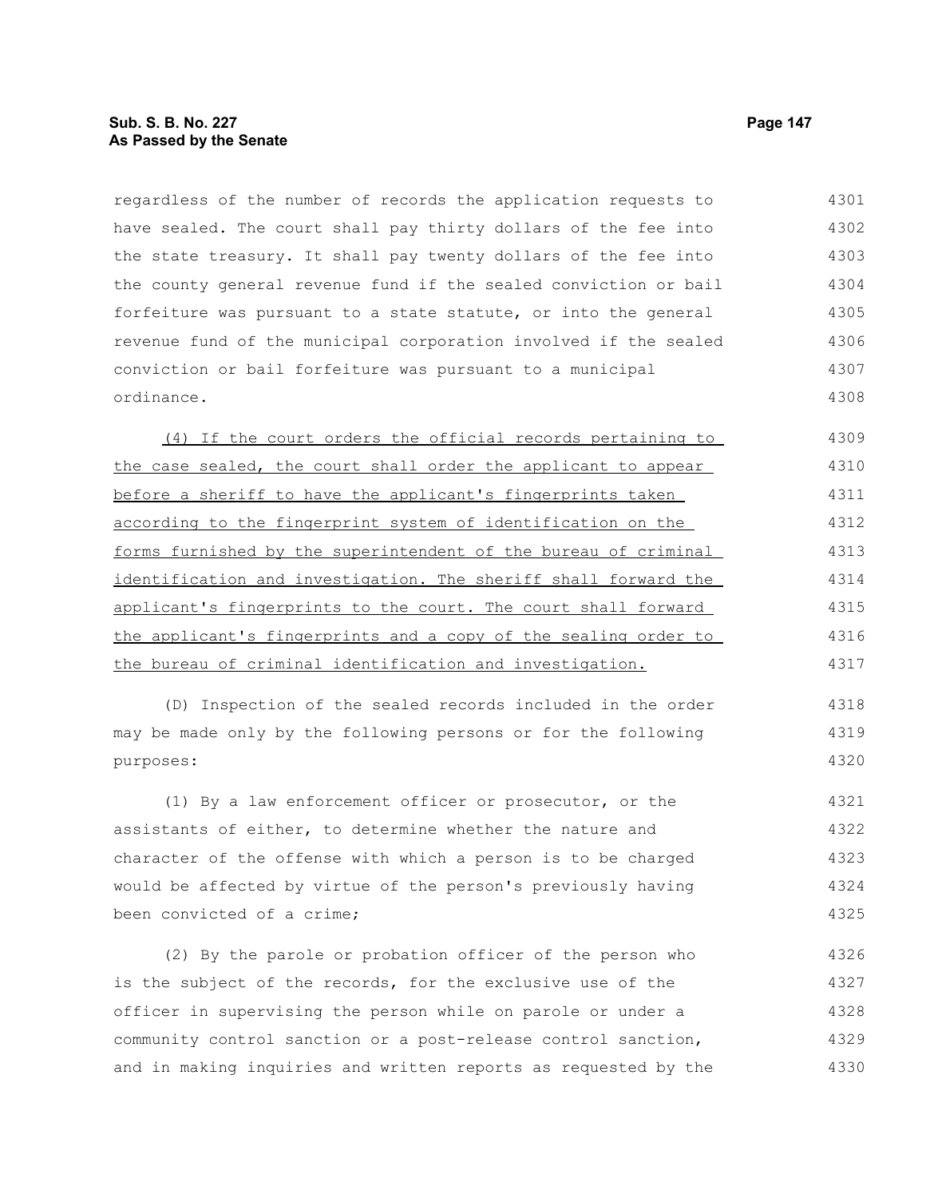regardless of the number of records the application requests to have sealed. The court shall pay thirty dollars of the fee into the state treasury. It shall pay twenty dollars of the fee into the county general revenue fund if the sealed conviction or bail forfeiture was pursuant to a state statute, or into the general revenue fund of the municipal corporation involved if the sealed conviction or bail forfeiture was pursuant to a municipal ordinance.

<u>(4) If the court orders the official records pertaining to the case sealed, the court shall order the applicant to appear before a sheriff to have the applicant's fingerprints taken according to the fingerprint system of identification on the forms furnished by the superintendent of the bureau of criminal identification and investigation. The sheriff shall forward the applicant's fingerprints to the court. The court shall forward the applicant's fingerprints and a copy of the sealing order to the bureau of criminal identification and investigation.</u>

(D) Inspection of the sealed records included in the order may be made only by the following persons or for the following purposes:

(1) By a law enforcement officer or prosecutor, or the assistants of either, to determine whether the nature and character of the offense with which a person is to be charged would be affected by virtue of the person's previously having been convicted of a crime;

(2) By the parole or probation officer of the person who is the subject of the records, for the exclusive use of the officer in supervising the person while on parole or under a community control sanction or a post-release control sanction, and in making inquiries and written reports as requested by the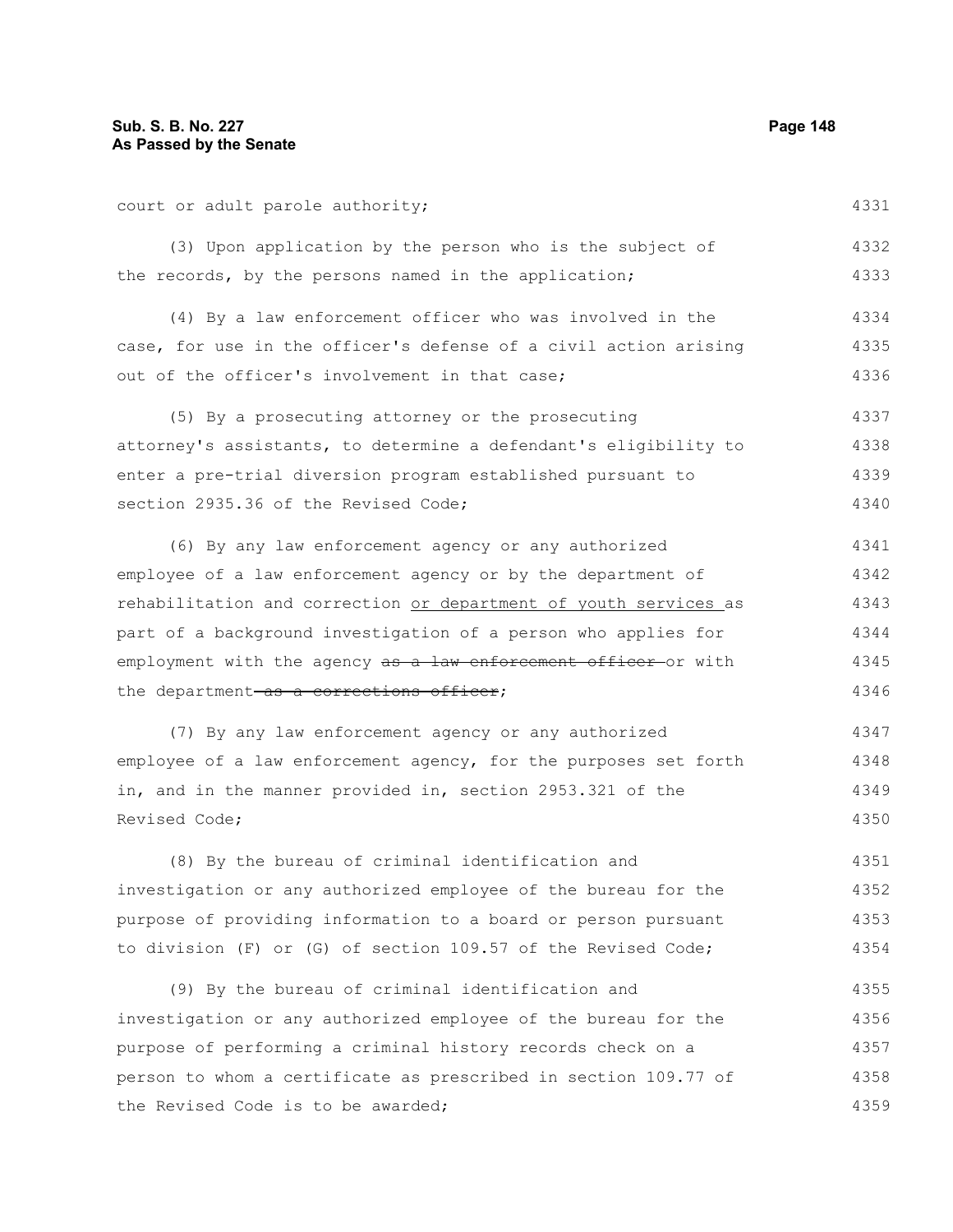court or adult parole authority;

(3) Upon application by the person who is the subject of the records, by the persons named in the application;

(4) By a law enforcement officer who was involved in the case, for use in the officer's defense of a civil action arising out of the officer's involvement in that case;

(5) By a prosecuting attorney or the prosecuting attorney's assistants, to determine a defendant's eligibility to enter a pre-trial diversion program established pursuant to section 2935.36 of the Revised Code;

(6) By any law enforcement agency or any authorized employee of a law enforcement agency or by the department of rehabilitation and correction <u>or department of youth services</u> as part of a background investigation of a person who applies for employment with the agency ~~as a law enforcement officer~~ or with the department ~~as a corrections officer~~;

(7) By any law enforcement agency or any authorized employee of a law enforcement agency, for the purposes set forth in, and in the manner provided in, section 2953.321 of the Revised Code;

(8) By the bureau of criminal identification and investigation or any authorized employee of the bureau for the purpose of providing information to a board or person pursuant to division (F) or (G) of section 109.57 of the Revised Code;

(9) By the bureau of criminal identification and investigation or any authorized employee of the bureau for the purpose of performing a criminal history records check on a person to whom a certificate as prescribed in section 109.77 of the Revised Code is to be awarded;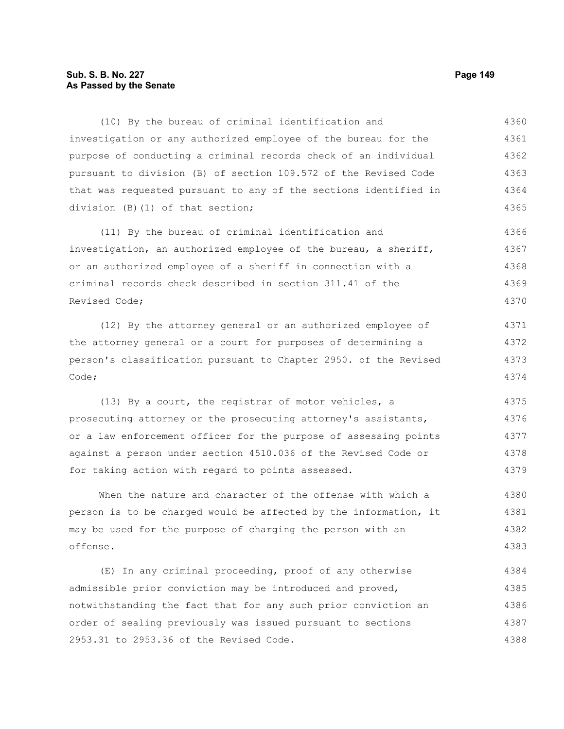(10) By the bureau of criminal identification and investigation or any authorized employee of the bureau for the purpose of conducting a criminal records check of an individual pursuant to division (B) of section 109.572 of the Revised Code that was requested pursuant to any of the sections identified in division (B)(1) of that section;

(11) By the bureau of criminal identification and investigation, an authorized employee of the bureau, a sheriff, or an authorized employee of a sheriff in connection with a criminal records check described in section 311.41 of the Revised Code;

(12) By the attorney general or an authorized employee of the attorney general or a court for purposes of determining a person's classification pursuant to Chapter 2950. of the Revised Code;

(13) By a court, the registrar of motor vehicles, a prosecuting attorney or the prosecuting attorney's assistants, or a law enforcement officer for the purpose of assessing points against a person under section 4510.036 of the Revised Code or for taking action with regard to points assessed.

When the nature and character of the offense with which a person is to be charged would be affected by the information, it may be used for the purpose of charging the person with an offense.

(E) In any criminal proceeding, proof of any otherwise admissible prior conviction may be introduced and proved, notwithstanding the fact that for any such prior conviction an order of sealing previously was issued pursuant to sections 2953.31 to 2953.36 of the Revised Code.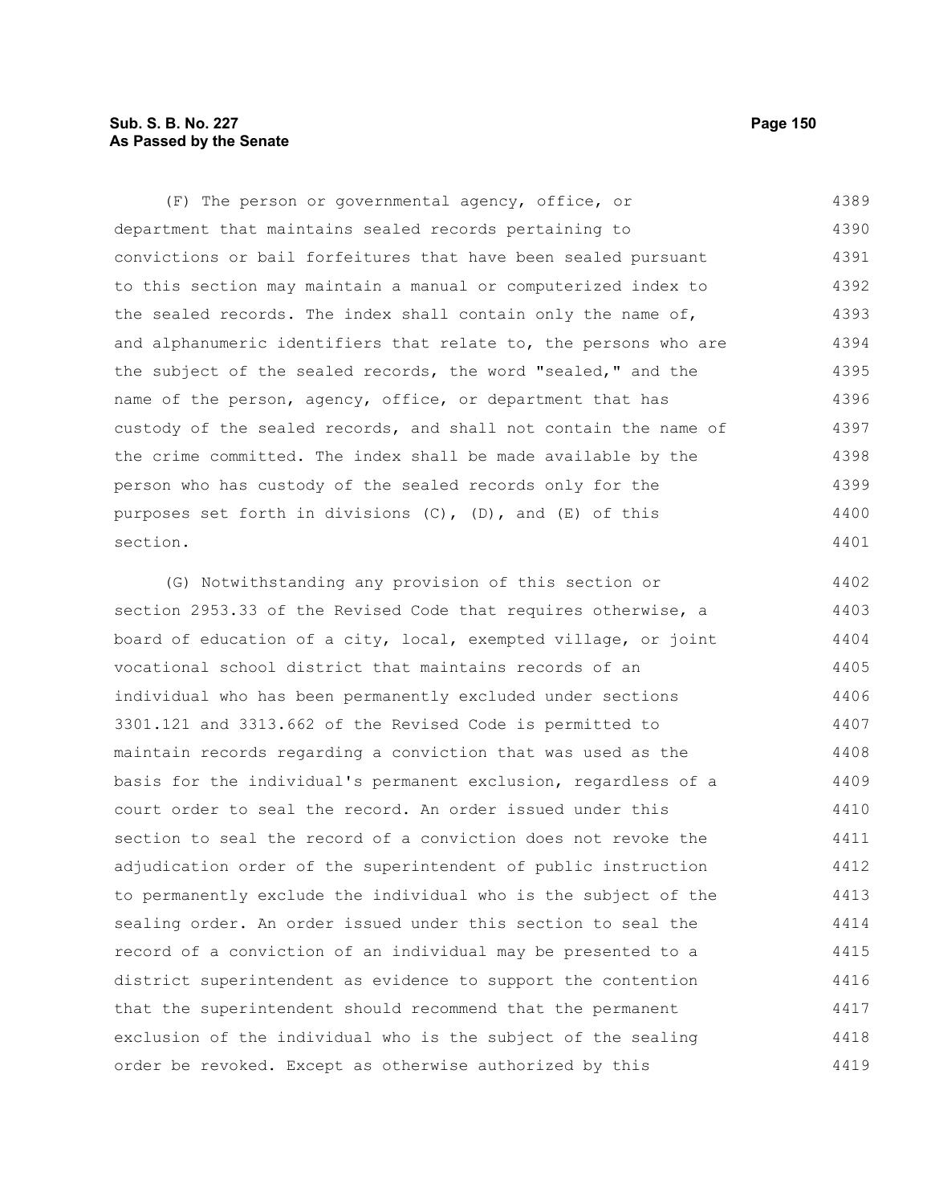(F) The person or governmental agency, office, or department that maintains sealed records pertaining to convictions or bail forfeitures that have been sealed pursuant to this section may maintain a manual or computerized index to the sealed records. The index shall contain only the name of, and alphanumeric identifiers that relate to, the persons who are the subject of the sealed records, the word "sealed," and the name of the person, agency, office, or department that has custody of the sealed records, and shall not contain the name of the crime committed. The index shall be made available by the person who has custody of the sealed records only for the purposes set forth in divisions (C), (D), and (E) of this section.

(G) Notwithstanding any provision of this section or section 2953.33 of the Revised Code that requires otherwise, a board of education of a city, local, exempted village, or joint vocational school district that maintains records of an individual who has been permanently excluded under sections 3301.121 and 3313.662 of the Revised Code is permitted to maintain records regarding a conviction that was used as the basis for the individual's permanent exclusion, regardless of a court order to seal the record. An order issued under this section to seal the record of a conviction does not revoke the adjudication order of the superintendent of public instruction to permanently exclude the individual who is the subject of the sealing order. An order issued under this section to seal the record of a conviction of an individual may be presented to a district superintendent as evidence to support the contention that the superintendent should recommend that the permanent exclusion of the individual who is the subject of the sealing order be revoked. Except as otherwise authorized by this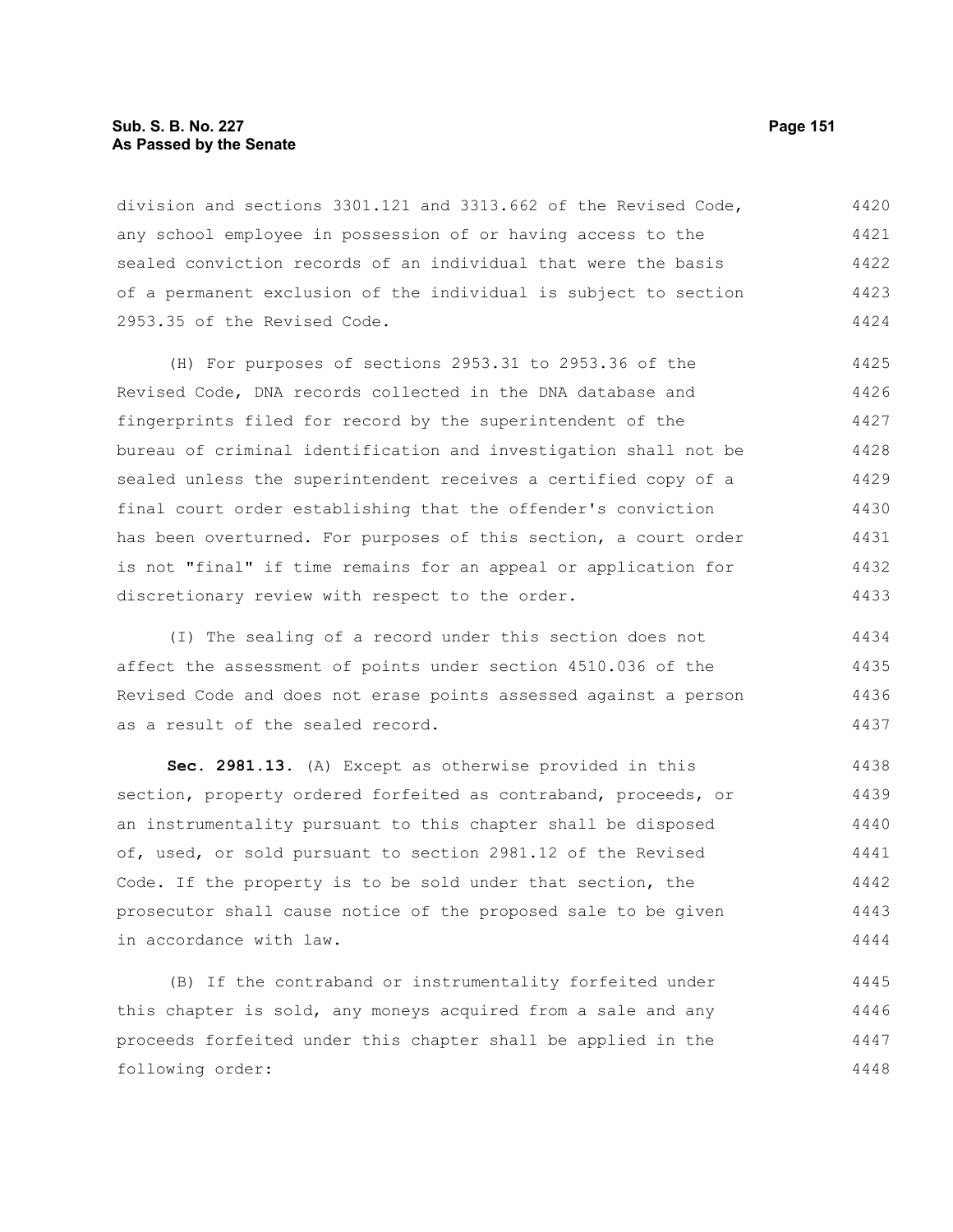division and sections 3301.121 and 3313.662 of the Revised Code, any school employee in possession of or having access to the sealed conviction records of an individual that were the basis of a permanent exclusion of the individual is subject to section 2953.35 of the Revised Code.

(H) For purposes of sections 2953.31 to 2953.36 of the Revised Code, DNA records collected in the DNA database and fingerprints filed for record by the superintendent of the bureau of criminal identification and investigation shall not be sealed unless the superintendent receives a certified copy of a final court order establishing that the offender's conviction has been overturned. For purposes of this section, a court order is not "final" if time remains for an appeal or application for discretionary review with respect to the order.

(I) The sealing of a record under this section does not affect the assessment of points under section 4510.036 of the Revised Code and does not erase points assessed against a person as a result of the sealed record.

**Sec. 2981.13.** (A) Except as otherwise provided in this section, property ordered forfeited as contraband, proceeds, or an instrumentality pursuant to this chapter shall be disposed of, used, or sold pursuant to section 2981.12 of the Revised Code. If the property is to be sold under that section, the prosecutor shall cause notice of the proposed sale to be given in accordance with law.

(B) If the contraband or instrumentality forfeited under this chapter is sold, any moneys acquired from a sale and any proceeds forfeited under this chapter shall be applied in the following order: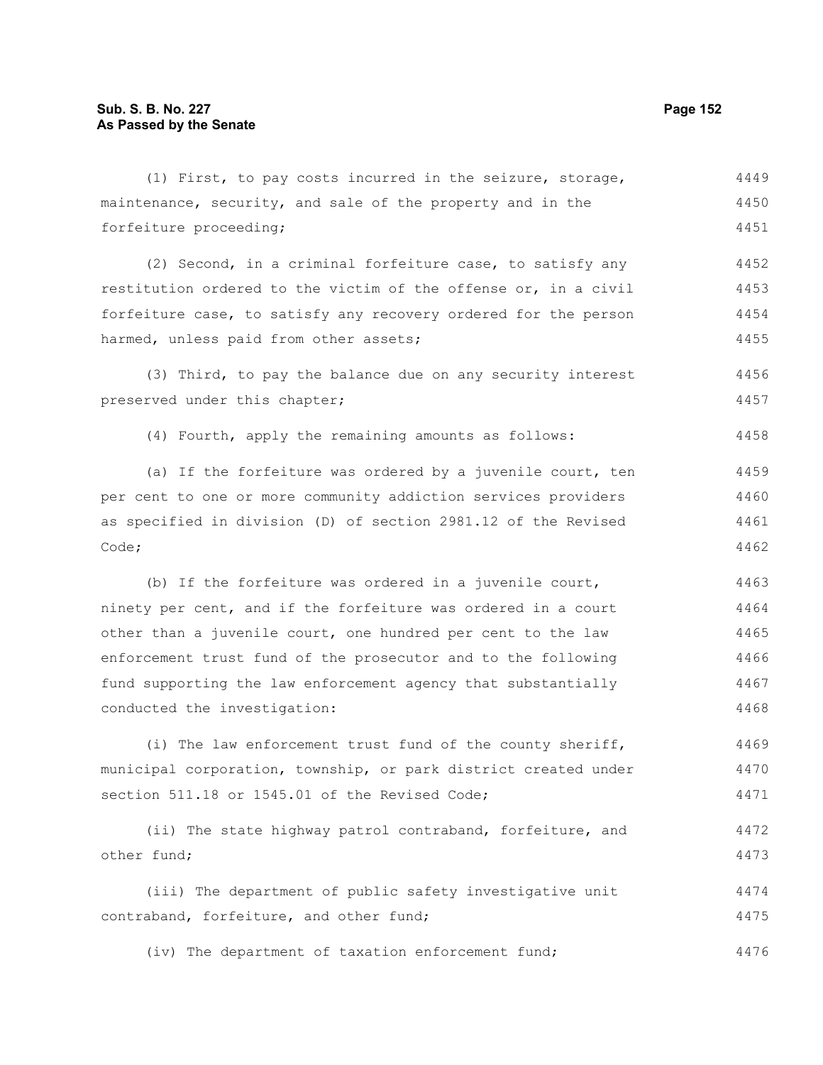(1) First, to pay costs incurred in the seizure, storage, maintenance, security, and sale of the property and in the forfeiture proceeding;

(2) Second, in a criminal forfeiture case, to satisfy any restitution ordered to the victim of the offense or, in a civil forfeiture case, to satisfy any recovery ordered for the person harmed, unless paid from other assets;

(3) Third, to pay the balance due on any security interest preserved under this chapter;

(4) Fourth, apply the remaining amounts as follows:

(a) If the forfeiture was ordered by a juvenile court, ten per cent to one or more community addiction services providers as specified in division (D) of section 2981.12 of the Revised Code;

(b) If the forfeiture was ordered in a juvenile court, ninety per cent, and if the forfeiture was ordered in a court other than a juvenile court, one hundred per cent to the law enforcement trust fund of the prosecutor and to the following fund supporting the law enforcement agency that substantially conducted the investigation:

(i) The law enforcement trust fund of the county sheriff, municipal corporation, township, or park district created under section 511.18 or 1545.01 of the Revised Code;

(ii) The state highway patrol contraband, forfeiture, and other fund;

(iii) The department of public safety investigative unit contraband, forfeiture, and other fund;

(iv) The department of taxation enforcement fund;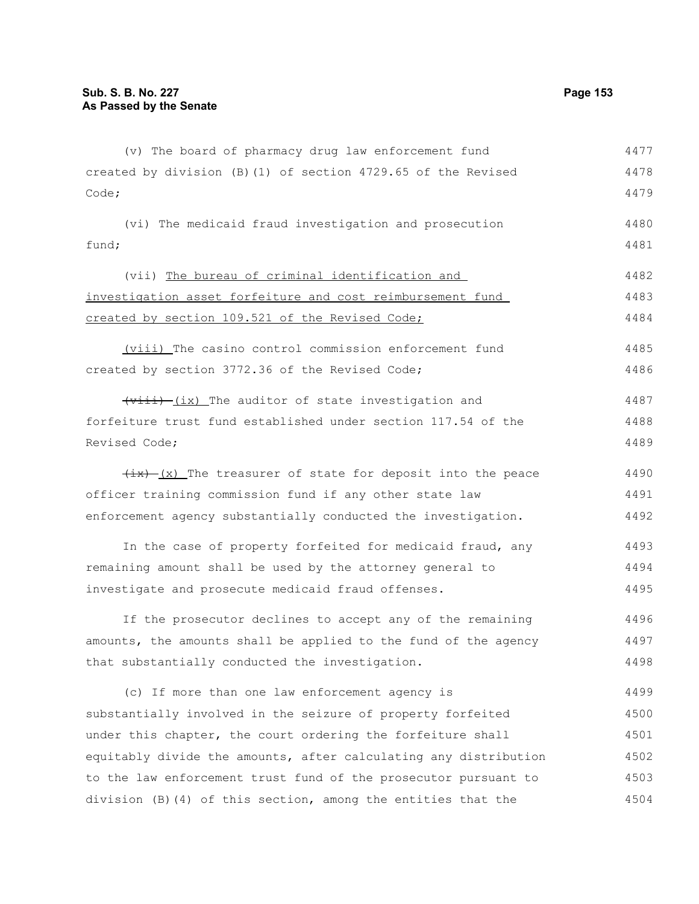(v) The board of pharmacy drug law enforcement fund created by division (B)(1) of section 4729.65 of the Revised Code;

(vi) The medicaid fraud investigation and prosecution fund;

(vii) <u>The bureau of criminal identification and investigation asset forfeiture and cost reimbursement fund created by section 109.521 of the Revised Code;</u>

<u>(viii)</u> The casino control commission enforcement fund created by section 3772.36 of the Revised Code;

~~(viii)~~ <u>(ix)</u> The auditor of state investigation and forfeiture trust fund established under section 117.54 of the Revised Code;

~~(ix)~~ <u>(x)</u> The treasurer of state for deposit into the peace officer training commission fund if any other state law enforcement agency substantially conducted the investigation.

In the case of property forfeited for medicaid fraud, any remaining amount shall be used by the attorney general to investigate and prosecute medicaid fraud offenses.

If the prosecutor declines to accept any of the remaining amounts, the amounts shall be applied to the fund of the agency that substantially conducted the investigation.

(c) If more than one law enforcement agency is substantially involved in the seizure of property forfeited under this chapter, the court ordering the forfeiture shall equitably divide the amounts, after calculating any distribution to the law enforcement trust fund of the prosecutor pursuant to division (B)(4) of this section, among the entities that the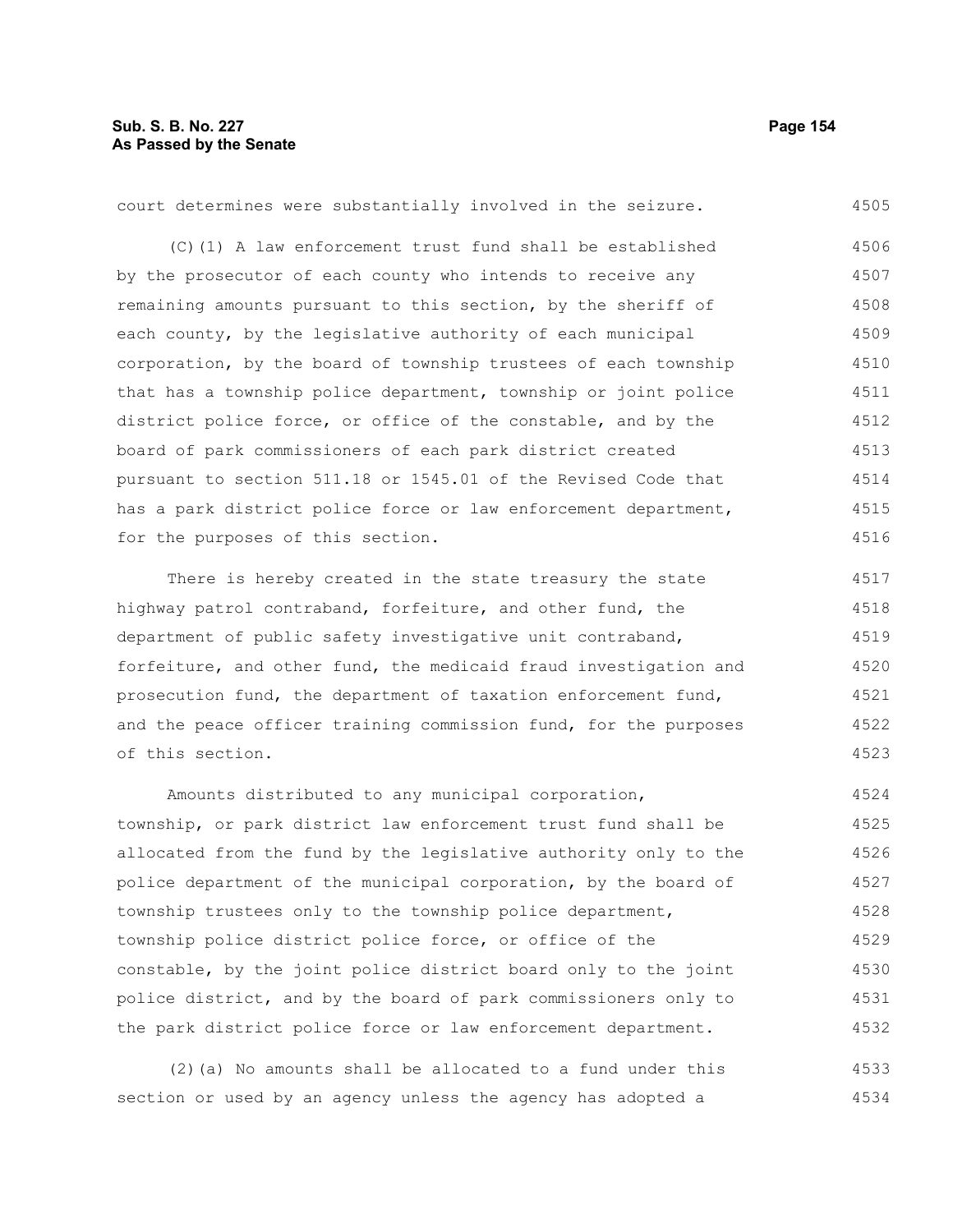court determines were substantially involved in the seizure.

(C)(1) A law enforcement trust fund shall be established by the prosecutor of each county who intends to receive any remaining amounts pursuant to this section, by the sheriff of each county, by the legislative authority of each municipal corporation, by the board of township trustees of each township that has a township police department, township or joint police district police force, or office of the constable, and by the board of park commissioners of each park district created pursuant to section 511.18 or 1545.01 of the Revised Code that has a park district police force or law enforcement department, for the purposes of this section.

There is hereby created in the state treasury the state highway patrol contraband, forfeiture, and other fund, the department of public safety investigative unit contraband, forfeiture, and other fund, the medicaid fraud investigation and prosecution fund, the department of taxation enforcement fund, and the peace officer training commission fund, for the purposes of this section.

Amounts distributed to any municipal corporation, township, or park district law enforcement trust fund shall be allocated from the fund by the legislative authority only to the police department of the municipal corporation, by the board of township trustees only to the township police department, township police district police force, or office of the constable, by the joint police district board only to the joint police district, and by the board of park commissioners only to the park district police force or law enforcement department.

(2)(a) No amounts shall be allocated to a fund under this section or used by an agency unless the agency has adopted a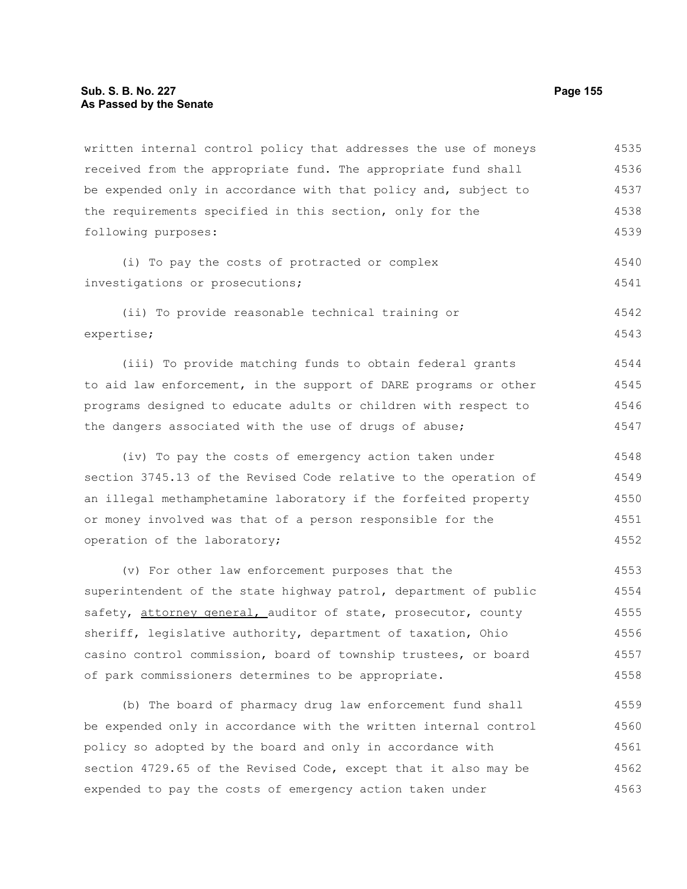written internal control policy that addresses the use of moneys received from the appropriate fund. The appropriate fund shall be expended only in accordance with that policy and, subject to the requirements specified in this section, only for the following purposes:

(i) To pay the costs of protracted or complex investigations or prosecutions;

(ii) To provide reasonable technical training or expertise;

(iii) To provide matching funds to obtain federal grants to aid law enforcement, in the support of DARE programs or other programs designed to educate adults or children with respect to the dangers associated with the use of drugs of abuse;

(iv) To pay the costs of emergency action taken under section 3745.13 of the Revised Code relative to the operation of an illegal methamphetamine laboratory if the forfeited property or money involved was that of a person responsible for the operation of the laboratory;

(v) For other law enforcement purposes that the superintendent of the state highway patrol, department of public safety, <u>attorney general,</u> auditor of state, prosecutor, county sheriff, legislative authority, department of taxation, Ohio casino control commission, board of township trustees, or board of park commissioners determines to be appropriate.

(b) The board of pharmacy drug law enforcement fund shall be expended only in accordance with the written internal control policy so adopted by the board and only in accordance with section 4729.65 of the Revised Code, except that it also may be expended to pay the costs of emergency action taken under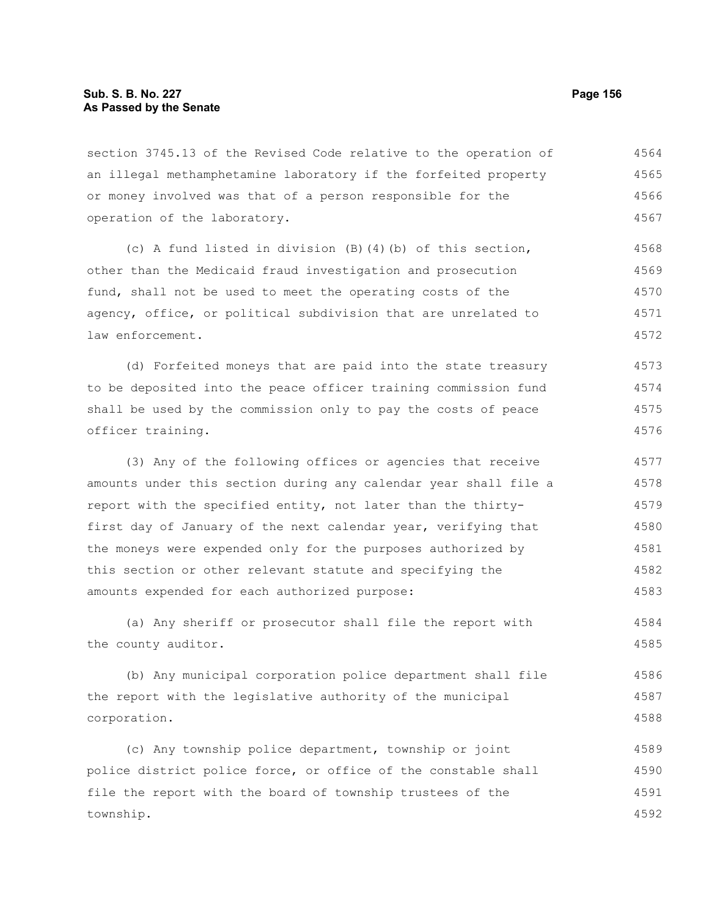section 3745.13 of the Revised Code relative to the operation of an illegal methamphetamine laboratory if the forfeited property or money involved was that of a person responsible for the operation of the laboratory.

(c) A fund listed in division (B)(4)(b) of this section, other than the Medicaid fraud investigation and prosecution fund, shall not be used to meet the operating costs of the agency, office, or political subdivision that are unrelated to law enforcement.

(d) Forfeited moneys that are paid into the state treasury to be deposited into the peace officer training commission fund shall be used by the commission only to pay the costs of peace officer training.

(3) Any of the following offices or agencies that receive amounts under this section during any calendar year shall file a report with the specified entity, not later than the thirty-first day of January of the next calendar year, verifying that the moneys were expended only for the purposes authorized by this section or other relevant statute and specifying the amounts expended for each authorized purpose:

(a) Any sheriff or prosecutor shall file the report with the county auditor.

(b) Any municipal corporation police department shall file the report with the legislative authority of the municipal corporation.

(c) Any township police department, township or joint police district police force, or office of the constable shall file the report with the board of township trustees of the township.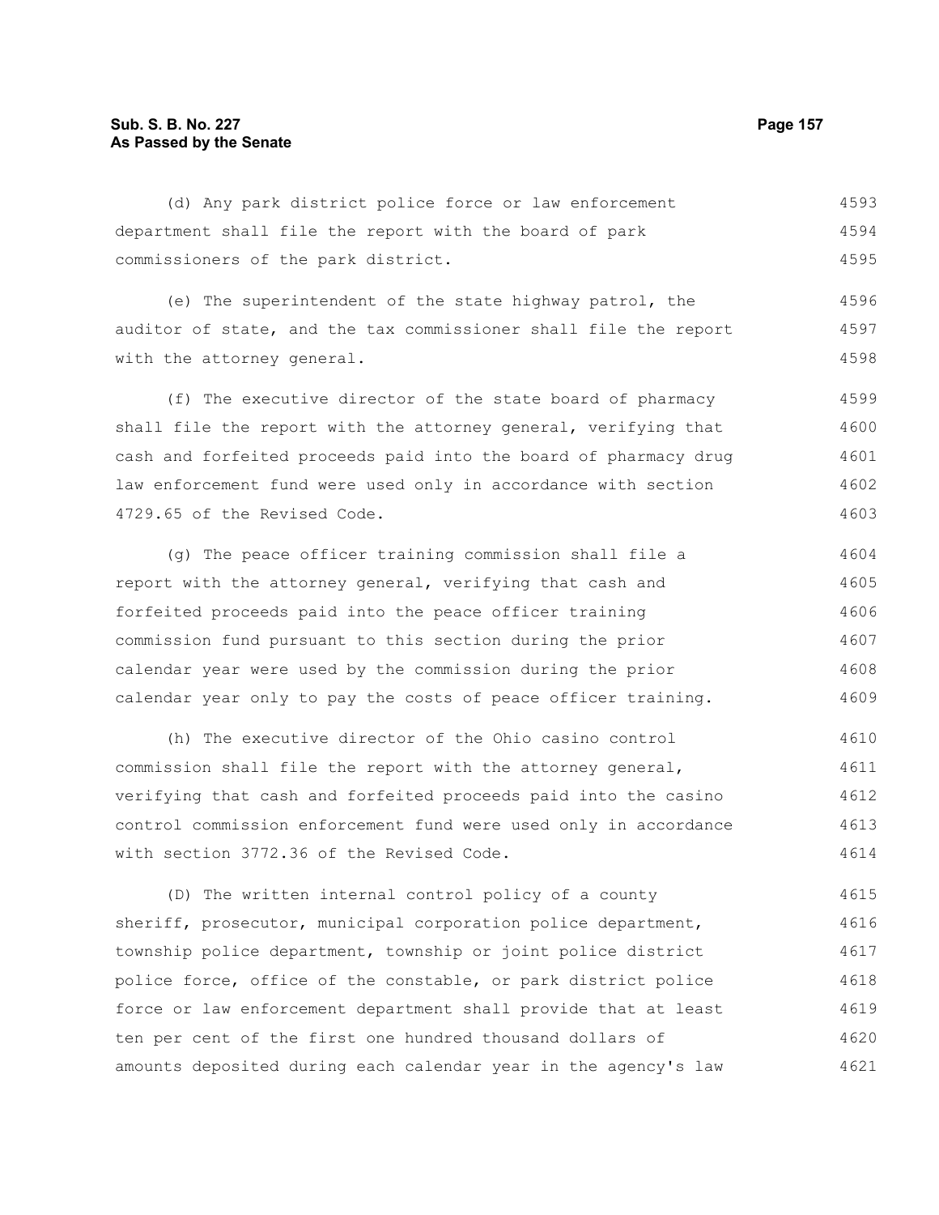(d) Any park district police force or law enforcement department shall file the report with the board of park commissioners of the park district.

(e) The superintendent of the state highway patrol, the auditor of state, and the tax commissioner shall file the report with the attorney general.

(f) The executive director of the state board of pharmacy shall file the report with the attorney general, verifying that cash and forfeited proceeds paid into the board of pharmacy drug law enforcement fund were used only in accordance with section 4729.65 of the Revised Code.

(g) The peace officer training commission shall file a report with the attorney general, verifying that cash and forfeited proceeds paid into the peace officer training commission fund pursuant to this section during the prior calendar year were used by the commission during the prior calendar year only to pay the costs of peace officer training.

(h) The executive director of the Ohio casino control commission shall file the report with the attorney general, verifying that cash and forfeited proceeds paid into the casino control commission enforcement fund were used only in accordance with section 3772.36 of the Revised Code.

(D) The written internal control policy of a county sheriff, prosecutor, municipal corporation police department, township police department, township or joint police district police force, office of the constable, or park district police force or law enforcement department shall provide that at least ten per cent of the first one hundred thousand dollars of amounts deposited during each calendar year in the agency's law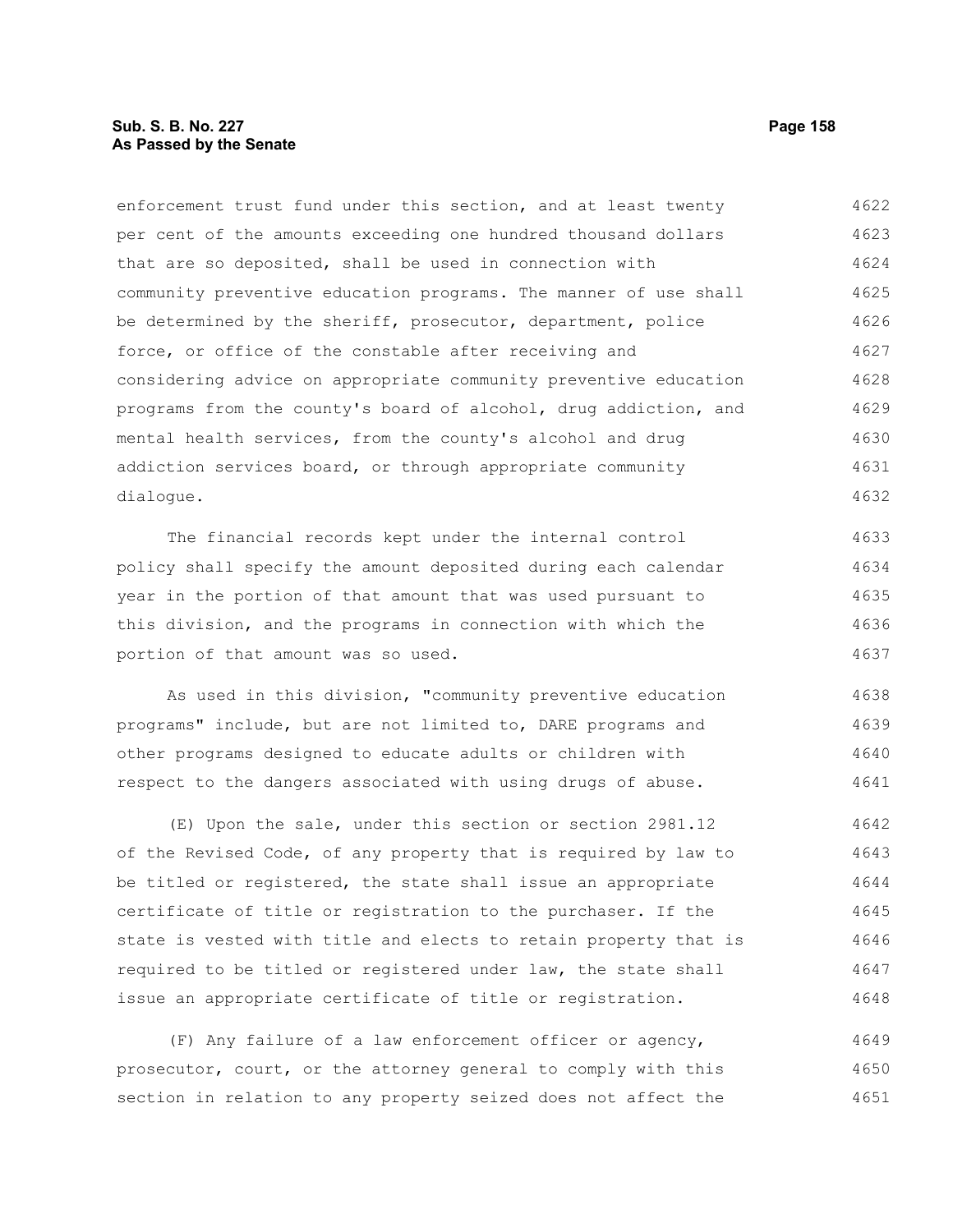enforcement trust fund under this section, and at least twenty per cent of the amounts exceeding one hundred thousand dollars that are so deposited, shall be used in connection with community preventive education programs. The manner of use shall be determined by the sheriff, prosecutor, department, police force, or office of the constable after receiving and considering advice on appropriate community preventive education programs from the county's board of alcohol, drug addiction, and mental health services, from the county's alcohol and drug addiction services board, or through appropriate community dialogue.

The financial records kept under the internal control policy shall specify the amount deposited during each calendar year in the portion of that amount that was used pursuant to this division, and the programs in connection with which the portion of that amount was so used.

As used in this division, "community preventive education programs" include, but are not limited to, DARE programs and other programs designed to educate adults or children with respect to the dangers associated with using drugs of abuse.

(E) Upon the sale, under this section or section 2981.12 of the Revised Code, of any property that is required by law to be titled or registered, the state shall issue an appropriate certificate of title or registration to the purchaser. If the state is vested with title and elects to retain property that is required to be titled or registered under law, the state shall issue an appropriate certificate of title or registration.

(F) Any failure of a law enforcement officer or agency, prosecutor, court, or the attorney general to comply with this section in relation to any property seized does not affect the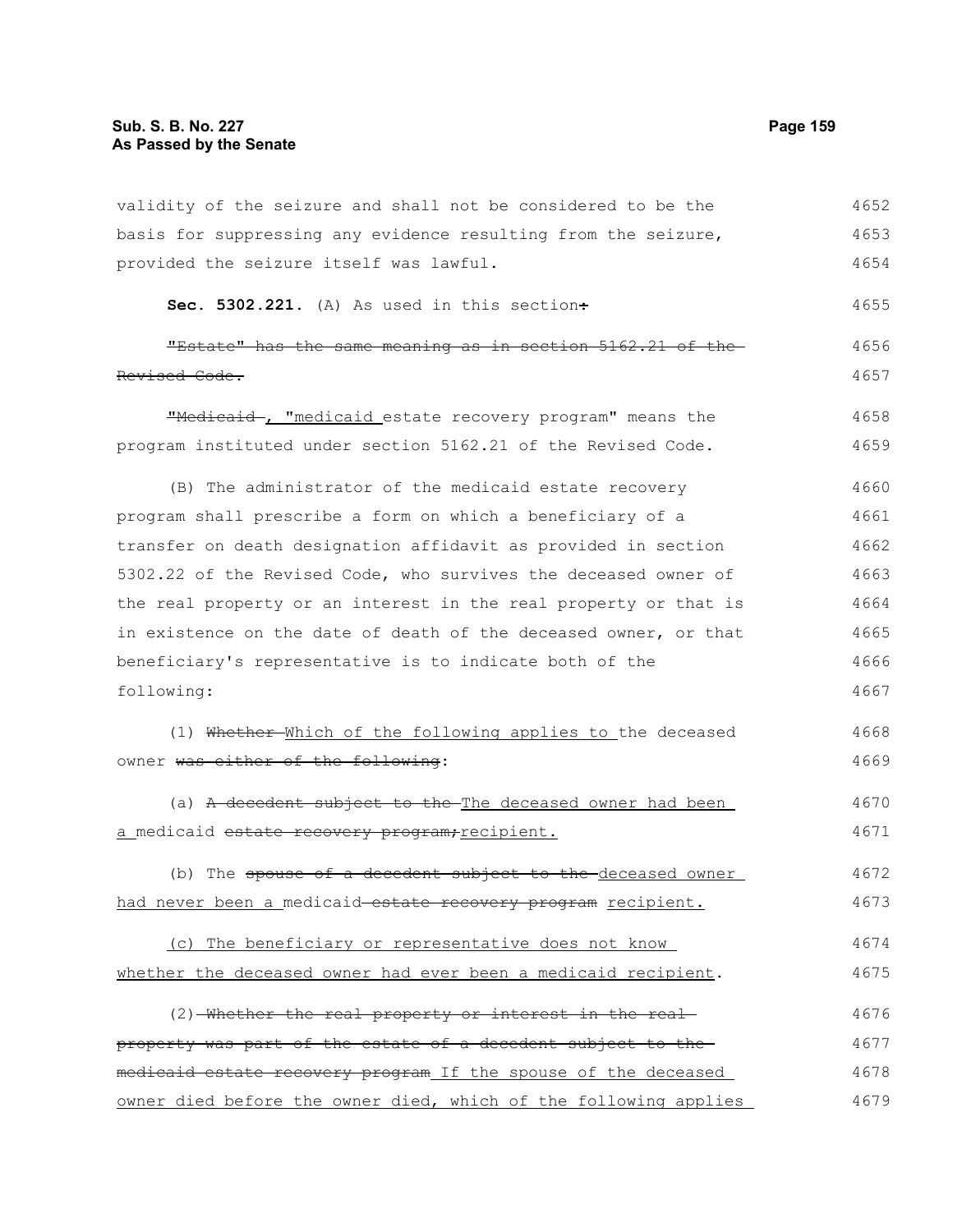validity of the seizure and shall not be considered to be the basis for suppressing any evidence resulting from the seizure, provided the seizure itself was lawful.

**Sec. 5302.221.** (A) As used in this section:

"Estate" has the same meaning as in section 5162.21 of the Revised Code.

"Medicaid , "medicaid estate recovery program" means the program instituted under section 5162.21 of the Revised Code.

(B) The administrator of the medicaid estate recovery program shall prescribe a form on which a beneficiary of a transfer on death designation affidavit as provided in section 5302.22 of the Revised Code, who survives the deceased owner of the real property or an interest in the real property or that is in existence on the date of death of the deceased owner, or that beneficiary's representative is to indicate both of the following:

(1) Whether Which of the following applies to the deceased owner was either of the following:

(a) A decedent subject to the The deceased owner had been a medicaid estate recovery program;recipient.

(b) The spouse of a decedent subject to the deceased owner had never been a medicaid estate recovery program recipient.

(c) The beneficiary or representative does not know whether the deceased owner had ever been a medicaid recipient.

(2) Whether the real property or interest in the real property was part of the estate of a decedent subject to the medicaid estate recovery program If the spouse of the deceased owner died before the owner died, which of the following applies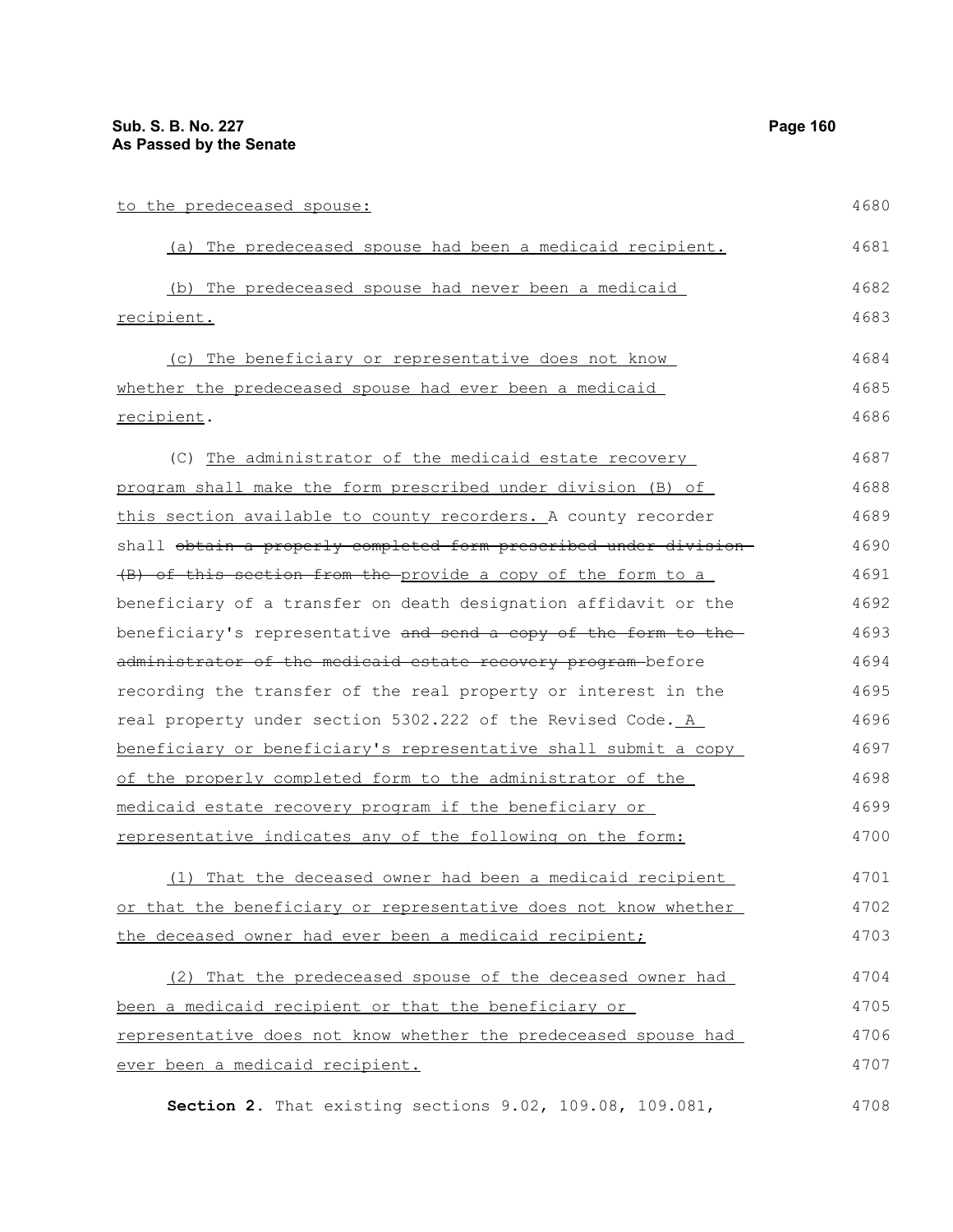to the predeceased spouse:

(a) The predeceased spouse had been a medicaid recipient.

(b) The predeceased spouse had never been a medicaid recipient.

(c) The beneficiary or representative does not know whether the predeceased spouse had ever been a medicaid recipient.

(C) The administrator of the medicaid estate recovery program shall make the form prescribed under division (B) of this section available to county recorders. A county recorder shall ~~obtain a properly completed form prescribed under division (B) of this section from the~~ provide a copy of the form to a beneficiary of a transfer on death designation affidavit or the beneficiary's representative ~~and send a copy of the form to the administrator of the medicaid estate recovery program~~ before recording the transfer of the real property or interest in the real property under section 5302.222 of the Revised Code. A beneficiary or beneficiary's representative shall submit a copy of the properly completed form to the administrator of the medicaid estate recovery program if the beneficiary or representative indicates any of the following on the form:

(1) That the deceased owner had been a medicaid recipient or that the beneficiary or representative does not know whether the deceased owner had ever been a medicaid recipient;

(2) That the predeceased spouse of the deceased owner had been a medicaid recipient or that the beneficiary or representative does not know whether the predeceased spouse had ever been a medicaid recipient.

**Section 2.** That existing sections 9.02, 109.08, 109.081,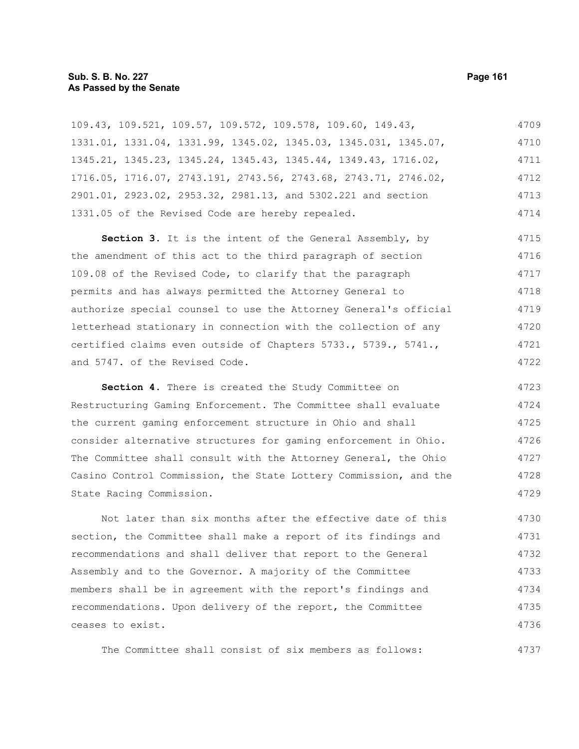109.43, 109.521, 109.57, 109.572, 109.578, 109.60, 149.43, 1331.01, 1331.04, 1331.99, 1345.02, 1345.03, 1345.031, 1345.07, 1345.21, 1345.23, 1345.24, 1345.43, 1345.44, 1349.43, 1716.02, 1716.05, 1716.07, 2743.191, 2743.56, 2743.68, 2743.71, 2746.02, 2901.01, 2923.02, 2953.32, 2981.13, and 5302.221 and section 1331.05 of the Revised Code are hereby repealed.

**Section 3.** It is the intent of the General Assembly, by the amendment of this act to the third paragraph of section 109.08 of the Revised Code, to clarify that the paragraph permits and has always permitted the Attorney General to authorize special counsel to use the Attorney General's official letterhead stationary in connection with the collection of any certified claims even outside of Chapters 5733., 5739., 5741., and 5747. of the Revised Code.

**Section 4.** There is created the Study Committee on Restructuring Gaming Enforcement. The Committee shall evaluate the current gaming enforcement structure in Ohio and shall consider alternative structures for gaming enforcement in Ohio. The Committee shall consult with the Attorney General, the Ohio Casino Control Commission, the State Lottery Commission, and the State Racing Commission.

Not later than six months after the effective date of this section, the Committee shall make a report of its findings and recommendations and shall deliver that report to the General Assembly and to the Governor. A majority of the Committee members shall be in agreement with the report's findings and recommendations. Upon delivery of the report, the Committee ceases to exist.

The Committee shall consist of six members as follows: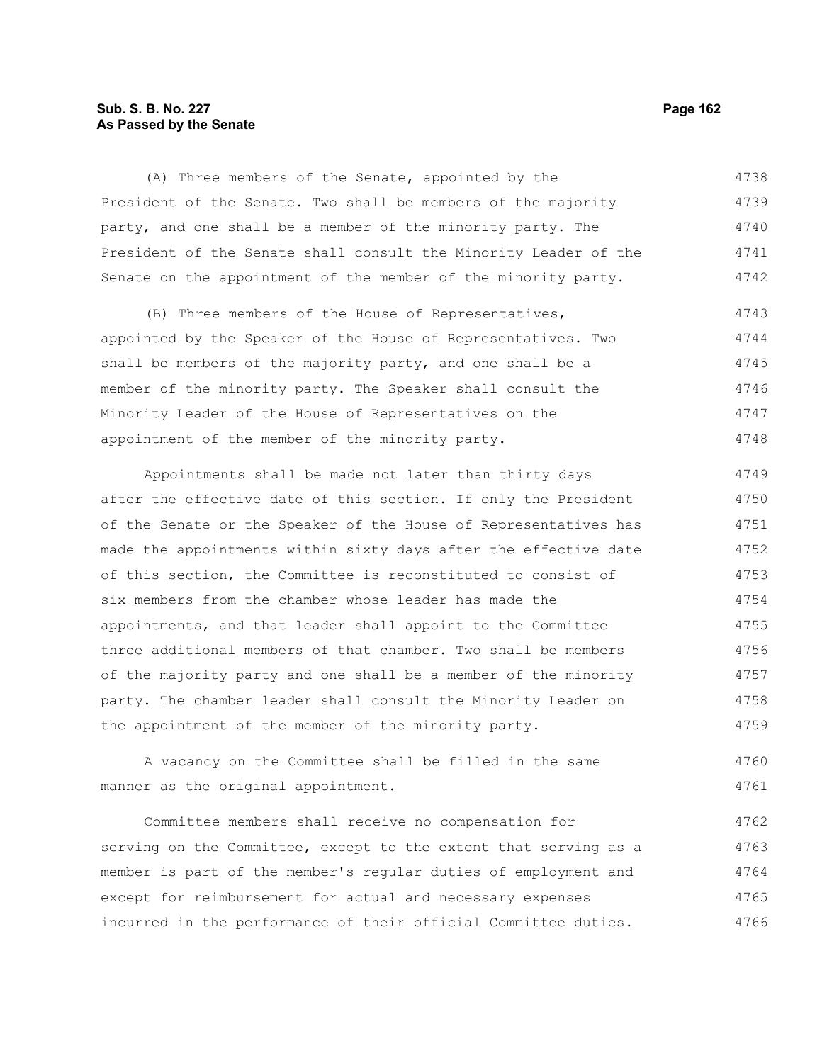(A) Three members of the Senate, appointed by the President of the Senate. Two shall be members of the majority party, and one shall be a member of the minority party. The President of the Senate shall consult the Minority Leader of the Senate on the appointment of the member of the minority party.

(B) Three members of the House of Representatives, appointed by the Speaker of the House of Representatives. Two shall be members of the majority party, and one shall be a member of the minority party. The Speaker shall consult the Minority Leader of the House of Representatives on the appointment of the member of the minority party.

Appointments shall be made not later than thirty days after the effective date of this section. If only the President of the Senate or the Speaker of the House of Representatives has made the appointments within sixty days after the effective date of this section, the Committee is reconstituted to consist of six members from the chamber whose leader has made the appointments, and that leader shall appoint to the Committee three additional members of that chamber. Two shall be members of the majority party and one shall be a member of the minority party. The chamber leader shall consult the Minority Leader on the appointment of the member of the minority party.

A vacancy on the Committee shall be filled in the same manner as the original appointment.

Committee members shall receive no compensation for serving on the Committee, except to the extent that serving as a member is part of the member's regular duties of employment and except for reimbursement for actual and necessary expenses incurred in the performance of their official Committee duties.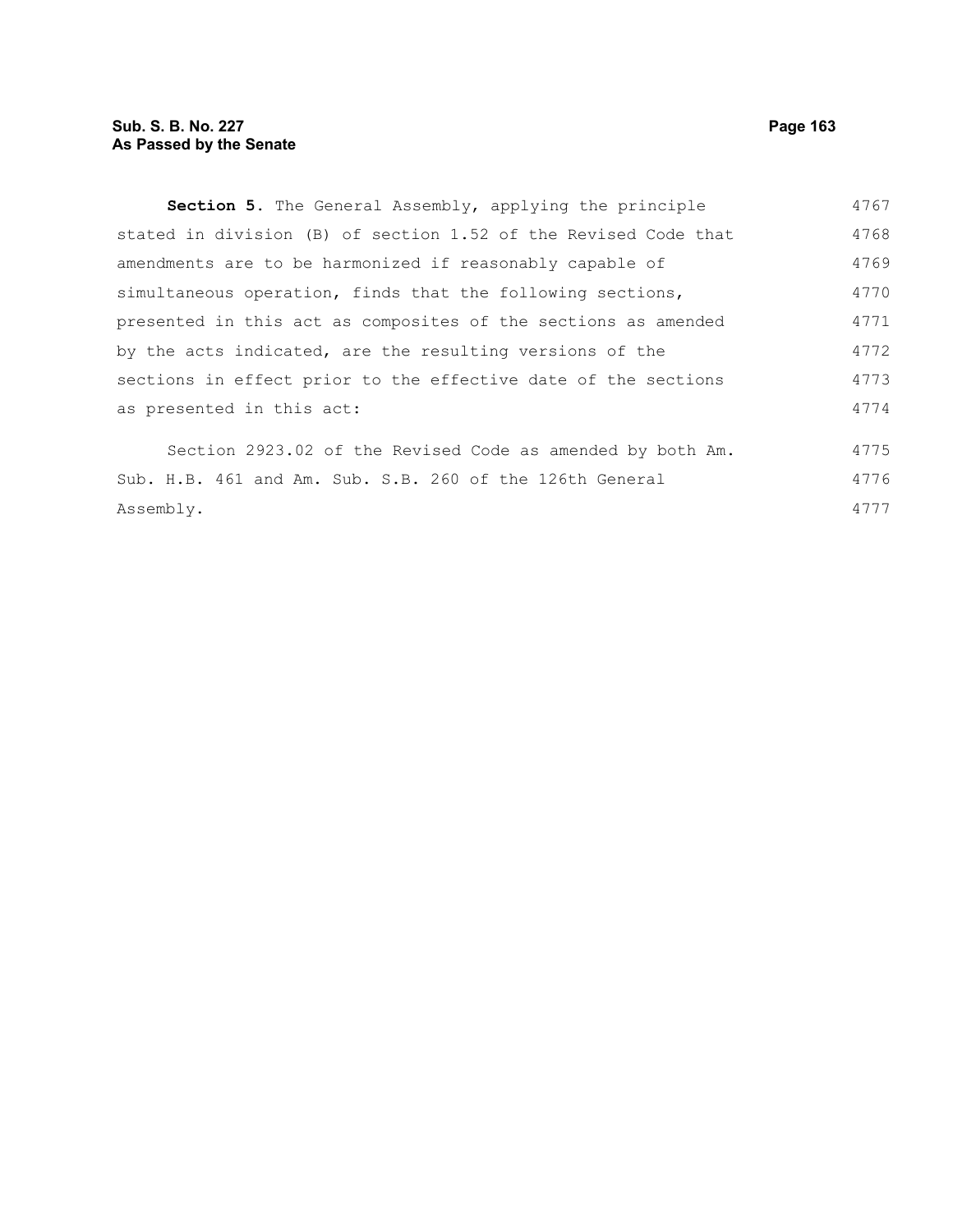**Section 5.** The General Assembly, applying the principle stated in division (B) of section 1.52 of the Revised Code that amendments are to be harmonized if reasonably capable of simultaneous operation, finds that the following sections, presented in this act as composites of the sections as amended by the acts indicated, are the resulting versions of the sections in effect prior to the effective date of the sections as presented in this act:

Section 2923.02 of the Revised Code as amended by both Am. Sub. H.B. 461 and Am. Sub. S.B. 260 of the 126th General Assembly.